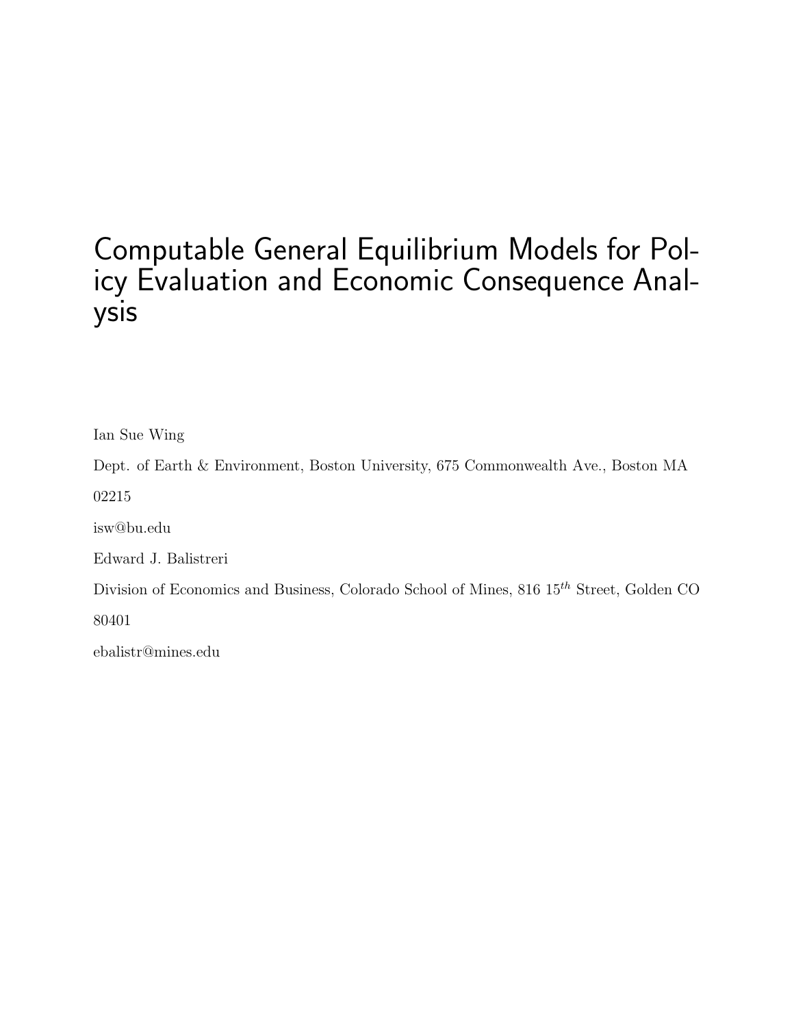# Computable General Equilibrium Models for Policy Evaluation and Economic Consequence Analysis

Ian Sue Wing

Dept. of Earth & Environment, Boston University, 675 Commonwealth Ave., Boston MA 02215

isw@bu.edu

Edward J. Balistreri

Division of Economics and Business, Colorado School of Mines, 816 15$^{th}$ Street, Golden CO 80401

ebalistr@mines.edu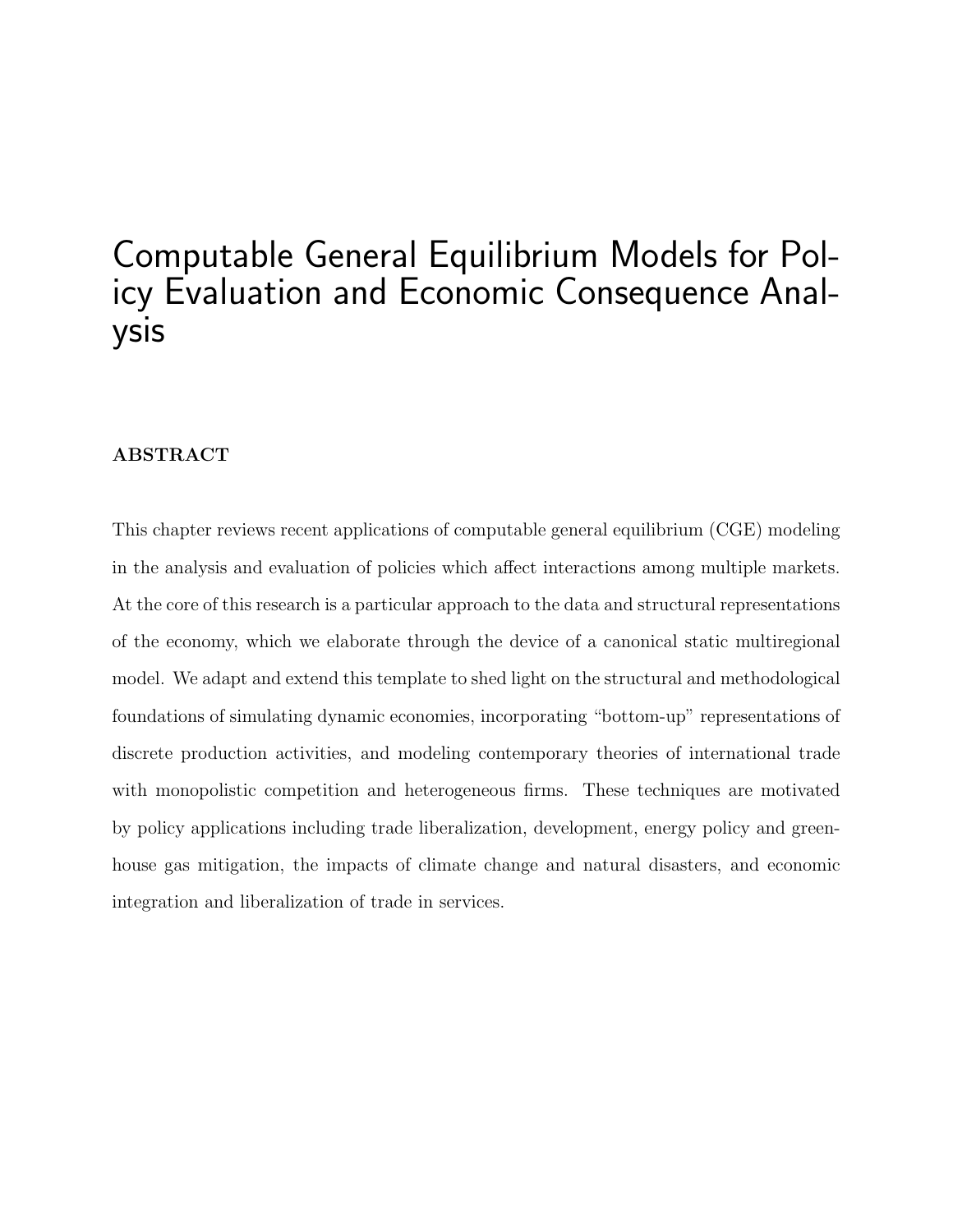# Computable General Equilibrium Models for Policy Evaluation and Economic Consequence Analysis

### ABSTRACT

This chapter reviews recent applications of computable general equilibrium (CGE) modeling in the analysis and evaluation of policies which affect interactions among multiple markets. At the core of this research is a particular approach to the data and structural representations of the economy, which we elaborate through the device of a canonical static multiregional model. We adapt and extend this template to shed light on the structural and methodological foundations of simulating dynamic economies, incorporating "bottom-up" representations of discrete production activities, and modeling contemporary theories of international trade with monopolistic competition and heterogeneous firms. These techniques are motivated by policy applications including trade liberalization, development, energy policy and greenhouse gas mitigation, the impacts of climate change and natural disasters, and economic integration and liberalization of trade in services.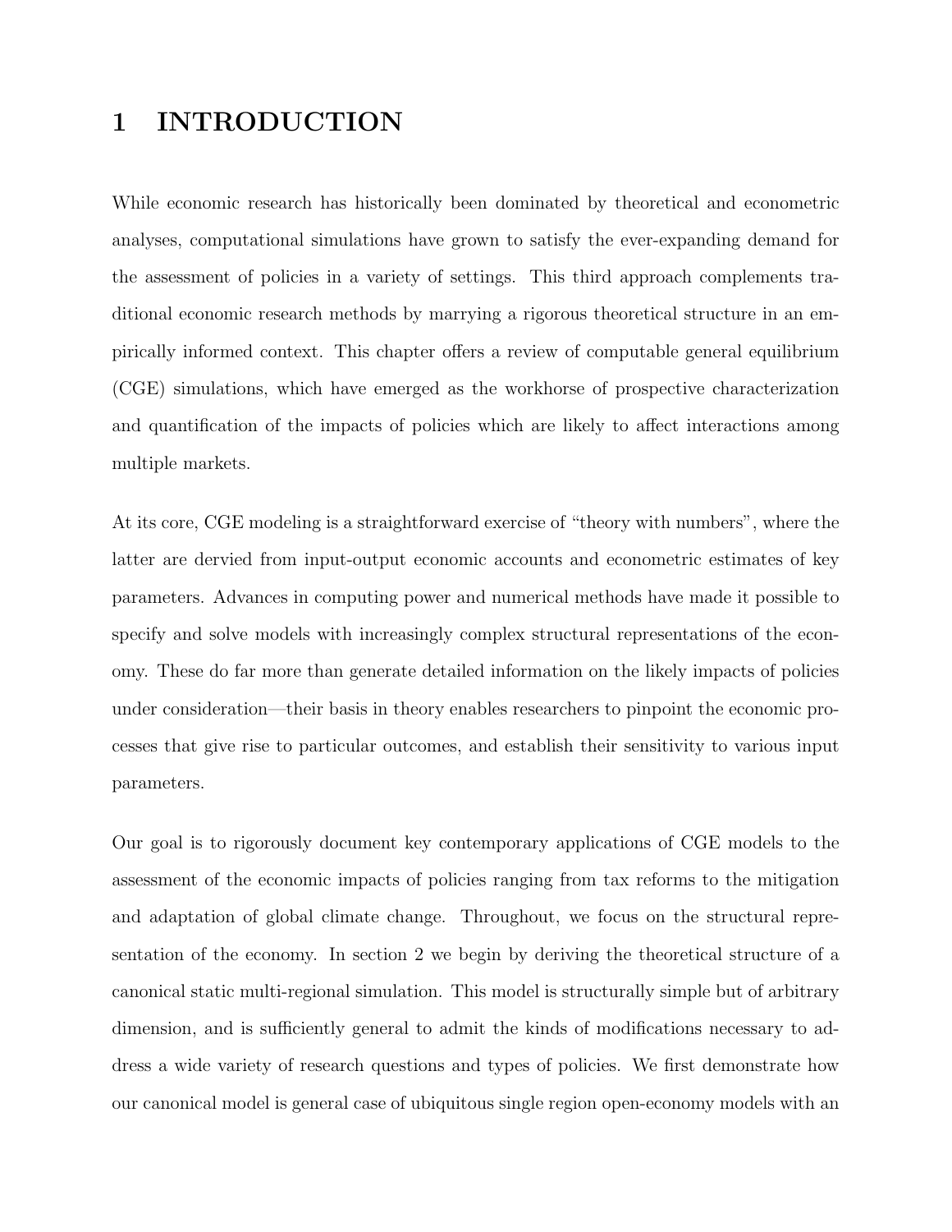# 1 INTRODUCTION

While economic research has historically been dominated by theoretical and econometric analyses, computational simulations have grown to satisfy the ever-expanding demand for the assessment of policies in a variety of settings. This third approach complements traditional economic research methods by marrying a rigorous theoretical structure in an empirically informed context. This chapter offers a review of computable general equilibrium (CGE) simulations, which have emerged as the workhorse of prospective characterization and quantification of the impacts of policies which are likely to affect interactions among multiple markets.

At its core, CGE modeling is a straightforward exercise of "theory with numbers", where the latter are dervied from input-output economic accounts and econometric estimates of key parameters. Advances in computing power and numerical methods have made it possible to specify and solve models with increasingly complex structural representations of the economy. These do far more than generate detailed information on the likely impacts of policies under consideration—their basis in theory enables researchers to pinpoint the economic processes that give rise to particular outcomes, and establish their sensitivity to various input parameters.

Our goal is to rigorously document key contemporary applications of CGE models to the assessment of the economic impacts of policies ranging from tax reforms to the mitigation and adaptation of global climate change. Throughout, we focus on the structural representation of the economy. In section 2 we begin by deriving the theoretical structure of a canonical static multi-regional simulation. This model is structurally simple but of arbitrary dimension, and is sufficiently general to admit the kinds of modifications necessary to address a wide variety of research questions and types of policies. We first demonstrate how our canonical model is general case of ubiquitous single region open-economy models with an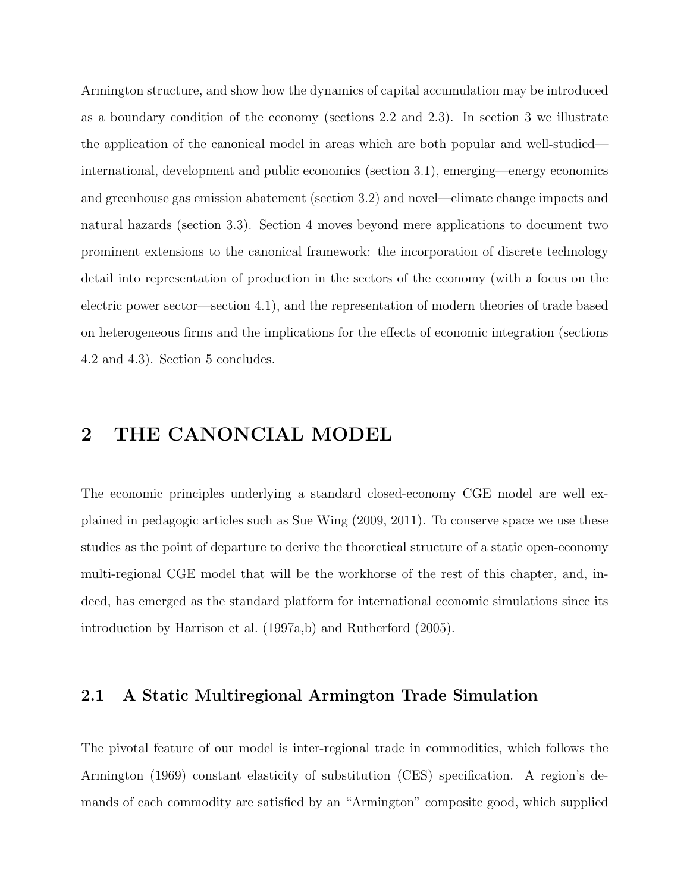Armington structure, and show how the dynamics of capital accumulation may be introduced as a boundary condition of the economy (sections 2.2 and 2.3). In section 3 we illustrate the application of the canonical model in areas which are both popular and well-studied—international, development and public economics (section 3.1), emerging—energy economics and greenhouse gas emission abatement (section 3.2) and novel—climate change impacts and natural hazards (section 3.3). Section 4 moves beyond mere applications to document two prominent extensions to the canonical framework: the incorporation of discrete technology detail into representation of production in the sectors of the economy (with a focus on the electric power sector—section 4.1), and the representation of modern theories of trade based on heterogeneous firms and the implications for the effects of economic integration (sections 4.2 and 4.3). Section 5 concludes.

# 2 THE CANONCIAL MODEL

The economic principles underlying a standard closed-economy CGE model are well explained in pedagogic articles such as Sue Wing (2009, 2011). To conserve space we use these studies as the point of departure to derive the theoretical structure of a static open-economy multi-regional CGE model that will be the workhorse of the rest of this chapter, and, indeed, has emerged as the standard platform for international economic simulations since its introduction by Harrison et al. (1997a,b) and Rutherford (2005).

## 2.1 A Static Multiregional Armington Trade Simulation

The pivotal feature of our model is inter-regional trade in commodities, which follows the Armington (1969) constant elasticity of substitution (CES) specification. A region's demands of each commodity are satisfied by an "Armington" composite good, which supplied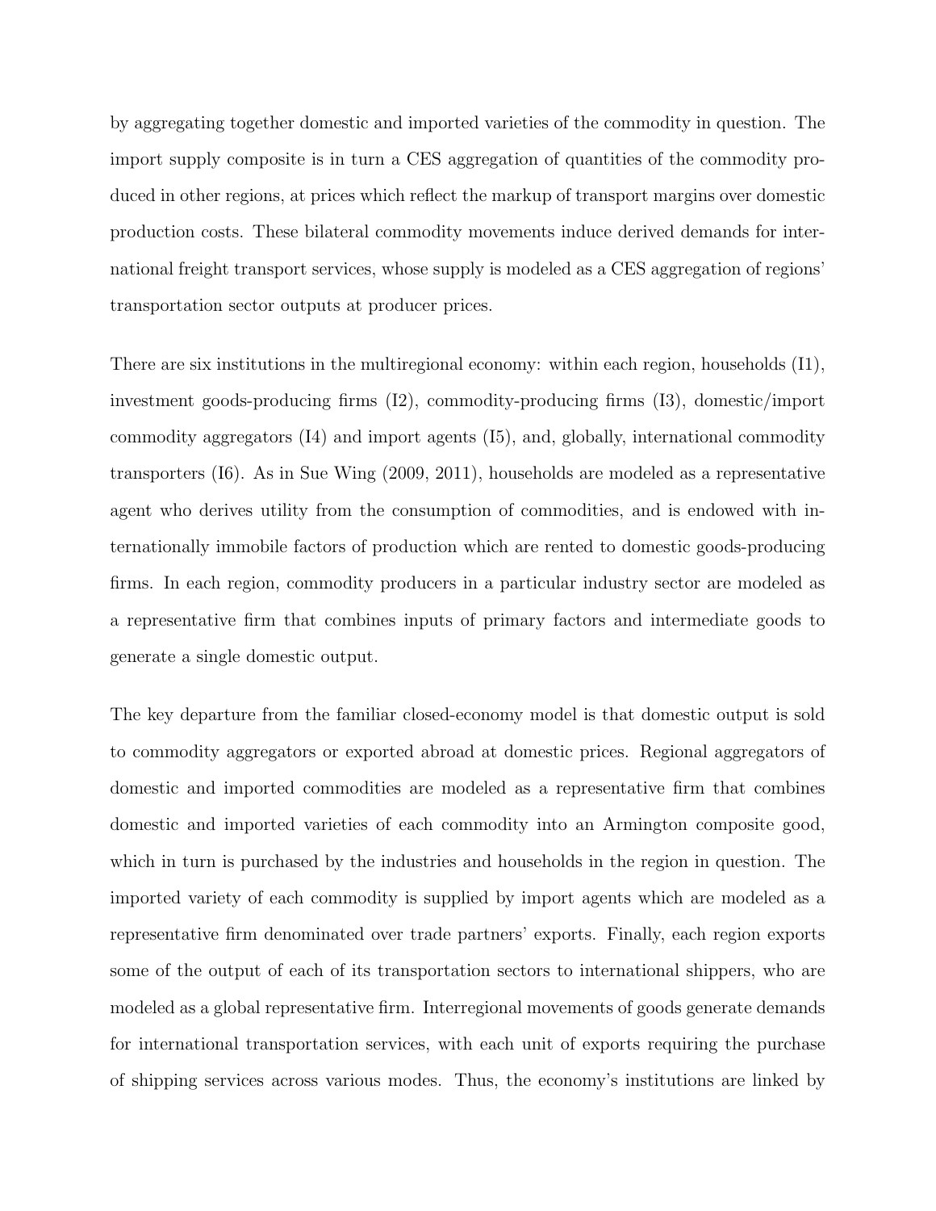by aggregating together domestic and imported varieties of the commodity in question. The import supply composite is in turn a CES aggregation of quantities of the commodity produced in other regions, at prices which reflect the markup of transport margins over domestic production costs. These bilateral commodity movements induce derived demands for international freight transport services, whose supply is modeled as a CES aggregation of regions' transportation sector outputs at producer prices.

There are six institutions in the multiregional economy: within each region, households (I1), investment goods-producing firms (I2), commodity-producing firms (I3), domestic/import commodity aggregators (I4) and import agents (I5), and, globally, international commodity transporters (I6). As in Sue Wing (2009, 2011), households are modeled as a representative agent who derives utility from the consumption of commodities, and is endowed with internationally immobile factors of production which are rented to domestic goods-producing firms. In each region, commodity producers in a particular industry sector are modeled as a representative firm that combines inputs of primary factors and intermediate goods to generate a single domestic output.

The key departure from the familiar closed-economy model is that domestic output is sold to commodity aggregators or exported abroad at domestic prices. Regional aggregators of domestic and imported commodities are modeled as a representative firm that combines domestic and imported varieties of each commodity into an Armington composite good, which in turn is purchased by the industries and households in the region in question. The imported variety of each commodity is supplied by import agents which are modeled as a representative firm denominated over trade partners' exports. Finally, each region exports some of the output of each of its transportation sectors to international shippers, who are modeled as a global representative firm. Interregional movements of goods generate demands for international transportation services, with each unit of exports requiring the purchase of shipping services across various modes. Thus, the economy's institutions are linked by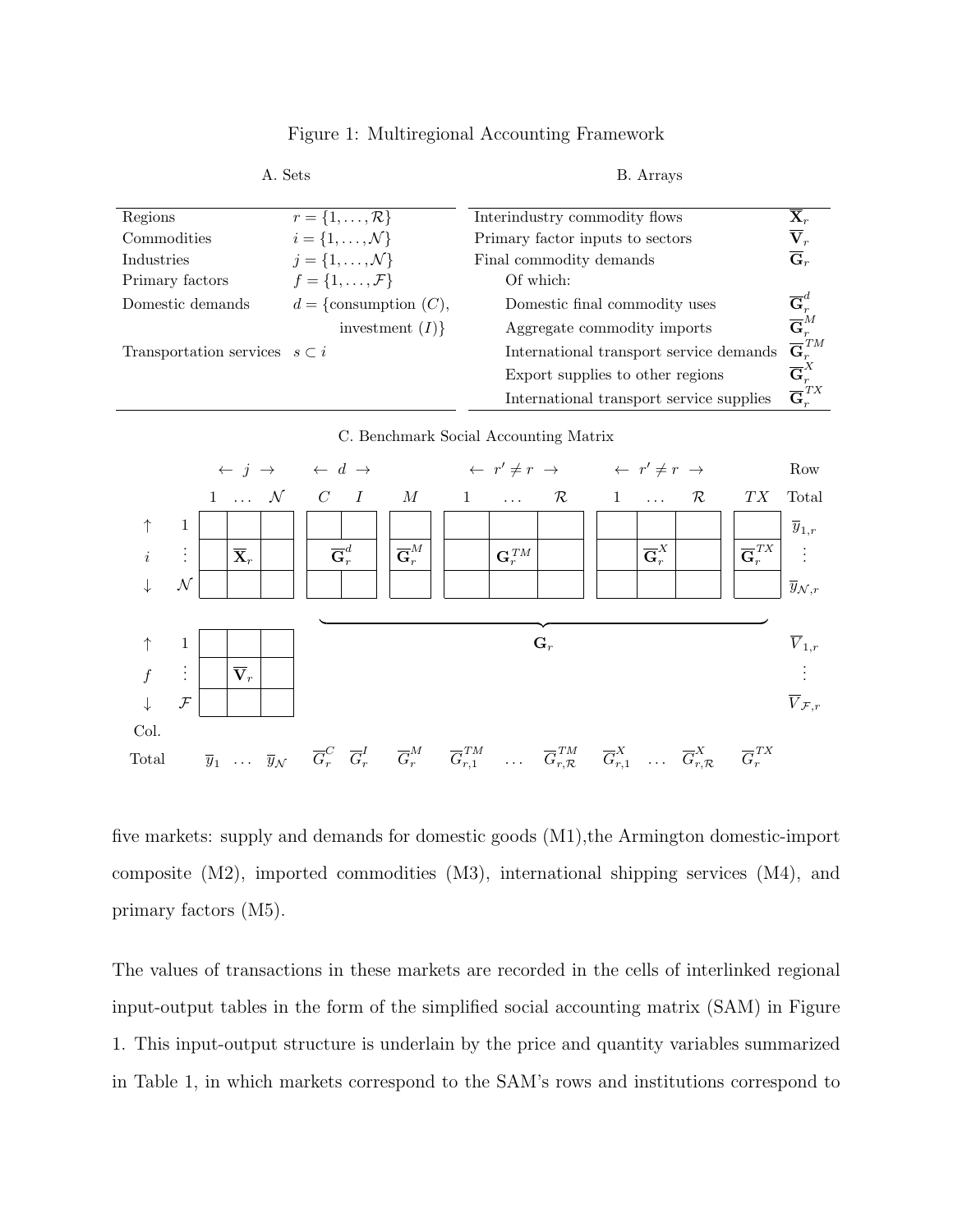Figure 1: Multiregional Accounting Framework

A. Sets

| | |
|---|---|
| Regions | $r = \{1, \ldots, \mathcal{R}\}$ |
| Commodities | $i = \{1, \ldots, \mathcal{N}\}$ |
| Industries | $j = \{1, \ldots, \mathcal{N}\}$ |
| Primary factors | $f = \{1, \ldots, \mathcal{F}\}$ |
| Domestic demands | $d = \{$consumption $(C)$, investment $(I)\}$ |
| Transportation services | $s \subset i$ |

B. Arrays

| | |
|---|---|
| Interindustry commodity flows | $\overline{\mathbf{X}}_r$ |
| Primary factor inputs to sectors | $\overline{\mathbf{V}}_r$ |
| Final commodity demands | $\overline{\mathbf{G}}_r$ |
| Of which: | |
| Domestic final commodity uses | $\overline{\mathbf{G}}_r^d$ |
| Aggregate commodity imports | $\overline{\mathbf{G}}_r^M$ |
| International transport service demands | $\overline{\mathbf{G}}_r^{TM}$ |
| Export supplies to other regions | $\overline{\mathbf{G}}_r^X$ |
| International transport service supplies | $\overline{\mathbf{G}}_r^{TX}$ |

C. Benchmark Social Accounting Matrix

| | | $\leftarrow j \rightarrow$ | | | $\leftarrow d \rightarrow$ | | | $\leftarrow r' \neq r \rightarrow$ | | | $\leftarrow r' \neq r \rightarrow$ | | | | Row |
|---|---|---|---|---|---|---|---|---|---|---|---|---|---|---|---|
| | | 1 | … | $\mathcal{N}$ | $C$ | $I$ | $M$ | 1 | … | $\mathcal{R}$ | 1 | … | $\mathcal{R}$ | $TX$ | Total |
| $\uparrow$ | 1 | | | | | | | | | | | | | | $\overline{y}_{1,r}$ |
| $i$ | $\vdots$ | | $\overline{\mathbf{X}}_r$ | | $\overline{\mathbf{G}}_r^d$ | | $\overline{\mathbf{G}}_r^M$ | | $\mathbf{G}_r^{TM}$ | | | $\overline{\mathbf{G}}_r^X$ | | $\overline{\mathbf{G}}_r^{TX}$ | $\vdots$ |
| $\downarrow$ | $\mathcal{N}$ | | | | | | | | | | | | | | $\overline{y}_{\mathcal{N},r}$ |
| | | | | | | | | | $\mathbf{G}_r$ | | | | | | |
| $\uparrow$ | 1 | | | | | | | | | | | | | | $\overline{V}_{1,r}$ |
| $f$ | $\vdots$ | | $\overline{\mathbf{V}}_r$ | | | | | | | | | | | | $\vdots$ |
| $\downarrow$ | $\mathcal{F}$ | | | | | | | | | | | | | | $\overline{V}_{\mathcal{F},r}$ |
| Col. Total | | $\overline{y}_1$ | … | $\overline{y}_{\mathcal{N}}$ | $\overline{G}_r^C$ | $\overline{G}_r^I$ | $\overline{G}_r^M$ | $\overline{G}_{r,1}^{TM}$ | … | $\overline{G}_{r,\mathcal{R}}^{TM}$ | $\overline{G}_{r,1}^X$ | … | $\overline{G}_{r,\mathcal{R}}^X$ | $\overline{G}_r^{TX}$ | |

five markets: supply and demands for domestic goods (M1),the Armington domestic-import composite (M2), imported commodities (M3), international shipping services (M4), and primary factors (M5).

The values of transactions in these markets are recorded in the cells of interlinked regional input-output tables in the form of the simplified social accounting matrix (SAM) in Figure 1. This input-output structure is underlain by the price and quantity variables summarized in Table 1, in which markets correspond to the SAM's rows and institutions correspond to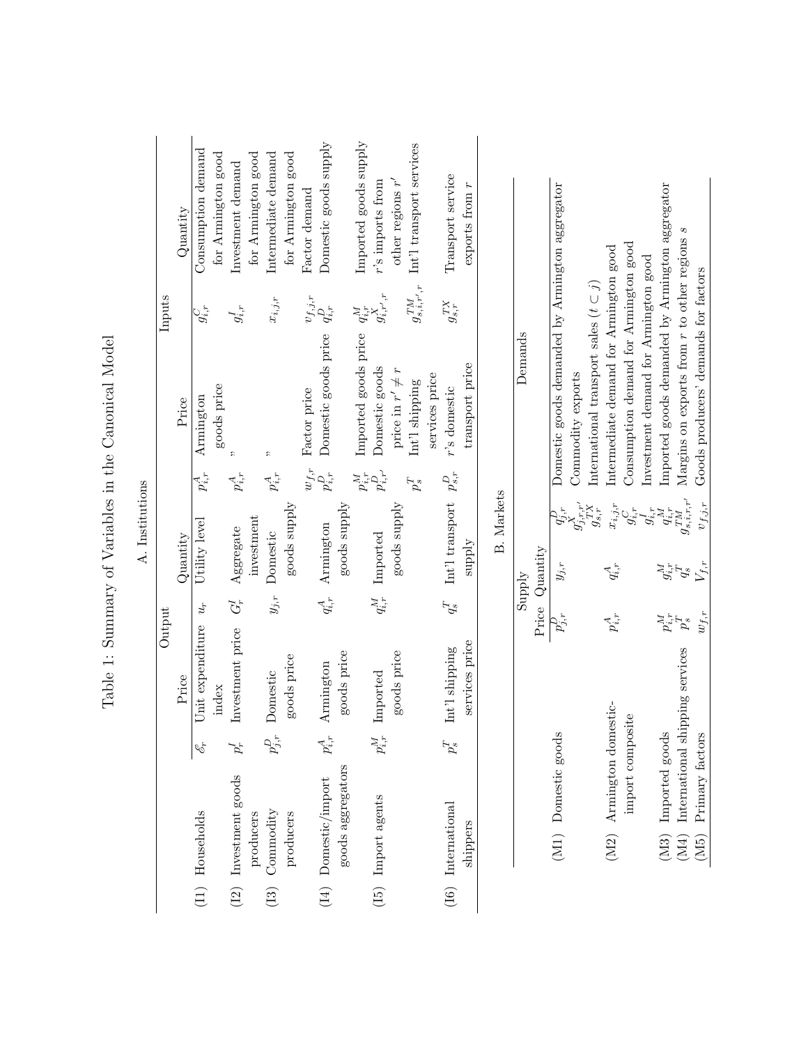# Table 1: Summary of Variables in the Canonical Model

## A. Institutions

| | Output | | | | Inputs | | | |
|---|---|---|---|---|---|---|---|---|
| | Price | | Quantity | | Price | | Quantity | |
| (I1) Households | $\mathscr{E}_r$ | Unit expenditure index | $u_r$ | Utility level | $p^A_{i,r}$ | Armington goods price | $g^C_{i,r}$ | Consumption demand for Armington good |
| (I2) Investment goods producers | $p^I_r$ | Investment price | $G^I_r$ | Aggregate investment | $p^A_{i,r}$ | " | $g^I_{i,r}$ | Investment demand for Armington good |
| (I3) Commodity producers | $p^D_{j,r}$ | Domestic goods price | $y_{j,r}$ | Domestic goods supply | $p^A_{i,r}$ | " | $x_{i,j,r}$ | Intermediate demand for Armington good |
| | | | | | $w_{f,r}$ | Factor price | $v_{f,j,r}$ | Factor demand |
| (I4) Domestic/import goods aggregators | $p^A_{i,r}$ | Armington goods price | $q^A_{i,r}$ | Armington goods supply | $p^D_{i,r}$ | Domestic goods price | $q^D_{i,r}$ | Domestic goods supply |
| | | | | | $p^M_{i,r}$ | Imported goods price | $q^M_{i,r}$ | Imported goods supply |
| (I5) Import agents | $p^M_{i,r}$ | Imported goods price | $q^M_{i,r}$ | Imported goods supply | $p^D_{i,r'}$ | Domestic goods price in $r' \neq r$ | $g^X_{i,r',r}$ | $r$'s imports from other regions $r'$ |
| | | | | | $p^T_s$ | Int'l shipping services price | $g^{TM}_{s,i,r',r}$ | Int'l transport services |
| (I6) International shippers | $p^T_s$ | Int'l shipping services price | $q^T_s$ | Int'l transport supply | $p^D_{s,r}$ | $r$'s domestic transport price | $g^{TX}_{s,r}$ | Transport service exports from $r$ |

## B. Markets

| | Supply | | Demands | |
|---|---|---|---|---|
| | Price | Quantity | | |
| (M1) Domestic goods | $p^D_{j,r}$ | $y_{j,r}$ | $q^D_{j,r}$ | Domestic goods demanded by Armington aggregator |
| | | | $g^X_{j,r,r'}$ | Commodity exports |
| | | | $g^{TX}_{s,r}$ | International transport sales ($t \subset j$) |
| (M2) Armington domestic-import composite | $p^A_{i,r}$ | $q^A_{i,r}$ | $x_{i,j,r}$ | Intermediate demand for Armington good |
| | | | $g^C_{i,r}$ | Consumption demand for Armington good |
| | | | $g^I_{i,r}$ | Investment demand for Armington good |
| (M3) Imported goods | $p^M_{i,r}$ | $g^M_{i,r}$ | $q^M_{i,r}$ | Imported goods demanded by Armington aggregator |
| (M4) International shipping services | $p^T_s$ | $q^T_s$ | $g^{TM}_{s,i,r,r'}$ | Margins on exports from $r$ to other regions $s$ |
| (M5) Primary factors | $w_{f,r}$ | $V_{f,r}$ | $v_{f,j,r}$ | Goods producers' demands for factors |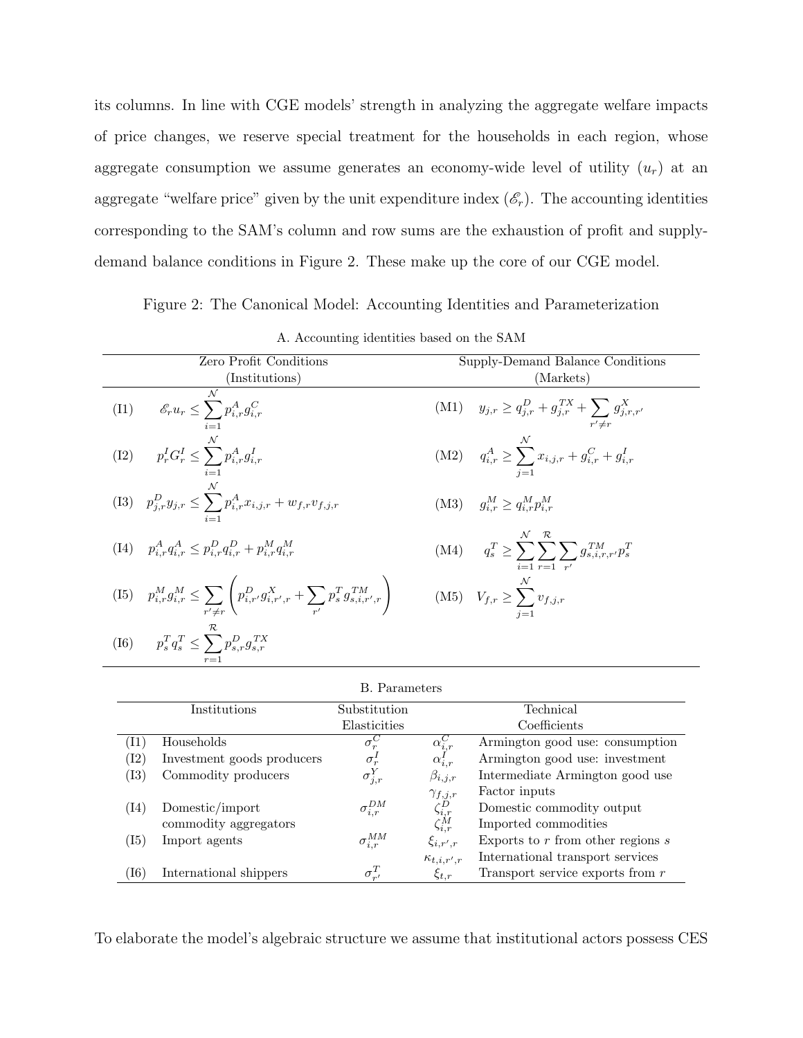its columns. In line with CGE models' strength in analyzing the aggregate welfare impacts of price changes, we reserve special treatment for the households in each region, whose aggregate consumption we assume generates an economy-wide level of utility ($u_r$) at an aggregate "welfare price" given by the unit expenditure index ($\mathscr{E}_r$). The accounting identities corresponding to the SAM's column and row sums are the exhaustion of profit and supply-demand balance conditions in Figure 2. These make up the core of our CGE model.

Figure 2: The Canonical Model: Accounting Identities and Parameterization

A. Accounting identities based on the SAM

| Zero Profit Conditions (Institutions) | Supply-Demand Balance Conditions (Markets) |
|---|---|
| (I1) $\mathscr{E}_r u_r \leq \sum_{i=1}^{\mathcal{N}} p^A_{i,r} g^C_{i,r}$ | (M1) $y_{j,r} \geq q^D_{j,r} + g^{TX}_{j,r} + \sum_{r' \neq r} g^X_{j,r,r'}$ |
| (I2) $p^I_r G^I_r \leq \sum_{i=1}^{\mathcal{N}} p^A_{i,r} g^I_{i,r}$ | (M2) $q^A_{i,r} \geq \sum_{j=1}^{\mathcal{N}} x_{i,j,r} + g^C_{i,r} + g^I_{i,r}$ |
| (I3) $p^D_{j,r} y_{j,r} \leq \sum_{i=1}^{\mathcal{N}} p^A_{i,r} x_{i,j,r} + w_{f,r} v_{f,j,r}$ | (M3) $g^M_{i,r} \geq q^M_{i,r} p^M_{i,r}$ |
| (I4) $p^A_{i,r} q^A_{i,r} \leq p^D_{i,r} q^D_{i,r} + p^M_{i,r} q^M_{i,r}$ | (M4) $q^T_s \geq \sum_{i=1}^{\mathcal{N}} \sum_{r=1}^{\mathcal{R}} \sum_{r'} g^{TM}_{s,i,r,r'} p^T_s$ |
| (I5) $p^M_{i,r} g^M_{i,r} \leq \sum_{r' \neq r} \left( p^D_{i,r'} g^X_{i,r',r} + \sum_{r'} p^T_s g^{TM}_{s,i,r',r} \right)$ | (M5) $V_{f,r} \geq \sum_{j=1}^{\mathcal{N}} v_{f,j,r}$ |
| (I6) $p^T_s q^T_s \leq \sum_{r=1}^{\mathcal{R}} p^D_{s,r} g^{TX}_{s,r}$ | |

B. Parameters

| | Institutions | Substitution Elasticities | Technical Coefficients | |
|---|---|---|---|---|
| (I1) | Households | $\sigma^C_r$ | $\alpha^C_{i,r}$ | Armington good use: consumption |
| (I2) | Investment goods producers | $\sigma^I_r$ | $\alpha^I_{i,r}$ | Armington good use: investment |
| (I3) | Commodity producers | $\sigma^Y_{j,r}$ | $\beta_{i,j,r}$ | Intermediate Armington good use |
| | | | $\gamma_{f,j,r}$ | Factor inputs |
| (I4) | Domestic/import commodity aggregators | $\sigma^{DM}_{i,r}$ | $\zeta^D_{i,r}$ | Domestic commodity output |
| | | | $\zeta^M_{i,r}$ | Imported commodities |
| (I5) | Import agents | $\sigma^{MM}_{i,r}$ | $\xi_{i,r',r}$ | Exports to $r$ from other regions $s$ |
| | | | $\kappa_{t,i,r',r}$ | International transport services |
| (I6) | International shippers | $\sigma^T_{r'}$ | $\xi_{t,r}$ | Transport service exports from $r$ |

To elaborate the model's algebraic structure we assume that institutional actors possess CES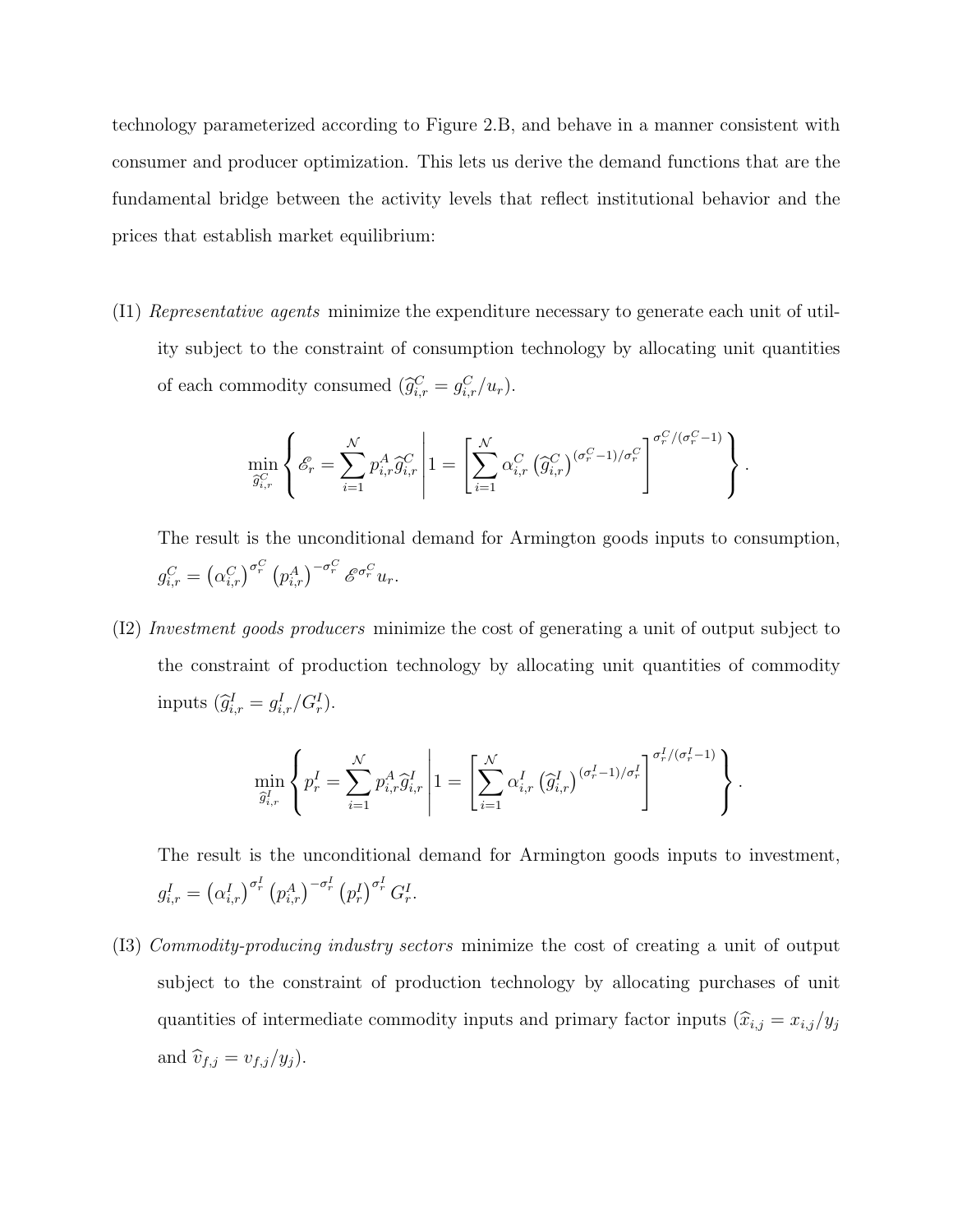technology parameterized according to Figure 2.B, and behave in a manner consistent with consumer and producer optimization. This lets us derive the demand functions that are the fundamental bridge between the activity levels that reflect institutional behavior and the prices that establish market equilibrium:

(I1) *Representative agents* minimize the expenditure necessary to generate each unit of utility subject to the constraint of consumption technology by allocating unit quantities of each commodity consumed ($\widehat{g}^C_{i,r} = g^C_{i,r}/u_r$).

$$\min_{\widehat{g}^C_{i,r}} \left\{ \mathscr{E}_r = \sum_{i=1}^{\mathcal{N}} p^A_{i,r} \widehat{g}^C_{i,r} \middle| 1 = \left[ \sum_{i=1}^{\mathcal{N}} \alpha^C_{i,r} \left( \widehat{g}^C_{i,r} \right)^{(\sigma^C_r - 1)/\sigma^C_r} \right]^{\sigma^C_r/(\sigma^C_r - 1)} \right\}.$$

The result is the unconditional demand for Armington goods inputs to consumption, $g^C_{i,r} = \left(\alpha^C_{i,r}\right)^{\sigma^C_r} \left(p^A_{i,r}\right)^{-\sigma^C_r} \mathscr{E}^{\sigma^C_r}_r u_r$.

(I2) *Investment goods producers* minimize the cost of generating a unit of output subject to the constraint of production technology by allocating unit quantities of commodity inputs ($\widehat{g}^I_{i,r} = g^I_{i,r}/G^I_r$).

$$\min_{\widehat{g}^I_{i,r}} \left\{ p^I_r = \sum_{i=1}^{\mathcal{N}} p^A_{i,r} \widehat{g}^I_{i,r} \middle| 1 = \left[ \sum_{i=1}^{\mathcal{N}} \alpha^I_{i,r} \left( \widehat{g}^I_{i,r} \right)^{(\sigma^I_r - 1)/\sigma^I_r} \right]^{\sigma^I_r/(\sigma^I_r - 1)} \right\}.$$

The result is the unconditional demand for Armington goods inputs to investment, $g^I_{i,r} = \left(\alpha^I_{i,r}\right)^{\sigma^I_r} \left(p^A_{i,r}\right)^{-\sigma^I_r} \left(p^I_r\right)^{\sigma^I_r} G^I_r$.

(I3) *Commodity-producing industry sectors* minimize the cost of creating a unit of output subject to the constraint of production technology by allocating purchases of unit quantities of intermediate commodity inputs and primary factor inputs ($\widehat{x}_{i,j} = x_{i,j}/y_j$ and $\widehat{v}_{f,j} = v_{f,j}/y_j$).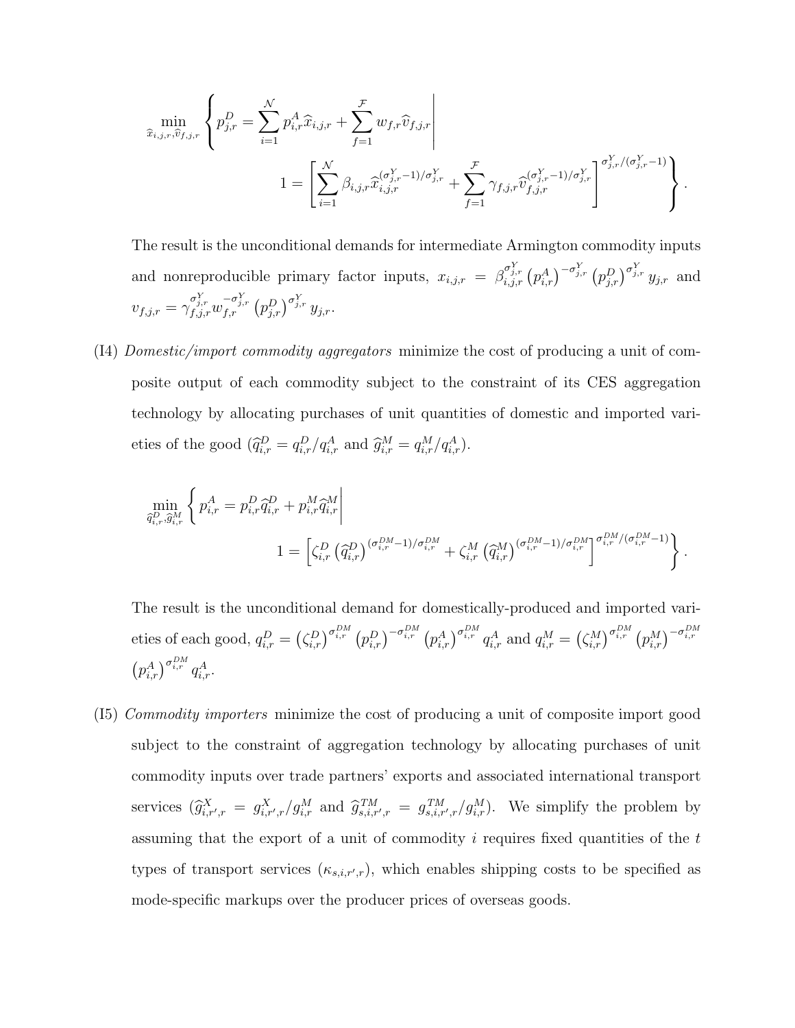$$
\min_{\widehat{x}_{i,j,r},\widehat{v}_{f,j,r}} \left\{ p^D_{j,r} = \sum_{i=1}^{\mathcal{N}} p^A_{i,r}\widehat{x}_{i,j,r} + \sum_{f=1}^{\mathcal{F}} w_{f,r}\widehat{v}_{f,j,r} \middle| \; 1 = \left[ \sum_{i=1}^{\mathcal{N}} \beta_{i,j,r}\widehat{x}_{i,j,r}^{(\sigma^Y_{j,r}-1)/\sigma^Y_{j,r}} + \sum_{f=1}^{\mathcal{F}} \gamma_{f,j,r}\widehat{v}_{f,j,r}^{(\sigma^Y_{j,r}-1)/\sigma^Y_{j,r}} \right]^{\sigma^Y_{j,r}/(\sigma^Y_{j,r}-1)} \right\}.
$$

The result is the unconditional demands for intermediate Armington commodity inputs and nonreproducible primary factor inputs, $x_{i,j,r} = \beta_{i,j,r}^{\sigma^Y_{j,r}} \left(p^A_{i,r}\right)^{-\sigma^Y_{j,r}} \left(p^D_{j,r}\right)^{\sigma^Y_{j,r}} y_{j,r}$ and $v_{f,j,r} = \gamma_{f,j,r}^{\sigma^Y_{j,r}} w_{f,r}^{-\sigma^Y_{j,r}} \left(p^D_{j,r}\right)^{\sigma^Y_{j,r}} y_{j,r}$.

(I4) *Domestic/import commodity aggregators* minimize the cost of producing a unit of composite output of each commodity subject to the constraint of its CES aggregation technology by allocating purchases of unit quantities of domestic and imported varieties of the good ($\widehat{q}^D_{i,r} = q^D_{i,r}/q^A_{i,r}$ and $\widehat{g}^M_{i,r} = q^M_{i,r}/q^A_{i,r}$).

$$
\min_{\widehat{q}^D_{i,r},\widehat{g}^M_{i,r}} \left\{ p^A_{i,r} = p^D_{i,r}\widehat{q}^D_{i,r} + p^M_{i,r}\widehat{q}^M_{i,r} \middle| \; 1 = \left[ \zeta^D_{i,r}\left(\widehat{q}^D_{i,r}\right)^{(\sigma^{DM}_{i,r}-1)/\sigma^{DM}_{i,r}} + \zeta^M_{i,r}\left(\widehat{q}^M_{i,r}\right)^{(\sigma^{DM}_{i,r}-1)/\sigma^{DM}_{i,r}} \right]^{\sigma^{DM}_{i,r}/(\sigma^{DM}_{i,r}-1)} \right\}.
$$

The result is the unconditional demand for domestically-produced and imported varieties of each good, $q^D_{i,r} = \left(\zeta^D_{i,r}\right)^{\sigma^{DM}_{i,r}} \left(p^D_{i,r}\right)^{-\sigma^{DM}_{i,r}} \left(p^A_{i,r}\right)^{\sigma^{DM}_{i,r}} q^A_{i,r}$ and $q^M_{i,r} = \left(\zeta^M_{i,r}\right)^{\sigma^{DM}_{i,r}} \left(p^M_{i,r}\right)^{-\sigma^{DM}_{i,r}} \left(p^A_{i,r}\right)^{\sigma^{DM}_{i,r}} q^A_{i,r}$.

(I5) *Commodity importers* minimize the cost of producing a unit of composite import good subject to the constraint of aggregation technology by allocating purchases of unit commodity inputs over trade partners' exports and associated international transport services ($\widehat{g}^X_{i,r',r} = g^X_{i,r',r}/g^M_{i,r}$ and $\widehat{g}^{TM}_{s,i,r',r} = g^{TM}_{s,i,r',r}/g^M_{i,r}$). We simplify the problem by assuming that the export of a unit of commodity $i$ requires fixed quantities of the $t$ types of transport services ($\kappa_{s,i,r',r}$), which enables shipping costs to be specified as mode-specific markups over the producer prices of overseas goods.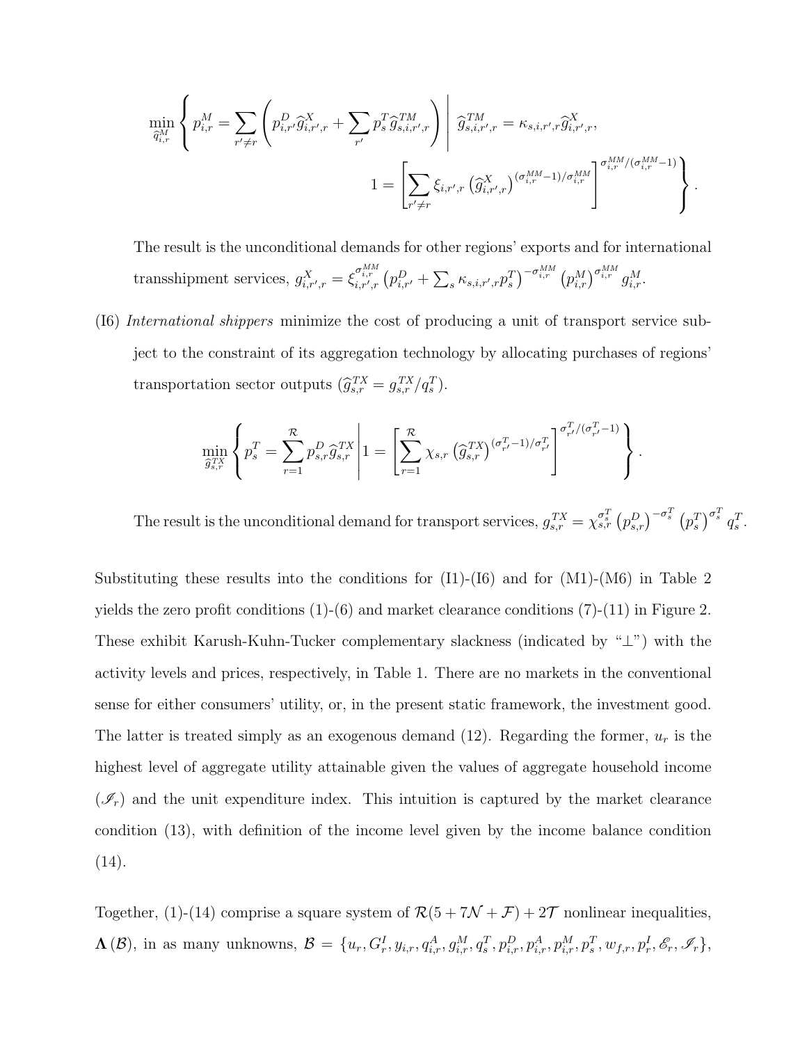$$
\min_{\widehat{q}^M_{i,r}} \left\{ p^M_{i,r} = \sum_{r' \neq r} \left( p^D_{i,r'} \widehat{g}^X_{i,r',r} + \sum_{r'} p^T_s \widehat{g}^{TM}_{s,i,r',r} \right) \middle| \; \widehat{g}^{TM}_{s,i,r',r} = \kappa_{s,i,r',r} \widehat{g}^X_{i,r',r}, \right.
$$
$$
\left. 1 = \left[ \sum_{r' \neq r} \xi_{i,r',r} \left( \widehat{g}^X_{i,r',r} \right)^{(\sigma^{MM}_{i,r}-1)/\sigma^{MM}_{i,r}} \right]^{\sigma^{MM}_{i,r}/(\sigma^{MM}_{i,r}-1)} \right\}.
$$

The result is the unconditional demands for other regions' exports and for international transshipment services, $g^X_{i,r',r} = \xi^{\sigma^{MM}_{i,r}}_{i,r',r} \left( p^D_{i,r'} + \sum_s \kappa_{s,i,r',r} p^T_s \right)^{-\sigma^{MM}_{i,r}} \left( p^M_{i,r} \right)^{\sigma^{MM}_{i,r}} g^M_{i,r}$.

(I6) *International shippers* minimize the cost of producing a unit of transport service subject to the constraint of its aggregation technology by allocating purchases of regions' transportation sector outputs ($\widehat{g}^{TX}_{s,r} = g^{TX}_{s,r}/q^T_s$).

$$
\min_{\widehat{g}^{TX}_{s,r}} \left\{ p^T_s = \sum_{r=1}^{\mathcal{R}} p^D_{s,r} \widehat{g}^{TX}_{s,r} \middle| 1 = \left[ \sum_{r=1}^{\mathcal{R}} \chi_{s,r} \left( \widehat{g}^{TX}_{s,r} \right)^{(\sigma^T_{r'}-1)/\sigma^T_{r'}} \right]^{\sigma^T_{r'}/(\sigma^T_{r'}-1)} \right\}.
$$

The result is the unconditional demand for transport services, $g^{TX}_{s,r} = \chi^{\sigma^T_s}_{s,r} \left( p^D_{s,r} \right)^{-\sigma^T_s} \left( p^T_s \right)^{\sigma^T_s} q^T_s$.

Substituting these results into the conditions for (I1)-(I6) and for (M1)-(M6) in Table 2 yields the zero profit conditions (1)-(6) and market clearance conditions (7)-(11) in Figure 2. These exhibit Karush-Kuhn-Tucker complementary slackness (indicated by "$\perp$") with the activity levels and prices, respectively, in Table 1. There are no markets in the conventional sense for either consumers' utility, or, in the present static framework, the investment good. The latter is treated simply as an exogenous demand (12). Regarding the former, $u_r$ is the highest level of aggregate utility attainable given the values of aggregate household income ($\mathscr{I}_r$) and the unit expenditure index. This intuition is captured by the market clearance condition (13), with definition of the income level given by the income balance condition (14).

Together, (1)-(14) comprise a square system of $\mathcal{R}(5 + 7\mathcal{N} + \mathcal{F}) + 2\mathcal{T}$ nonlinear inequalities, $\mathbf{\Lambda}(\mathcal{B})$, in as many unknowns, $\mathcal{B} = \{u_r, G^I_r, y_{i,r}, q^A_{i,r}, g^M_{i,r}, q^T_s, p^D_{i,r}, p^A_{i,r}, p^M_{i,r}, p^T_s, w_{f,r}, p^I_r, \mathscr{E}_r, \mathscr{I}_r\}$,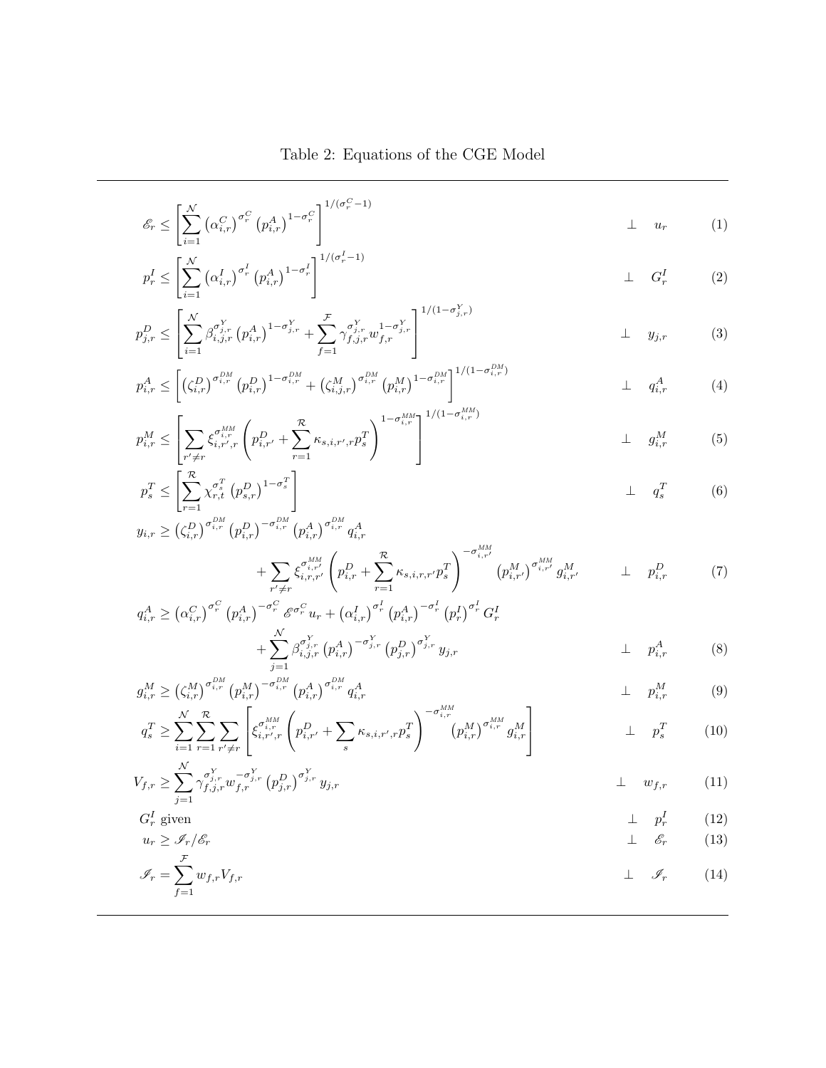Table 2: Equations of the CGE Model

$$\mathscr{E}_r \leq \left[ \sum_{i=1}^{\mathcal{N}} \left(\alpha_{i,r}^{C}\right)^{\sigma_r^C} \left(p_{i,r}^{A}\right)^{1-\sigma_r^C} \right]^{1/(\sigma_r^C - 1)} \quad \perp \quad u_r \tag{1}$$

$$p_r^I \leq \left[ \sum_{i=1}^{\mathcal{N}} \left(\alpha_{i,r}^{I}\right)^{\sigma_r^I} \left(p_{i,r}^{A}\right)^{1-\sigma_r^I} \right]^{1/(\sigma_r^I - 1)} \quad \perp \quad G_r^I \tag{2}$$

$$p_{j,r}^D \leq \left[ \sum_{i=1}^{\mathcal{N}} \beta_{i,j,r}^{\sigma_{j,r}^Y} \left(p_{i,r}^{A}\right)^{1-\sigma_{j,r}^Y} + \sum_{f=1}^{\mathcal{F}} \gamma_{f,j,r}^{\sigma_{j,r}^Y} w_{f,r}^{1-\sigma_{j,r}^Y} \right]^{1/(1-\sigma_{j,r}^Y)} \quad \perp \quad y_{j,r} \tag{3}$$

$$p_{i,r}^A \leq \left[ \left(\zeta_{i,r}^{D}\right)^{\sigma_{i,r}^{DM}} \left(p_{i,r}^{D}\right)^{1-\sigma_{i,r}^{DM}} + \left(\zeta_{i,j,r}^{M}\right)^{\sigma_{i,r}^{DM}} \left(p_{i,r}^{M}\right)^{1-\sigma_{i,r}^{DM}} \right]^{1/(1-\sigma_{i,r}^{DM})} \quad \perp \quad q_{i,r}^A \tag{4}$$

$$p_{i,r}^M \leq \left[ \sum_{r' \neq r} \xi_{i,r',r}^{\sigma_{i,r}^{MM}} \left( p_{i,r'}^D + \sum_{r=1}^{\mathcal{R}} \kappa_{s,i,r',r} p_s^T \right)^{1-\sigma_{i,r}^{MM}} \right]^{1/(1-\sigma_{i,r}^{MM})} \quad \perp \quad g_{i,r}^M \tag{5}$$

$$p_s^T \leq \left[ \sum_{r=1}^{\mathcal{R}} \chi_{r,t}^{\sigma_s^T} \left(p_{s,r}^{D}\right)^{1-\sigma_s^T} \right] \quad \perp \quad q_s^T \tag{6}$$

$$y_{i,r} \geq \left(\zeta_{i,r}^{D}\right)^{\sigma_{i,r}^{DM}} \left(p_{i,r}^{D}\right)^{-\sigma_{i,r}^{DM}} \left(p_{i,r}^{A}\right)^{\sigma_{i,r}^{DM}} q_{i,r}^A + \sum_{r' \neq r} \xi_{i,r,r'}^{\sigma_{i,r'}^{MM}} \left( p_{i,r}^D + \sum_{r=1}^{\mathcal{R}} \kappa_{s,i,r,r'} p_s^T \right)^{-\sigma_{i,r'}^{MM}} \left(p_{i,r'}^{M}\right)^{\sigma_{i,r'}^{MM}} g_{i,r'}^M \quad \perp \quad p_{i,r}^D \tag{7}$$

$$q_{i,r}^A \geq \left(\alpha_{i,r}^{C}\right)^{\sigma_r^C} \left(p_{i,r}^{A}\right)^{-\sigma_r^C} \mathscr{E}^{\sigma_r^C} u_r + \left(\alpha_{i,r}^{I}\right)^{\sigma_r^I} \left(p_{i,r}^{A}\right)^{-\sigma_r^I} \left(p_r^{I}\right)^{\sigma_r^I} G_r^I + \sum_{j=1}^{\mathcal{N}} \beta_{i,j,r}^{\sigma_{j,r}^Y} \left(p_{i,r}^{A}\right)^{-\sigma_{j,r}^Y} \left(p_{j,r}^{D}\right)^{\sigma_{j,r}^Y} y_{j,r} \quad \perp \quad p_{i,r}^A \tag{8}$$

$$g_{i,r}^M \geq \left(\zeta_{i,r}^{M}\right)^{\sigma_{i,r}^{DM}} \left(p_{i,r}^{M}\right)^{-\sigma_{i,r}^{DM}} \left(p_{i,r}^{A}\right)^{\sigma_{i,r}^{DM}} q_{i,r}^A \quad \perp \quad p_{i,r}^M \tag{9}$$

$$q_s^T \geq \sum_{i=1}^{\mathcal{N}} \sum_{r=1}^{\mathcal{R}} \sum_{r' \neq r} \left[ \xi_{i,r',r}^{\sigma_{i,r}^{MM}} \left( p_{i,r'}^D + \sum_{s} \kappa_{s,i,r',r} p_s^T \right)^{-\sigma_{i,r}^{MM}} \left(p_{i,r}^{M}\right)^{\sigma_{i,r}^{MM}} g_{i,r}^M \right] \quad \perp \quad p_s^T \tag{10}$$

$$V_{f,r} \geq \sum_{j=1}^{\mathcal{N}} \gamma_{f,j,r}^{\sigma_{j,r}^Y} w_{f,r}^{-\sigma_{j,r}^Y} \left(p_{j,r}^{D}\right)^{\sigma_{j,r}^Y} y_{j,r} \quad \perp \quad w_{f,r} \tag{11}$$

$$G_r^I \text{ given} \quad \perp \quad p_r^I \tag{12}$$

$$u_r \geq \mathscr{I}_r / \mathscr{E}_r \quad \perp \quad \mathscr{E}_r \tag{13}$$

$$\mathscr{I}_r = \sum_{f=1}^{\mathcal{F}} w_{f,r} V_{f,r} \quad \perp \quad \mathscr{I}_r \tag{14}$$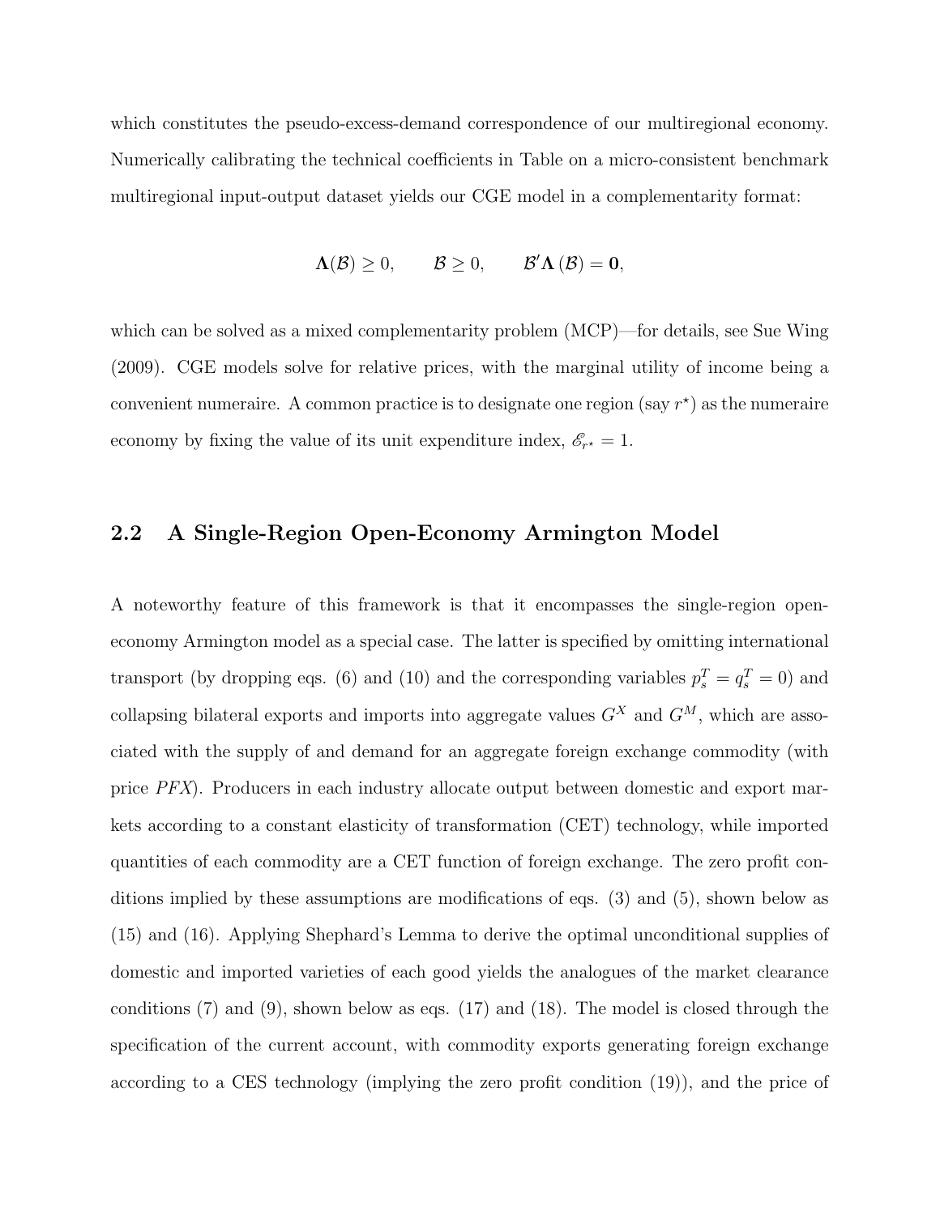which constitutes the pseudo-excess-demand correspondence of our multiregional economy. Numerically calibrating the technical coefficients in Table on a micro-consistent benchmark multiregional input-output dataset yields our CGE model in a complementarity format:

$$\mathbf{\Lambda}(\mathcal{B}) \geq 0, \qquad \mathcal{B} \geq 0, \qquad \mathcal{B}'\mathbf{\Lambda}(\mathcal{B}) = \mathbf{0},$$

which can be solved as a mixed complementarity problem (MCP)—for details, see Sue Wing (2009). CGE models solve for relative prices, with the marginal utility of income being a convenient numeraire. A common practice is to designate one region (say $r^\star$) as the numeraire economy by fixing the value of its unit expenditure index, $\mathscr{E}_{r^\star} = 1$.

## 2.2 A Single-Region Open-Economy Armington Model

A noteworthy feature of this framework is that it encompasses the single-region open-economy Armington model as a special case. The latter is specified by omitting international transport (by dropping eqs. (6) and (10) and the corresponding variables $p^T_s = q^T_s = 0$) and collapsing bilateral exports and imports into aggregate values $G^X$ and $G^M$, which are associated with the supply of and demand for an aggregate foreign exchange commodity (with price $PFX$). Producers in each industry allocate output between domestic and export markets according to a constant elasticity of transformation (CET) technology, while imported quantities of each commodity are a CET function of foreign exchange. The zero profit conditions implied by these assumptions are modifications of eqs. (3) and (5), shown below as (15) and (16). Applying Shephard's Lemma to derive the optimal unconditional supplies of domestic and imported varieties of each good yields the analogues of the market clearance conditions (7) and (9), shown below as eqs. (17) and (18). The model is closed through the specification of the current account, with commodity exports generating foreign exchange according to a CES technology (implying the zero profit condition (19)), and the price of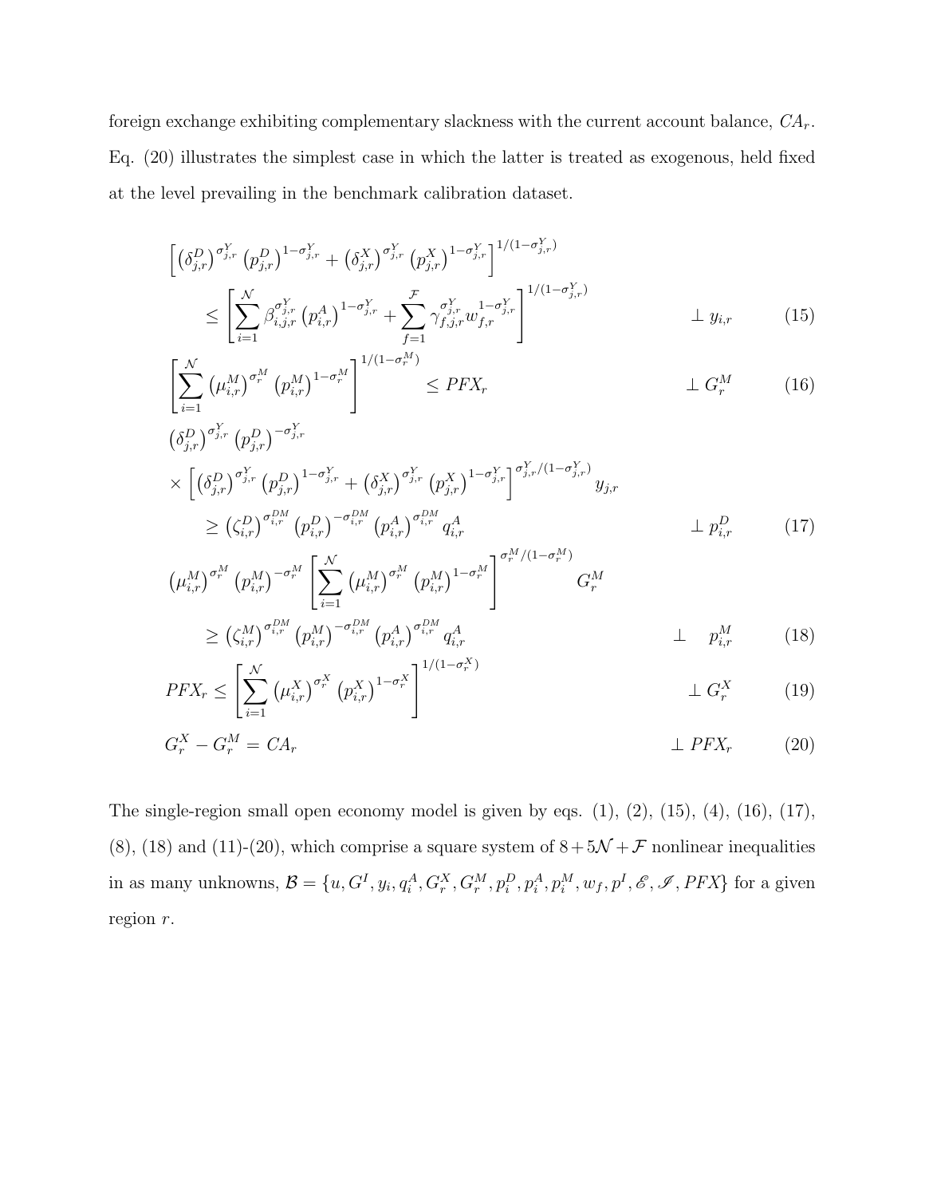foreign exchange exhibiting complementary slackness with the current account balance, $CA_r$. Eq. (20) illustrates the simplest case in which the latter is treated as exogenous, held fixed at the level prevailing in the benchmark calibration dataset.

$$\left[\left(\delta^D_{j,r}\right)^{\sigma^Y_{j,r}}\left(p^D_{j,r}\right)^{1-\sigma^Y_{j,r}}+\left(\delta^X_{j,r}\right)^{\sigma^Y_{j,r}}\left(p^X_{j,r}\right)^{1-\sigma^Y_{j,r}}\right]^{1/(1-\sigma^Y_{j,r})}$$
$$\leq\left[\sum_{i=1}^{\mathcal{N}}\beta_{i,j,r}^{\sigma^Y_{j,r}}\left(p^A_{i,r}\right)^{1-\sigma^Y_{j,r}}+\sum_{f=1}^{\mathcal{F}}\gamma_{f,j,r}^{\sigma^Y_{j,r}}w_{f,r}^{1-\sigma^Y_{j,r}}\right]^{1/(1-\sigma^Y_{j,r})} \qquad \perp\; y_{i,r} \qquad (15)$$

$$\left[\sum_{i=1}^{\mathcal{N}}\left(\mu^M_{i,r}\right)^{\sigma^M_r}\left(p^M_{i,r}\right)^{1-\sigma^M_r}\right]^{1/(1-\sigma^M_r)}\leq PFX_r \qquad \perp\; G^M_r \qquad (16)$$

$$\left(\delta^D_{j,r}\right)^{\sigma^Y_{j,r}}\left(p^D_{j,r}\right)^{-\sigma^Y_{j,r}}$$
$$\times\left[\left(\delta^D_{j,r}\right)^{\sigma^Y_{j,r}}\left(p^D_{j,r}\right)^{1-\sigma^Y_{j,r}}+\left(\delta^X_{j,r}\right)^{\sigma^Y_{j,r}}\left(p^X_{j,r}\right)^{1-\sigma^Y_{j,r}}\right]^{\sigma^Y_{j,r}/(1-\sigma^Y_{j,r})}y_{j,r}$$
$$\geq\left(\zeta^D_{i,r}\right)^{\sigma^{DM}_{i,r}}\left(p^D_{i,r}\right)^{-\sigma^{DM}_{i,r}}\left(p^A_{i,r}\right)^{\sigma^{DM}_{i,r}}q^A_{i,r} \qquad \perp\; p^D_{i,r} \qquad (17)$$

$$\left(\mu^M_{i,r}\right)^{\sigma^M_r}\left(p^M_{i,r}\right)^{-\sigma^M_r}\left[\sum_{i=1}^{\mathcal{N}}\left(\mu^M_{i,r}\right)^{\sigma^M_r}\left(p^M_{i,r}\right)^{1-\sigma^M_r}\right]^{\sigma^M_r/(1-\sigma^M_r)}G^M_r$$
$$\geq\left(\zeta^M_{i,r}\right)^{\sigma^{DM}_{i,r}}\left(p^M_{i,r}\right)^{-\sigma^{DM}_{i,r}}\left(p^A_{i,r}\right)^{\sigma^{DM}_{i,r}}q^A_{i,r} \qquad \perp\; p^M_{i,r} \qquad (18)$$

$$PFX_r\leq\left[\sum_{i=1}^{\mathcal{N}}\left(\mu^X_{i,r}\right)^{\sigma^X_r}\left(p^X_{i,r}\right)^{1-\sigma^X_r}\right]^{1/(1-\sigma^X_r)} \qquad \perp\; G^X_r \qquad (19)$$

$$G^X_r-G^M_r=CA_r \qquad \perp\; PFX_r \qquad (20)$$

The single-region small open economy model is given by eqs. (1), (2), (15), (4), (16), (17), (8), (18) and (11)-(20), which comprise a square system of $8+5\mathcal{N}+\mathcal{F}$ nonlinear inequalities in as many unknowns, $\mathcal{B}=\{u,G^I,y_i,q^A_i,G^X_r,G^M_r,p^D_i,p^A_i,p^M_i,w_f,p^I,\mathscr{E},\mathscr{I},PFX\}$ for a given region $r$.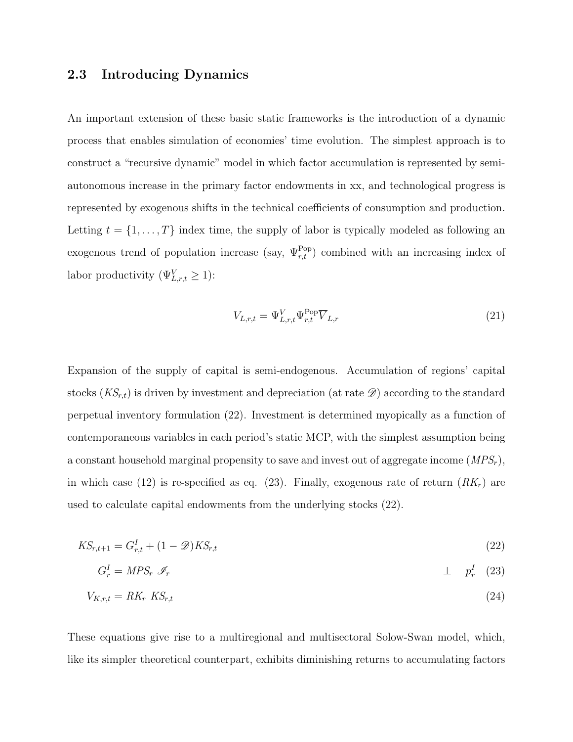### 2.3 Introducing Dynamics

An important extension of these basic static frameworks is the introduction of a dynamic process that enables simulation of economies' time evolution. The simplest approach is to construct a "recursive dynamic" model in which factor accumulation is represented by semi-autonomous increase in the primary factor endowments in xx, and technological progress is represented by exogenous shifts in the technical coefficients of consumption and production. Letting $t = \{1, \ldots, T\}$ index time, the supply of labor is typically modeled as following an exogenous trend of population increase (say, $\Psi^{\text{Pop}}_{r,t}$) combined with an increasing index of labor productivity ($\Psi^{V}_{L,r,t} \geq 1$):

$$V_{L,r,t} = \Psi^{V}_{L,r,t} \Psi^{\text{Pop}}_{r,t} \overline{V}_{L,r} \tag{21}$$

Expansion of the supply of capital is semi-endogenous. Accumulation of regions' capital stocks ($KS_{r,t}$) is driven by investment and depreciation (at rate $\mathscr{D}$) according to the standard perpetual inventory formulation (22). Investment is determined myopically as a function of contemporaneous variables in each period's static MCP, with the simplest assumption being a constant household marginal propensity to save and invest out of aggregate income ($MPS_r$), in which case (12) is re-specified as eq. (23). Finally, exogenous rate of return ($RK_r$) are used to calculate capital endowments from the underlying stocks (22).

$$KS_{r,t+1} = G^{I}_{r,t} + (1 - \mathscr{D}) KS_{r,t} \tag{22}$$

$$G^{I}_{r} = MPS_r \ \mathscr{I}_r \qquad \perp \quad p^{I}_{r} \tag{23}$$

$$V_{K,r,t} = RK_r \ KS_{r,t} \tag{24}$$

These equations give rise to a multiregional and multisectoral Solow-Swan model, which, like its simpler theoretical counterpart, exhibits diminishing returns to accumulating factors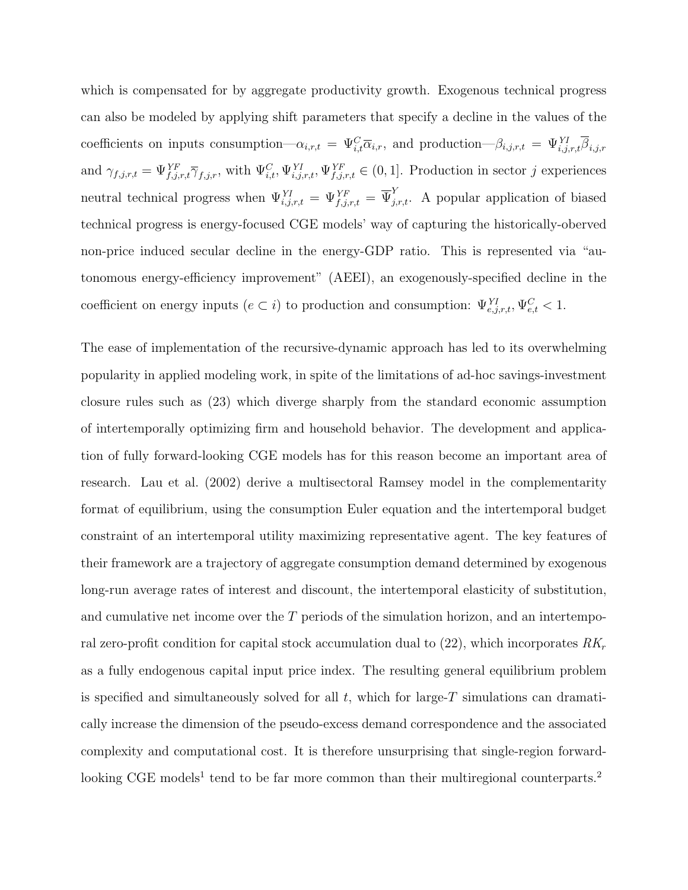which is compensated for by aggregate productivity growth. Exogenous technical progress can also be modeled by applying shift parameters that specify a decline in the values of the coefficients on inputs consumption—$\alpha_{i,r,t} = \Psi^{C}_{i,t}\overline{\alpha}_{i,r}$, and production—$\beta_{i,j,r,t} = \Psi^{YI}_{i,j,r,t}\overline{\beta}_{i,j,r}$ and $\gamma_{f,j,r,t} = \Psi^{YF}_{f,j,r,t}\overline{\gamma}_{f,j,r}$, with $\Psi^{C}_{i,t}, \Psi^{YI}_{i,j,r,t}, \Psi^{YF}_{f,j,r,t} \in (0,1]$. Production in sector $j$ experiences neutral technical progress when $\Psi^{YI}_{i,j,r,t} = \Psi^{YF}_{f,j,r,t} = \overline{\Psi}^{Y}_{j,r,t}$. A popular application of biased technical progress is energy-focused CGE models' way of capturing the historically-oberved non-price induced secular decline in the energy-GDP ratio. This is represented via "autonomous energy-efficiency improvement" (AEEI), an exogenously-specified decline in the coefficient on energy inputs ($e \subset i$) to production and consumption: $\Psi^{YI}_{e,j,r,t}, \Psi^{C}_{e,t} < 1$.

The ease of implementation of the recursive-dynamic approach has led to its overwhelming popularity in applied modeling work, in spite of the limitations of ad-hoc savings-investment closure rules such as (23) which diverge sharply from the standard economic assumption of intertemporally optimizing firm and household behavior. The development and application of fully forward-looking CGE models has for this reason become an important area of research. Lau et al. (2002) derive a multisectoral Ramsey model in the complementarity format of equilibrium, using the consumption Euler equation and the intertemporal budget constraint of an intertemporal utility maximizing representative agent. The key features of their framework are a trajectory of aggregate consumption demand determined by exogenous long-run average rates of interest and discount, the intertemporal elasticity of substitution, and cumulative net income over the $T$ periods of the simulation horizon, and an intertemporal zero-profit condition for capital stock accumulation dual to (22), which incorporates $RK_r$ as a fully endogenous capital input price index. The resulting general equilibrium problem is specified and simultaneously solved for all $t$, which for large-$T$ simulations can dramatically increase the dimension of the pseudo-excess demand correspondence and the associated complexity and computational cost. It is therefore unsurprising that single-region forward-looking CGE models[1] tend to be far more common than their multiregional counterparts.[2]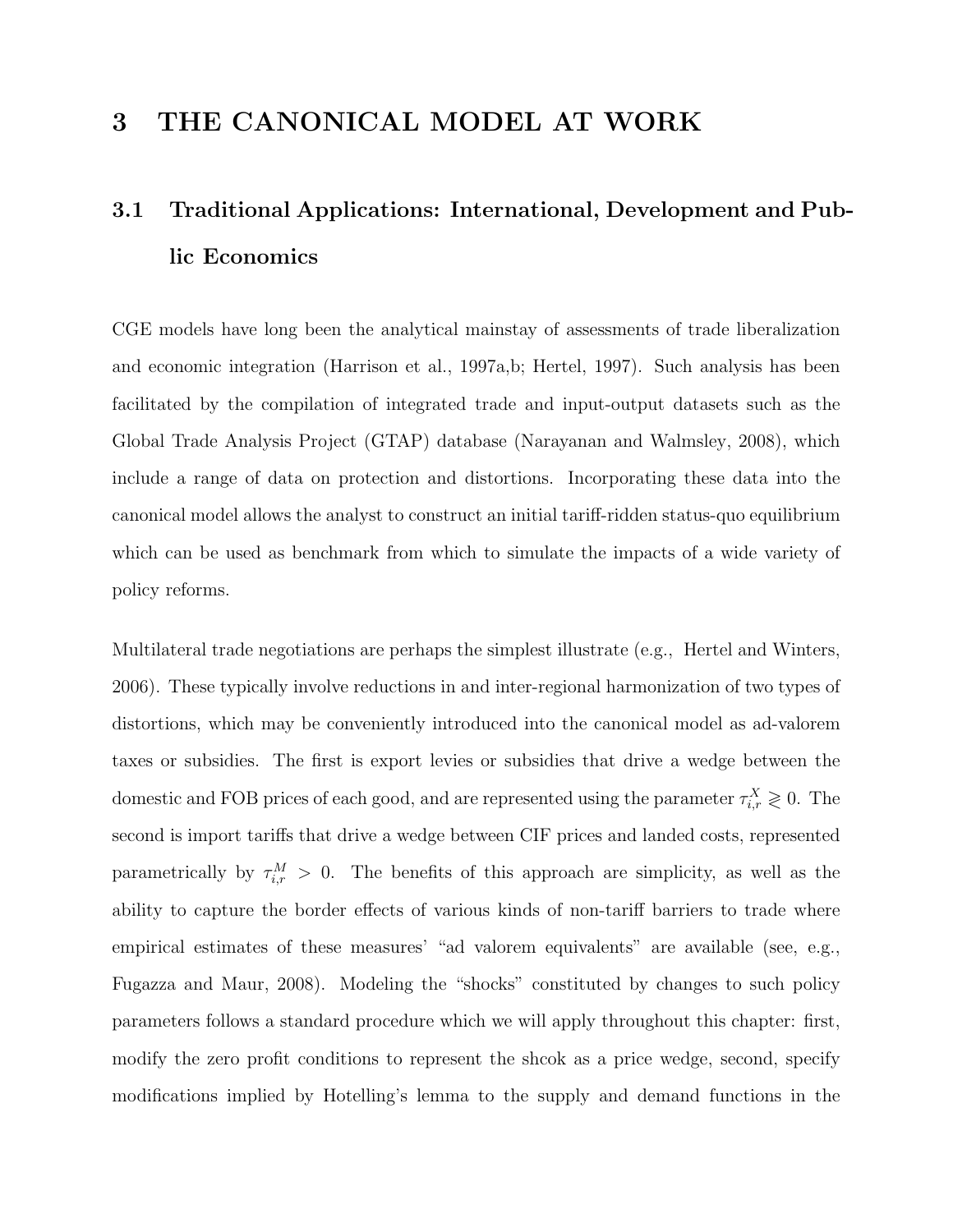# 3 THE CANONICAL MODEL AT WORK

## 3.1 Traditional Applications: International, Development and Public Economics

CGE models have long been the analytical mainstay of assessments of trade liberalization and economic integration (Harrison et al., 1997a,b; Hertel, 1997). Such analysis has been facilitated by the compilation of integrated trade and input-output datasets such as the Global Trade Analysis Project (GTAP) database (Narayanan and Walmsley, 2008), which include a range of data on protection and distortions. Incorporating these data into the canonical model allows the analyst to construct an initial tariff-ridden status-quo equilibrium which can be used as benchmark from which to simulate the impacts of a wide variety of policy reforms.

Multilateral trade negotiations are perhaps the simplest illustrate (e.g., Hertel and Winters, 2006). These typically involve reductions in and inter-regional harmonization of two types of distortions, which may be conveniently introduced into the canonical model as ad-valorem taxes or subsidies. The first is export levies or subsidies that drive a wedge between the domestic and FOB prices of each good, and are represented using the parameter $\tau^X_{i,r} \gtrless 0$. The second is import tariffs that drive a wedge between CIF prices and landed costs, represented parametrically by $\tau^M_{i,r} > 0$. The benefits of this approach are simplicity, as well as the ability to capture the border effects of various kinds of non-tariff barriers to trade where empirical estimates of these measures' "ad valorem equivalents" are available (see, e.g., Fugazza and Maur, 2008). Modeling the "shocks" constituted by changes to such policy parameters follows a standard procedure which we will apply throughout this chapter: first, modify the zero profit conditions to represent the shcok as a price wedge, second, specify modifications implied by Hotelling's lemma to the supply and demand functions in the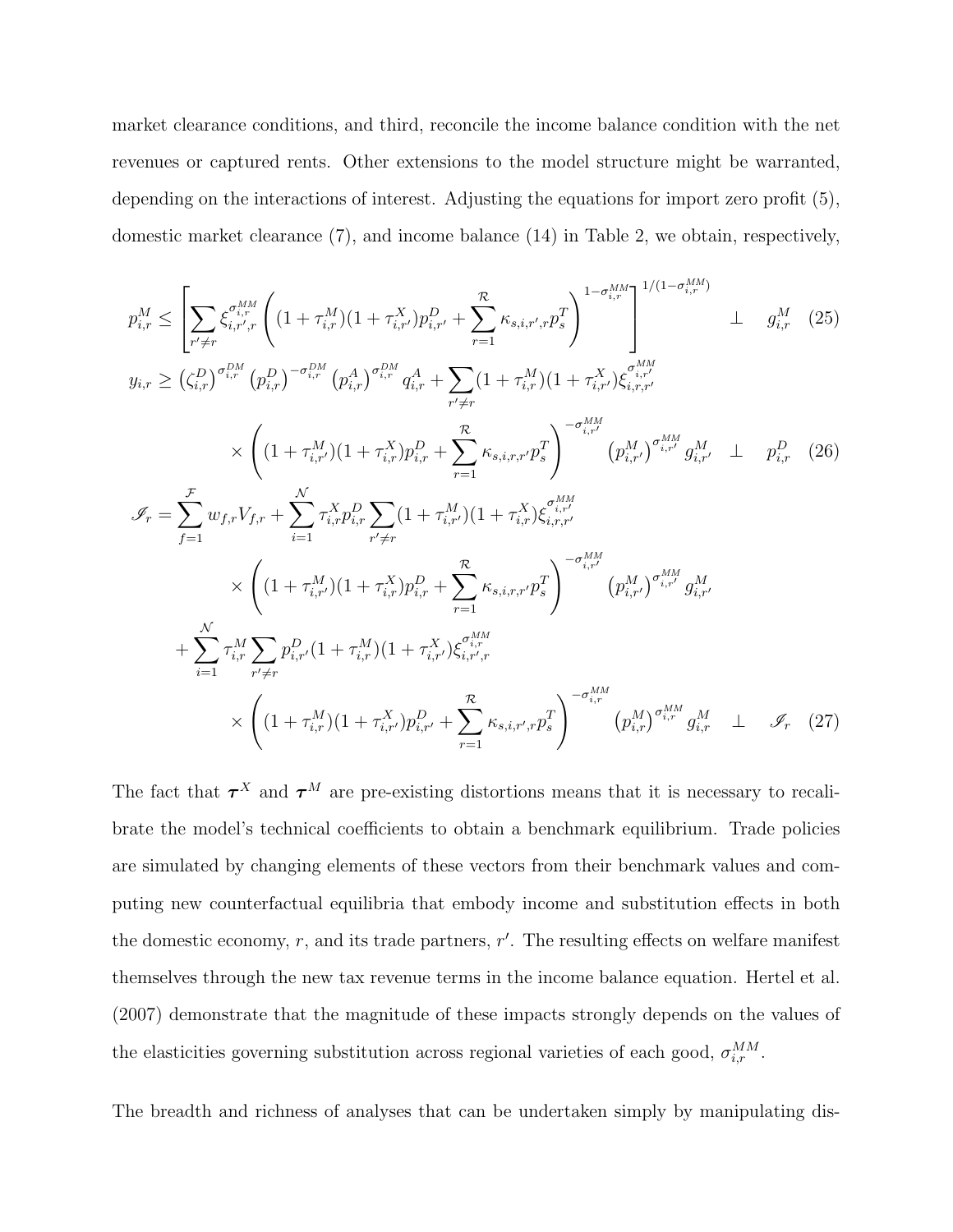market clearance conditions, and third, reconcile the income balance condition with the net revenues or captured rents. Other extensions to the model structure might be warranted, depending on the interactions of interest. Adjusting the equations for import zero profit (5), domestic market clearance (7), and income balance (14) in Table 2, we obtain, respectively,

$$p_{i,r}^M \leq \left[ \sum_{r' \neq r} \xi_{i,r',r}^{\sigma_{i,r}^{MM}} \left( (1+\tau_{i,r}^M)(1+\tau_{i,r'}^X) p_{i,r'}^D + \sum_{r=1}^{\mathcal{R}} \kappa_{s,i,r',r} p_s^T \right)^{1-\sigma_{i,r}^{MM}} \right]^{1/(1-\sigma_{i,r}^{MM})} \quad \perp \quad g_{i,r}^M \quad (25)$$

$$y_{i,r} \geq \left(\zeta_{i,r}^D\right)^{\sigma_{i,r}^{DM}} \left(p_{i,r}^D\right)^{-\sigma_{i,r}^{DM}} \left(p_{i,r}^A\right)^{\sigma_{i,r}^{DM}} q_{i,r}^A + \sum_{r' \neq r} (1+\tau_{i,r'}^M)(1+\tau_{i,r}^X) \xi_{i,r,r'}^{\sigma_{i,r'}^{MM}}$$
$$\times \left( (1+\tau_{i,r'}^M)(1+\tau_{i,r}^X) p_{i,r}^D + \sum_{r=1}^{\mathcal{R}} \kappa_{s,i,r,r'} p_s^T \right)^{-\sigma_{i,r'}^{MM}} \left(p_{i,r'}^M\right)^{\sigma_{i,r'}^{MM}} g_{i,r'}^M \quad \perp \quad p_{i,r}^D \quad (26)$$

$$\mathscr{I}_r = \sum_{f=1}^{\mathcal{F}} w_{f,r} V_{f,r} + \sum_{i=1}^{\mathcal{N}} \tau_{i,r}^X p_{i,r}^D \sum_{r' \neq r} (1+\tau_{i,r'}^M)(1+\tau_{i,r}^X) \xi_{i,r,r'}^{\sigma_{i,r'}^{MM}}$$
$$\times \left( (1+\tau_{i,r'}^M)(1+\tau_{i,r}^X) p_{i,r}^D + \sum_{r=1}^{\mathcal{R}} \kappa_{s,i,r,r'} p_s^T \right)^{-\sigma_{i,r'}^{MM}} \left(p_{i,r'}^M\right)^{\sigma_{i,r'}^{MM}} g_{i,r'}^M$$
$$+ \sum_{i=1}^{\mathcal{N}} \tau_{i,r}^M \sum_{r' \neq r} p_{i,r'}^D (1+\tau_{i,r}^M)(1+\tau_{i,r'}^X) \xi_{i,r',r}^{\sigma_{i,r}^{MM}}$$
$$\times \left( (1+\tau_{i,r}^M)(1+\tau_{i,r'}^X) p_{i,r'}^D + \sum_{r=1}^{\mathcal{R}} \kappa_{s,i,r',r} p_s^T \right)^{-\sigma_{i,r}^{MM}} \left(p_{i,r}^M\right)^{\sigma_{i,r}^{MM}} g_{i,r}^M \quad \perp \quad \mathscr{I}_r \quad (27)$$

The fact that $\boldsymbol{\tau}^X$ and $\boldsymbol{\tau}^M$ are pre-existing distortions means that it is necessary to recalibrate the model's technical coefficients to obtain a benchmark equilibrium. Trade policies are simulated by changing elements of these vectors from their benchmark values and computing new counterfactual equilibria that embody income and substitution effects in both the domestic economy, $r$, and its trade partners, $r'$. The resulting effects on welfare manifest themselves through the new tax revenue terms in the income balance equation. Hertel et al. (2007) demonstrate that the magnitude of these impacts strongly depends on the values of the elasticities governing substitution across regional varieties of each good, $\sigma_{i,r}^{MM}$.

The breadth and richness of analyses that can be undertaken simply by manipulating dis-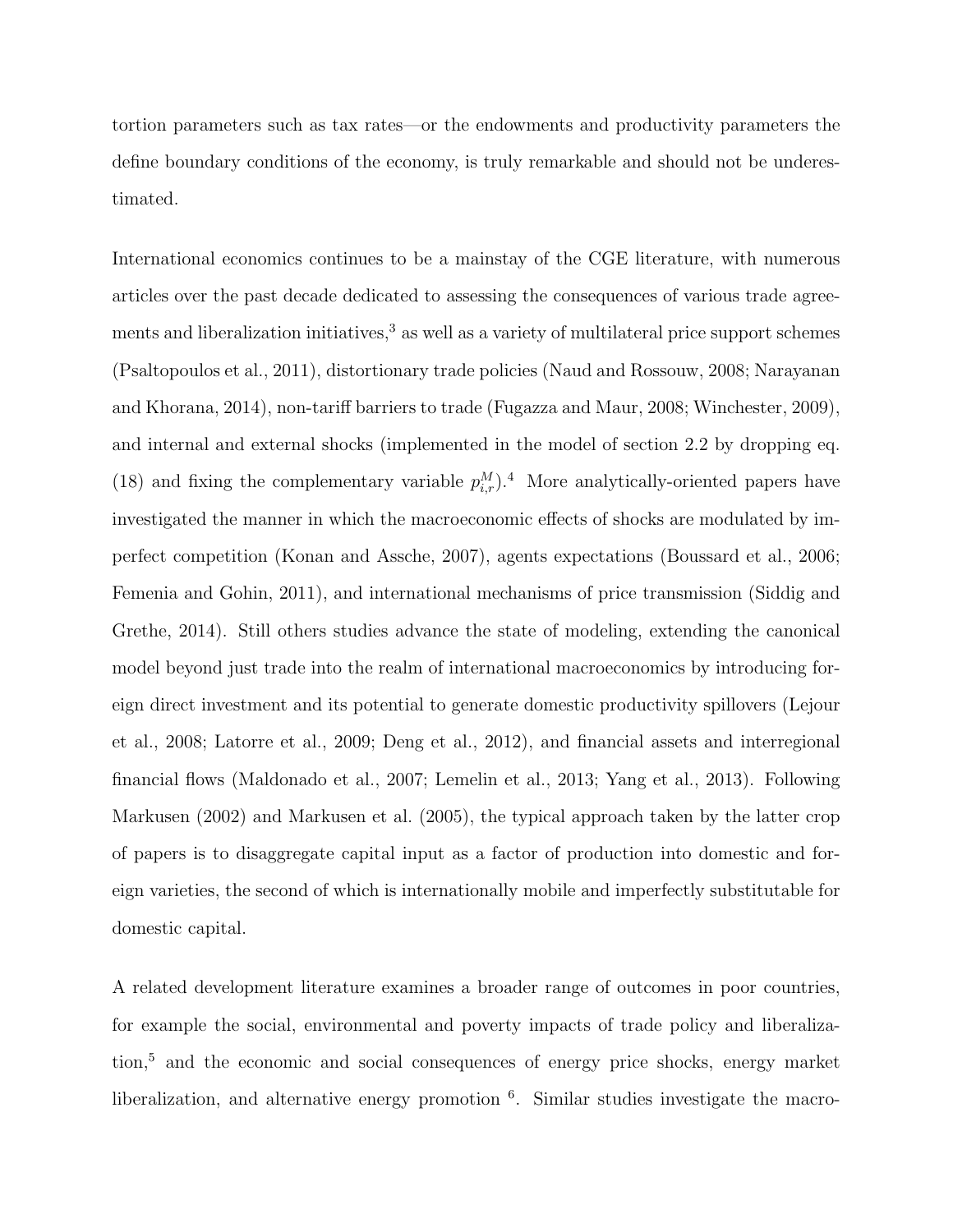tortion parameters such as tax rates—or the endowments and productivity parameters the define boundary conditions of the economy, is truly remarkable and should not be underestimated.

International economics continues to be a mainstay of the CGE literature, with numerous articles over the past decade dedicated to assessing the consequences of various trade agreements and liberalization initiatives,[3] as well as a variety of multilateral price support schemes (Psaltopoulos et al., 2011), distortionary trade policies (Naud and Rossouw, 2008; Narayanan and Khorana, 2014), non-tariff barriers to trade (Fugazza and Maur, 2008; Winchester, 2009), and internal and external shocks (implemented in the model of section 2.2 by dropping eq. (18) and fixing the complementary variable $p^M_{i,r}$).[4] More analytically-oriented papers have investigated the manner in which the macroeconomic effects of shocks are modulated by imperfect competition (Konan and Assche, 2007), agents expectations (Boussard et al., 2006; Femenia and Gohin, 2011), and international mechanisms of price transmission (Siddig and Grethe, 2014). Still others studies advance the state of modeling, extending the canonical model beyond just trade into the realm of international macroeconomics by introducing foreign direct investment and its potential to generate domestic productivity spillovers (Lejour et al., 2008; Latorre et al., 2009; Deng et al., 2012), and financial assets and interregional financial flows (Maldonado et al., 2007; Lemelin et al., 2013; Yang et al., 2013). Following Markusen (2002) and Markusen et al. (2005), the typical approach taken by the latter crop of papers is to disaggregate capital input as a factor of production into domestic and foreign varieties, the second of which is internationally mobile and imperfectly substitutable for domestic capital.

A related development literature examines a broader range of outcomes in poor countries, for example the social, environmental and poverty impacts of trade policy and liberalization,[5] and the economic and social consequences of energy price shocks, energy market liberalization, and alternative energy promotion [6]. Similar studies investigate the macro-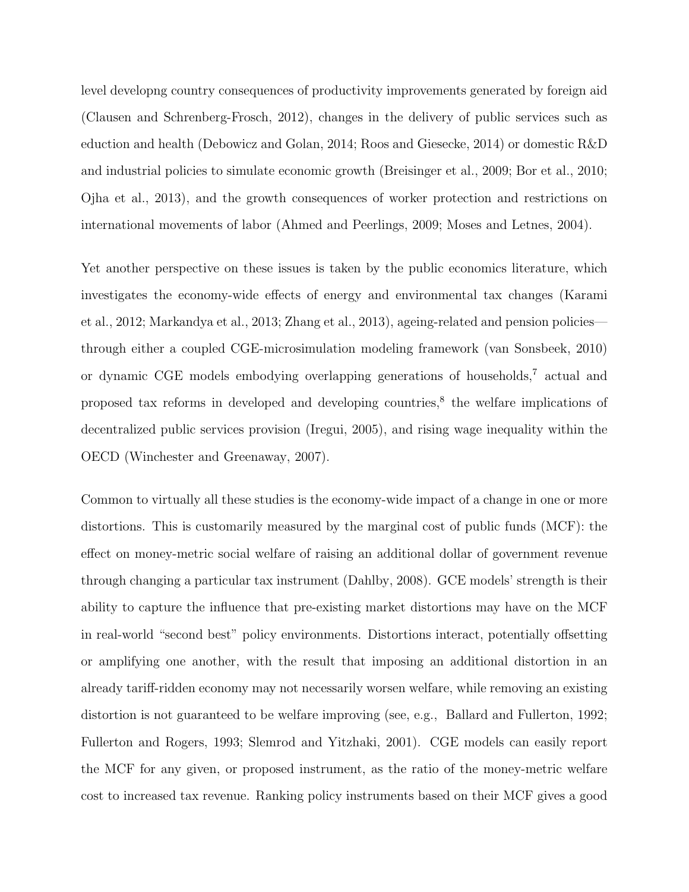level developng country consequences of productivity improvements generated by foreign aid (Clausen and Schrenberg-Frosch, 2012), changes in the delivery of public services such as eduction and health (Debowicz and Golan, 2014; Roos and Giesecke, 2014) or domestic R&D and industrial policies to simulate economic growth (Breisinger et al., 2009; Bor et al., 2010; Ojha et al., 2013), and the growth consequences of worker protection and restrictions on international movements of labor (Ahmed and Peerlings, 2009; Moses and Letnes, 2004).

Yet another perspective on these issues is taken by the public economics literature, which investigates the economy-wide effects of energy and environmental tax changes (Karami et al., 2012; Markandya et al., 2013; Zhang et al., 2013), ageing-related and pension policies—through either a coupled CGE-microsimulation modeling framework (van Sonsbeek, 2010) or dynamic CGE models embodying overlapping generations of households,[7] actual and proposed tax reforms in developed and developing countries,[8] the welfare implications of decentralized public services provision (Iregui, 2005), and rising wage inequality within the OECD (Winchester and Greenaway, 2007).

Common to virtually all these studies is the economy-wide impact of a change in one or more distortions. This is customarily measured by the marginal cost of public funds (MCF): the effect on money-metric social welfare of raising an additional dollar of government revenue through changing a particular tax instrument (Dahlby, 2008). GCE models' strength is their ability to capture the influence that pre-existing market distortions may have on the MCF in real-world "second best" policy environments. Distortions interact, potentially offsetting or amplifying one another, with the result that imposing an additional distortion in an already tariff-ridden economy may not necessarily worsen welfare, while removing an existing distortion is not guaranteed to be welfare improving (see, e.g., Ballard and Fullerton, 1992; Fullerton and Rogers, 1993; Slemrod and Yitzhaki, 2001). CGE models can easily report the MCF for any given, or proposed instrument, as the ratio of the money-metric welfare cost to increased tax revenue. Ranking policy instruments based on their MCF gives a good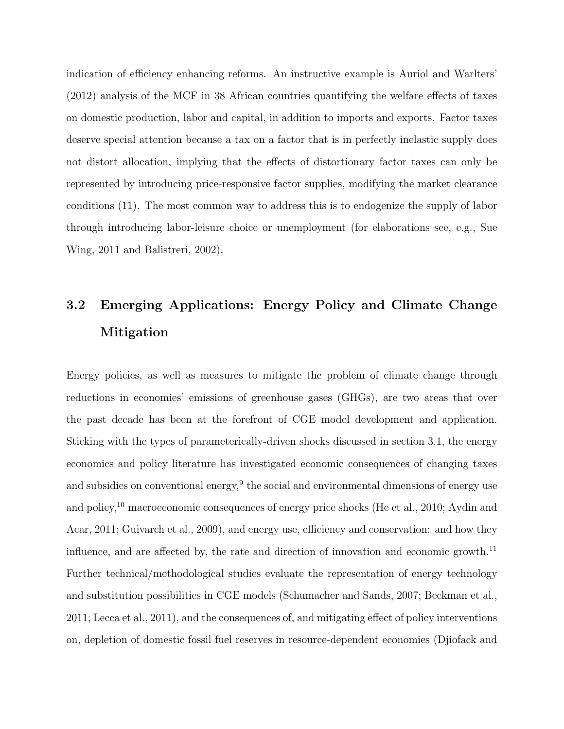indication of efficiency enhancing reforms. An instructive example is Auriol and Warlters' (2012) analysis of the MCF in 38 African countries quantifying the welfare effects of taxes on domestic production, labor and capital, in addition to imports and exports. Factor taxes deserve special attention because a tax on a factor that is in perfectly inelastic supply does not distort allocation, implying that the effects of distortionary factor taxes can only be represented by introducing price-responsive factor supplies, modifying the market clearance conditions (11). The most common way to address this is to endogenize the supply of labor through introducing labor-leisure choice or unemployment (for elaborations see, e.g., Sue Wing, 2011 and Balistreri, 2002).

### 3.2 Emerging Applications: Energy Policy and Climate Change Mitigation

Energy policies, as well as measures to mitigate the problem of climate change through reductions in economies' emissions of greenhouse gases (GHGs), are two areas that over the past decade has been at the forefront of CGE model development and application. Sticking with the types of parameterically-driven shocks discussed in section 3.1, the energy economics and policy literature has investigated economic consequences of changing taxes and subsidies on conventional energy,[9] the social and environmental dimensions of energy use and policy,[10] macroeconomic consequences of energy price shocks (He et al., 2010; Aydin and Acar, 2011; Guivarch et al., 2009), and energy use, efficiency and conservation: and how they influence, and are affected by, the rate and direction of innovation and economic growth.[11] Further technical/methodological studies evaluate the representation of energy technology and substitution possibilities in CGE models (Schumacher and Sands, 2007; Beckman et al., 2011; Lecca et al., 2011), and the consequences of, and mitigating effect of policy interventions on, depletion of domestic fossil fuel reserves in resource-dependent economies (Djiofack and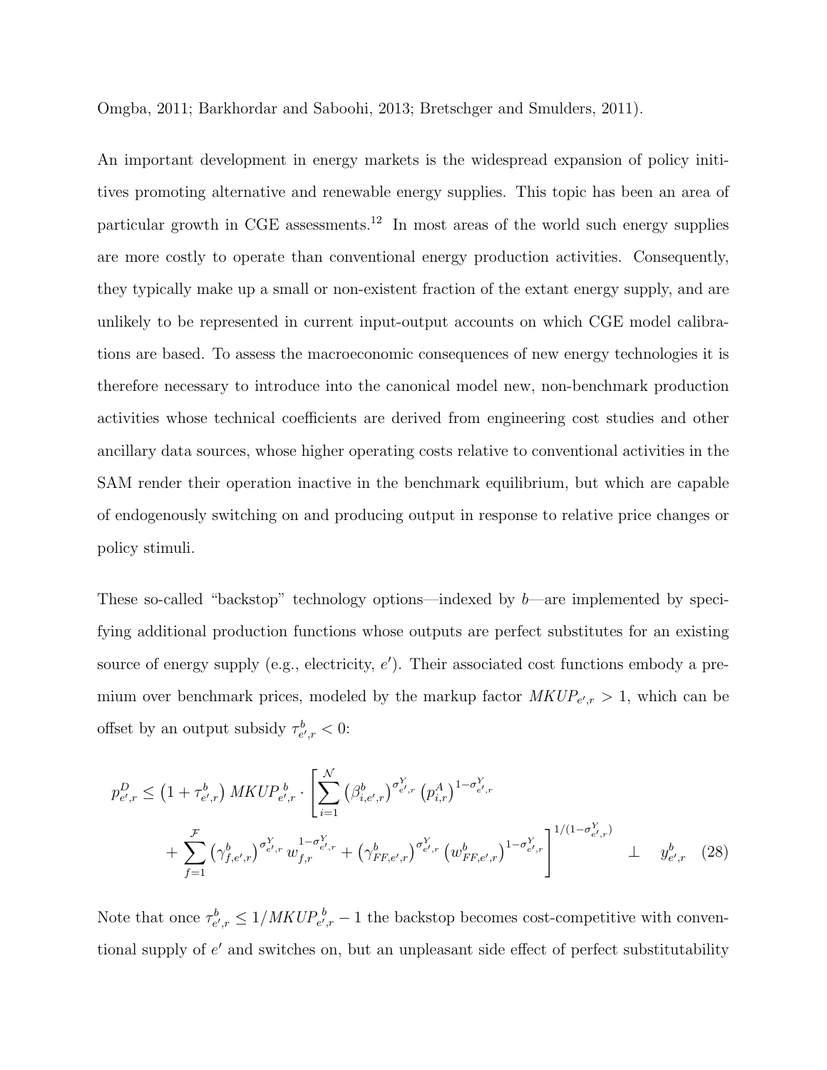Omgba, 2011; Barkhordar and Saboohi, 2013; Bretschger and Smulders, 2011).

An important development in energy markets is the widespread expansion of policy inititives promoting alternative and renewable energy supplies. This topic has been an area of particular growth in CGE assessments.[12] In most areas of the world such energy supplies are more costly to operate than conventional energy production activities. Consequently, they typically make up a small or non-existent fraction of the extant energy supply, and are unlikely to be represented in current input-output accounts on which CGE model calibrations are based. To assess the macroeconomic consequences of new energy technologies it is therefore necessary to introduce into the canonical model new, non-benchmark production activities whose technical coefficients are derived from engineering cost studies and other ancillary data sources, whose higher operating costs relative to conventional activities in the SAM render their operation inactive in the benchmark equilibrium, but which are capable of endogenously switching on and producing output in response to relative price changes or policy stimuli.

These so-called "backstop" technology options—indexed by $b$—are implemented by specifying additional production functions whose outputs are perfect substitutes for an existing source of energy supply (e.g., electricity, $e'$). Their associated cost functions embody a premium over benchmark prices, modeled by the markup factor $MKUP_{e',r} > 1$, which can be offset by an output subsidy $\tau^b_{e',r} < 0$:

$$
\begin{aligned}
p^D_{e',r} \leq \left(1+\tau^b_{e',r}\right) MKUP^{\,b}_{e',r} \cdot \Bigg[ & \sum_{i=1}^{\mathcal{N}} \left(\beta^b_{i,e',r}\right)^{\sigma^Y_{e',r}} \left(p^A_{i,r}\right)^{1-\sigma^Y_{e',r}} \\
& + \sum_{f=1}^{\mathcal{F}} \left(\gamma^b_{f,e',r}\right)^{\sigma^Y_{e',r}} w_{f,r}^{1-\sigma^Y_{e',r}} + \left(\gamma^b_{FF,e',r}\right)^{\sigma^Y_{e',r}} \left(w^b_{FF,e',r}\right)^{1-\sigma^Y_{e',r}} \Bigg]^{1/(1-\sigma^Y_{e',r})} \quad \perp \quad y^b_{e',r} \qquad (28)
\end{aligned}
$$

Note that once $\tau^b_{e',r} \leq 1/MKUP^{\,b}_{e',r} - 1$ the backstop becomes cost-competitive with conventional supply of $e'$ and switches on, but an unpleasant side effect of perfect substitutability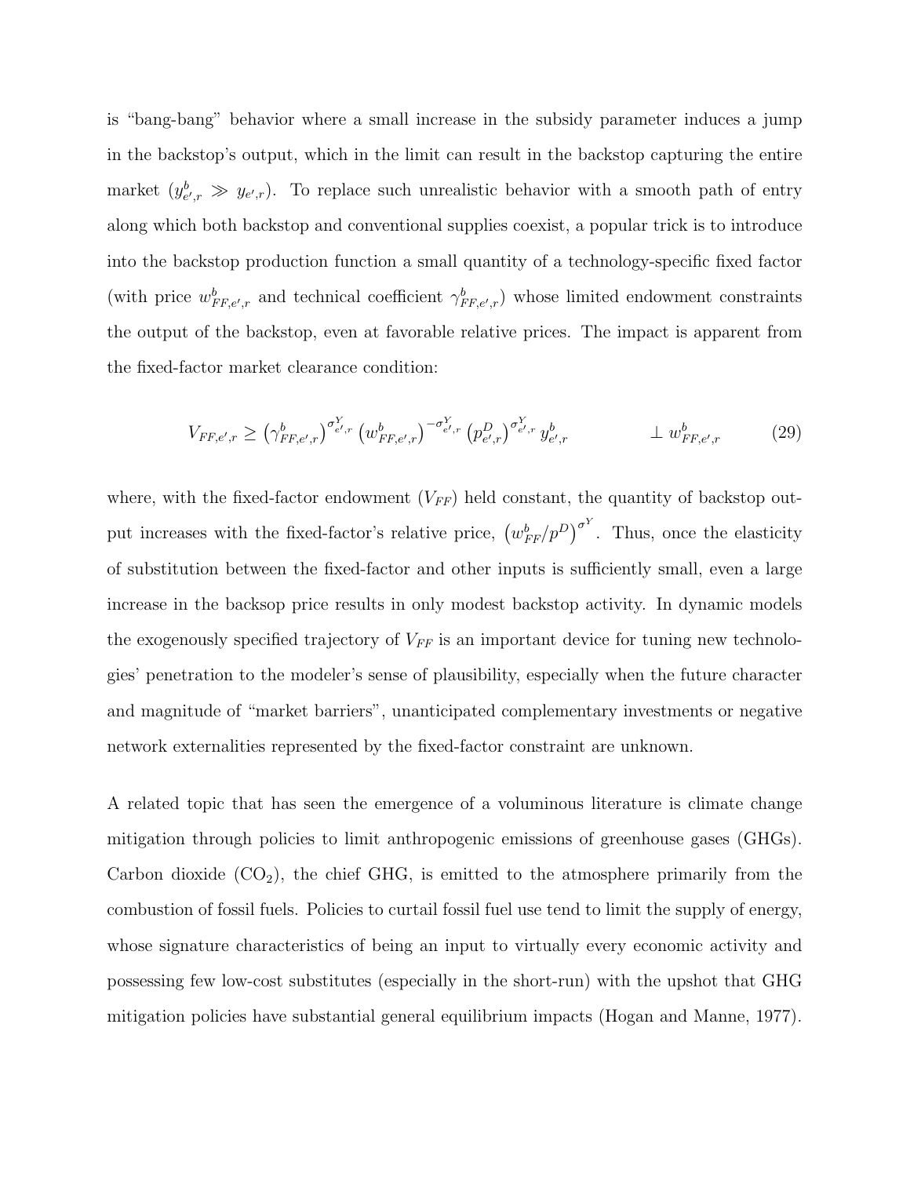is "bang-bang" behavior where a small increase in the subsidy parameter induces a jump in the backstop's output, which in the limit can result in the backstop capturing the entire market ($y^b_{e',r} \gg y_{e',r}$). To replace such unrealistic behavior with a smooth path of entry along which both backstop and conventional supplies coexist, a popular trick is to introduce into the backstop production function a small quantity of a technology-specific fixed factor (with price $w^b_{FF,e',r}$ and technical coefficient $\gamma^b_{FF,e',r}$) whose limited endowment constraints the output of the backstop, even at favorable relative prices. The impact is apparent from the fixed-factor market clearance condition:

$$V_{FF,e',r} \geq \left(\gamma^b_{FF,e',r}\right)^{\sigma^Y_{e',r}} \left(w^b_{FF,e',r}\right)^{-\sigma^Y_{e',r}} \left(p^D_{e',r}\right)^{\sigma^Y_{e',r}} y^b_{e',r} \qquad \perp w^b_{FF,e',r} \tag{29}$$

where, with the fixed-factor endowment ($V_{FF}$) held constant, the quantity of backstop output increases with the fixed-factor's relative price, $\left(w^b_{FF}/p^D\right)^{\sigma^Y}$. Thus, once the elasticity of substitution between the fixed-factor and other inputs is sufficiently small, even a large increase in the backsop price results in only modest backstop activity. In dynamic models the exogenously specified trajectory of $V_{FF}$ is an important device for tuning new technologies' penetration to the modeler's sense of plausibility, especially when the future character and magnitude of "market barriers", unanticipated complementary investments or negative network externalities represented by the fixed-factor constraint are unknown.

A related topic that has seen the emergence of a voluminous literature is climate change mitigation through policies to limit anthropogenic emissions of greenhouse gases (GHGs). Carbon dioxide ($CO_2$), the chief GHG, is emitted to the atmosphere primarily from the combustion of fossil fuels. Policies to curtail fossil fuel use tend to limit the supply of energy, whose signature characteristics of being an input to virtually every economic activity and possessing few low-cost substitutes (especially in the short-run) with the upshot that GHG mitigation policies have substantial general equilibrium impacts (Hogan and Manne, 1977).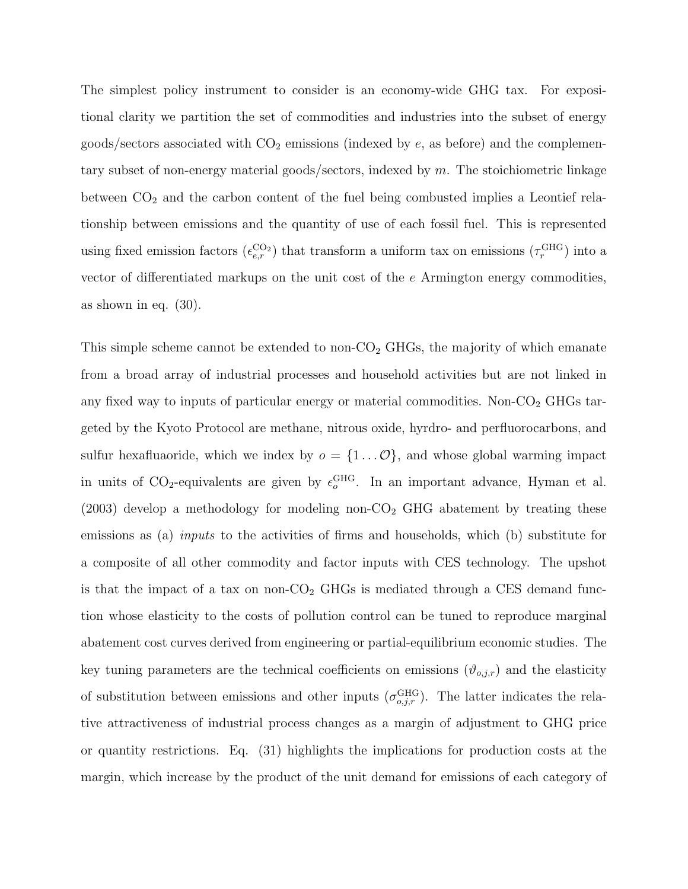The simplest policy instrument to consider is an economy-wide GHG tax. For expositional clarity we partition the set of commodities and industries into the subset of energy goods/sectors associated with $CO_2$ emissions (indexed by $e$, as before) and the complementary subset of non-energy material goods/sectors, indexed by $m$. The stoichiometric linkage between $CO_2$ and the carbon content of the fuel being combusted implies a Leontief relationship between emissions and the quantity of use of each fossil fuel. This is represented using fixed emission factors ($\epsilon_{e,r}^{CO_2}$) that transform a uniform tax on emissions ($\tau_r^{GHG}$) into a vector of differentiated markups on the unit cost of the $e$ Armington energy commodities, as shown in eq. (30).

This simple scheme cannot be extended to non-$CO_2$ GHGs, the majority of which emanate from a broad array of industrial processes and household activities but are not linked in any fixed way to inputs of particular energy or material commodities. Non-$CO_2$ GHGs targeted by the Kyoto Protocol are methane, nitrous oxide, hyrdro- and perfluorocarbons, and sulfur hexafluaoride, which we index by $o = \{1 \ldots \mathcal{O}\}$, and whose global warming impact in units of $CO_2$-equivalents are given by $\epsilon_o^{GHG}$. In an important advance, Hyman et al. (2003) develop a methodology for modeling non-$CO_2$ GHG abatement by treating these emissions as (a) *inputs* to the activities of firms and households, which (b) substitute for a composite of all other commodity and factor inputs with CES technology. The upshot is that the impact of a tax on non-$CO_2$ GHGs is mediated through a CES demand function whose elasticity to the costs of pollution control can be tuned to reproduce marginal abatement cost curves derived from engineering or partial-equilibrium economic studies. The key tuning parameters are the technical coefficients on emissions ($\vartheta_{o,j,r}$) and the elasticity of substitution between emissions and other inputs ($\sigma_{o,j,r}^{GHG}$). The latter indicates the relative attractiveness of industrial process changes as a margin of adjustment to GHG price or quantity restrictions. Eq. (31) highlights the implications for production costs at the margin, which increase by the product of the unit demand for emissions of each category of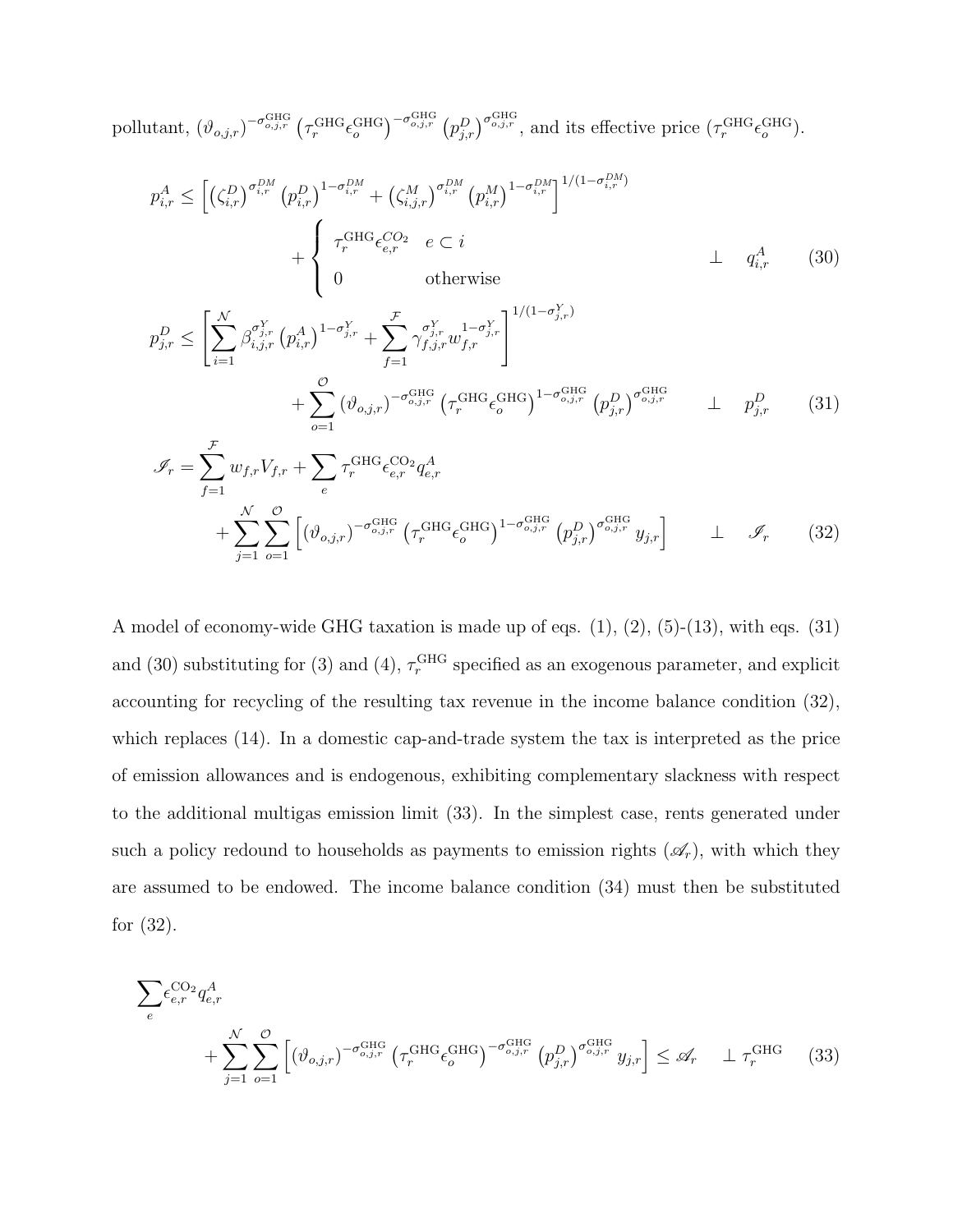pollutant, $(\vartheta_{o,j,r})^{-\sigma^{\text{GHG}}_{o,j,r}} \left(\tau^{\text{GHG}}_r \epsilon^{\text{GHG}}_o\right)^{-\sigma^{\text{GHG}}_{o,j,r}} \left(p^D_{j,r}\right)^{\sigma^{\text{GHG}}_{o,j,r}}$, and its effective price $(\tau^{\text{GHG}}_r \epsilon^{\text{GHG}}_o)$.

$$
p^A_{i,r} \le \left[ \left(\zeta^D_{i,r}\right)^{\sigma^{DM}_{i,r}} \left(p^D_{i,r}\right)^{1-\sigma^{DM}_{i,r}} + \left(\zeta^M_{i,j,r}\right)^{\sigma^{DM}_{i,r}} \left(p^M_{i,r}\right)^{1-\sigma^{DM}_{i,r}} \right]^{1/(1-\sigma^{DM}_{i,r})} + \begin{cases} \tau^{\text{GHG}}_r \epsilon^{CO_2}_{e,r} & e \subset i \\ 0 & \text{otherwise} \end{cases} \quad \perp \quad q^A_{i,r} \tag{30}
$$

$$
p^D_{j,r} \le \left[ \sum_{i=1}^{\mathcal{N}} \beta^{\sigma^Y_{j,r}}_{i,j,r} \left(p^A_{i,r}\right)^{1-\sigma^Y_{j,r}} + \sum_{f=1}^{\mathcal{F}} \gamma^{\sigma^Y_{j,r}}_{f,j,r} w^{1-\sigma^Y_{j,r}}_{f,r} \right]^{1/(1-\sigma^Y_{j,r})} + \sum_{o=1}^{\mathcal{O}} (\vartheta_{o,j,r})^{-\sigma^{\text{GHG}}_{o,j,r}} \left(\tau^{\text{GHG}}_r \epsilon^{\text{GHG}}_o\right)^{1-\sigma^{\text{GHG}}_{o,j,r}} \left(p^D_{j,r}\right)^{\sigma^{\text{GHG}}_{o,j,r}} \quad \perp \quad p^D_{j,r} \tag{31}
$$

$$
\mathscr{I}_r = \sum_{f=1}^{\mathcal{F}} w_{f,r} V_{f,r} + \sum_e \tau^{\text{GHG}}_r \epsilon^{\text{CO}_2}_{e,r} q^A_{e,r} + \sum_{j=1}^{\mathcal{N}} \sum_{o=1}^{\mathcal{O}} \left[ (\vartheta_{o,j,r})^{-\sigma^{\text{GHG}}_{o,j,r}} \left(\tau^{\text{GHG}}_r \epsilon^{\text{GHG}}_o\right)^{1-\sigma^{\text{GHG}}_{o,j,r}} \left(p^D_{j,r}\right)^{\sigma^{\text{GHG}}_{o,j,r}} y_{j,r} \right] \quad \perp \quad \mathscr{I}_r \tag{32}
$$

A model of economy-wide GHG taxation is made up of eqs. (1), (2), (5)-(13), with eqs. (31) and (30) substituting for (3) and (4), $\tau^{\text{GHG}}_r$ specified as an exogenous parameter, and explicit accounting for recycling of the resulting tax revenue in the income balance condition (32), which replaces (14). In a domestic cap-and-trade system the tax is interpreted as the price of emission allowances and is endogenous, exhibiting complementary slackness with respect to the additional multigas emission limit (33). In the simplest case, rents generated under such a policy redound to households as payments to emission rights ($\mathscr{A}_r$), with which they are assumed to be endowed. The income balance condition (34) must then be substituted for (32).

$$
\sum_e \epsilon^{\text{CO}_2}_{e,r} q^A_{e,r} + \sum_{j=1}^{\mathcal{N}} \sum_{o=1}^{\mathcal{O}} \left[ (\vartheta_{o,j,r})^{-\sigma^{\text{GHG}}_{o,j,r}} \left(\tau^{\text{GHG}}_r \epsilon^{\text{GHG}}_o\right)^{-\sigma^{\text{GHG}}_{o,j,r}} \left(p^D_{j,r}\right)^{\sigma^{\text{GHG}}_{o,j,r}} y_{j,r} \right] \le \mathscr{A}_r \quad \perp \tau^{\text{GHG}}_r \tag{33}
$$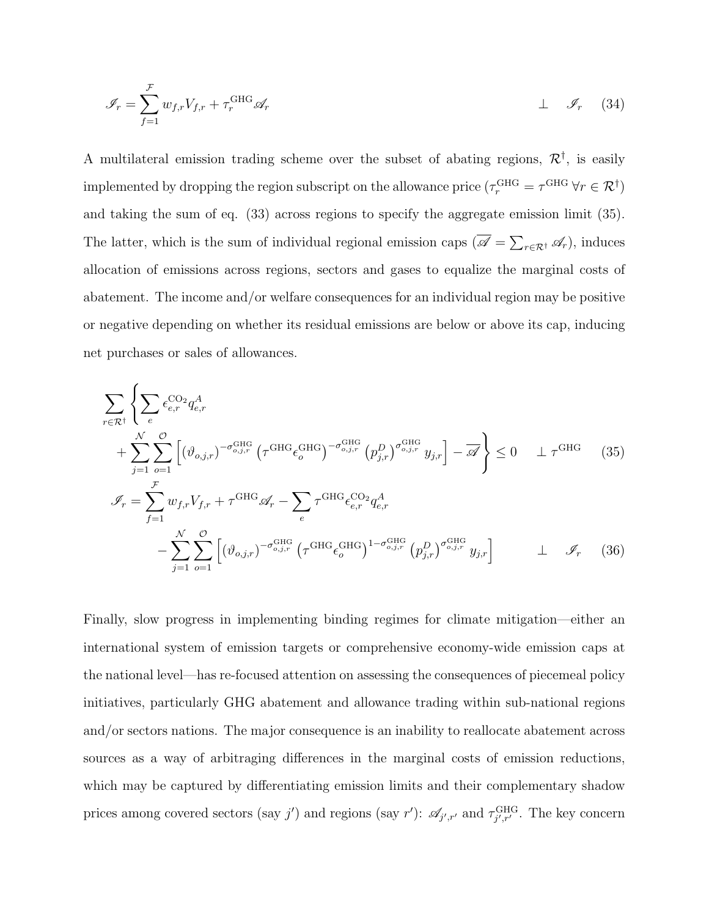$$\mathscr{I}_r = \sum_{f=1}^{\mathcal{F}} w_{f,r} V_{f,r} + \tau_r^{\text{GHG}} \mathscr{A}_r \qquad \perp \quad \mathscr{I}_r \tag{34}$$

A multilateral emission trading scheme over the subset of abating regions, $\mathcal{R}^\dagger$, is easily implemented by dropping the region subscript on the allowance price ($\tau_r^{\text{GHG}} = \tau^{\text{GHG}}\, \forall r \in \mathcal{R}^\dagger$) and taking the sum of eq. (33) across regions to specify the aggregate emission limit (35). The latter, which is the sum of individual regional emission caps ($\overline{\mathscr{A}} = \sum_{r \in \mathcal{R}^\dagger} \mathscr{A}_r$), induces allocation of emissions across regions, sectors and gases to equalize the marginal costs of abatement. The income and/or welfare consequences for an individual region may be positive or negative depending on whether its residual emissions are below or above its cap, inducing net purchases or sales of allowances.

$$\sum_{r \in \mathcal{R}^\dagger} \left\{ \sum_e \epsilon_{e,r}^{\text{CO}_2} q_{e,r}^A + \sum_{j=1}^{\mathcal{N}} \sum_{o=1}^{\mathcal{O}} \left[ (\vartheta_{o,j,r})^{-\sigma_{o,j,r}^{\text{GHG}}} \left(\tau^{\text{GHG}} \epsilon_o^{\text{GHG}}\right)^{-\sigma_{o,j,r}^{\text{GHG}}} \left(p_{j,r}^D\right)^{\sigma_{o,j,r}^{\text{GHG}}} y_{j,r} \right] - \overline{\mathscr{A}} \right\} \leq 0 \quad \perp \tau^{\text{GHG}} \tag{35}$$

$$\mathscr{I}_r = \sum_{f=1}^{\mathcal{F}} w_{f,r} V_{f,r} + \tau^{\text{GHG}} \mathscr{A}_r - \sum_e \tau^{\text{GHG}} \epsilon_{e,r}^{\text{CO}_2} q_{e,r}^A - \sum_{j=1}^{\mathcal{N}} \sum_{o=1}^{\mathcal{O}} \left[ (\vartheta_{o,j,r})^{-\sigma_{o,j,r}^{\text{GHG}}} \left(\tau^{\text{GHG}} \epsilon_o^{\text{GHG}}\right)^{1-\sigma_{o,j,r}^{\text{GHG}}} \left(p_{j,r}^D\right)^{\sigma_{o,j,r}^{\text{GHG}}} y_{j,r} \right] \qquad \perp \quad \mathscr{I}_r \tag{36}$$

Finally, slow progress in implementing binding regimes for climate mitigation—either an international system of emission targets or comprehensive economy-wide emission caps at the national level—has re-focused attention on assessing the consequences of piecemeal policy initiatives, particularly GHG abatement and allowance trading within sub-national regions and/or sectors nations. The major consequence is an inability to reallocate abatement across sources as a way of arbitraging differences in the marginal costs of emission reductions, which may be captured by differentiating emission limits and their complementary shadow prices among covered sectors (say $j'$) and regions (say $r'$): $\mathscr{A}_{j',r'}$ and $\tau_{j',r'}^{\text{GHG}}$. The key concern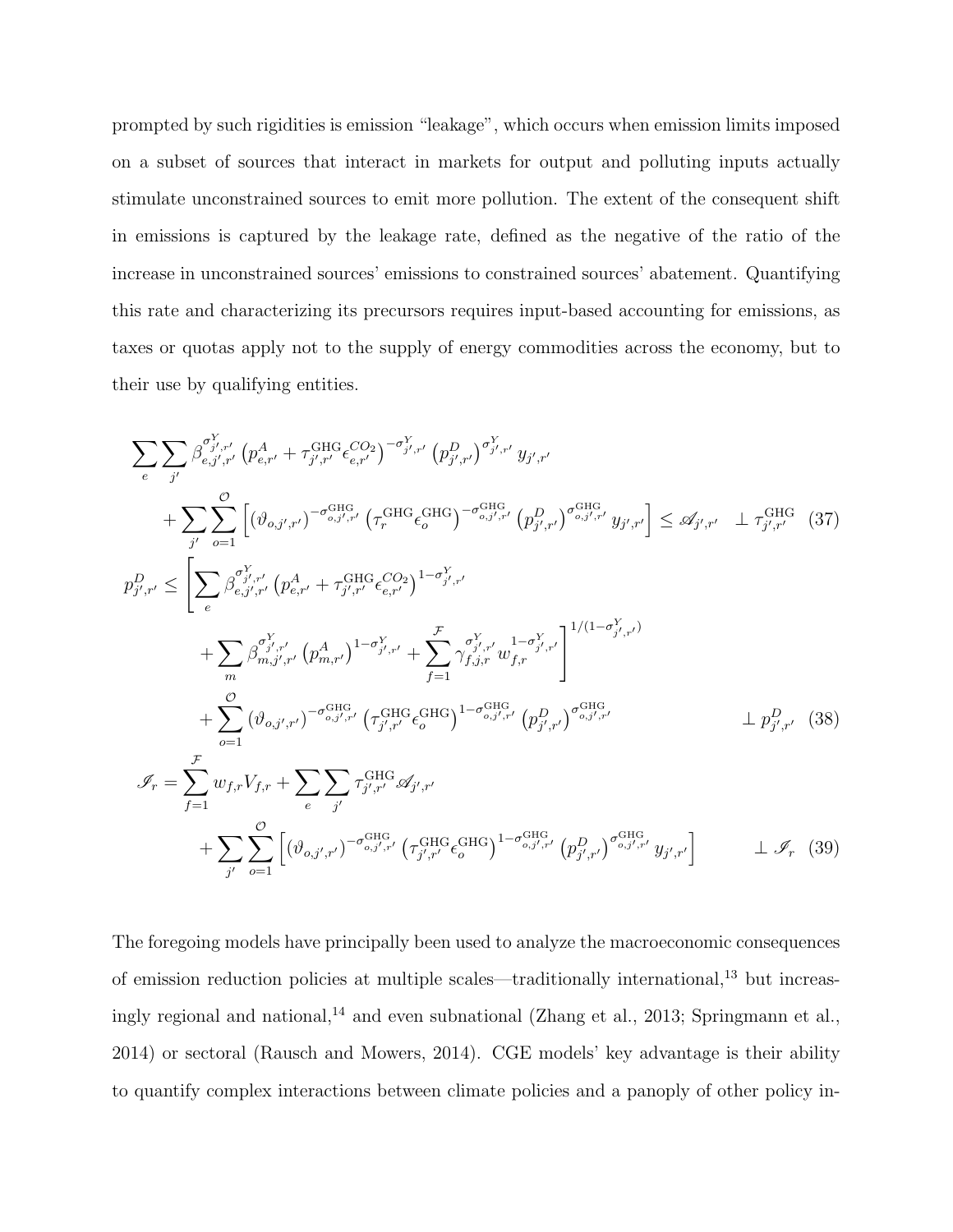prompted by such rigidities is emission "leakage", which occurs when emission limits imposed on a subset of sources that interact in markets for output and polluting inputs actually stimulate unconstrained sources to emit more pollution. The extent of the consequent shift in emissions is captured by the leakage rate, defined as the negative of the ratio of the increase in unconstrained sources' emissions to constrained sources' abatement. Quantifying this rate and characterizing its precursors requires input-based accounting for emissions, as taxes or quotas apply not to the supply of energy commodities across the economy, but to their use by qualifying entities.

$$
\begin{aligned}
&\sum_e \sum_{j'} \beta_{e,j',r'}^{\sigma^Y_{j',r'}} \left(p^A_{e,r'} + \tau^{\text{GHG}}_{j',r'} \epsilon^{CO_2}_{e,r'}\right)^{-\sigma^Y_{j',r'}} \left(p^D_{j',r'}\right)^{\sigma^Y_{j',r'}} y_{j',r'} \\
&\quad + \sum_{j'} \sum_{o=1}^{\mathcal{O}} \left[ \left(\vartheta_{o,j',r'}\right)^{-\sigma^{\text{GHG}}_{o,j',r'}} \left(\tau^{\text{GHG}}_r \epsilon^{\text{GHG}}_o\right)^{-\sigma^{\text{GHG}}_{o,j',r'}} \left(p^D_{j',r'}\right)^{\sigma^{\text{GHG}}_{o,j',r'}} y_{j',r'} \right] \leq \mathscr{A}_{j',r'} \quad \perp \tau^{\text{GHG}}_{j',r'} \quad (37)
\end{aligned}
$$

$$
\begin{aligned}
p^D_{j',r'} \leq &\left[ \sum_e \beta_{e,j',r'}^{\sigma^Y_{j',r'}} \left(p^A_{e,r'} + \tau^{\text{GHG}}_{j',r'} \epsilon^{CO_2}_{e,r'}\right)^{1-\sigma^Y_{j',r'}} \right. \\
&\quad \left. + \sum_m \beta_{m,j',r'}^{\sigma^Y_{j',r'}} \left(p^A_{m,r'}\right)^{1-\sigma^Y_{j',r'}} + \sum_{f=1}^{\mathcal{F}} \gamma_{f,j,r}^{\sigma^Y_{j',r'}} w_{f,r}^{1-\sigma^Y_{j',r'}} \right]^{1/(1-\sigma^Y_{j',r'})} \\
&\quad + \sum_{o=1}^{\mathcal{O}} \left(\vartheta_{o,j',r'}\right)^{-\sigma^{\text{GHG}}_{o,j',r'}} \left(\tau^{\text{GHG}}_{j',r'} \epsilon^{\text{GHG}}_o\right)^{1-\sigma^{\text{GHG}}_{o,j',r'}} \left(p^D_{j',r'}\right)^{\sigma^{\text{GHG}}_{o,j',r'}} \quad \perp p^D_{j',r'} \quad (38)
\end{aligned}
$$

$$
\begin{aligned}
\mathscr{I}_r = &\sum_{f=1}^{\mathcal{F}} w_{f,r} V_{f,r} + \sum_e \sum_{j'} \tau^{\text{GHG}}_{j',r'} \mathscr{A}_{j',r'} \\
&+ \sum_{j'} \sum_{o=1}^{\mathcal{O}} \left[ \left(\vartheta_{o,j',r'}\right)^{-\sigma^{\text{GHG}}_{o,j',r'}} \left(\tau^{\text{GHG}}_{j',r'} \epsilon^{\text{GHG}}_o\right)^{1-\sigma^{\text{GHG}}_{o,j',r'}} \left(p^D_{j',r'}\right)^{\sigma^{\text{GHG}}_{o,j',r'}} y_{j',r'} \right] \quad \perp \mathscr{I}_r \quad (39)
\end{aligned}
$$

The foregoing models have principally been used to analyze the macroeconomic consequences of emission reduction policies at multiple scales—traditionally international,[13] but increasingly regional and national,[14] and even subnational (Zhang et al., 2013; Springmann et al., 2014) or sectoral (Rausch and Mowers, 2014). CGE models' key advantage is their ability to quantify complex interactions between climate policies and a panoply of other policy in-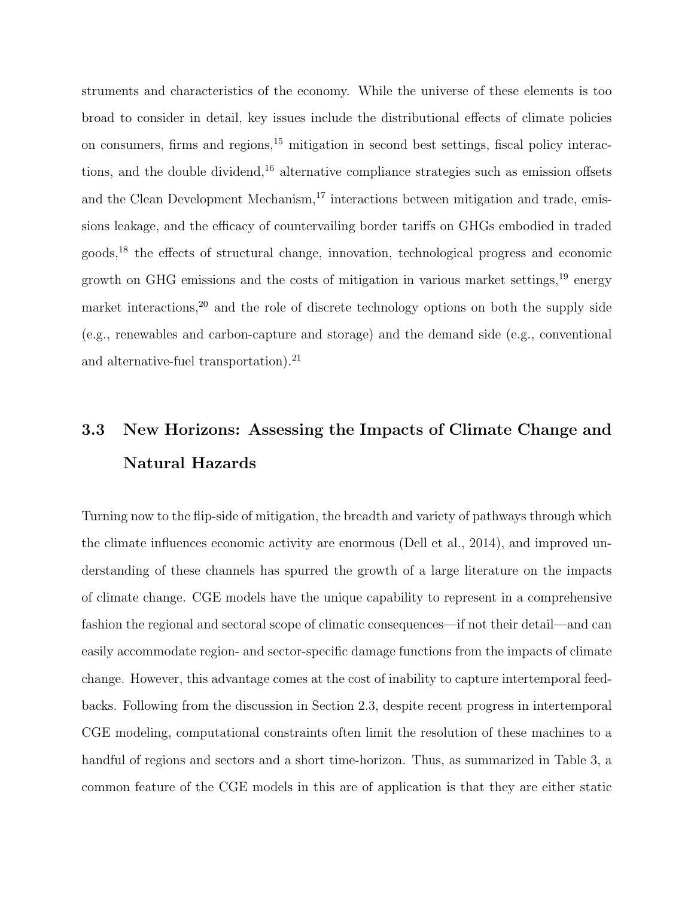struments and characteristics of the economy. While the universe of these elements is too broad to consider in detail, key issues include the distributional effects of climate policies on consumers, firms and regions,[15] mitigation in second best settings, fiscal policy interactions, and the double dividend,[16] alternative compliance strategies such as emission offsets and the Clean Development Mechanism,[17] interactions between mitigation and trade, emissions leakage, and the efficacy of countervailing border tariffs on GHGs embodied in traded goods,[18] the effects of structural change, innovation, technological progress and economic growth on GHG emissions and the costs of mitigation in various market settings,[19] energy market interactions,[20] and the role of discrete technology options on both the supply side (e.g., renewables and carbon-capture and storage) and the demand side (e.g., conventional and alternative-fuel transportation).[21]

## 3.3 New Horizons: Assessing the Impacts of Climate Change and Natural Hazards

Turning now to the flip-side of mitigation, the breadth and variety of pathways through which the climate influences economic activity are enormous (Dell et al., 2014), and improved understanding of these channels has spurred the growth of a large literature on the impacts of climate change. CGE models have the unique capability to represent in a comprehensive fashion the regional and sectoral scope of climatic consequences—if not their detail—and can easily accommodate region- and sector-specific damage functions from the impacts of climate change. However, this advantage comes at the cost of inability to capture intertemporal feedbacks. Following from the discussion in Section 2.3, despite recent progress in intertemporal CGE modeling, computational constraints often limit the resolution of these machines to a handful of regions and sectors and a short time-horizon. Thus, as summarized in Table 3, a common feature of the CGE models in this are of application is that they are either static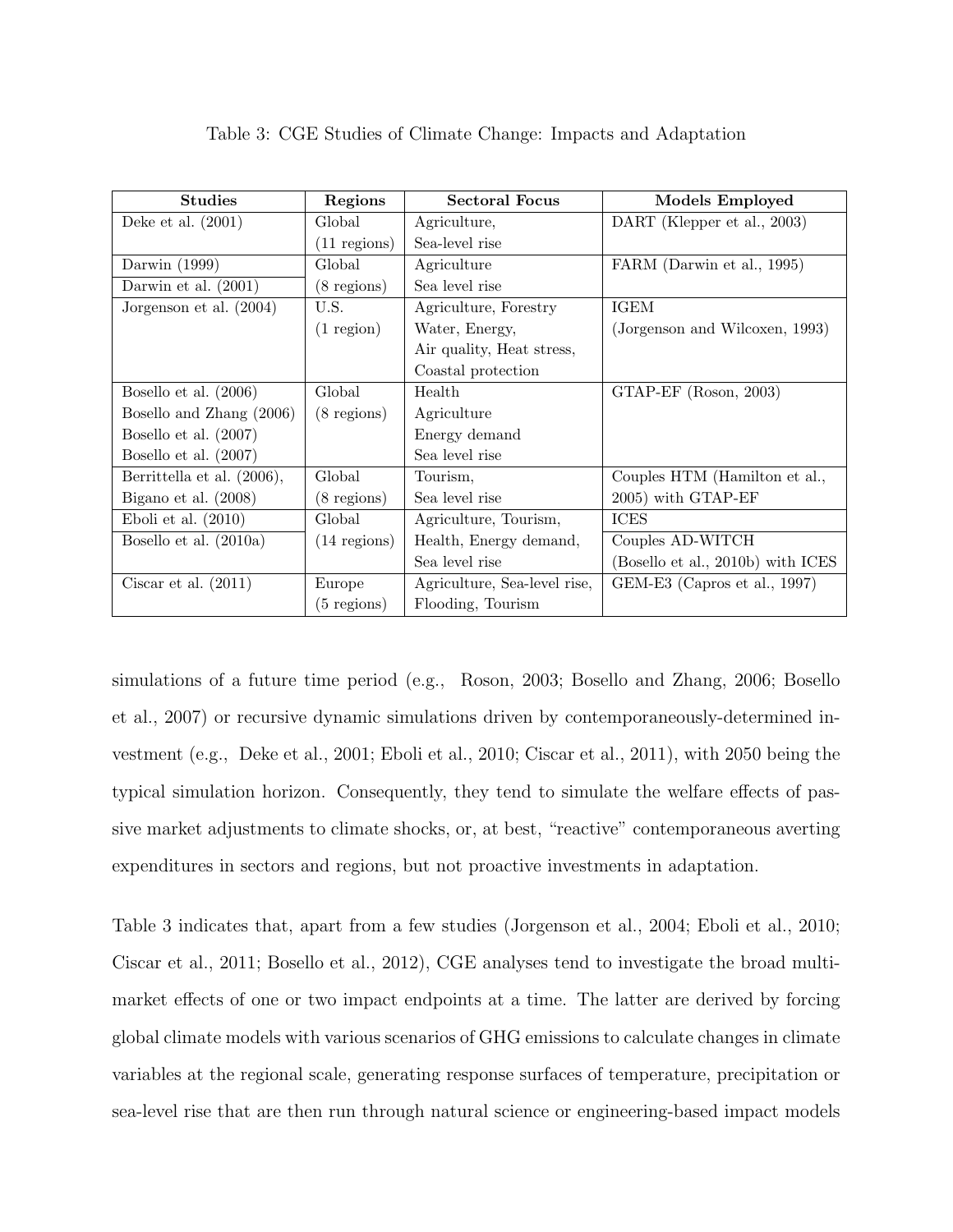Table 3: CGE Studies of Climate Change: Impacts and Adaptation

| Studies | Regions | Sectoral Focus | Models Employed |
|---|---|---|---|
| Deke et al. (2001) | Global (11 regions) | Agriculture, Sea-level rise | DART (Klepper et al., 2003) |
| Darwin (1999) Darwin et al. (2001) | Global (8 regions) | Agriculture Sea level rise | FARM (Darwin et al., 1995) |
| Jorgenson et al. (2004) | U.S. (1 region) | Agriculture, Forestry Water, Energy, Air quality, Heat stress, Coastal protection | IGEM (Jorgenson and Wilcoxen, 1993) |
| Bosello et al. (2006) Bosello and Zhang (2006) Bosello et al. (2007) Bosello et al. (2007) | Global (8 regions) | Health Agriculture Energy demand Sea level rise | GTAP-EF (Roson, 2003) |
| Berrittella et al. (2006), Bigano et al. (2008) | Global (8 regions) | Tourism, Sea level rise | Couples HTM (Hamilton et al., 2005) with GTAP-EF |
| Eboli et al. (2010) | Global (14 regions) | Agriculture, Tourism, Health, Energy demand, Sea level rise | ICES |
| Bosello et al. (2010a) | | | Couples AD-WITCH (Bosello et al., 2010b) with ICES |
| Ciscar et al. (2011) | Europe (5 regions) | Agriculture, Sea-level rise, Flooding, Tourism | GEM-E3 (Capros et al., 1997) |

simulations of a future time period (e.g., Roson, 2003; Bosello and Zhang, 2006; Bosello et al., 2007) or recursive dynamic simulations driven by contemporaneously-determined investment (e.g., Deke et al., 2001; Eboli et al., 2010; Ciscar et al., 2011), with 2050 being the typical simulation horizon. Consequently, they tend to simulate the welfare effects of passive market adjustments to climate shocks, or, at best, "reactive" contemporaneous averting expenditures in sectors and regions, but not proactive investments in adaptation.

Table 3 indicates that, apart from a few studies (Jorgenson et al., 2004; Eboli et al., 2010; Ciscar et al., 2011; Bosello et al., 2012), CGE analyses tend to investigate the broad multi-market effects of one or two impact endpoints at a time. The latter are derived by forcing global climate models with various scenarios of GHG emissions to calculate changes in climate variables at the regional scale, generating response surfaces of temperature, precipitation or sea-level rise that are then run through natural science or engineering-based impact models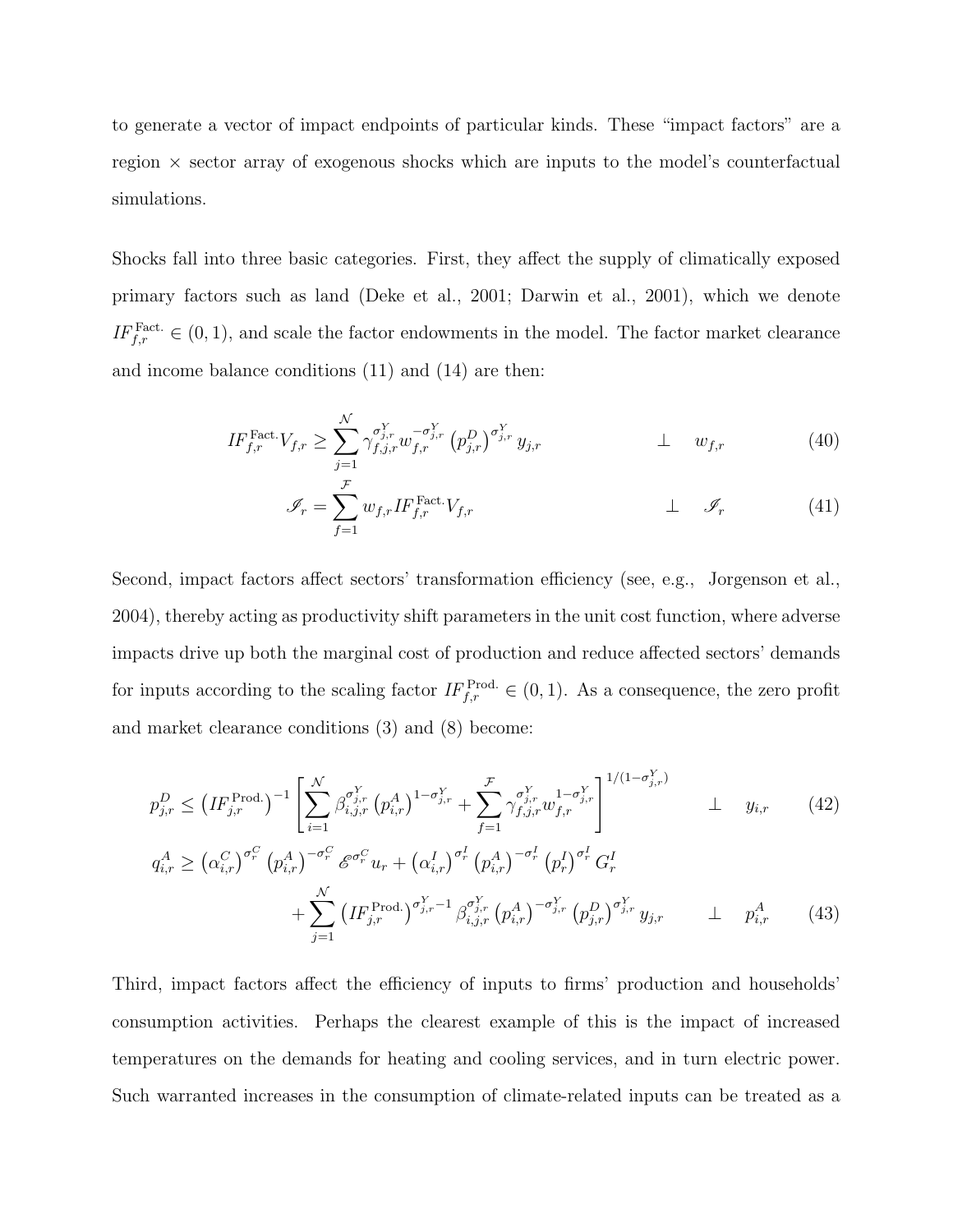to generate a vector of impact endpoints of particular kinds. These "impact factors" are a region × sector array of exogenous shocks which are inputs to the model's counterfactual simulations.

Shocks fall into three basic categories. First, they affect the supply of climatically exposed primary factors such as land (Deke et al., 2001; Darwin et al., 2001), which we denote $IF^{\text{Fact.}}_{f,r} \in (0,1)$, and scale the factor endowments in the model. The factor market clearance and income balance conditions (11) and (14) are then:

$$IF^{\text{Fact.}}_{f,r} V_{f,r} \geq \sum_{j=1}^{\mathcal{N}} \gamma_{f,j,r}^{\sigma^Y_{j,r}} w_{f,r}^{-\sigma^Y_{j,r}} \left(p^D_{j,r}\right)^{\sigma^Y_{j,r}} y_{j,r} \qquad \perp \quad w_{f,r} \tag{40}$$

$$\mathscr{I}_r = \sum_{f=1}^{\mathcal{F}} w_{f,r} IF^{\text{Fact.}}_{f,r} V_{f,r} \qquad \perp \quad \mathscr{I}_r \tag{41}$$

Second, impact factors affect sectors' transformation efficiency (see, e.g., Jorgenson et al., 2004), thereby acting as productivity shift parameters in the unit cost function, where adverse impacts drive up both the marginal cost of production and reduce affected sectors' demands for inputs according to the scaling factor $IF^{\text{Prod.}}_{f,r} \in (0,1)$. As a consequence, the zero profit and market clearance conditions (3) and (8) become:

$$p^D_{j,r} \leq \left(IF^{\text{Prod.}}_{j,r}\right)^{-1} \left[ \sum_{i=1}^{\mathcal{N}} \beta_{i,j,r}^{\sigma^Y_{j,r}} \left(p^A_{i,r}\right)^{1-\sigma^Y_{j,r}} + \sum_{f=1}^{\mathcal{F}} \gamma_{f,j,r}^{\sigma^Y_{j,r}} w_{f,r}^{1-\sigma^Y_{j,r}} \right]^{1/(1-\sigma^Y_{j,r})} \qquad \perp \quad y_{i,r} \tag{42}$$

$$\begin{aligned} q^A_{i,r} \geq {} & \left(\alpha^C_{i,r}\right)^{\sigma^C_r} \left(p^A_{i,r}\right)^{-\sigma^C_r} \mathscr{E}^{\sigma^C_r} u_r + \left(\alpha^I_{i,r}\right)^{\sigma^I_r} \left(p^A_{i,r}\right)^{-\sigma^I_r} \left(p^I_r\right)^{\sigma^I_r} G^I_r \\ & + \sum_{j=1}^{\mathcal{N}} \left(IF^{\text{Prod.}}_{j,r}\right)^{\sigma^Y_{j,r}-1} \beta_{i,j,r}^{\sigma^Y_{j,r}} \left(p^A_{i,r}\right)^{-\sigma^Y_{j,r}} \left(p^D_{j,r}\right)^{\sigma^Y_{j,r}} y_{j,r} \qquad \perp \quad p^A_{i,r} \end{aligned} \tag{43}$$

Third, impact factors affect the efficiency of inputs to firms' production and households' consumption activities. Perhaps the clearest example of this is the impact of increased temperatures on the demands for heating and cooling services, and in turn electric power. Such warranted increases in the consumption of climate-related inputs can be treated as a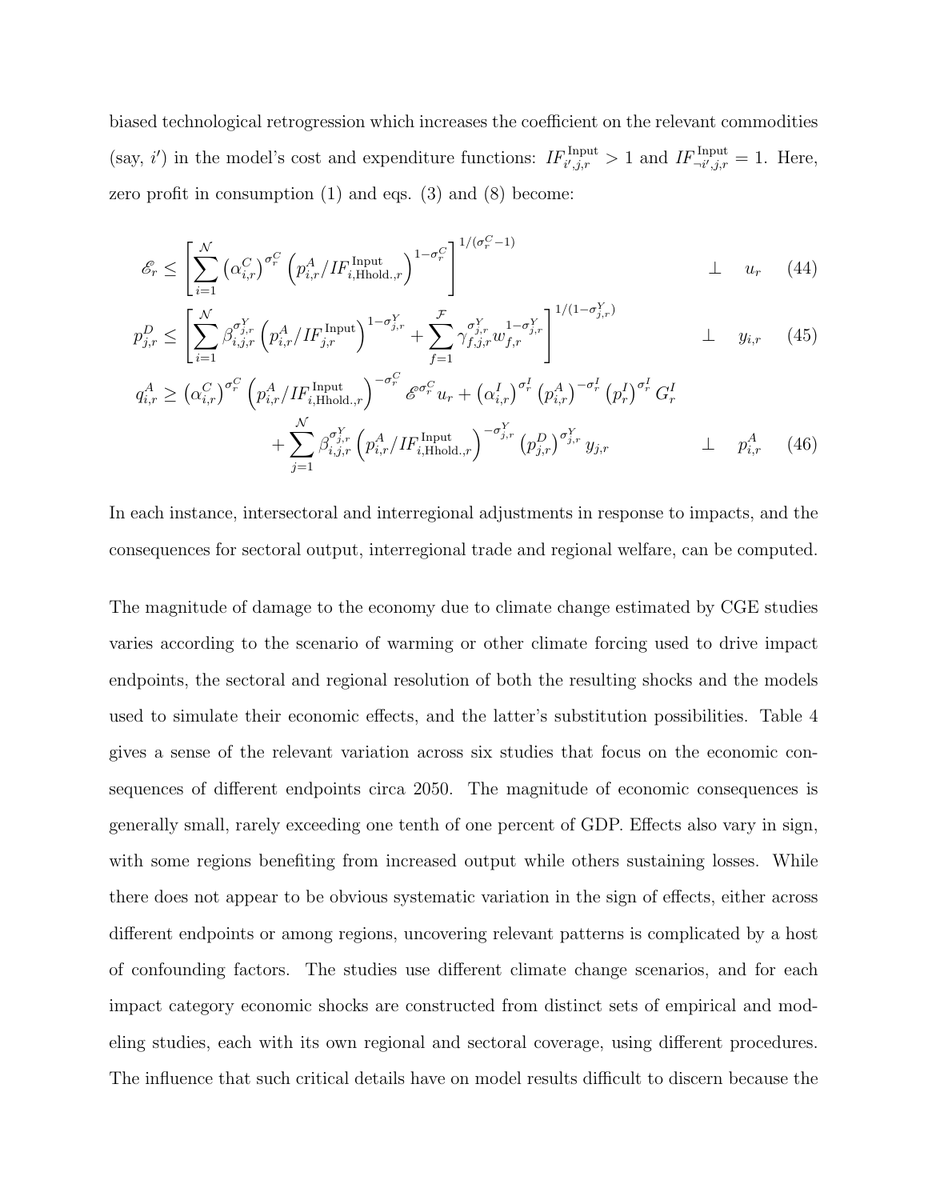biased technological retrogression which increases the coefficient on the relevant commodities (say, $i'$) in the model's cost and expenditure functions: $IF^{\text{Input}}_{i',j,r} > 1$ and $IF^{\text{Input}}_{\neg i',j,r} = 1$. Here, zero profit in consumption (1) and eqs. (3) and (8) become:

$$\mathscr{E}_r \leq \left[ \sum_{i=1}^{\mathcal{N}} \left(\alpha^C_{i,r}\right)^{\sigma^C_r} \left(p^A_{i,r}/IF^{\text{Input}}_{i,\text{Hhold.},r}\right)^{1-\sigma^C_r} \right]^{1/(\sigma^C_r - 1)} \quad \perp \quad u_r \qquad (44)$$

$$p^D_{j,r} \leq \left[ \sum_{i=1}^{\mathcal{N}} \beta^{\sigma^Y_{j,r}}_{i,j,r} \left(p^A_{i,r}/IF^{\text{Input}}_{j,r}\right)^{1-\sigma^Y_{j,r}} + \sum_{f=1}^{\mathcal{F}} \gamma^{\sigma^Y_{j,r}}_{f,j,r} w^{1-\sigma^Y_{j,r}}_{f,r} \right]^{1/(1-\sigma^Y_{j,r})} \quad \perp \quad y_{i,r} \qquad (45)$$

$$\begin{aligned} q^A_{i,r} \geq & \left(\alpha^C_{i,r}\right)^{\sigma^C_r} \left(p^A_{i,r}/IF^{\text{Input}}_{i,\text{Hhold.},r}\right)^{-\sigma^C_r} \mathscr{E}^{\sigma^C_r} u_r + \left(\alpha^I_{i,r}\right)^{\sigma^I_r} \left(p^A_{i,r}\right)^{-\sigma^I_r} \left(p^I_r\right)^{\sigma^I_r} G^I_r \\ & + \sum_{j=1}^{\mathcal{N}} \beta^{\sigma^Y_{j,r}}_{i,j,r} \left(p^A_{i,r}/IF^{\text{Input}}_{i,\text{Hhold.},r}\right)^{-\sigma^Y_{j,r}} \left(p^D_{j,r}\right)^{\sigma^Y_{j,r}} y_{j,r} \quad \perp \quad p^A_{i,r} \end{aligned} \qquad (46)$$

In each instance, intersectoral and interregional adjustments in response to impacts, and the consequences for sectoral output, interregional trade and regional welfare, can be computed.

The magnitude of damage to the economy due to climate change estimated by CGE studies varies according to the scenario of warming or other climate forcing used to drive impact endpoints, the sectoral and regional resolution of both the resulting shocks and the models used to simulate their economic effects, and the latter's substitution possibilities. Table 4 gives a sense of the relevant variation across six studies that focus on the economic consequences of different endpoints circa 2050. The magnitude of economic consequences is generally small, rarely exceeding one tenth of one percent of GDP. Effects also vary in sign, with some regions benefiting from increased output while others sustaining losses. While there does not appear to be obvious systematic variation in the sign of effects, either across different endpoints or among regions, uncovering relevant patterns is complicated by a host of confounding factors. The studies use different climate change scenarios, and for each impact category economic shocks are constructed from distinct sets of empirical and modeling studies, each with its own regional and sectoral coverage, using different procedures. The influence that such critical details have on model results difficult to discern because the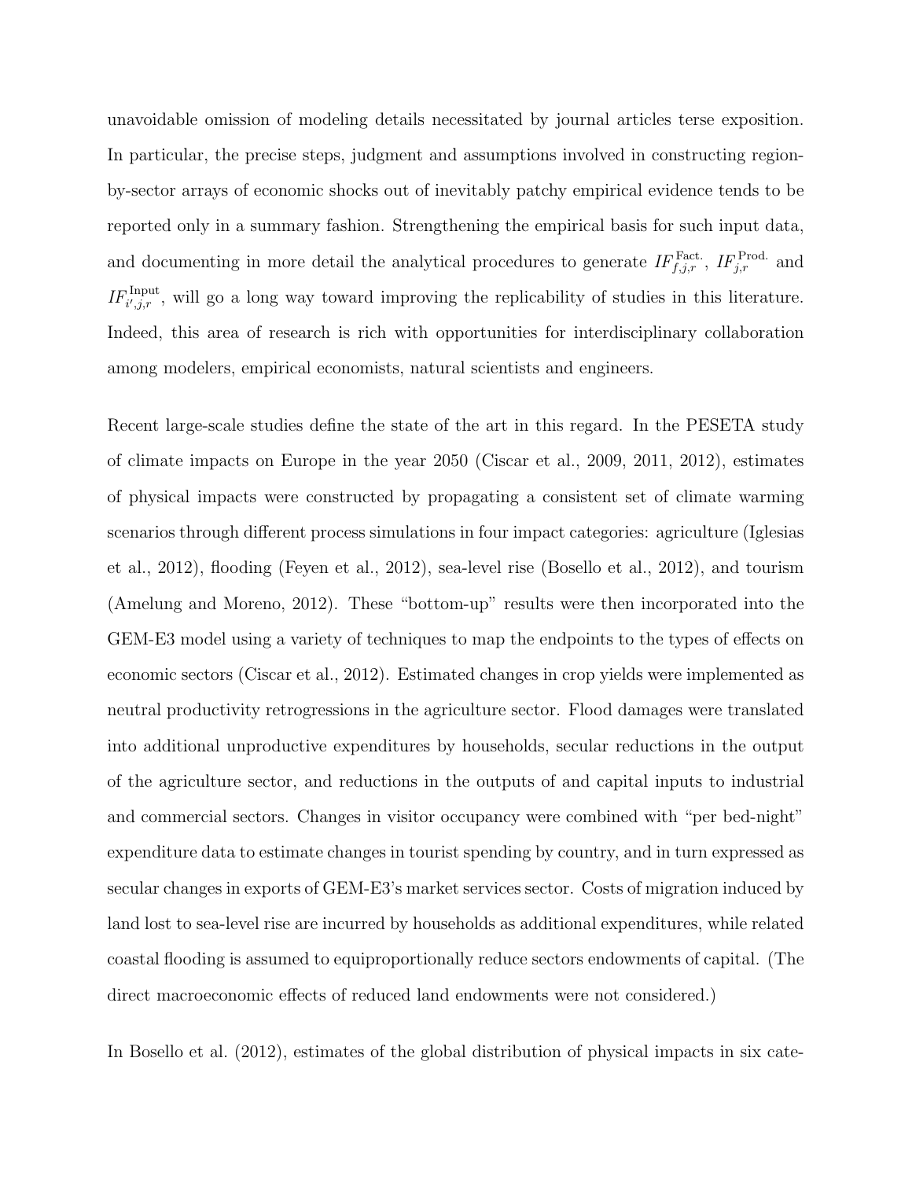unavoidable omission of modeling details necessitated by journal articles terse exposition. In particular, the precise steps, judgment and assumptions involved in constructing region-by-sector arrays of economic shocks out of inevitably patchy empirical evidence tends to be reported only in a summary fashion. Strengthening the empirical basis for such input data, and documenting in more detail the analytical procedures to generate $IF^{\text{Fact.}}_{f,j,r}$, $IF^{\text{Prod.}}_{j,r}$ and $IF^{\text{Input}}_{i',j,r}$, will go a long way toward improving the replicability of studies in this literature. Indeed, this area of research is rich with opportunities for interdisciplinary collaboration among modelers, empirical economists, natural scientists and engineers.

Recent large-scale studies define the state of the art in this regard. In the PESETA study of climate impacts on Europe in the year 2050 (Ciscar et al., 2009, 2011, 2012), estimates of physical impacts were constructed by propagating a consistent set of climate warming scenarios through different process simulations in four impact categories: agriculture (Iglesias et al., 2012), flooding (Feyen et al., 2012), sea-level rise (Bosello et al., 2012), and tourism (Amelung and Moreno, 2012). These "bottom-up" results were then incorporated into the GEM-E3 model using a variety of techniques to map the endpoints to the types of effects on economic sectors (Ciscar et al., 2012). Estimated changes in crop yields were implemented as neutral productivity retrogressions in the agriculture sector. Flood damages were translated into additional unproductive expenditures by households, secular reductions in the output of the agriculture sector, and reductions in the outputs of and capital inputs to industrial and commercial sectors. Changes in visitor occupancy were combined with "per bed-night" expenditure data to estimate changes in tourist spending by country, and in turn expressed as secular changes in exports of GEM-E3's market services sector. Costs of migration induced by land lost to sea-level rise are incurred by households as additional expenditures, while related coastal flooding is assumed to equiproportionally reduce sectors endowments of capital. (The direct macroeconomic effects of reduced land endowments were not considered.)

In Bosello et al. (2012), estimates of the global distribution of physical impacts in six cate-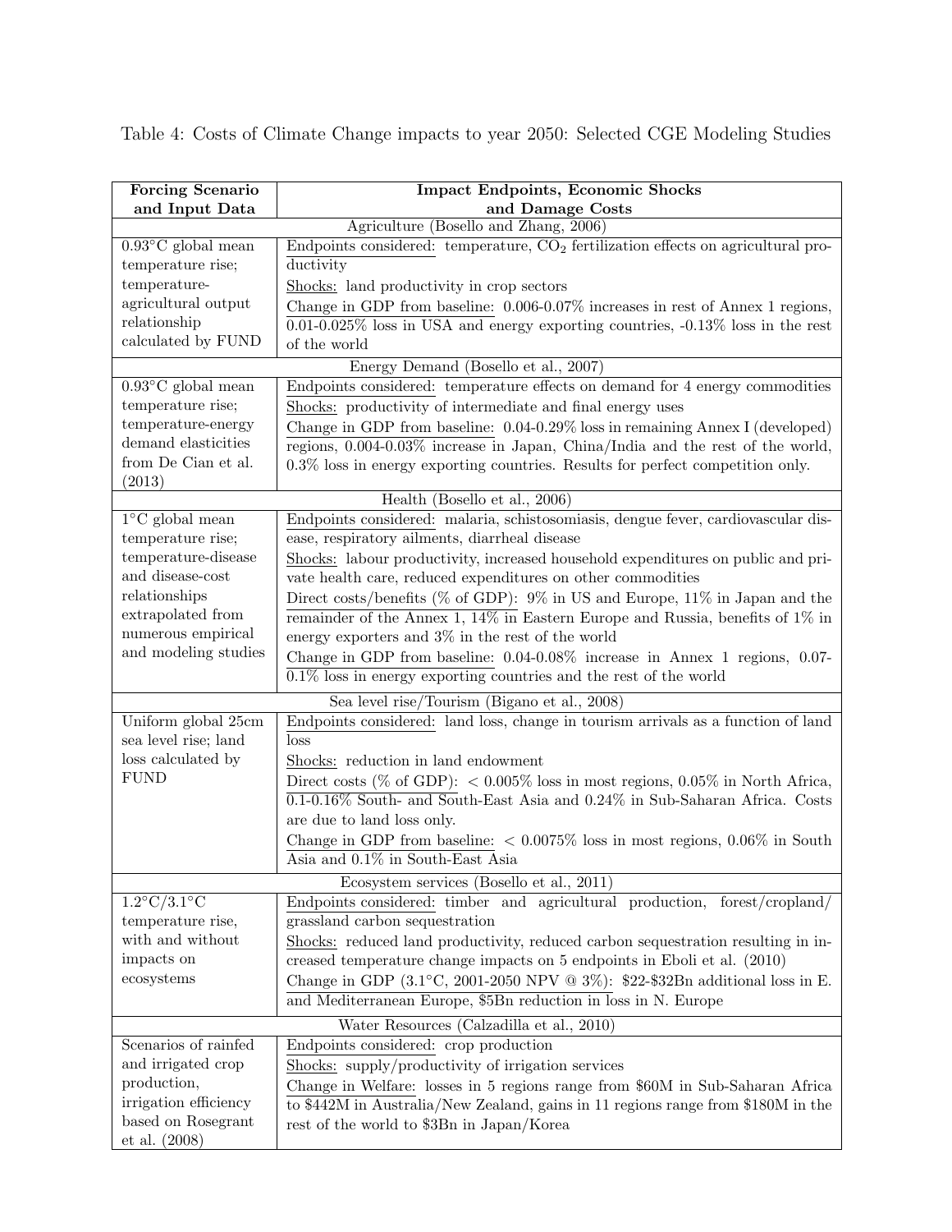Table 4: Costs of Climate Change impacts to year 2050: Selected CGE Modeling Studies

| Forcing Scenario and Input Data | Impact Endpoints, Economic Shocks and Damage Costs |
|---|---|
| | Agriculture (Bosello and Zhang, 2006) |
| 0.93°C global mean temperature rise; temperature-agricultural output relationship calculated by FUND | Endpoints considered: temperature, $CO_2$ fertilization effects on agricultural productivity<br>Shocks: land productivity in crop sectors<br>Change in GDP from baseline: 0.006-0.07% increases in rest of Annex 1 regions, 0.01-0.025% loss in USA and energy exporting countries, -0.13% loss in the rest of the world |
| | Energy Demand (Bosello et al., 2007) |
| 0.93°C global mean temperature rise; temperature-energy demand elasticities from De Cian et al. (2013) | Endpoints considered: temperature effects on demand for 4 energy commodities<br>Shocks: productivity of intermediate and final energy uses<br>Change in GDP from baseline: 0.04-0.29% loss in remaining Annex I (developed) regions, 0.004-0.03% increase in Japan, China/India and the rest of the world, 0.3% loss in energy exporting countries. Results for perfect competition only. |
| | Health (Bosello et al., 2006) |
| 1°C global mean temperature rise; temperature-disease and disease-cost relationships extrapolated from numerous empirical and modeling studies | Endpoints considered: malaria, schistosomiasis, dengue fever, cardiovascular disease, respiratory ailments, diarrheal disease<br>Shocks: labour productivity, increased household expenditures on public and private health care, reduced expenditures on other commodities<br>Direct costs/benefits (% of GDP): 9% in US and Europe, 11% in Japan and the remainder of the Annex 1, 14% in Eastern Europe and Russia, benefits of 1% in energy exporters and 3% in the rest of the world<br>Change in GDP from baseline: 0.04-0.08% increase in Annex 1 regions, 0.07-0.1% loss in energy exporting countries and the rest of the world |
| | Sea level rise/Tourism (Bigano et al., 2008) |
| Uniform global 25cm sea level rise; land loss calculated by FUND | Endpoints considered: land loss, change in tourism arrivals as a function of land loss<br>Shocks: reduction in land endowment<br>Direct costs (% of GDP): < 0.005% loss in most regions, 0.05% in North Africa, 0.1-0.16% South- and South-East Asia and 0.24% in Sub-Saharan Africa. Costs are due to land loss only.<br>Change in GDP from baseline: < 0.0075% loss in most regions, 0.06% in South Asia and 0.1% in South-East Asia |
| | Ecosystem services (Bosello et al., 2011) |
| 1.2°C/3.1°C temperature rise, with and without impacts on ecosystems | Endpoints considered: timber and agricultural production, forest/cropland/grassland carbon sequestration<br>Shocks: reduced land productivity, reduced carbon sequestration resulting in increased temperature change impacts on 5 endpoints in Eboli et al. (2010)<br>Change in GDP (3.1°C, 2001-2050 NPV @ 3%): $22-$32Bn additional loss in E. and Mediterranean Europe, $5Bn reduction in loss in N. Europe |
| | Water Resources (Calzadilla et al., 2010) |
| Scenarios of rainfed and irrigated crop production, irrigation efficiency based on Rosegrant et al. (2008) | Endpoints considered: crop production<br>Shocks: supply/productivity of irrigation services<br>Change in Welfare: losses in 5 regions range from $60M in Sub-Saharan Africa to $442M in Australia/New Zealand, gains in 11 regions range from $180M in the rest of the world to $3Bn in Japan/Korea |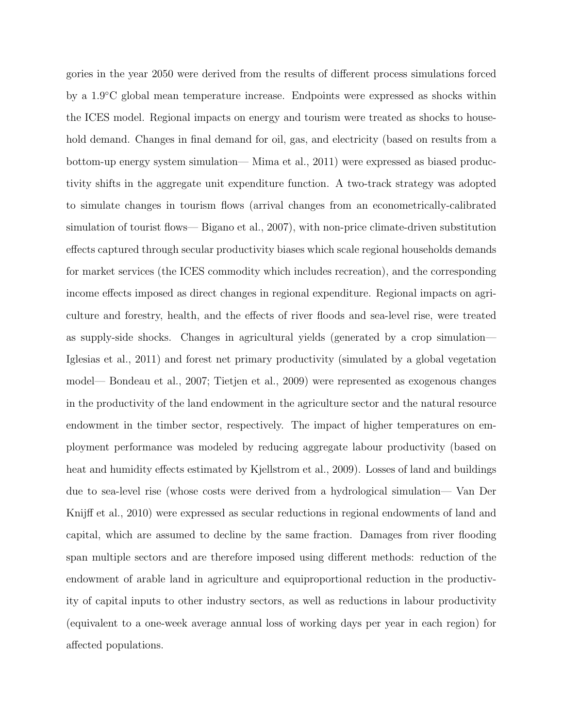gories in the year 2050 were derived from the results of different process simulations forced by a 1.9°C global mean temperature increase. Endpoints were expressed as shocks within the ICES model. Regional impacts on energy and tourism were treated as shocks to household demand. Changes in final demand for oil, gas, and electricity (based on results from a bottom-up energy system simulation— Mima et al., 2011) were expressed as biased productivity shifts in the aggregate unit expenditure function. A two-track strategy was adopted to simulate changes in tourism flows (arrival changes from an econometrically-calibrated simulation of tourist flows— Bigano et al., 2007), with non-price climate-driven substitution effects captured through secular productivity biases which scale regional households demands for market services (the ICES commodity which includes recreation), and the corresponding income effects imposed as direct changes in regional expenditure. Regional impacts on agriculture and forestry, health, and the effects of river floods and sea-level rise, were treated as supply-side shocks. Changes in agricultural yields (generated by a crop simulation— Iglesias et al., 2011) and forest net primary productivity (simulated by a global vegetation model— Bondeau et al., 2007; Tietjen et al., 2009) were represented as exogenous changes in the productivity of the land endowment in the agriculture sector and the natural resource endowment in the timber sector, respectively. The impact of higher temperatures on employment performance was modeled by reducing aggregate labour productivity (based on heat and humidity effects estimated by Kjellstrom et al., 2009). Losses of land and buildings due to sea-level rise (whose costs were derived from a hydrological simulation— Van Der Knijff et al., 2010) were expressed as secular reductions in regional endowments of land and capital, which are assumed to decline by the same fraction. Damages from river flooding span multiple sectors and are therefore imposed using different methods: reduction of the endowment of arable land in agriculture and equiproportional reduction in the productivity of capital inputs to other industry sectors, as well as reductions in labour productivity (equivalent to a one-week average annual loss of working days per year in each region) for affected populations.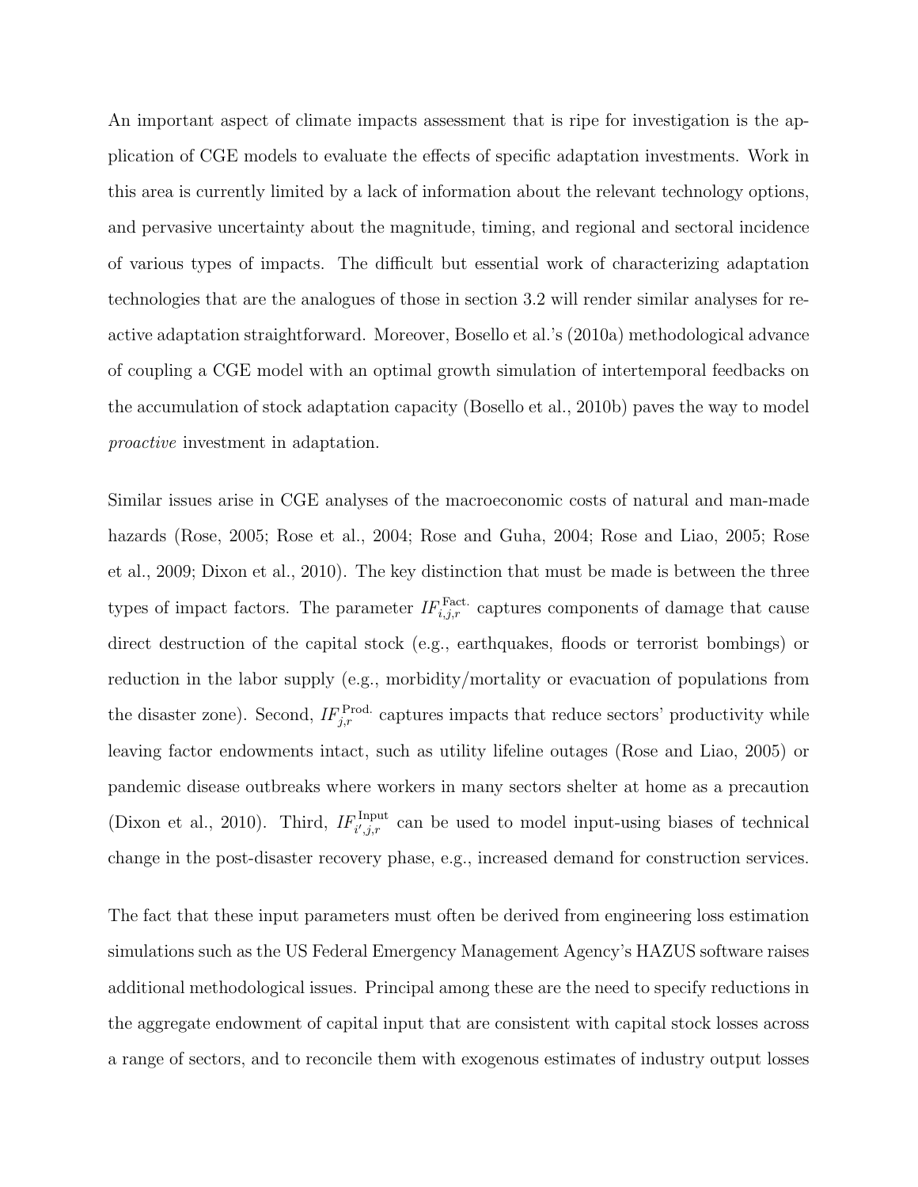An important aspect of climate impacts assessment that is ripe for investigation is the application of CGE models to evaluate the effects of specific adaptation investments. Work in this area is currently limited by a lack of information about the relevant technology options, and pervasive uncertainty about the magnitude, timing, and regional and sectoral incidence of various types of impacts. The difficult but essential work of characterizing adaptation technologies that are the analogues of those in section 3.2 will render similar analyses for reactive adaptation straightforward. Moreover, Bosello et al.'s (2010a) methodological advance of coupling a CGE model with an optimal growth simulation of intertemporal feedbacks on the accumulation of stock adaptation capacity (Bosello et al., 2010b) paves the way to model *proactive* investment in adaptation.

Similar issues arise in CGE analyses of the macroeconomic costs of natural and man-made hazards (Rose, 2005; Rose et al., 2004; Rose and Guha, 2004; Rose and Liao, 2005; Rose et al., 2009; Dixon et al., 2010). The key distinction that must be made is between the three types of impact factors. The parameter $IF^{\text{Fact.}}_{i,j,r}$ captures components of damage that cause direct destruction of the capital stock (e.g., earthquakes, floods or terrorist bombings) or reduction in the labor supply (e.g., morbidity/mortality or evacuation of populations from the disaster zone). Second, $IF^{\text{Prod.}}_{j,r}$ captures impacts that reduce sectors' productivity while leaving factor endowments intact, such as utility lifeline outages (Rose and Liao, 2005) or pandemic disease outbreaks where workers in many sectors shelter at home as a precaution (Dixon et al., 2010). Third, $IF^{\text{Input}}_{i',j,r}$ can be used to model input-using biases of technical change in the post-disaster recovery phase, e.g., increased demand for construction services.

The fact that these input parameters must often be derived from engineering loss estimation simulations such as the US Federal Emergency Management Agency's HAZUS software raises additional methodological issues. Principal among these are the need to specify reductions in the aggregate endowment of capital input that are consistent with capital stock losses across a range of sectors, and to reconcile them with exogenous estimates of industry output losses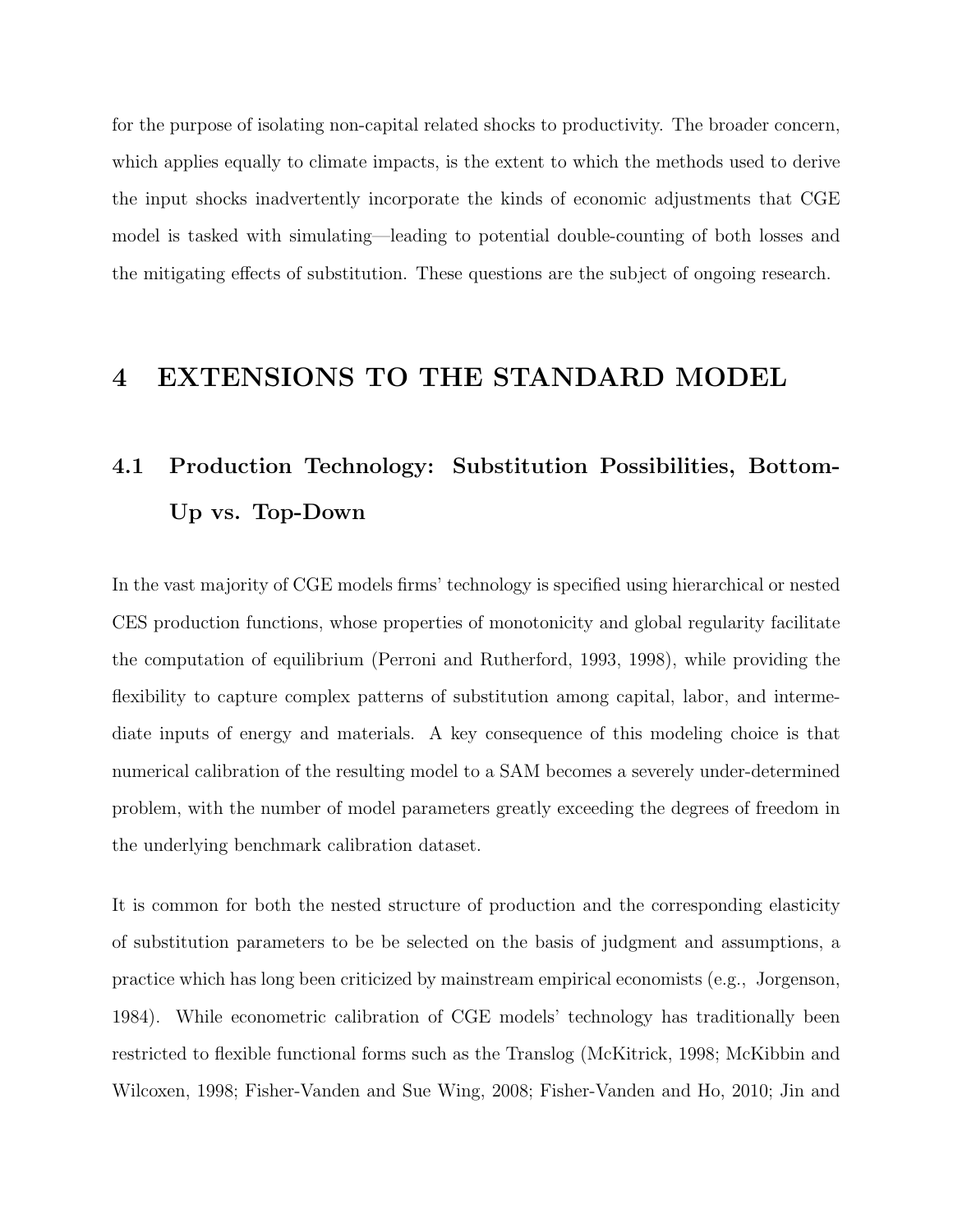for the purpose of isolating non-capital related shocks to productivity. The broader concern, which applies equally to climate impacts, is the extent to which the methods used to derive the input shocks inadvertently incorporate the kinds of economic adjustments that CGE model is tasked with simulating—leading to potential double-counting of both losses and the mitigating effects of substitution. These questions are the subject of ongoing research.

# 4 EXTENSIONS TO THE STANDARD MODEL

## 4.1 Production Technology: Substitution Possibilities, Bottom-Up vs. Top-Down

In the vast majority of CGE models firms' technology is specified using hierarchical or nested CES production functions, whose properties of monotonicity and global regularity facilitate the computation of equilibrium (Perroni and Rutherford, 1993, 1998), while providing the flexibility to capture complex patterns of substitution among capital, labor, and intermediate inputs of energy and materials. A key consequence of this modeling choice is that numerical calibration of the resulting model to a SAM becomes a severely under-determined problem, with the number of model parameters greatly exceeding the degrees of freedom in the underlying benchmark calibration dataset.

It is common for both the nested structure of production and the corresponding elasticity of substitution parameters to be be selected on the basis of judgment and assumptions, a practice which has long been criticized by mainstream empirical economists (e.g., Jorgenson, 1984). While econometric calibration of CGE models' technology has traditionally been restricted to flexible functional forms such as the Translog (McKitrick, 1998; McKibbin and Wilcoxen, 1998; Fisher-Vanden and Sue Wing, 2008; Fisher-Vanden and Ho, 2010; Jin and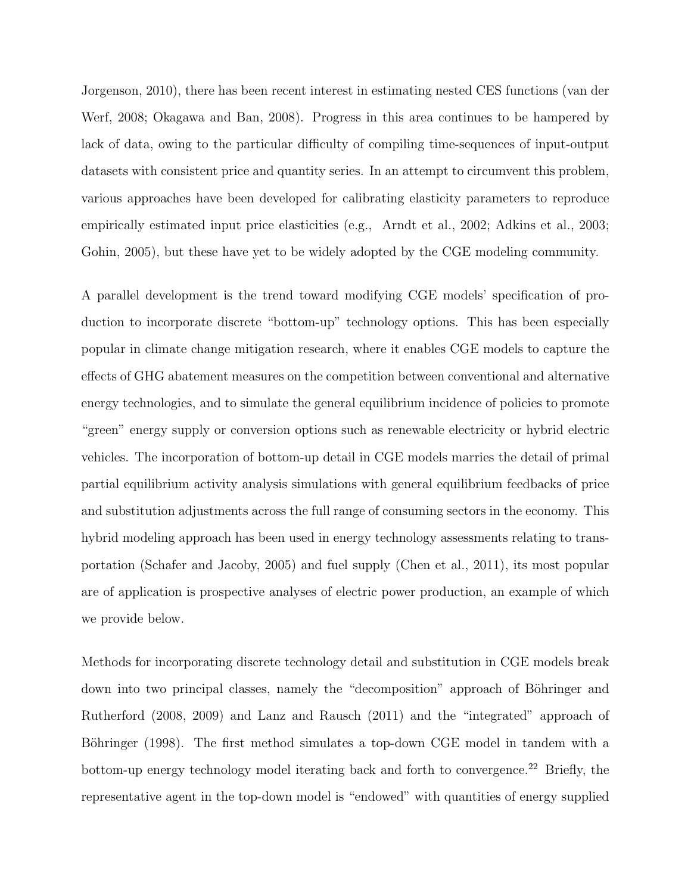Jorgenson, 2010), there has been recent interest in estimating nested CES functions (van der Werf, 2008; Okagawa and Ban, 2008). Progress in this area continues to be hampered by lack of data, owing to the particular difficulty of compiling time-sequences of input-output datasets with consistent price and quantity series. In an attempt to circumvent this problem, various approaches have been developed for calibrating elasticity parameters to reproduce empirically estimated input price elasticities (e.g., Arndt et al., 2002; Adkins et al., 2003; Gohin, 2005), but these have yet to be widely adopted by the CGE modeling community.

A parallel development is the trend toward modifying CGE models' specification of production to incorporate discrete "bottom-up" technology options. This has been especially popular in climate change mitigation research, where it enables CGE models to capture the effects of GHG abatement measures on the competition between conventional and alternative energy technologies, and to simulate the general equilibrium incidence of policies to promote "green" energy supply or conversion options such as renewable electricity or hybrid electric vehicles. The incorporation of bottom-up detail in CGE models marries the detail of primal partial equilibrium activity analysis simulations with general equilibrium feedbacks of price and substitution adjustments across the full range of consuming sectors in the economy. This hybrid modeling approach has been used in energy technology assessments relating to transportation (Schafer and Jacoby, 2005) and fuel supply (Chen et al., 2011), its most popular are of application is prospective analyses of electric power production, an example of which we provide below.

Methods for incorporating discrete technology detail and substitution in CGE models break down into two principal classes, namely the "decomposition" approach of Böhringer and Rutherford (2008, 2009) and Lanz and Rausch (2011) and the "integrated" approach of Böhringer (1998). The first method simulates a top-down CGE model in tandem with a bottom-up energy technology model iterating back and forth to convergence.[22] Briefly, the representative agent in the top-down model is "endowed" with quantities of energy supplied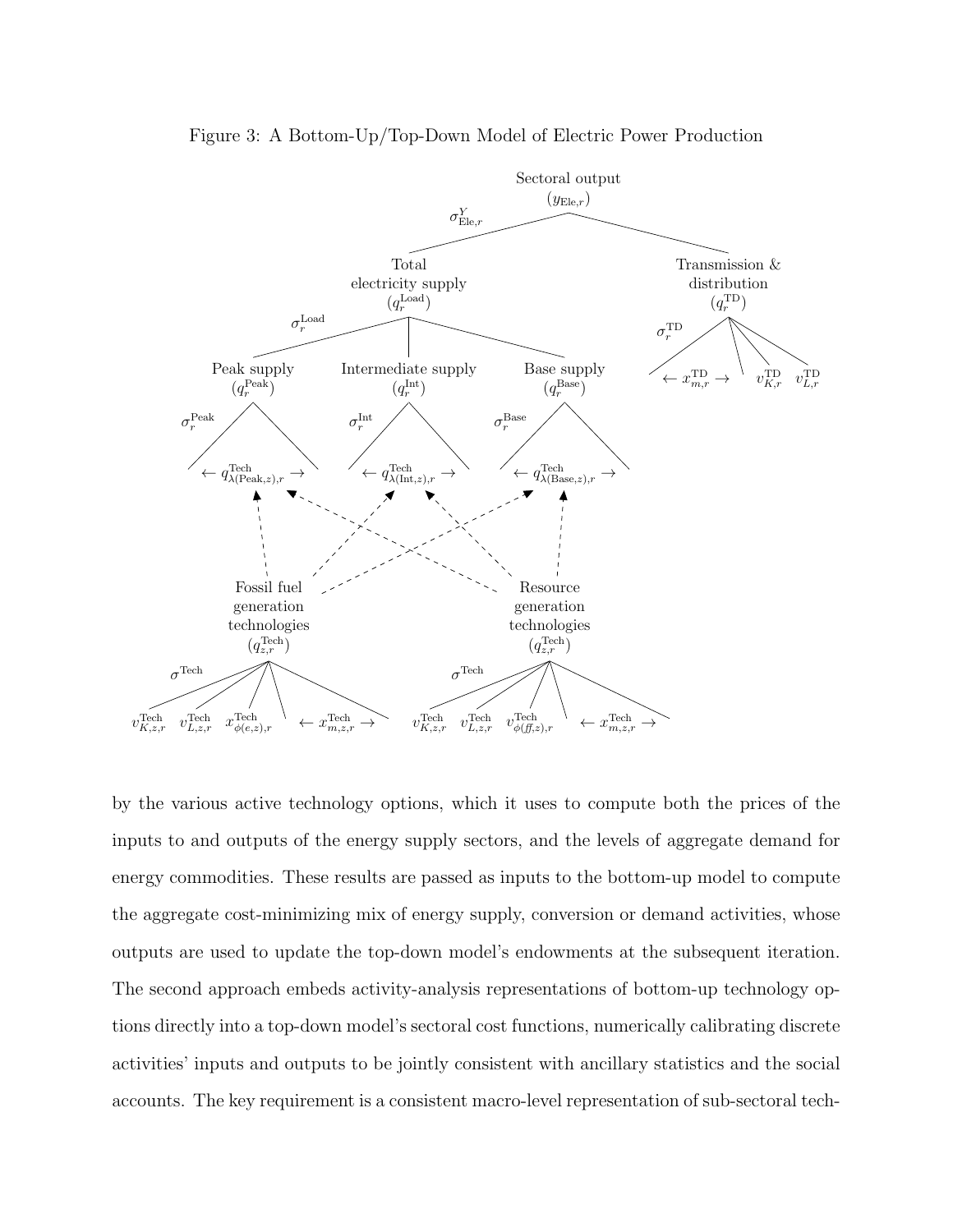Figure 3: A Bottom-Up/Top-Down Model of Electric Power Production

by the various active technology options, which it uses to compute both the prices of the inputs to and outputs of the energy supply sectors, and the levels of aggregate demand for energy commodities. These results are passed as inputs to the bottom-up model to compute the aggregate cost-minimizing mix of energy supply, conversion or demand activities, whose outputs are used to update the top-down model's endowments at the subsequent iteration. The second approach embeds activity-analysis representations of bottom-up technology options directly into a top-down model's sectoral cost functions, numerically calibrating discrete activities' inputs and outputs to be jointly consistent with ancillary statistics and the social accounts. The key requirement is a consistent macro-level representation of sub-sectoral tech-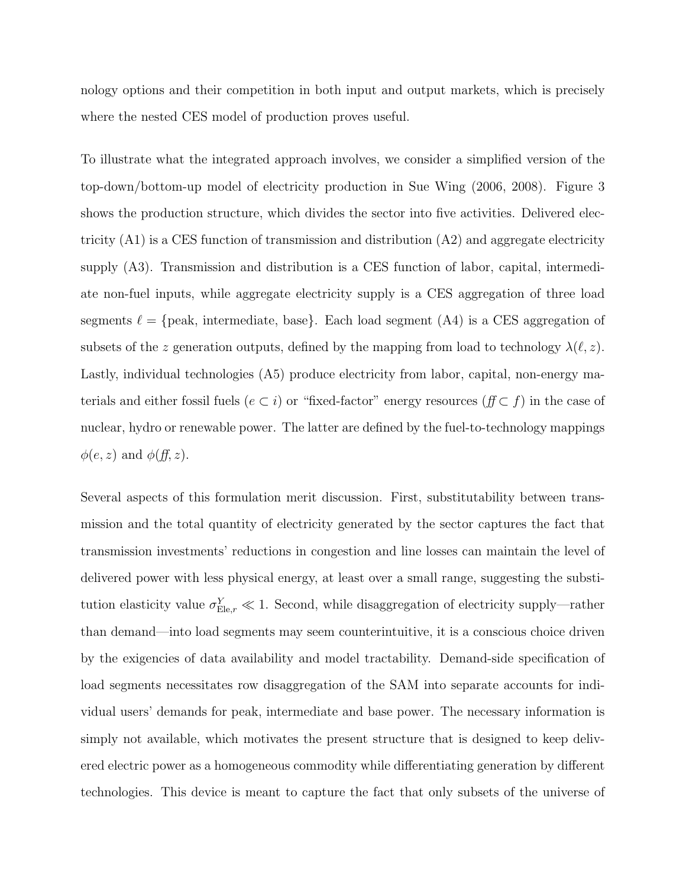nology options and their competition in both input and output markets, which is precisely where the nested CES model of production proves useful.

To illustrate what the integrated approach involves, we consider a simplified version of the top-down/bottom-up model of electricity production in Sue Wing (2006, 2008). Figure 3 shows the production structure, which divides the sector into five activities. Delivered electricity (A1) is a CES function of transmission and distribution (A2) and aggregate electricity supply (A3). Transmission and distribution is a CES function of labor, capital, intermediate non-fuel inputs, while aggregate electricity supply is a CES aggregation of three load segments $\ell = \{\text{peak, intermediate, base}\}$. Each load segment (A4) is a CES aggregation of subsets of the $z$ generation outputs, defined by the mapping from load to technology $\lambda(\ell, z)$. Lastly, individual technologies (A5) produce electricity from labor, capital, non-energy materials and either fossil fuels ($e \subset i$) or "fixed-factor" energy resources ($ff \subset f$) in the case of nuclear, hydro or renewable power. The latter are defined by the fuel-to-technology mappings $\phi(e, z)$ and $\phi(ff, z)$.

Several aspects of this formulation merit discussion. First, substitutability between transmission and the total quantity of electricity generated by the sector captures the fact that transmission investments' reductions in congestion and line losses can maintain the level of delivered power with less physical energy, at least over a small range, suggesting the substitution elasticity value $\sigma^{Y}_{\text{Ele},r} \ll 1$. Second, while disaggregation of electricity supply—rather than demand—into load segments may seem counterintuitive, it is a conscious choice driven by the exigencies of data availability and model tractability. Demand-side specification of load segments necessitates row disaggregation of the SAM into separate accounts for individual users' demands for peak, intermediate and base power. The necessary information is simply not available, which motivates the present structure that is designed to keep delivered electric power as a homogeneous commodity while differentiating generation by different technologies. This device is meant to capture the fact that only subsets of the universe of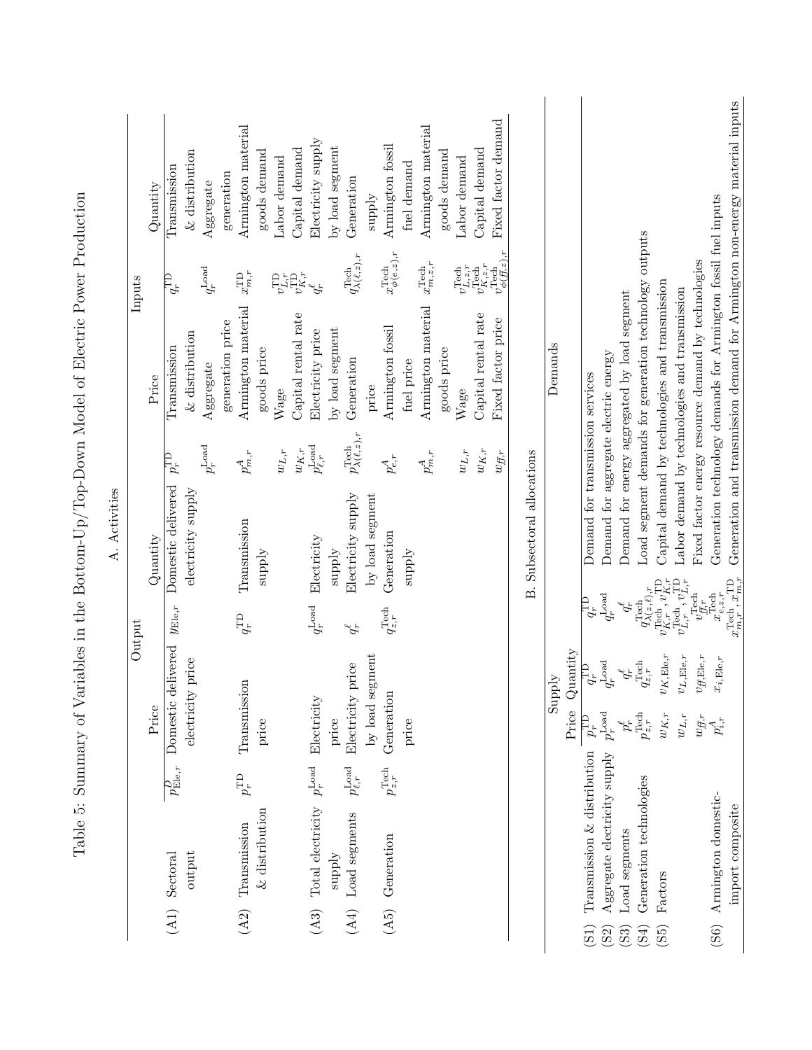Table 5: Summary of Variables in the Bottom-Up/Top-Down Model of Electric Power Production

A. Activities

| | | Output | | | | Inputs | | | |
|---|---|---|---|---|---|---|---|---|---|
| | | Price | | Quantity | | Price | | Quantity | |
| (A1) | Sectoral output | $p^D_{\text{Ele},r}$ | Domestic delivered electricity price | $y_{\text{Ele},r}$ | Domestic delivered electricity supply | $p^{\text{TD}}_r$ | Transmission & distribution | $q^{\text{TD}}_r$ | Transmission & distribution |
| | | | | | | $p^{\text{Load}}_r$ | Aggregate generation price | $q^{\text{Load}}_r$ | Aggregate generation |
| (A2) | Transmission & distribution | $p^{\text{TD}}_r$ | Transmission price | $q^{\text{TD}}_r$ | Transmission supply | $p^A_{m,r}$ | Armington material goods price | $x^{\text{TD}}_{m,r}$ | Armington material goods demand |
| | | | | | | $w_{L,r}$ | Wage | $v^{\text{TD}}_{L,r}$ | Labor demand |
| | | | | | | $w_{K,r}$ | Capital rental rate | $v^{\text{TD}}_{K,r}$ | Capital demand |
| (A3) | Total electricity supply | $p^{\text{Load}}_r$ | Electricity price | $q^{\text{Load}}_r$ | Electricity supply | $p^{\text{Load}}_{\ell,r}$ | Electricity price by load segment | $q^{\ell}_r$ | Electricity supply by load segment |
| (A4) | Load segments | $p^{\text{Load}}_{\ell,r}$ | Electricity price by load segment | $q^{\ell}_r$ | Electricity supply by load segment | $p^{\text{Tech}}_{\lambda(\ell,z),r}$ | Generation price | $q^{\text{Tech}}_{\lambda(\ell,z),r}$ | Generation supply |
| (A5) | Generation | $p^{\text{Tech}}_{z,r}$ | Generation price | $q^{\text{Tech}}_{z,r}$ | Generation supply | $p^A_{e,r}$ | Armington fossil fuel price | $x^{\text{Tech}}_{\phi(e,z),r}$ | Armington fossil fuel demand |
| | | | | | | $p^A_{m,r}$ | Armington material goods price | $x^{\text{Tech}}_{m,z,r}$ | Armington material goods demand |
| | | | | | | $w_{L,r}$ | Wage | $v^{\text{Tech}}_{L,z,r}$ | Labor demand |
| | | | | | | $w_{K,r}$ | Capital rental rate | $v^{\text{Tech}}_{K,z,r}$ | Capital demand |
| | | | | | | $w_{ff,r}$ | Fixed factor price | $v^{\text{Tech}}_{\phi(ff,z),r}$ | Fixed factor demand |

B. Subsectoral allocations

| | | Supply | | Demands | |
|---|---|---|---|---|---|
| | | Price | Quantity | | |
| (S1) | Transmission & distribution | $p^{\text{TD}}_r$ | $q^{\text{TD}}_r$ | $q^{\text{TD}}_r$ | Demand for transmission services |
| (S2) | Aggregate electricity supply | $p^{\text{Load}}_r$ | $q^{\text{Load}}_r$ | $q^{\text{Load}}_r$ | Demand for aggregate electric energy |
| (S3) | Load segments | $p^{\ell}_r$ | $q^{\ell}_r$ | $q^{\ell}_r$ | Demand for energy aggregated by load segment |
| (S4) | Generation technologies | $p^{\text{Tech}}_{z,r}$ | $q^{\text{Tech}}_{z,r}$ | $q^{\text{Tech}}_{\lambda(z,\ell),r}$ | Load segment demands for generation technology outputs |
| (S5) | Factors | $w_{K,r}$ | $v_{K,\text{Ele},r}$ | $v^{\text{Tech}}_{K,r}, v^{\text{TD}}_{K,r}$ | Capital demand by technologies and transmission |
| | | $w_{L,r}$ | $v_{L,\text{Ele},r}$ | $v^{\text{Tech}}_{L,r}, v^{\text{TD}}_{L,r}$ | Labor demand by technologies and transmission |
| | | $w_{ff,r}$ | $v_{ff,\text{Ele},r}$ | $v^{\text{Tech}}_{ff,r}$ | Fixed factor energy resource demand by technologies |
| (S6) | Armington domestic-import composite | $p^A_{i,r}$ | $x_{i,\text{Ele},r}$ | $x^{\text{Tech}}_{e,z,r}$ | Generation technology demands for Armington fossil fuel inputs |
| | | | | $x^{\text{Tech}}_{m,r}, x^{\text{TD}}_{m,r}$ | Generation and transmission demand for Armington non-energy material inputs |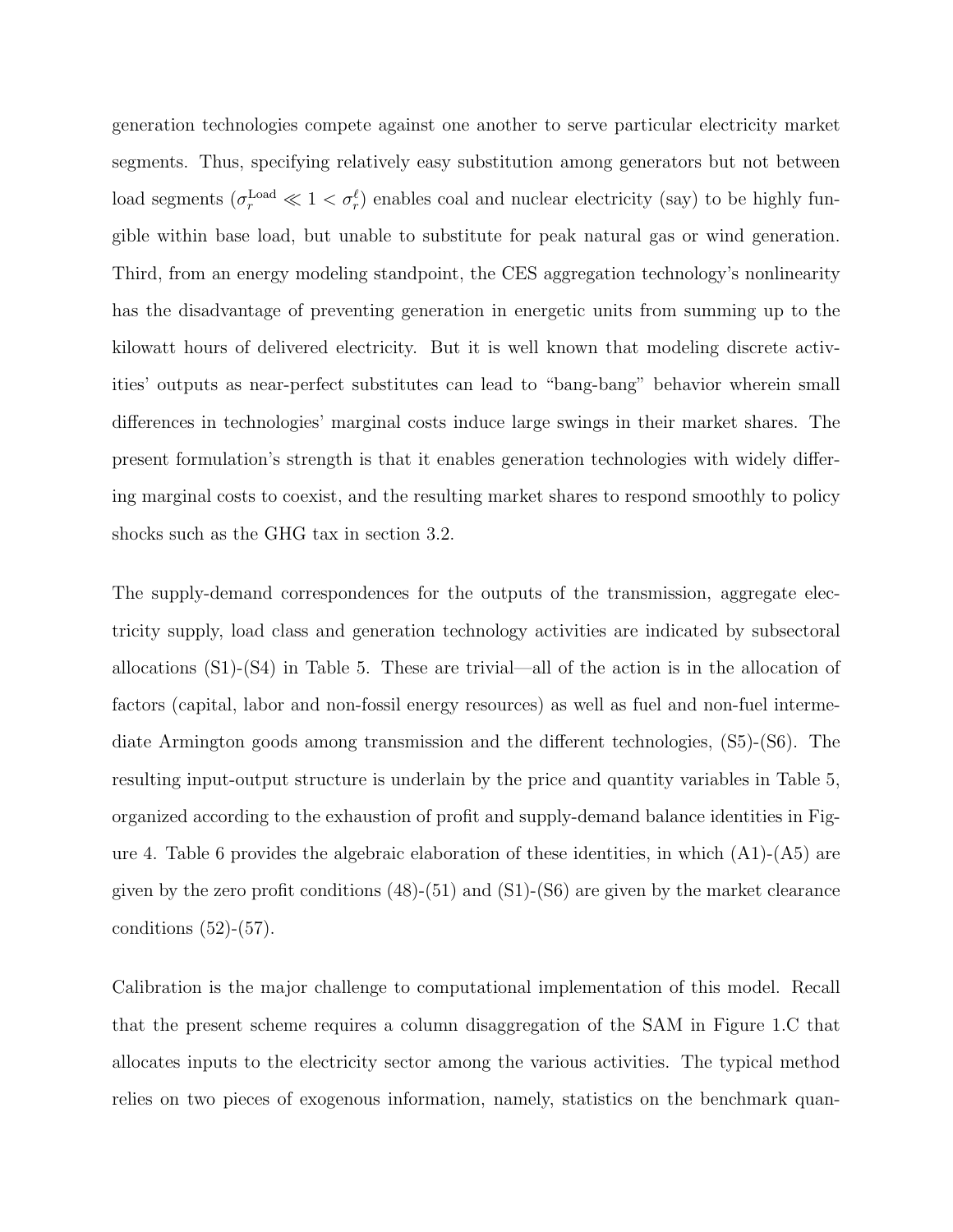generation technologies compete against one another to serve particular electricity market segments. Thus, specifying relatively easy substitution among generators but not between load segments ($\sigma_r^{\text{Load}} \ll 1 < \sigma_r^{\ell}$) enables coal and nuclear electricity (say) to be highly fungible within base load, but unable to substitute for peak natural gas or wind generation. Third, from an energy modeling standpoint, the CES aggregation technology's nonlinearity has the disadvantage of preventing generation in energetic units from summing up to the kilowatt hours of delivered electricity. But it is well known that modeling discrete activities' outputs as near-perfect substitutes can lead to "bang-bang" behavior wherein small differences in technologies' marginal costs induce large swings in their market shares. The present formulation's strength is that it enables generation technologies with widely differing marginal costs to coexist, and the resulting market shares to respond smoothly to policy shocks such as the GHG tax in section 3.2.

The supply-demand correspondences for the outputs of the transmission, aggregate electricity supply, load class and generation technology activities are indicated by subsectoral allocations (S1)-(S4) in Table 5. These are trivial—all of the action is in the allocation of factors (capital, labor and non-fossil energy resources) as well as fuel and non-fuel intermediate Armington goods among transmission and the different technologies, (S5)-(S6). The resulting input-output structure is underlain by the price and quantity variables in Table 5, organized according to the exhaustion of profit and supply-demand balance identities in Figure 4. Table 6 provides the algebraic elaboration of these identities, in which (A1)-(A5) are given by the zero profit conditions (48)-(51) and (S1)-(S6) are given by the market clearance conditions (52)-(57).

Calibration is the major challenge to computational implementation of this model. Recall that the present scheme requires a column disaggregation of the SAM in Figure 1.C that allocates inputs to the electricity sector among the various activities. The typical method relies on two pieces of exogenous information, namely, statistics on the benchmark quan-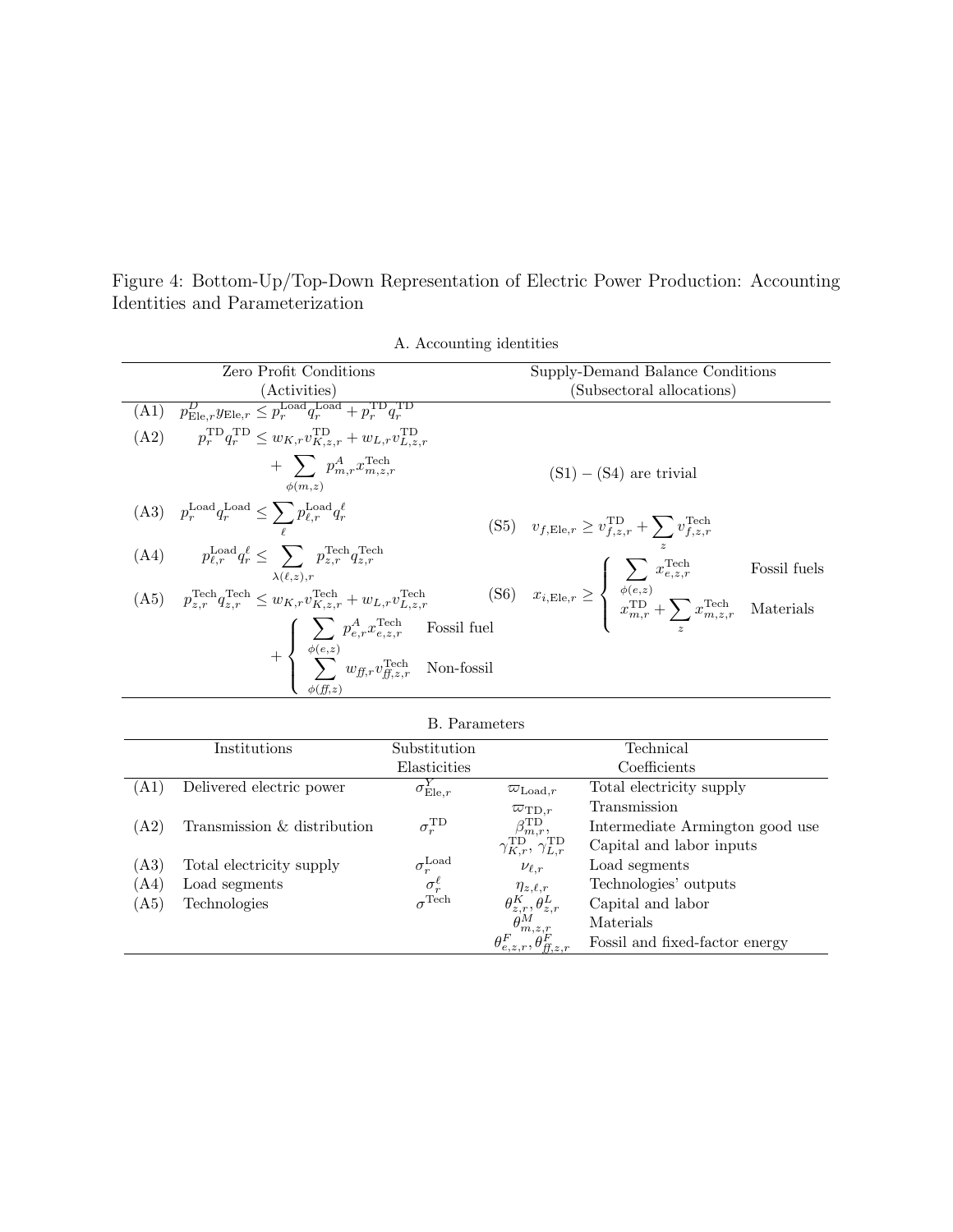Figure 4: Bottom-Up/Top-Down Representation of Electric Power Production: Accounting Identities and Parameterization

A. Accounting identities

| Zero Profit Conditions (Activities) | Supply-Demand Balance Conditions (Subsectoral allocations) |
|---|---|
| (A1) $p^{D}_{\mathrm{Ele},r} y_{\mathrm{Ele},r} \le p^{\mathrm{Load}}_{r} q^{\mathrm{Load}}_{r} + p^{\mathrm{TD}}_{r} q^{\mathrm{TD}}_{r}$ | |
| (A2) $p^{\mathrm{TD}}_{r} q^{\mathrm{TD}} \le w_{K,r} v^{\mathrm{TD}}_{K,z,r} + w_{L,r} v^{\mathrm{TD}}_{L,z,r} + \sum_{\phi(m,z)} p^{A}_{m,r} x^{\mathrm{Tech}}_{m,z,r}$ | (S1) – (S4) are trivial |
| (A3) $p^{\mathrm{Load}}_{r} q^{\mathrm{Load}}_{r} \le \sum_{\ell} p^{\mathrm{Load}}_{\ell,r} q^{\ell}_{r}$ | (S5) $v_{f,\mathrm{Ele},r} \ge v^{\mathrm{TD}}_{f,z,r} + \sum_{z} v^{\mathrm{Tech}}_{f,z,r}$ |
| (A4) $p^{\mathrm{Load}}_{\ell,r} q^{\ell}_{r} \le \sum_{\lambda(\ell,z),r} p^{\mathrm{Tech}}_{z,r} q^{\mathrm{Tech}}_{z,r}$ | (S6) $x_{i,\mathrm{Ele},r} \ge \begin{cases} \sum_{\phi(e,z)} x^{\mathrm{Tech}}_{e,z,r} & \text{Fossil fuels} \\ x^{\mathrm{TD}}_{m,r} + \sum_{z} x^{\mathrm{Tech}}_{m,z,r} & \text{Materials} \end{cases}$ |
| (A5) $p^{\mathrm{Tech}}_{z,r} q^{\mathrm{Tech}}_{z,r} \le w_{K,r} v^{\mathrm{Tech}}_{K,z,r} + w_{L,r} v^{\mathrm{Tech}}_{L,z,r} + \begin{cases} \sum_{\phi(e,z)} p^{A}_{e,r} x^{\mathrm{Tech}}_{e,z,r} & \text{Fossil fuel} \\ \sum_{\phi(ff,z)} w_{ff,r} v^{\mathrm{Tech}}_{ff,z,r} & \text{Non-fossil} \end{cases}$ | |

B. Parameters

| | Institutions | Substitution Elasticities | Technical Coefficients | |
|---|---|---|---|---|
| (A1) | Delivered electric power | $\sigma^{Y}_{\mathrm{Ele},r}$ | $\varpi_{\mathrm{Load},r}$ | Total electricity supply |
| | | | $\varpi_{\mathrm{TD},r}$ | Transmission |
| (A2) | Transmission & distribution | $\sigma^{\mathrm{TD}}_{r}$ | $\beta^{\mathrm{TD}}_{m,r}$, | Intermediate Armington good use |
| | | | $\gamma^{\mathrm{TD}}_{K,r}$, $\gamma^{\mathrm{TD}}_{L,r}$ | Capital and labor inputs |
| (A3) | Total electricity supply | $\sigma^{\mathrm{Load}}_{r}$ | $\nu_{\ell,r}$ | Load segments |
| (A4) | Load segments | $\sigma^{\ell}_{r}$ | $\eta_{z,\ell,r}$ | Technologies' outputs |
| (A5) | Technologies | $\sigma^{\mathrm{Tech}}$ | $\theta^{K}_{z,r}, \theta^{L}_{z,r}$ | Capital and labor |
| | | | $\theta^{M}_{m,z,r}$ | Materials |
| | | | $\theta^{F}_{e,z,r}, \theta^{F}_{ff,z,r}$ | Fossil and fixed-factor energy |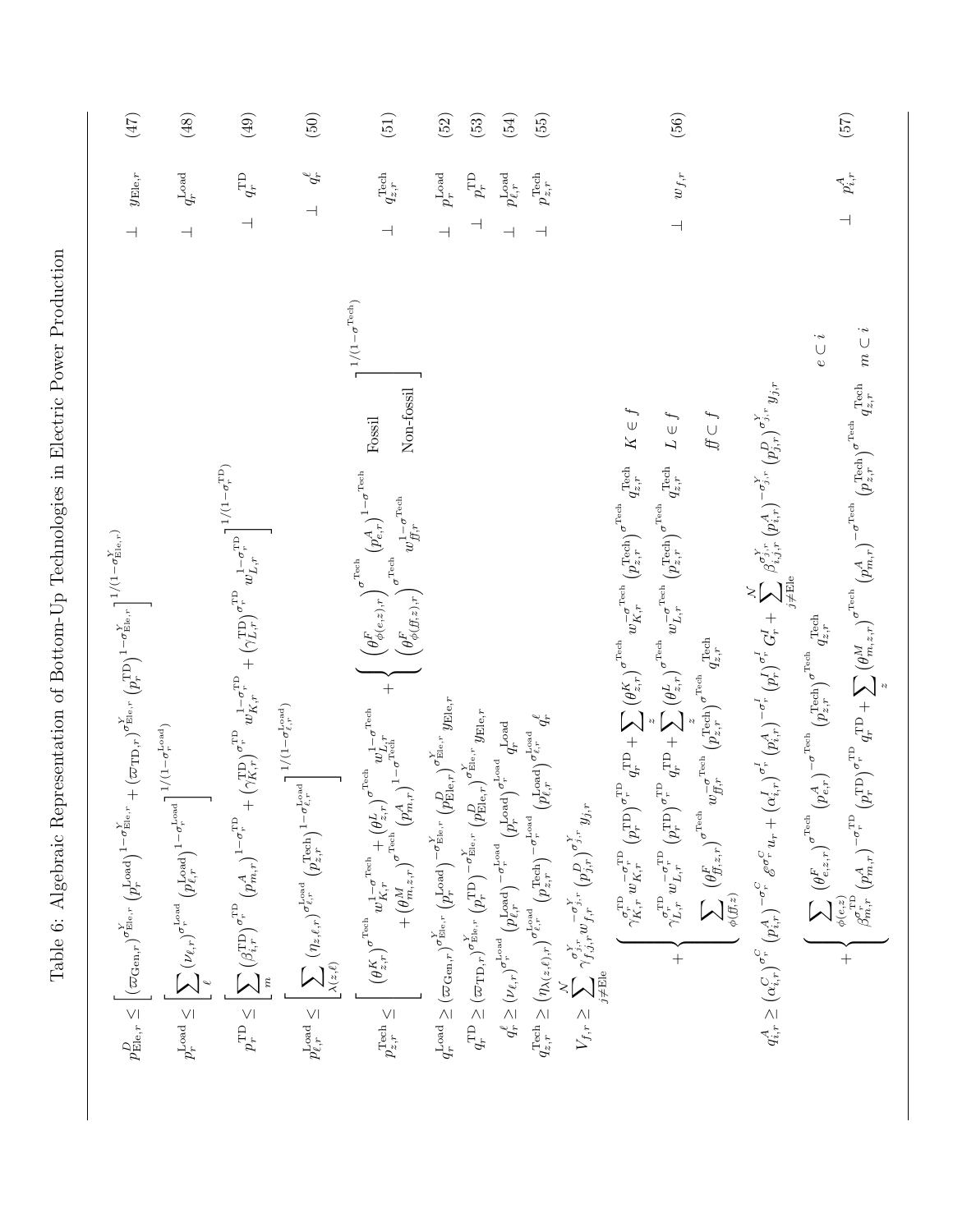Table 6: Algebraic Representation of Bottom-Up Technologies in Electric Power Production

$$p^D_{\text{Ele},r} \leq \left[ (\varpi_{\text{Gen},r})^{\sigma^Y_{\text{Ele},r}} \left(p^{\text{Load}}_r\right)^{1-\sigma^Y_{\text{Ele},r}} + (\varpi_{\text{TD},r})^{\sigma^Y_{\text{Ele},r}} \left(p^{\text{TD}}_r\right)^{1-\sigma^Y_{\text{Ele},r}} \right]^{1/(1-\sigma^Y_{\text{Ele},r})} \quad \perp \quad y_{\text{Ele},r} \tag{47}$$

$$p^{\text{Load}}_r \leq \left[ \sum_{\ell} (\nu_{\ell,r})^{\sigma^{\text{Load}}_r} \left(p^{\text{Load}}_{\ell,r}\right)^{1-\sigma^{\text{Load}}_r} \right]^{1/(1-\sigma^{\text{Load}}_r)} \quad \perp \quad q^{\text{Load}}_r \tag{48}$$

$$p^{\text{TD}}_r \leq \left[ \sum_m \left(\beta^{\text{TD}}_{i,r}\right)^{\sigma^{\text{TD}}_r} \left(p^A_{m,r}\right)^{1-\sigma^{\text{TD}}_r} + \left(\gamma^{\text{TD}}_{K,r}\right)^{\sigma^{\text{TD}}_r} w^{1-\sigma^{\text{TD}}_r}_{K,r} + \left(\gamma^{\text{TD}}_{L,r}\right)^{\sigma^{\text{TD}}_r} w^{1-\sigma^{\text{TD}}_r}_{L,r} \right]^{1/(1-\sigma^{\text{TD}}_r)} \quad \perp \quad q^{\text{TD}}_r \tag{49}$$

$$p^{\text{Load}}_{\ell,r} \leq \left[ \sum_{\lambda(z,\ell)} (\eta_{z,\ell,r})^{\sigma^{\text{Load}}_{\ell,r}} \left(p^{\text{Tech}}_{z,r}\right)^{1-\sigma^{\text{Load}}_{\ell,r}} \right]^{1/(1-\sigma^{\text{Load}}_{\ell,r})} \quad \perp \quad q^{\ell}_r \tag{50}$$

$$p^{\text{Tech}}_{z,r} \leq \left[ \begin{array}{l} \left(\theta^K_{z,r}\right)^{\sigma^{\text{Tech}}} w^{1-\sigma^{\text{Tech}}}_{K,r} + \left(\theta^L_{z,r}\right)^{\sigma^{\text{Tech}}} w^{1-\sigma^{\text{Tech}}}_{L,r} \\ \quad + \left(\theta^M_{m,z,r}\right)^{\sigma^{\text{Tech}}} \left(p^A_{m,r}\right)^{1-\sigma^{\text{Tech}}} \end{array} + \left\{ \begin{array}{ll} \left(\theta^F_{\phi(e,z),r}\right)^{\sigma^{\text{Tech}}} \left(p^A_{e,r}\right)^{1-\sigma^{\text{Tech}}} & \text{Fossil} \\ \left(\theta^F_{\phi(f\!f,z),r}\right)^{\sigma^{\text{Tech}}} w^{1-\sigma^{\text{Tech}}}_{f\!f,r} & \text{Non-fossil} \end{array} \right. \right]^{1/(1-\sigma^{\text{Tech}})} \quad \perp \quad q^{\text{Tech}}_{z,r} \tag{51}$$

$$q^{\text{Load}}_r \geq (\varpi_{\text{Gen},r})^{\sigma^Y_{\text{Ele},r}} \left(p^{\text{Load}}_r\right)^{-\sigma^Y_{\text{Ele},r}} \left(p^D_{\text{Ele},r}\right)^{\sigma^Y_{\text{Ele},r}} y_{\text{Ele},r} \quad \perp \quad p^{\text{Load}}_r \tag{52}$$

$$q^{\text{TD}}_r \geq (\varpi_{\text{TD},r})^{\sigma^Y_{\text{Ele},r}} \left(p^{\text{TD}}_r\right)^{-\sigma^Y_{\text{Ele},r}} \left(p^D_{\text{Ele},r}\right)^{\sigma^Y_{\text{Ele},r}} y_{\text{Ele},r} \quad \perp \quad p^{\text{TD}}_r \tag{53}$$

$$q^{\ell}_r \geq (\nu_{\ell,r})^{\sigma^{\text{Load}}_r} \left(p^{\text{Load}}_{\ell,r}\right)^{-\sigma^{\text{Load}}_r} \left(p^{\text{Load}}_r\right)^{\sigma^{\text{Load}}_r} q^{\text{Load}}_r \quad \perp \quad p^{\text{Load}}_{\ell,r} \tag{54}$$

$$q^{\text{Tech}}_{z,r} \geq \left(\eta_{\lambda(z,\ell),r}\right)^{\sigma^{\text{Load}}_{\ell,r}} \left(p^{\text{Tech}}_{z,r}\right)^{-\sigma^{\text{Load}}_r} \left(p^{\text{Load}}_{\ell,r}\right)^{\sigma^{\text{Load}}_{\ell,r}} q^{\ell}_r \quad \perp \quad p^{\text{Tech}}_{z,r} \tag{55}$$

$$V_{f,r} \geq \sum_{j \neq \text{Ele}}^{\mathcal{N}} \gamma^{\sigma^Y_{j,r}}_{f,j,r} w^{-\sigma^Y_{j,r}}_{f,r} \left(p^D_{j,r}\right)^{\sigma^Y_{j,r}} y_{j,r} + \left\{ \begin{array}{ll} \gamma^{\sigma^{\text{TD}}_r}_{K,r} w^{-\sigma^{\text{TD}}_r}_{K,r} \left(p^{\text{TD}}_r\right)^{\sigma^{\text{TD}}_r} q^{\text{TD}}_r + \sum_z \left(\theta^K_{z,r}\right)^{\sigma^{\text{Tech}}} w^{-\sigma^{\text{Tech}}}_{K,r} \left(p^{\text{Tech}}_{z,r}\right)^{\sigma^{\text{Tech}}} q^{\text{Tech}}_{z,r} & K \in f \\ \gamma^{\sigma^{\text{TD}}_r}_{L,r} w^{-\sigma^{\text{TD}}_r}_{L,r} \left(p^{\text{TD}}_r\right)^{\sigma^{\text{TD}}_r} q^{\text{TD}}_r + \sum_z \left(\theta^L_{z,r}\right)^{\sigma^{\text{Tech}}} w^{-\sigma^{\text{Tech}}}_{L,r} \left(p^{\text{Tech}}_{z,r}\right)^{\sigma^{\text{Tech}}} q^{\text{Tech}}_{z,r} & L \in f \\ \sum_{\phi(f\!f,z)} \left(\theta^F_{f\!f,z,r}\right)^{\sigma^{\text{Tech}}} w^{-\sigma^{\text{Tech}}}_{f\!f,r} \left(p^{\text{Tech}}_{z,r}\right)^{\sigma^{\text{Tech}}} q^{\text{Tech}}_{z,r} & f\!f \subset f \end{array} \right. \quad \perp \quad w_{f,r} \tag{56}$$

$$q^A_{i,r} \geq \left(\alpha^C_{i,r}\right)^{\sigma^C_r} \left(p^A_{i,r}\right)^{-\sigma^C_r} \wp^{\sigma^C_r}_r u_r + \left(\alpha^I_{i,r}\right)^{\sigma^I_r} \left(p^A_{i,r}\right)^{-\sigma^I_r} \left(p^I_r\right)^{\sigma^I_r} G^I_r + \sum_{j \neq \text{Ele}}^{\mathcal{N}} \beta^{\sigma^Y_{j,r}}_{i,j,r} \left(p^A_{i,r}\right)^{-\sigma^Y_{j,r}} \left(p^D_{j,r}\right)^{\sigma^Y_{j,r}} y_{j,r} + \left\{ \begin{array}{ll} \sum_{\phi(e,z)} \left(\theta^F_{e,z,r}\right)^{\sigma^{\text{Tech}}} \left(p^A_{e,r}\right)^{-\sigma^{\text{Tech}}} \left(p^{\text{Tech}}_{z,r}\right)^{\sigma^{\text{Tech}}} q^{\text{Tech}}_{z,r} & e \subset i \\ \beta^{\sigma^{\text{TD}}_r}_{m,r} \left(p^A_{m,r}\right)^{-\sigma^{\text{TD}}_r} \left(p^{\text{TD}}_r\right)^{\sigma^{\text{TD}}_r} q^{\text{TD}}_r + \sum_z \left(\theta^M_{m,z,r}\right)^{\sigma^{\text{Tech}}} \left(p^A_{m,r}\right)^{-\sigma^{\text{Tech}}} \left(p^{\text{Tech}}_{z,r}\right)^{\sigma^{\text{Tech}}} q^{\text{Tech}}_{z,r} & m \subset i \end{array} \right. \quad \perp \quad p^A_{i,r} \tag{57}$$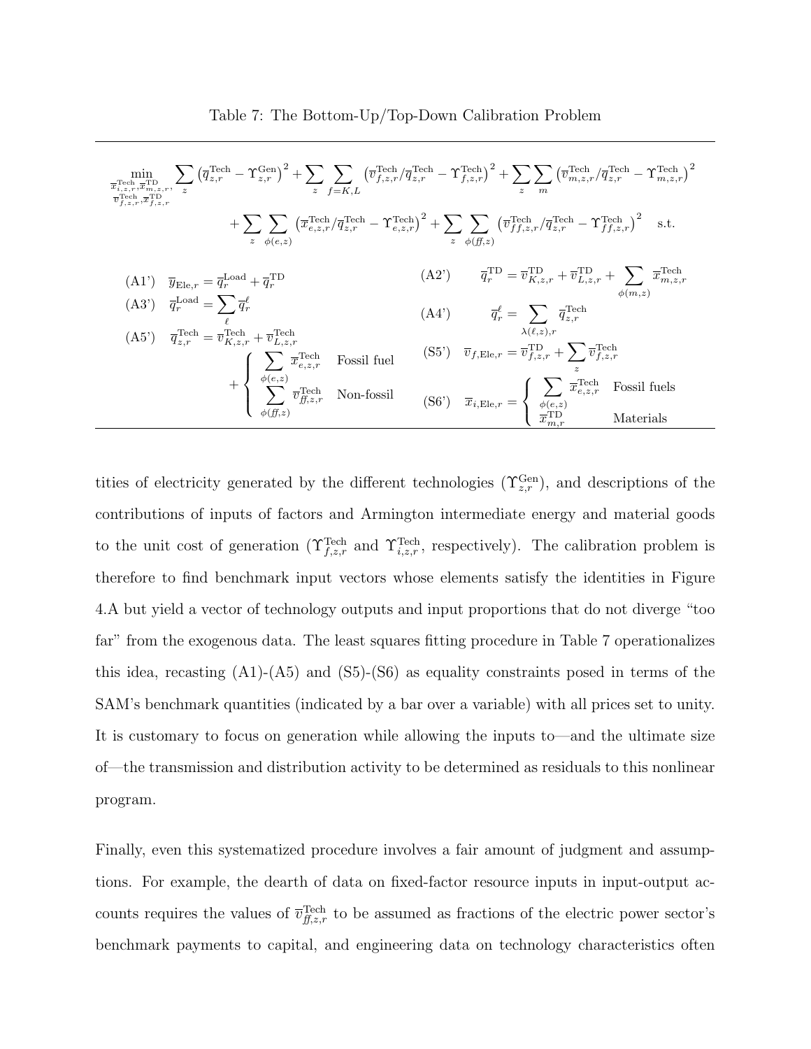Table 7: The Bottom-Up/Top-Down Calibration Problem

$$
\min_{\substack{\overline{x}^{\text{Tech}}_{i,z,r},\overline{x}^{\text{TD}}_{m,z,r},\\ \overline{v}^{\text{Tech}}_{f,z,r},\overline{x}^{\text{TD}}_{f,z,r}}} \sum_z \left(\overline{q}^{\text{Tech}}_{z,r} - \Upsilon^{\text{Gen}}_{z,r}\right)^2 + \sum_z \sum_{f=K,L} \left(\overline{v}^{\text{Tech}}_{f,z,r}/\overline{q}^{\text{Tech}}_{z,r} - \Upsilon^{\text{Tech}}_{f,z,r}\right)^2 + \sum_z \sum_m \left(\overline{v}^{\text{Tech}}_{m,z,r}/\overline{q}^{\text{Tech}}_{z,r} - \Upsilon^{\text{Tech}}_{m,z,r}\right)^2
$$

$$
+ \sum_z \sum_{\phi(e,z)} \left(\overline{x}^{\text{Tech}}_{e,z,r}/\overline{q}^{\text{Tech}}_{z,r} - \Upsilon^{\text{Tech}}_{e,z,r}\right)^2 + \sum_z \sum_{\phi(ff,z)} \left(\overline{v}^{\text{Tech}}_{ff,z,r}/\overline{q}^{\text{Tech}}_{z,r} - \Upsilon^{\text{Tech}}_{ff,z,r}\right)^2 \quad \text{s.t.}
$$

(A1') $\overline{y}_{\text{Ele},r} = \overline{q}^{\text{Load}}_r + \overline{q}^{\text{TD}}_r$

(A2') $\overline{q}^{\text{TD}}_r = \overline{v}^{\text{TD}}_{K,z,r} + \overline{v}^{\text{TD}}_{L,z,r} + \sum_{\phi(m,z)} \overline{x}^{\text{Tech}}_{m,z,r}$

(A3') $\overline{q}^{\text{Load}}_r = \sum_\ell \overline{q}^\ell_r$

(A4') $\overline{q}^\ell_r = \sum_{\lambda(\ell,z),r} \overline{q}^{\text{Tech}}_{z,r}$

(A5') $\overline{q}^{\text{Tech}}_{z,r} = \overline{v}^{\text{Tech}}_{K,z,r} + \overline{v}^{\text{Tech}}_{L,z,r} + \begin{cases} \sum_{\phi(e,z)} \overline{x}^{\text{Tech}}_{e,z,r} & \text{Fossil fuel} \\ \sum_{\phi(ff,z)} \overline{v}^{\text{Tech}}_{ff,z,r} & \text{Non-fossil} \end{cases}$

(S5') $\overline{v}_{f,\text{Ele},r} = \overline{v}^{\text{TD}}_{f,z,r} + \sum_z \overline{v}^{\text{Tech}}_{f,z,r}$

(S6') $\overline{x}_{i,\text{Ele},r} = \begin{cases} \sum_{\phi(e,z)} \overline{x}^{\text{Tech}}_{e,z,r} & \text{Fossil fuels} \\ \overline{x}^{\text{TD}}_{m,r} & \text{Materials} \end{cases}$

tities of electricity generated by the different technologies ($\Upsilon^{\text{Gen}}_{z,r}$), and descriptions of the contributions of inputs of factors and Armington intermediate energy and material goods to the unit cost of generation ($\Upsilon^{\text{Tech}}_{f,z,r}$ and $\Upsilon^{\text{Tech}}_{i,z,r}$, respectively). The calibration problem is therefore to find benchmark input vectors whose elements satisfy the identities in Figure 4.A but yield a vector of technology outputs and input proportions that do not diverge "too far" from the exogenous data. The least squares fitting procedure in Table 7 operationalizes this idea, recasting (A1)-(A5) and (S5)-(S6) as equality constraints posed in terms of the SAM's benchmark quantities (indicated by a bar over a variable) with all prices set to unity. It is customary to focus on generation while allowing the inputs to—and the ultimate size of—the transmission and distribution activity to be determined as residuals to this nonlinear program.

Finally, even this systematized procedure involves a fair amount of judgment and assumptions. For example, the dearth of data on fixed-factor resource inputs in input-output accounts requires the values of $\overline{v}^{\text{Tech}}_{ff,z,r}$ to be assumed as fractions of the electric power sector's benchmark payments to capital, and engineering data on technology characteristics often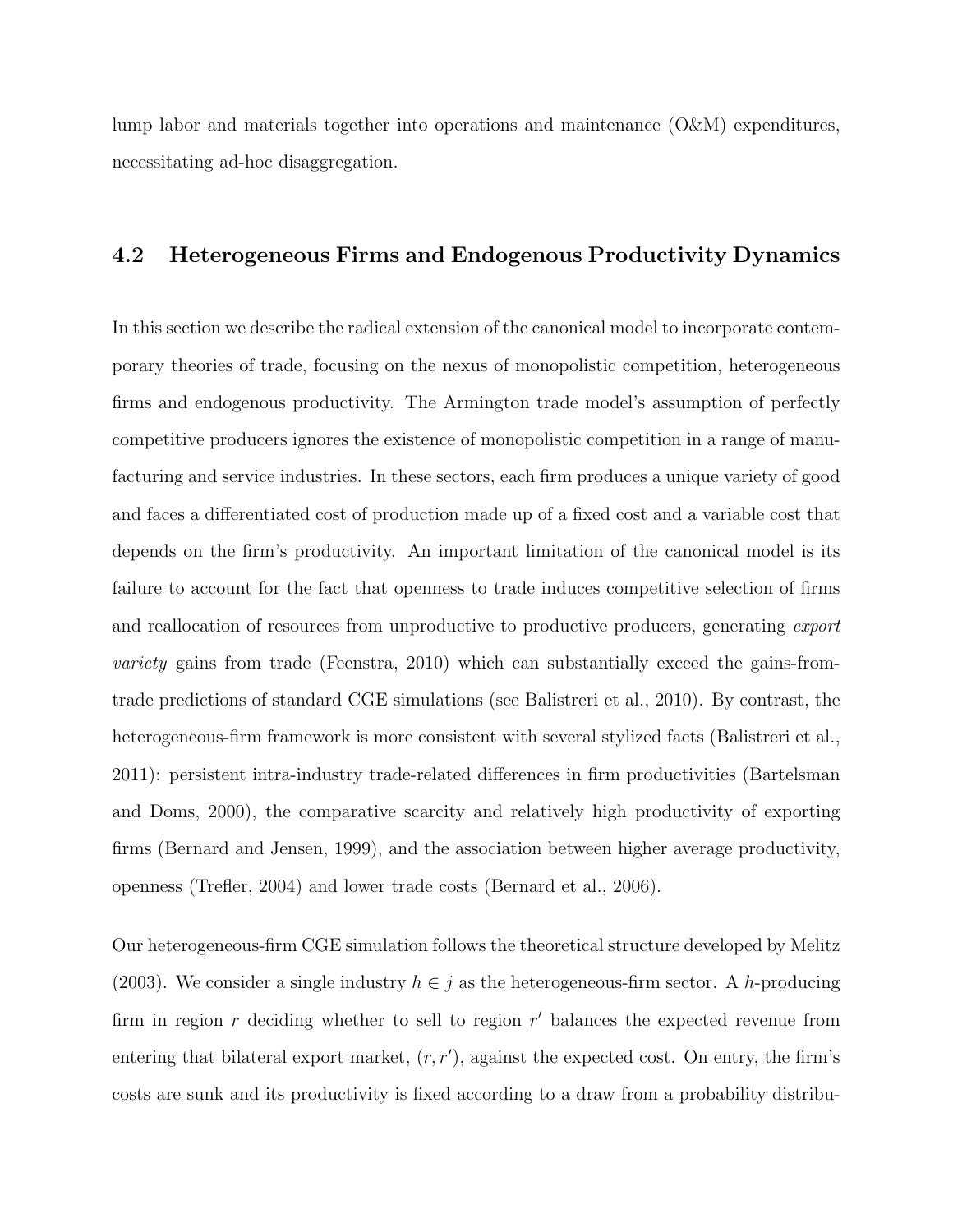lump labor and materials together into operations and maintenance (O&M) expenditures, necessitating ad-hoc disaggregation.

### 4.2 Heterogeneous Firms and Endogenous Productivity Dynamics

In this section we describe the radical extension of the canonical model to incorporate contemporary theories of trade, focusing on the nexus of monopolistic competition, heterogeneous firms and endogenous productivity. The Armington trade model's assumption of perfectly competitive producers ignores the existence of monopolistic competition in a range of manufacturing and service industries. In these sectors, each firm produces a unique variety of good and faces a differentiated cost of production made up of a fixed cost and a variable cost that depends on the firm's productivity. An important limitation of the canonical model is its failure to account for the fact that openness to trade induces competitive selection of firms and reallocation of resources from unproductive to productive producers, generating *export variety* gains from trade (Feenstra, 2010) which can substantially exceed the gains-from-trade predictions of standard CGE simulations (see Balistreri et al., 2010). By contrast, the heterogeneous-firm framework is more consistent with several stylized facts (Balistreri et al., 2011): persistent intra-industry trade-related differences in firm productivities (Bartelsman and Doms, 2000), the comparative scarcity and relatively high productivity of exporting firms (Bernard and Jensen, 1999), and the association between higher average productivity, openness (Trefler, 2004) and lower trade costs (Bernard et al., 2006).

Our heterogeneous-firm CGE simulation follows the theoretical structure developed by Melitz (2003). We consider a single industry $h \in j$ as the heterogeneous-firm sector. A $h$-producing firm in region $r$ deciding whether to sell to region $r'$ balances the expected revenue from entering that bilateral export market, $(r, r')$, against the expected cost. On entry, the firm's costs are sunk and its productivity is fixed according to a draw from a probability distribu-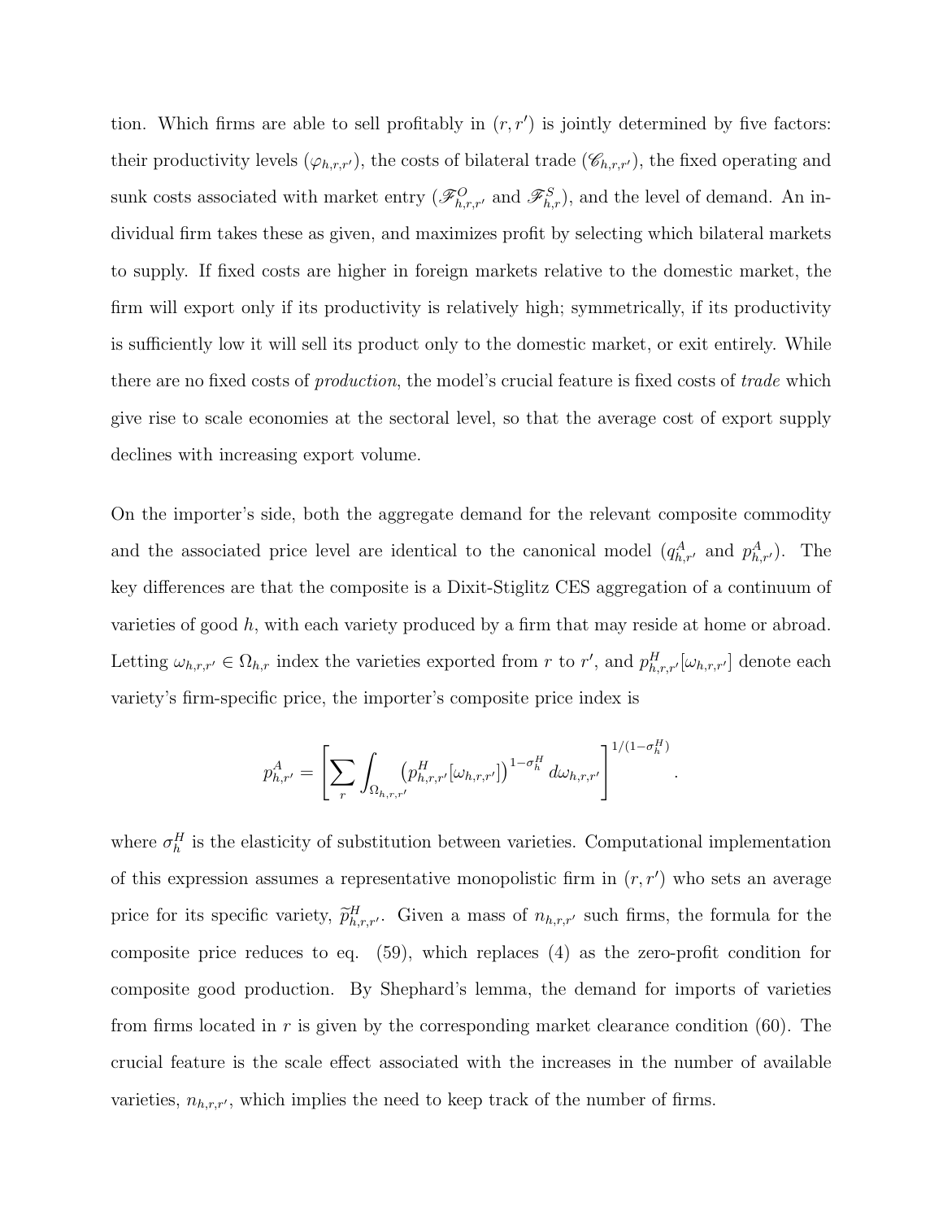tion. Which firms are able to sell profitably in $(r, r')$ is jointly determined by five factors: their productivity levels ($\varphi_{h,r,r'}$), the costs of bilateral trade ($\mathscr{C}_{h,r,r'}$), the fixed operating and sunk costs associated with market entry ($\mathscr{F}^O_{h,r,r'}$ and $\mathscr{F}^S_{h,r}$), and the level of demand. An individual firm takes these as given, and maximizes profit by selecting which bilateral markets to supply. If fixed costs are higher in foreign markets relative to the domestic market, the firm will export only if its productivity is relatively high; symmetrically, if its productivity is sufficiently low it will sell its product only to the domestic market, or exit entirely. While there are no fixed costs of *production*, the model's crucial feature is fixed costs of *trade* which give rise to scale economies at the sectoral level, so that the average cost of export supply declines with increasing export volume.

On the importer's side, both the aggregate demand for the relevant composite commodity and the associated price level are identical to the canonical model ($q^A_{h,r'}$ and $p^A_{h,r'}$). The key differences are that the composite is a Dixit-Stiglitz CES aggregation of a continuum of varieties of good $h$, with each variety produced by a firm that may reside at home or abroad. Letting $\omega_{h,r,r'} \in \Omega_{h,r}$ index the varieties exported from $r$ to $r'$, and $p^H_{h,r,r'}[\omega_{h,r,r'}]$ denote each variety's firm-specific price, the importer's composite price index is

$$p^A_{h,r'} = \left[ \sum_r \int_{\Omega_{h,r,r'}} \left( p^H_{h,r,r'}[\omega_{h,r,r'}] \right)^{1-\sigma^H_h} d\omega_{h,r,r'} \right]^{1/(1-\sigma^H_h)} .$$

where $\sigma^H_h$ is the elasticity of substitution between varieties. Computational implementation of this expression assumes a representative monopolistic firm in $(r, r')$ who sets an average price for its specific variety, $\widetilde{p}^H_{h,r,r'}$. Given a mass of $n_{h,r,r'}$ such firms, the formula for the composite price reduces to eq. (59), which replaces (4) as the zero-profit condition for composite good production. By Shephard's lemma, the demand for imports of varieties from firms located in $r$ is given by the corresponding market clearance condition (60). The crucial feature is the scale effect associated with the increases in the number of available varieties, $n_{h,r,r'}$, which implies the need to keep track of the number of firms.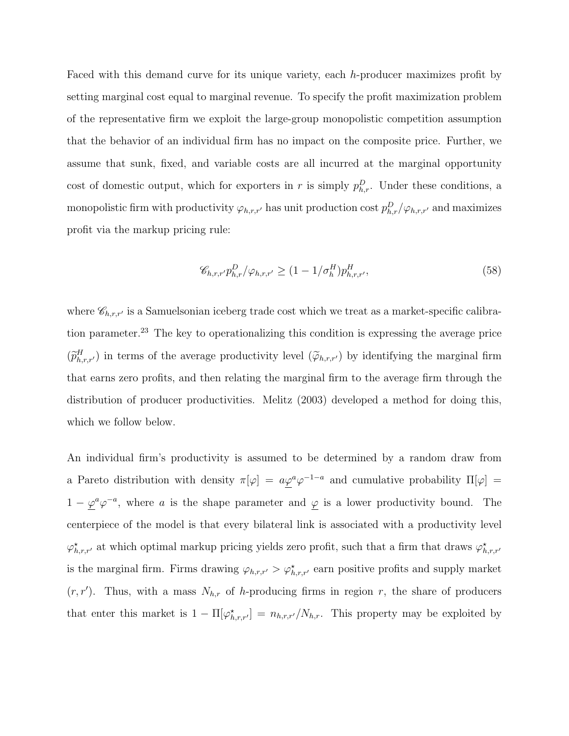Faced with this demand curve for its unique variety, each $h$-producer maximizes profit by setting marginal cost equal to marginal revenue. To specify the profit maximization problem of the representative firm we exploit the large-group monopolistic competition assumption that the behavior of an individual firm has no impact on the composite price. Further, we assume that sunk, fixed, and variable costs are all incurred at the marginal opportunity cost of domestic output, which for exporters in $r$ is simply $p^D_{h,r}$. Under these conditions, a monopolistic firm with productivity $\varphi_{h,r,r'}$ has unit production cost $p^D_{h,r}/\varphi_{h,r,r'}$ and maximizes profit via the markup pricing rule:

$$\mathscr{C}_{h,r,r'} p^D_{h,r}/\varphi_{h,r,r'} \geq (1 - 1/\sigma^H_h) p^H_{h,r,r'}, \tag{58}$$

where $\mathscr{C}_{h,r,r'}$ is a Samuelsonian iceberg trade cost which we treat as a market-specific calibration parameter.[23] The key to operationalizing this condition is expressing the average price ($\widetilde{p}^H_{h,r,r'}$) in terms of the average productivity level ($\widetilde{\varphi}_{h,r,r'}$) by identifying the marginal firm that earns zero profits, and then relating the marginal firm to the average firm through the distribution of producer productivities. Melitz (2003) developed a method for doing this, which we follow below.

An individual firm's productivity is assumed to be determined by a random draw from a Pareto distribution with density $\pi[\varphi] = a\underline{\varphi}^a \varphi^{-1-a}$ and cumulative probability $\Pi[\varphi] = 1 - \underline{\varphi}^a \varphi^{-a}$, where $a$ is the shape parameter and $\underline{\varphi}$ is a lower productivity bound. The centerpiece of the model is that every bilateral link is associated with a productivity level $\varphi^\star_{h,r,r'}$ at which optimal markup pricing yields zero profit, such that a firm that draws $\varphi^\star_{h,r,r'}$ is the marginal firm. Firms drawing $\varphi_{h,r,r'} > \varphi^\star_{h,r,r'}$ earn positive profits and supply market $(r, r')$. Thus, with a mass $N_{h,r}$ of $h$-producing firms in region $r$, the share of producers that enter this market is $1 - \Pi[\varphi^\star_{h,r,r'}] = n_{h,r,r'}/N_{h,r}$. This property may be exploited by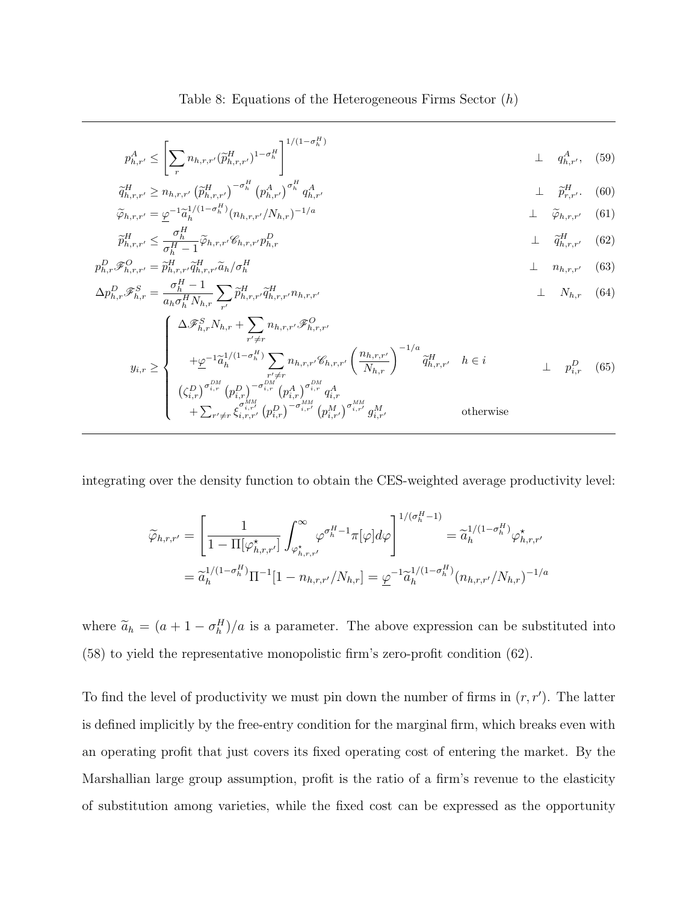Table 8: Equations of the Heterogeneous Firms Sector ($h$)

$$p^A_{h,r'} \leq \left[\sum_r n_{h,r,r'}(\widetilde{p}^H_{h,r,r'})^{1-\sigma^H_h}\right]^{1/(1-\sigma^H_h)} \quad \perp \quad q^A_{h,r'}, \quad (59)$$

$$\widetilde{q}^H_{h,r,r'} \geq n_{h,r,r'}\left(\widetilde{p}^H_{h,r,r'}\right)^{-\sigma^H_h}\left(p^A_{h,r'}\right)^{\sigma^H_h} q^A_{h,r'} \quad \perp \quad \widetilde{p}^H_{r,r'}. \quad (60)$$

$$\widetilde{\varphi}_{h,r,r'} = \underline{\varphi}^{-1}\widetilde{a}_h^{1/(1-\sigma^H_h)}(n_{h,r,r'}/N_{h,r})^{-1/a} \quad \perp \quad \widetilde{\varphi}_{h,r,r'} \quad (61)$$

$$\widetilde{p}^H_{h,r,r'} \leq \frac{\sigma^H_h}{\sigma^H_h - 1}\widetilde{\varphi}_{h,r,r'}\mathscr{C}_{h,r,r'}p^D_{h,r} \quad \perp \quad \widetilde{q}^H_{h,r,r'} \quad (62)$$

$$p^D_{h,r}\mathscr{F}^O_{h,r,r'} = \widetilde{p}^H_{h,r,r'}\widetilde{q}^H_{h,r,r'}\widetilde{a}_h/\sigma^H_h \quad \perp \quad n_{h,r,r'} \quad (63)$$

$$\Delta p^D_{h,r}\mathscr{F}^S_{h,r} = \frac{\sigma^H_h - 1}{a_h\sigma^H_h N_{h,r}}\sum_{r'}\widetilde{p}^H_{h,r,r'}\widetilde{q}^H_{h,r,r'}n_{h,r,r'} \quad \perp \quad N_{h,r} \quad (64)$$

$$y_{i,r} \geq \begin{cases} \Delta\mathscr{F}^S_{h,r}N_{h,r} + \sum_{r'\neq r} n_{h,r,r'}\mathscr{F}^O_{h,r,r'} \\ \quad + \underline{\varphi}^{-1}\widetilde{a}_h^{1/(1-\sigma^H_h)}\sum_{r'\neq r} n_{h,r,r'}\mathscr{C}_{h,r,r'}\left(\frac{n_{h,r,r'}}{N_{h,r}}\right)^{-1/a}\widetilde{q}^H_{h,r,r'} & h \in i \\ \left(\zeta^D_{i,r}\right)^{\sigma^{DM}_{i,r}}\left(p^D_{i,r}\right)^{-\sigma^{DM}_{i,r}}\left(p^A_{i,r}\right)^{\sigma^{DM}_{i,r}}q^A_{i,r} \\ \quad + \sum_{r'\neq r}\xi^{\sigma^{MM}_{i,r'}}_{i,r,r'}\left(p^D_{i,r}\right)^{-\sigma^{MM}_{i,r'}}\left(p^M_{i,r'}\right)^{\sigma^{MM}_{i,r'}}g^M_{i,r'} & \text{otherwise} \end{cases} \quad \perp \quad p^D_{i,r} \quad (65)$$

integrating over the density function to obtain the CES-weighted average productivity level:

$$\widetilde{\varphi}_{h,r,r'} = \left[\frac{1}{1-\Pi[\varphi^\star_{h,r,r'}]}\int_{\varphi^\star_{h,r,r'}}^\infty \varphi^{\sigma^H_h - 1}\pi[\varphi]d\varphi\right]^{1/(\sigma^H_h - 1)} = \widetilde{a}_h^{1/(1-\sigma^H_h)}\varphi^\star_{h,r,r'}$$
$$= \widetilde{a}_h^{1/(1-\sigma^H_h)}\Pi^{-1}[1 - n_{h,r,r'}/N_{h,r}] = \underline{\varphi}^{-1}\widetilde{a}_h^{1/(1-\sigma^H_h)}(n_{h,r,r'}/N_{h,r})^{-1/a}$$

where $\widetilde{a}_h = (a + 1 - \sigma^H_h)/a$ is a parameter. The above expression can be substituted into (58) to yield the representative monopolistic firm's zero-profit condition (62).

To find the level of productivity we must pin down the number of firms in $(r, r')$. The latter is defined implicitly by the free-entry condition for the marginal firm, which breaks even with an operating profit that just covers its fixed operating cost of entering the market. By the Marshallian large group assumption, profit is the ratio of a firm's revenue to the elasticity of substitution among varieties, while the fixed cost can be expressed as the opportunity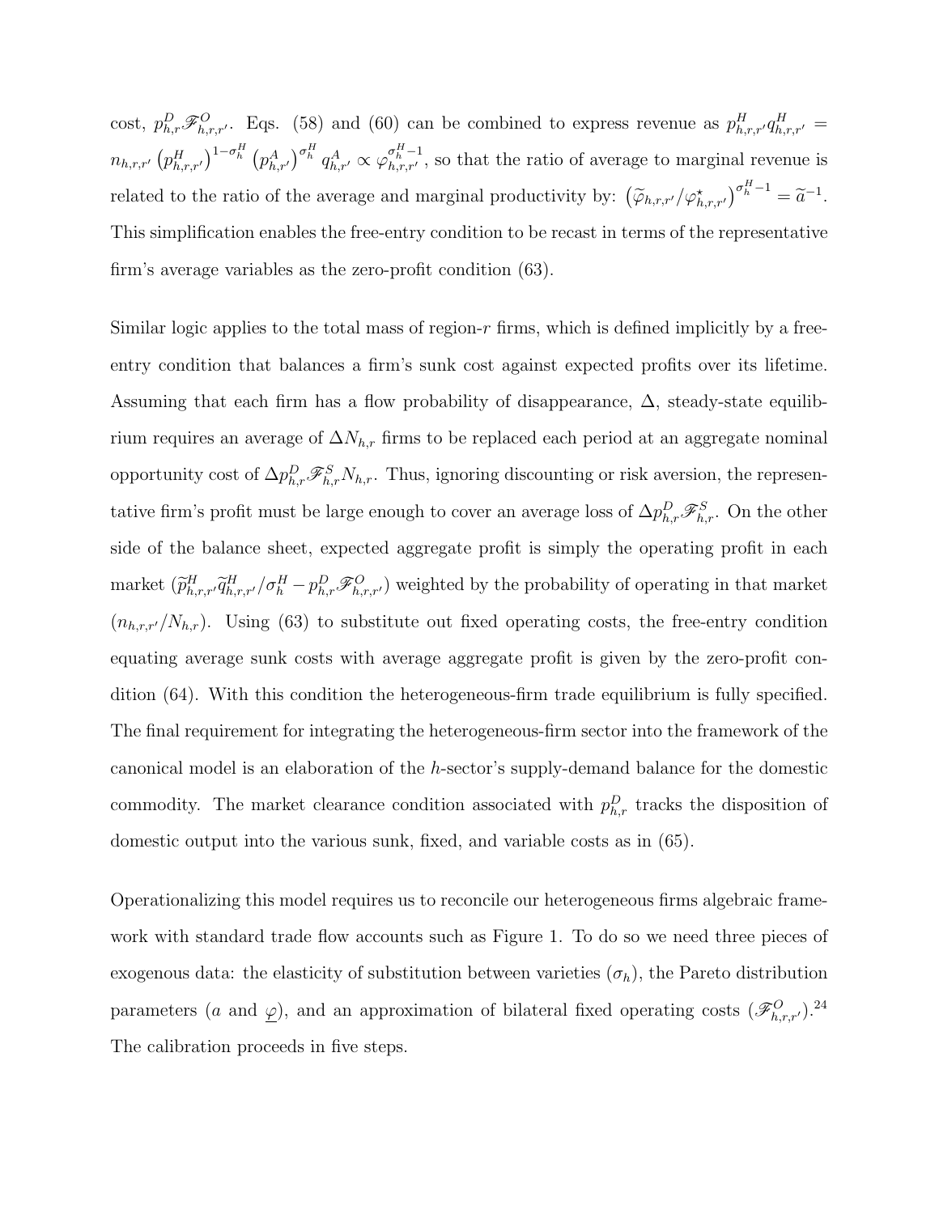cost, $p^D_{h,r}\mathscr{F}^O_{h,r,r'}$. Eqs. (58) and (60) can be combined to express revenue as $p^H_{h,r,r'}q^H_{h,r,r'} = n_{h,r,r'}\left(p^H_{h,r,r'}\right)^{1-\sigma^H_h}\left(p^A_{h,r'}\right)^{\sigma^H_h} q^A_{h,r'} \propto \varphi^{\sigma^H_h-1}_{h,r,r'}$, so that the ratio of average to marginal revenue is related to the ratio of the average and marginal productivity by: $\left(\widetilde{\varphi}_{h,r,r'}/\varphi^{\star}_{h,r,r'}\right)^{\sigma^H_h-1} = \widetilde{a}^{-1}$. This simplification enables the free-entry condition to be recast in terms of the representative firm's average variables as the zero-profit condition (63).

Similar logic applies to the total mass of region-$r$ firms, which is defined implicitly by a free-entry condition that balances a firm's sunk cost against expected profits over its lifetime. Assuming that each firm has a flow probability of disappearance, $\Delta$, steady-state equilibrium requires an average of $\Delta N_{h,r}$ firms to be replaced each period at an aggregate nominal opportunity cost of $\Delta p^D_{h,r}\mathscr{F}^S_{h,r}N_{h,r}$. Thus, ignoring discounting or risk aversion, the representative firm's profit must be large enough to cover an average loss of $\Delta p^D_{h,r}\mathscr{F}^S_{h,r}$. On the other side of the balance sheet, expected aggregate profit is simply the operating profit in each market $(\widetilde{p}^H_{h,r,r'}\widetilde{q}^H_{h,r,r'}/\sigma^H_h - p^D_{h,r}\mathscr{F}^O_{h,r,r'})$ weighted by the probability of operating in that market $(n_{h,r,r'}/N_{h,r})$. Using (63) to substitute out fixed operating costs, the free-entry condition equating average sunk costs with average aggregate profit is given by the zero-profit condition (64). With this condition the heterogeneous-firm trade equilibrium is fully specified. The final requirement for integrating the heterogeneous-firm sector into the framework of the canonical model is an elaboration of the $h$-sector's supply-demand balance for the domestic commodity. The market clearance condition associated with $p^D_{h,r}$ tracks the disposition of domestic output into the various sunk, fixed, and variable costs as in (65).

Operationalizing this model requires us to reconcile our heterogeneous firms algebraic framework with standard trade flow accounts such as Figure 1. To do so we need three pieces of exogenous data: the elasticity of substitution between varieties ($\sigma_h$), the Pareto distribution parameters ($a$ and $\underline{\varphi}$), and an approximation of bilateral fixed operating costs ($\mathscr{F}^O_{h,r,r'}$).[24] The calibration proceeds in five steps.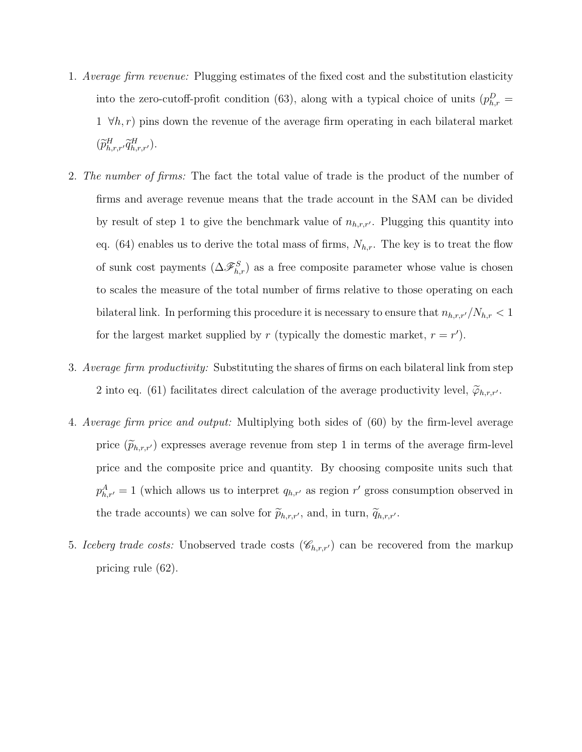1. *Average firm revenue:* Plugging estimates of the fixed cost and the substitution elasticity into the zero-cutoff-profit condition (63), along with a typical choice of units ($p^D_{h,r} = 1 \ \forall h, r$) pins down the revenue of the average firm operating in each bilateral market ($\widetilde{p}^H_{h,r,r'}\widetilde{q}^H_{h,r,r'}$).

2. *The number of firms:* The fact the total value of trade is the product of the number of firms and average revenue means that the trade account in the SAM can be divided by result of step 1 to give the benchmark value of $n_{h,r,r'}$. Plugging this quantity into eq. (64) enables us to derive the total mass of firms, $N_{h,r}$. The key is to treat the flow of sunk cost payments ($\Delta\mathscr{F}^S_{h,r}$) as a free composite parameter whose value is chosen to scales the measure of the total number of firms relative to those operating on each bilateral link. In performing this procedure it is necessary to ensure that $n_{h,r,r'}/N_{h,r} < 1$ for the largest market supplied by $r$ (typically the domestic market, $r = r'$).

3. *Average firm productivity:* Substituting the shares of firms on each bilateral link from step 2 into eq. (61) facilitates direct calculation of the average productivity level, $\widetilde{\varphi}_{h,r,r'}$.

4. *Average firm price and output:* Multiplying both sides of (60) by the firm-level average price ($\widetilde{p}_{h,r,r'}$) expresses average revenue from step 1 in terms of the average firm-level price and the composite price and quantity. By choosing composite units such that $p^A_{h,r'} = 1$ (which allows us to interpret $q_{h,r'}$ as region $r'$ gross consumption observed in the trade accounts) we can solve for $\widetilde{p}_{h,r,r'}$, and, in turn, $\widetilde{q}_{h,r,r'}$.

5. *Iceberg trade costs:* Unobserved trade costs ($\mathscr{C}_{h,r,r'}$) can be recovered from the markup pricing rule (62).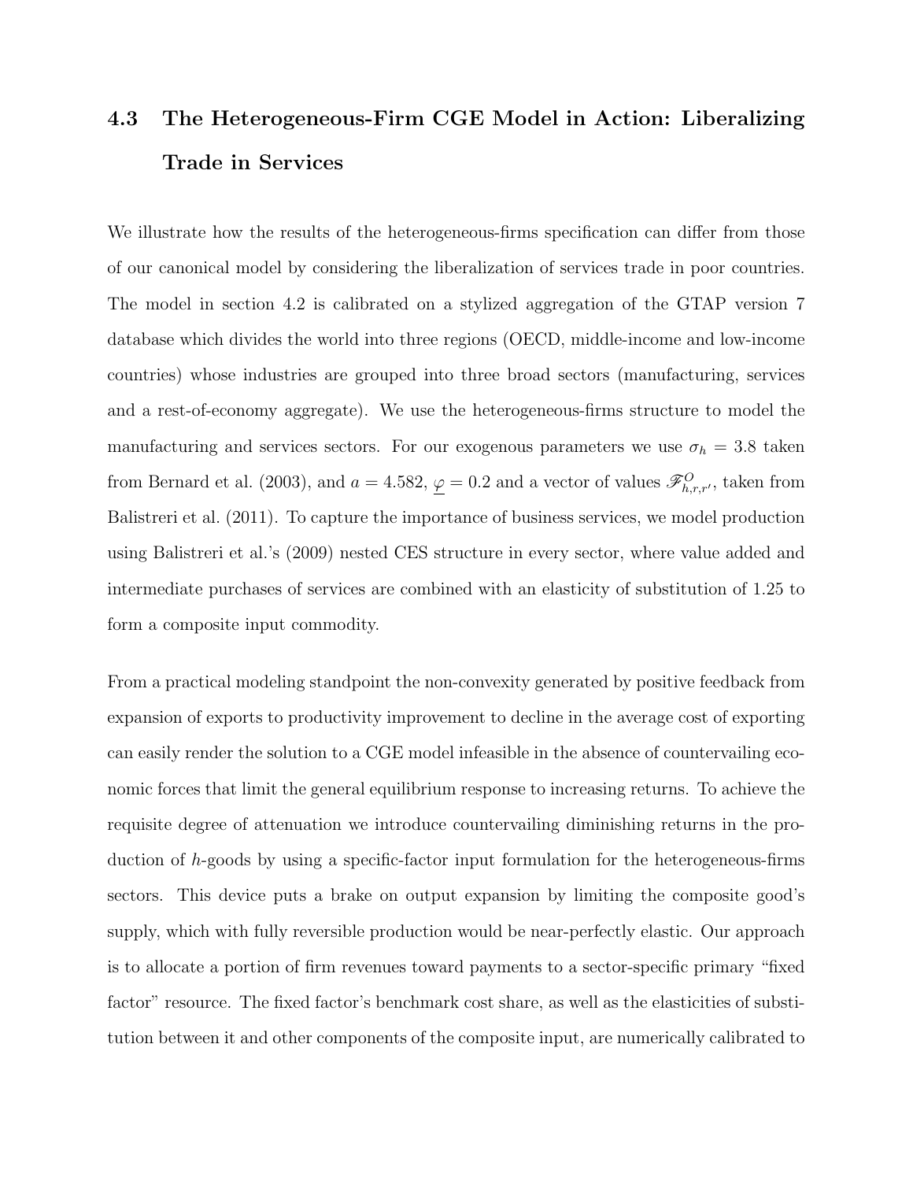### 4.3 The Heterogeneous-Firm CGE Model in Action: Liberalizing Trade in Services

We illustrate how the results of the heterogeneous-firms specification can differ from those of our canonical model by considering the liberalization of services trade in poor countries. The model in section 4.2 is calibrated on a stylized aggregation of the GTAP version 7 database which divides the world into three regions (OECD, middle-income and low-income countries) whose industries are grouped into three broad sectors (manufacturing, services and a rest-of-economy aggregate). We use the heterogeneous-firms structure to model the manufacturing and services sectors. For our exogenous parameters we use $\sigma_h = 3.8$ taken from Bernard et al. (2003), and $a = 4.582$, $\underline{\varphi} = 0.2$ and a vector of values $\mathscr{F}^O_{h,r,r'}$, taken from Balistreri et al. (2011). To capture the importance of business services, we model production using Balistreri et al.'s (2009) nested CES structure in every sector, where value added and intermediate purchases of services are combined with an elasticity of substitution of 1.25 to form a composite input commodity.

From a practical modeling standpoint the non-convexity generated by positive feedback from expansion of exports to productivity improvement to decline in the average cost of exporting can easily render the solution to a CGE model infeasible in the absence of countervailing economic forces that limit the general equilibrium response to increasing returns. To achieve the requisite degree of attenuation we introduce countervailing diminishing returns in the production of $h$-goods by using a specific-factor input formulation for the heterogeneous-firms sectors. This device puts a brake on output expansion by limiting the composite good's supply, which with fully reversible production would be near-perfectly elastic. Our approach is to allocate a portion of firm revenues toward payments to a sector-specific primary "fixed factor" resource. The fixed factor's benchmark cost share, as well as the elasticities of substitution between it and other components of the composite input, are numerically calibrated to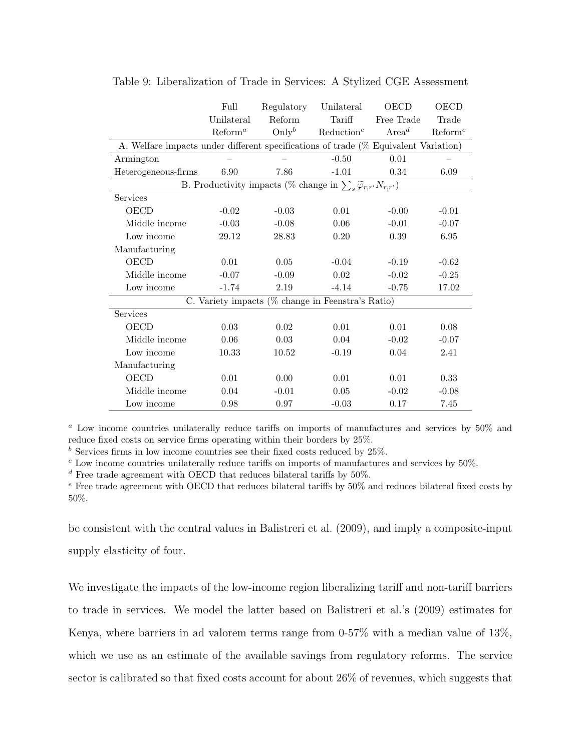Table 9: Liberalization of Trade in Services: A Stylized CGE Assessment

| | Full Unilateral Reform[a] | Regulatory Reform Only[b] | Unilateral Tariff Reduction[c] | OECD Free Trade Area[d] | OECD Trade Reform[e] |
|---|---|---|---|---|---|
| A. Welfare impacts under different specifications of trade (% Equivalent Variation) | | | | | |
| Armington | – | – | -0.50 | 0.01 | – |
| Heterogeneous-firms | 6.90 | 7.86 | -1.01 | 0.34 | 6.09 |
| B. Productivity impacts (% change in $\sum_s \widetilde{\varphi}_{r,r'} N_{r,r'}$) | | | | | |
| Services | | | | | |
| OECD | -0.02 | -0.03 | 0.01 | -0.00 | -0.01 |
| Middle income | -0.03 | -0.08 | 0.06 | -0.01 | -0.07 |
| Low income | 29.12 | 28.83 | 0.20 | 0.39 | 6.95 |
| Manufacturing | | | | | |
| OECD | 0.01 | 0.05 | -0.04 | -0.19 | -0.62 |
| Middle income | -0.07 | -0.09 | 0.02 | -0.02 | -0.25 |
| Low income | -1.74 | 2.19 | -4.14 | -0.75 | 17.02 |
| C. Variety impacts (% change in Feenstra's Ratio) | | | | | |
| Services | | | | | |
| OECD | 0.03 | 0.02 | 0.01 | 0.01 | 0.08 |
| Middle income | 0.06 | 0.03 | 0.04 | -0.02 | -0.07 |
| Low income | 10.33 | 10.52 | -0.19 | 0.04 | 2.41 |
| Manufacturing | | | | | |
| OECD | 0.01 | 0.00 | 0.01 | 0.01 | 0.33 |
| Middle income | 0.04 | -0.01 | 0.05 | -0.02 | -0.08 |
| Low income | 0.98 | 0.97 | -0.03 | 0.17 | 7.45 |

[a] Low income countries unilaterally reduce tariffs on imports of manufactures and services by 50% and reduce fixed costs on service firms operating within their borders by 25%.

[b] Services firms in low income countries see their fixed costs reduced by 25%.

[c] Low income countries unilaterally reduce tariffs on imports of manufactures and services by 50%.

[d] Free trade agreement with OECD that reduces bilateral tariffs by 50%.

[e] Free trade agreement with OECD that reduces bilateral tariffs by 50% and reduces bilateral fixed costs by 50%.

be consistent with the central values in Balistreri et al. (2009), and imply a composite-input supply elasticity of four.

We investigate the impacts of the low-income region liberalizing tariff and non-tariff barriers to trade in services. We model the latter based on Balistreri et al.'s (2009) estimates for Kenya, where barriers in ad valorem terms range from 0-57% with a median value of 13%, which we use as an estimate of the available savings from regulatory reforms. The service sector is calibrated so that fixed costs account for about 26% of revenues, which suggests that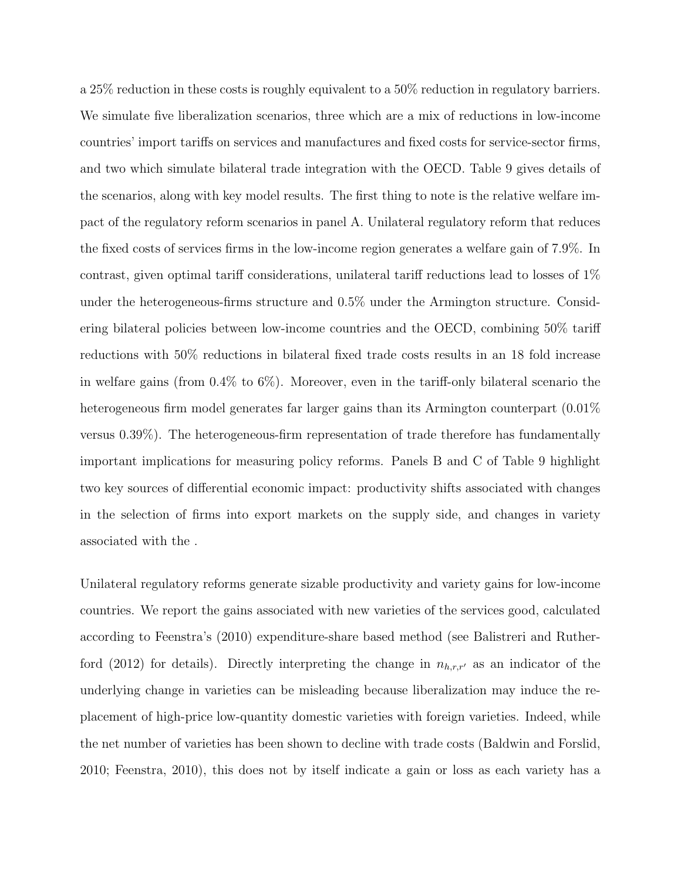a 25% reduction in these costs is roughly equivalent to a 50% reduction in regulatory barriers. We simulate five liberalization scenarios, three which are a mix of reductions in low-income countries' import tariffs on services and manufactures and fixed costs for service-sector firms, and two which simulate bilateral trade integration with the OECD. Table 9 gives details of the scenarios, along with key model results. The first thing to note is the relative welfare impact of the regulatory reform scenarios in panel A. Unilateral regulatory reform that reduces the fixed costs of services firms in the low-income region generates a welfare gain of 7.9%. In contrast, given optimal tariff considerations, unilateral tariff reductions lead to losses of 1% under the heterogeneous-firms structure and 0.5% under the Armington structure. Considering bilateral policies between low-income countries and the OECD, combining 50% tariff reductions with 50% reductions in bilateral fixed trade costs results in an 18 fold increase in welfare gains (from 0.4% to 6%). Moreover, even in the tariff-only bilateral scenario the heterogeneous firm model generates far larger gains than its Armington counterpart (0.01% versus 0.39%). The heterogeneous-firm representation of trade therefore has fundamentally important implications for measuring policy reforms. Panels B and C of Table 9 highlight two key sources of differential economic impact: productivity shifts associated with changes in the selection of firms into export markets on the supply side, and changes in variety associated with the .

Unilateral regulatory reforms generate sizable productivity and variety gains for low-income countries. We report the gains associated with new varieties of the services good, calculated according to Feenstra's (2010) expenditure-share based method (see Balistreri and Rutherford (2012) for details). Directly interpreting the change in $n_{h,r,r'}$ as an indicator of the underlying change in varieties can be misleading because liberalization may induce the replacement of high-price low-quantity domestic varieties with foreign varieties. Indeed, while the net number of varieties has been shown to decline with trade costs (Baldwin and Forslid, 2010; Feenstra, 2010), this does not by itself indicate a gain or loss as each variety has a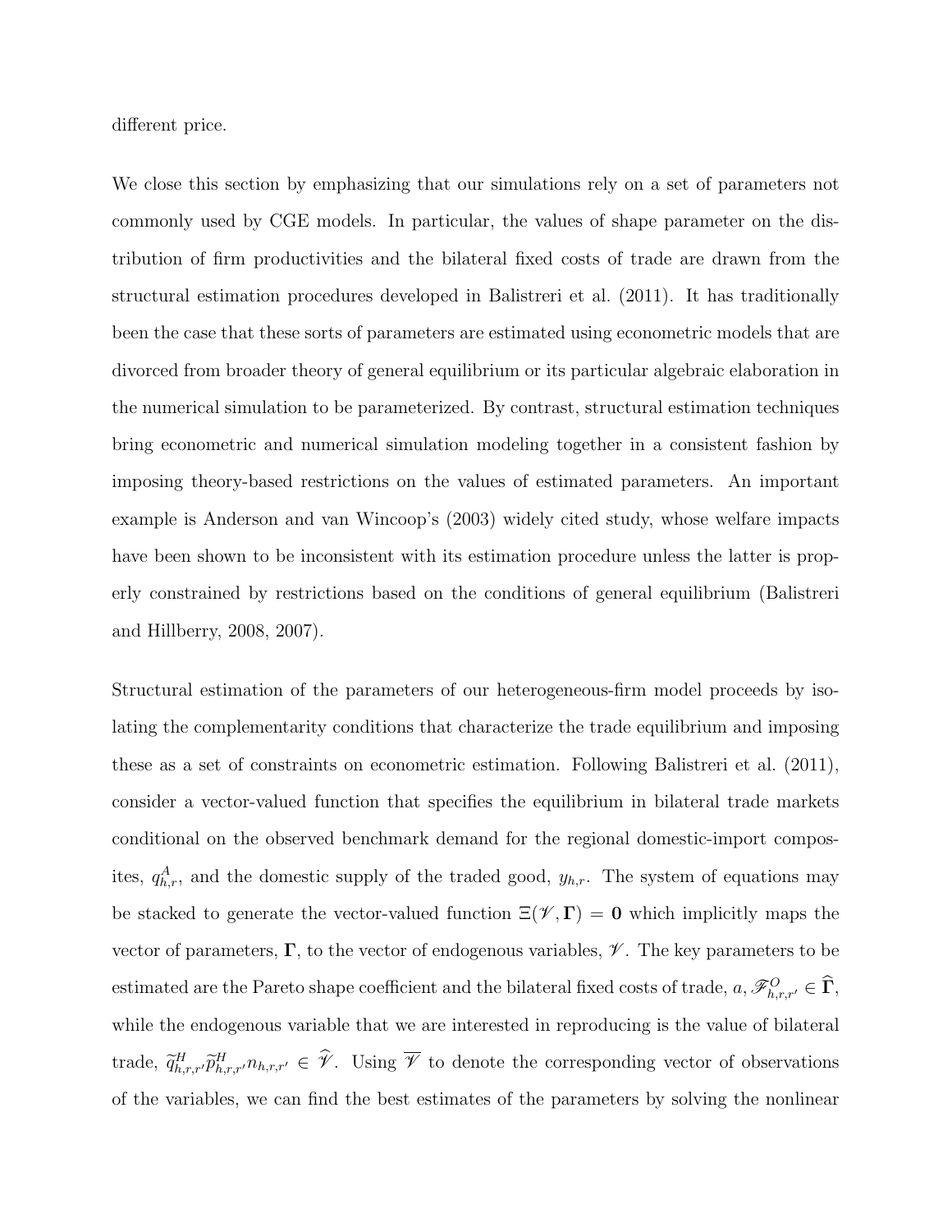different price.

We close this section by emphasizing that our simulations rely on a set of parameters not commonly used by CGE models. In particular, the values of shape parameter on the distribution of firm productivities and the bilateral fixed costs of trade are drawn from the structural estimation procedures developed in Balistreri et al. (2011). It has traditionally been the case that these sorts of parameters are estimated using econometric models that are divorced from broader theory of general equilibrium or its particular algebraic elaboration in the numerical simulation to be parameterized. By contrast, structural estimation techniques bring econometric and numerical simulation modeling together in a consistent fashion by imposing theory-based restrictions on the values of estimated parameters. An important example is Anderson and van Wincoop's (2003) widely cited study, whose welfare impacts have been shown to be inconsistent with its estimation procedure unless the latter is properly constrained by restrictions based on the conditions of general equilibrium (Balistreri and Hillberry, 2008, 2007).

Structural estimation of the parameters of our heterogeneous-firm model proceeds by isolating the complementarity conditions that characterize the trade equilibrium and imposing these as a set of constraints on econometric estimation. Following Balistreri et al. (2011), consider a vector-valued function that specifies the equilibrium in bilateral trade markets conditional on the observed benchmark demand for the regional domestic-import composites, $q^A_{h,r}$, and the domestic supply of the traded good, $y_{h,r}$. The system of equations may be stacked to generate the vector-valued function $\Xi(\mathscr{V}, \mathbf{\Gamma}) = \mathbf{0}$ which implicitly maps the vector of parameters, $\mathbf{\Gamma}$, to the vector of endogenous variables, $\mathscr{V}$. The key parameters to be estimated are the Pareto shape coefficient and the bilateral fixed costs of trade, $a, \mathscr{F}^O_{h,r,r'} \in \widehat{\mathbf{\Gamma}}$, while the endogenous variable that we are interested in reproducing is the value of bilateral trade, $\widetilde{q}^H_{h,r,r'} \widetilde{p}^H_{h,r,r'} n_{h,r,r'} \in \widehat{\mathscr{V}}$. Using $\overline{\mathscr{V}}$ to denote the corresponding vector of observations of the variables, we can find the best estimates of the parameters by solving the nonlinear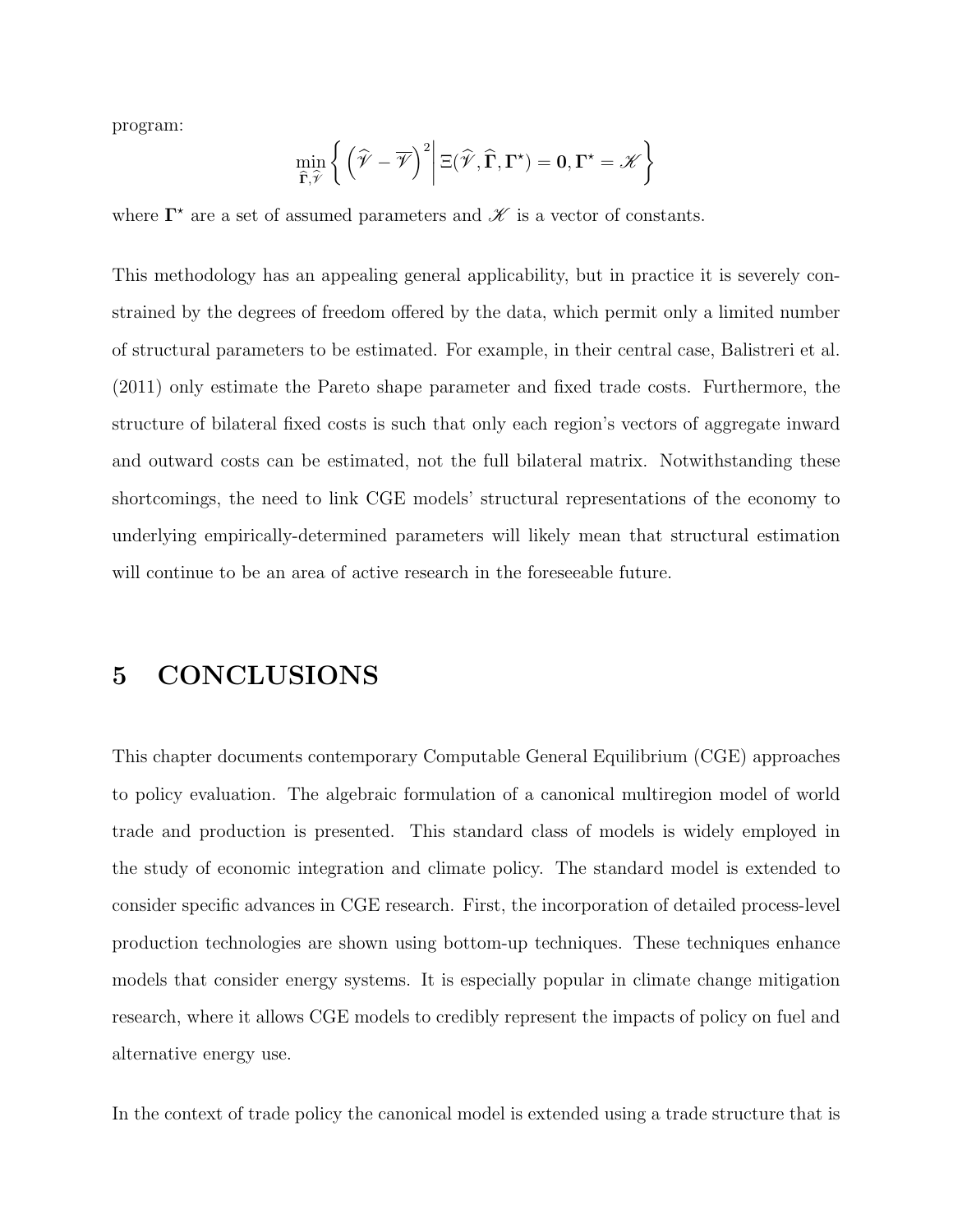program:

$$\min_{\widehat{\boldsymbol{\Gamma}},\widehat{\mathscr{V}}} \left\{ \left( \widehat{\mathscr{V}} - \overline{\mathscr{V}} \right)^2 \middle| \, \Xi(\widehat{\mathscr{V}}, \widehat{\boldsymbol{\Gamma}}, \boldsymbol{\Gamma}^{\star}) = \mathbf{0}, \boldsymbol{\Gamma}^{\star} = \mathscr{K} \right\}$$

where $\boldsymbol{\Gamma}^{\star}$ are a set of assumed parameters and $\mathscr{K}$ is a vector of constants.

This methodology has an appealing general applicability, but in practice it is severely constrained by the degrees of freedom offered by the data, which permit only a limited number of structural parameters to be estimated. For example, in their central case, Balistreri et al. (2011) only estimate the Pareto shape parameter and fixed trade costs. Furthermore, the structure of bilateral fixed costs is such that only each region's vectors of aggregate inward and outward costs can be estimated, not the full bilateral matrix. Notwithstanding these shortcomings, the need to link CGE models' structural representations of the economy to underlying empirically-determined parameters will likely mean that structural estimation will continue to be an area of active research in the foreseeable future.

# 5 CONCLUSIONS

This chapter documents contemporary Computable General Equilibrium (CGE) approaches to policy evaluation. The algebraic formulation of a canonical multiregion model of world trade and production is presented. This standard class of models is widely employed in the study of economic integration and climate policy. The standard model is extended to consider specific advances in CGE research. First, the incorporation of detailed process-level production technologies are shown using bottom-up techniques. These techniques enhance models that consider energy systems. It is especially popular in climate change mitigation research, where it allows CGE models to credibly represent the impacts of policy on fuel and alternative energy use.

In the context of trade policy the canonical model is extended using a trade structure that is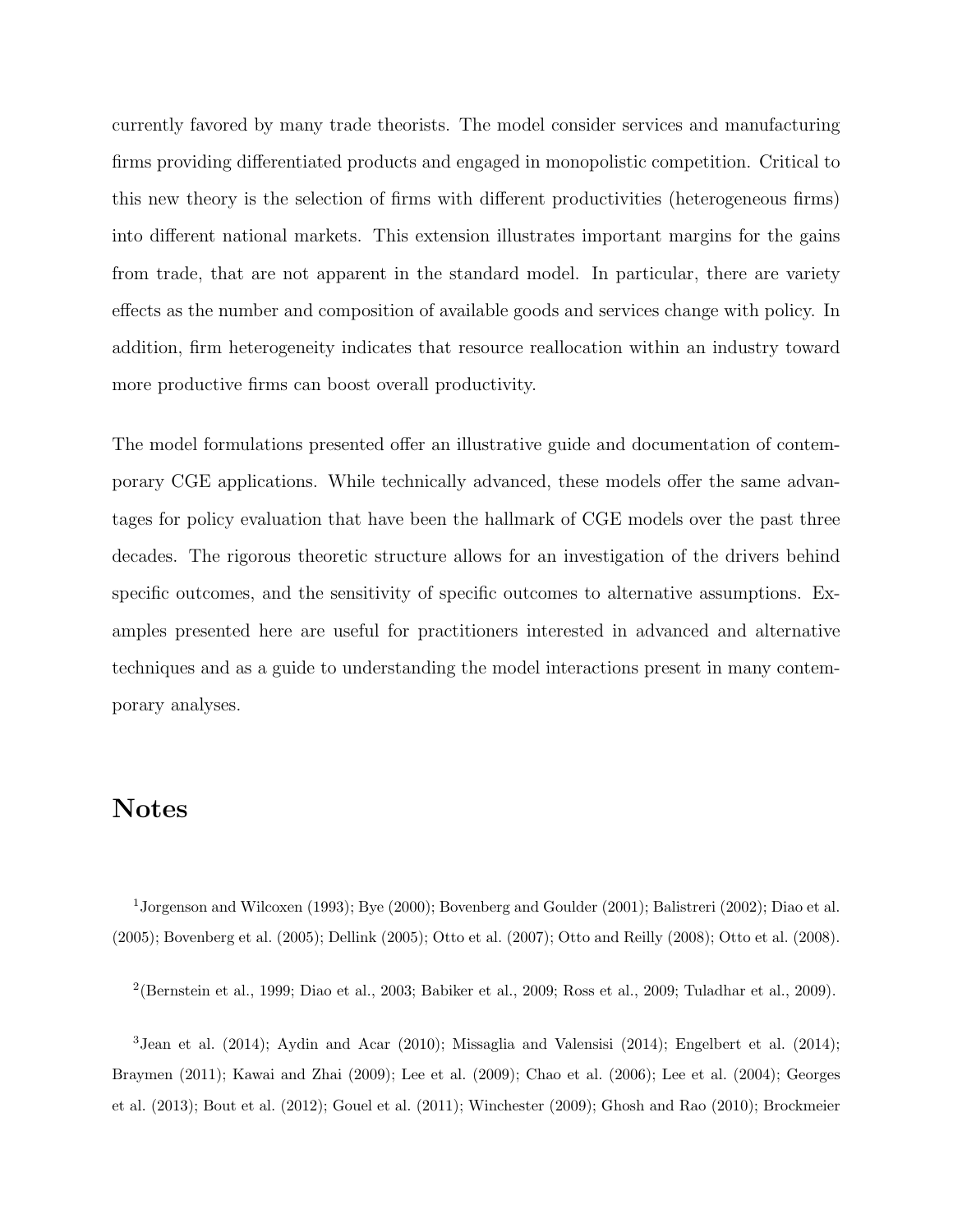currently favored by many trade theorists. The model consider services and manufacturing firms providing differentiated products and engaged in monopolistic competition. Critical to this new theory is the selection of firms with different productivities (heterogeneous firms) into different national markets. This extension illustrates important margins for the gains from trade, that are not apparent in the standard model. In particular, there are variety effects as the number and composition of available goods and services change with policy. In addition, firm heterogeneity indicates that resource reallocation within an industry toward more productive firms can boost overall productivity.

The model formulations presented offer an illustrative guide and documentation of contemporary CGE applications. While technically advanced, these models offer the same advantages for policy evaluation that have been the hallmark of CGE models over the past three decades. The rigorous theoretic structure allows for an investigation of the drivers behind specific outcomes, and the sensitivity of specific outcomes to alternative assumptions. Examples presented here are useful for practitioners interested in advanced and alternative techniques and as a guide to understanding the model interactions present in many contemporary analyses.

## Notes

[1]Jorgenson and Wilcoxen (1993); Bye (2000); Bovenberg and Goulder (2001); Balistreri (2002); Diao et al. (2005); Bovenberg et al. (2005); Dellink (2005); Otto et al. (2007); Otto and Reilly (2008); Otto et al. (2008).

[2](Bernstein et al., 1999; Diao et al., 2003; Babiker et al., 2009; Ross et al., 2009; Tuladhar et al., 2009).

[3]Jean et al. (2014); Aydin and Acar (2010); Missaglia and Valensisi (2014); Engelbert et al. (2014); Braymen (2011); Kawai and Zhai (2009); Lee et al. (2009); Chao et al. (2006); Lee et al. (2004); Georges et al. (2013); Bout et al. (2012); Gouel et al. (2011); Winchester (2009); Ghosh and Rao (2010); Brockmeier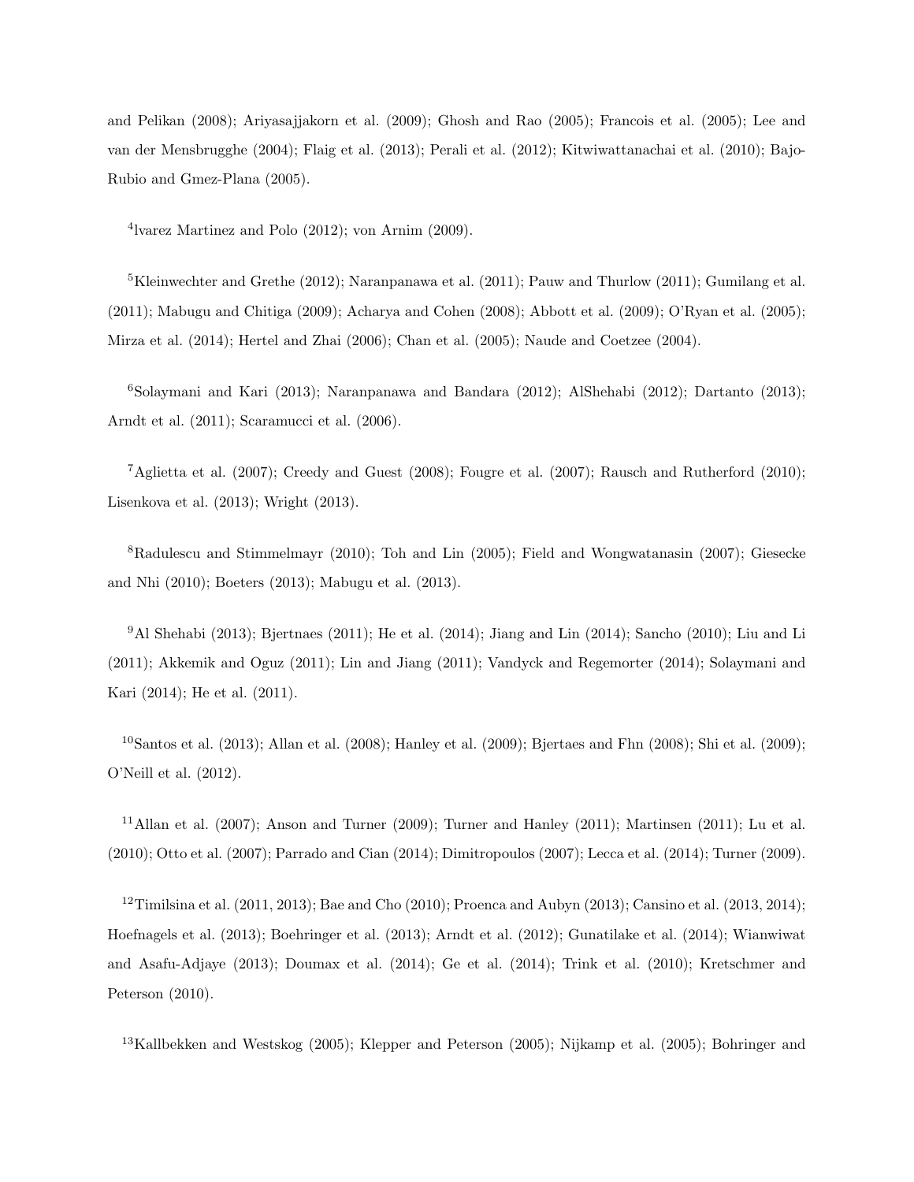and Pelikan (2008); Ariyasajjakorn et al. (2009); Ghosh and Rao (2005); Francois et al. (2005); Lee and van der Mensbrugghe (2004); Flaig et al. (2013); Perali et al. (2012); Kitwiwattanachai et al. (2010); Bajo-Rubio and Gmez-Plana (2005).

[4]lvarez Martinez and Polo (2012); von Arnim (2009).

[5]Kleinwechter and Grethe (2012); Naranpanawa et al. (2011); Pauw and Thurlow (2011); Gumilang et al. (2011); Mabugu and Chitiga (2009); Acharya and Cohen (2008); Abbott et al. (2009); O'Ryan et al. (2005); Mirza et al. (2014); Hertel and Zhai (2006); Chan et al. (2005); Naude and Coetzee (2004).

[6]Solaymani and Kari (2013); Naranpanawa and Bandara (2012); AlShehabi (2012); Dartanto (2013); Arndt et al. (2011); Scaramucci et al. (2006).

[7]Aglietta et al. (2007); Creedy and Guest (2008); Fougre et al. (2007); Rausch and Rutherford (2010); Lisenkova et al. (2013); Wright (2013).

[8]Radulescu and Stimmelmayr (2010); Toh and Lin (2005); Field and Wongwatanasin (2007); Giesecke and Nhi (2010); Boeters (2013); Mabugu et al. (2013).

[9]Al Shehabi (2013); Bjertnaes (2011); He et al. (2014); Jiang and Lin (2014); Sancho (2010); Liu and Li (2011); Akkemik and Oguz (2011); Lin and Jiang (2011); Vandyck and Regemorter (2014); Solaymani and Kari (2014); He et al. (2011).

[10]Santos et al. (2013); Allan et al. (2008); Hanley et al. (2009); Bjertaes and Fhn (2008); Shi et al. (2009); O'Neill et al. (2012).

[11]Allan et al. (2007); Anson and Turner (2009); Turner and Hanley (2011); Martinsen (2011); Lu et al. (2010); Otto et al. (2007); Parrado and Cian (2014); Dimitropoulos (2007); Lecca et al. (2014); Turner (2009).

[12]Timilsina et al. (2011, 2013); Bae and Cho (2010); Proenca and Aubyn (2013); Cansino et al. (2013, 2014); Hoefnagels et al. (2013); Boehringer et al. (2013); Arndt et al. (2012); Gunatilake et al. (2014); Wianwiwat and Asafu-Adjaye (2013); Doumax et al. (2014); Ge et al. (2014); Trink et al. (2010); Kretschmer and Peterson (2010).

[13]Kallbekken and Westskog (2005); Klepper and Peterson (2005); Nijkamp et al. (2005); Bohringer and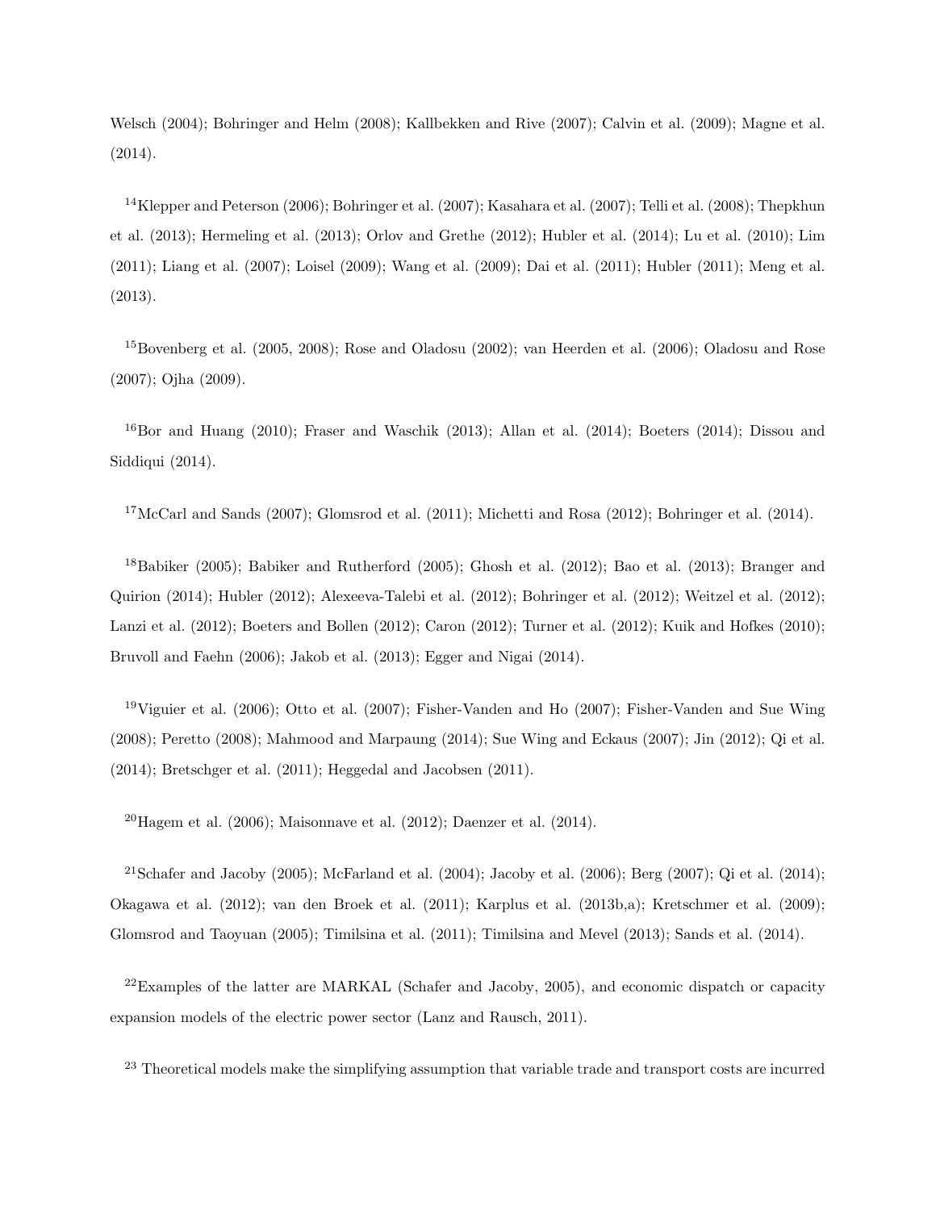Welsch (2004); Bohringer and Helm (2008); Kallbekken and Rive (2007); Calvin et al. (2009); Magne et al. (2014).

[14]Klepper and Peterson (2006); Bohringer et al. (2007); Kasahara et al. (2007); Telli et al. (2008); Thepkhun et al. (2013); Hermeling et al. (2013); Orlov and Grethe (2012); Hubler et al. (2014); Lu et al. (2010); Lim (2011); Liang et al. (2007); Loisel (2009); Wang et al. (2009); Dai et al. (2011); Hubler (2011); Meng et al. (2013).

[15]Bovenberg et al. (2005, 2008); Rose and Oladosu (2002); van Heerden et al. (2006); Oladosu and Rose (2007); Ojha (2009).

[16]Bor and Huang (2010); Fraser and Waschik (2013); Allan et al. (2014); Boeters (2014); Dissou and Siddiqui (2014).

[17]McCarl and Sands (2007); Glomsrod et al. (2011); Michetti and Rosa (2012); Bohringer et al. (2014).

[18]Babiker (2005); Babiker and Rutherford (2005); Ghosh et al. (2012); Bao et al. (2013); Branger and Quirion (2014); Hubler (2012); Alexeeva-Talebi et al. (2012); Bohringer et al. (2012); Weitzel et al. (2012); Lanzi et al. (2012); Boeters and Bollen (2012); Caron (2012); Turner et al. (2012); Kuik and Hofkes (2010); Bruvoll and Faehn (2006); Jakob et al. (2013); Egger and Nigai (2014).

[19]Viguier et al. (2006); Otto et al. (2007); Fisher-Vanden and Ho (2007); Fisher-Vanden and Sue Wing (2008); Peretto (2008); Mahmood and Marpaung (2014); Sue Wing and Eckaus (2007); Jin (2012); Qi et al. (2014); Bretschger et al. (2011); Heggedal and Jacobsen (2011).

[20]Hagem et al. (2006); Maisonnave et al. (2012); Daenzer et al. (2014).

[21]Schafer and Jacoby (2005); McFarland et al. (2004); Jacoby et al. (2006); Berg (2007); Qi et al. (2014); Okagawa et al. (2012); van den Broek et al. (2011); Karplus et al. (2013b,a); Kretschmer et al. (2009); Glomsrod and Taoyuan (2005); Timilsina et al. (2011); Timilsina and Mevel (2013); Sands et al. (2014).

[22]Examples of the latter are MARKAL (Schafer and Jacoby, 2005), and economic dispatch or capacity expansion models of the electric power sector (Lanz and Rausch, 2011).

[23] Theoretical models make the simplifying assumption that variable trade and transport costs are incurred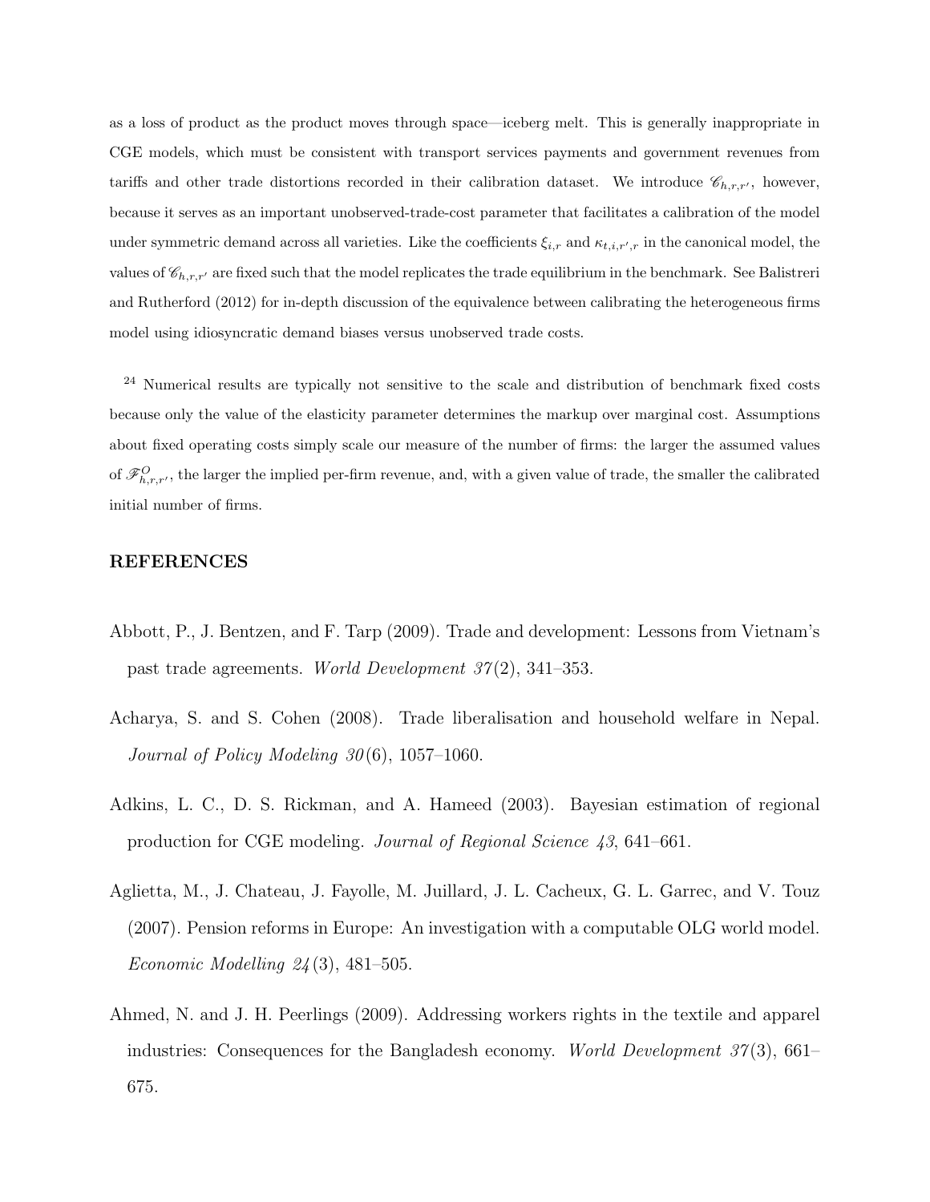as a loss of product as the product moves through space—iceberg melt. This is generally inappropriate in CGE models, which must be consistent with transport services payments and government revenues from tariffs and other trade distortions recorded in their calibration dataset. We introduce $\mathscr{C}_{h,r,r'}$, however, because it serves as an important unobserved-trade-cost parameter that facilitates a calibration of the model under symmetric demand across all varieties. Like the coefficients $\xi_{i,r}$ and $\kappa_{t,i,r',r}$ in the canonical model, the values of $\mathscr{C}_{h,r,r'}$ are fixed such that the model replicates the trade equilibrium in the benchmark. See Balistreri and Rutherford (2012) for in-depth discussion of the equivalence between calibrating the heterogeneous firms model using idiosyncratic demand biases versus unobserved trade costs.

[24] Numerical results are typically not sensitive to the scale and distribution of benchmark fixed costs because only the value of the elasticity parameter determines the markup over marginal cost. Assumptions about fixed operating costs simply scale our measure of the number of firms: the larger the assumed values of $\mathscr{F}^{O}_{h,r,r'}$, the larger the implied per-firm revenue, and, with a given value of trade, the smaller the calibrated initial number of firms.

## REFERENCES

Abbott, P., J. Bentzen, and F. Tarp (2009). Trade and development: Lessons from Vietnam's past trade agreements. *World Development 37*(2), 341–353.

Acharya, S. and S. Cohen (2008). Trade liberalisation and household welfare in Nepal. *Journal of Policy Modeling 30*(6), 1057–1060.

Adkins, L. C., D. S. Rickman, and A. Hameed (2003). Bayesian estimation of regional production for CGE modeling. *Journal of Regional Science 43*, 641–661.

Aglietta, M., J. Chateau, J. Fayolle, M. Juillard, J. L. Cacheux, G. L. Garrec, and V. Touz (2007). Pension reforms in Europe: An investigation with a computable OLG world model. *Economic Modelling 24*(3), 481–505.

Ahmed, N. and J. H. Peerlings (2009). Addressing workers rights in the textile and apparel industries: Consequences for the Bangladesh economy. *World Development 37*(3), 661–675.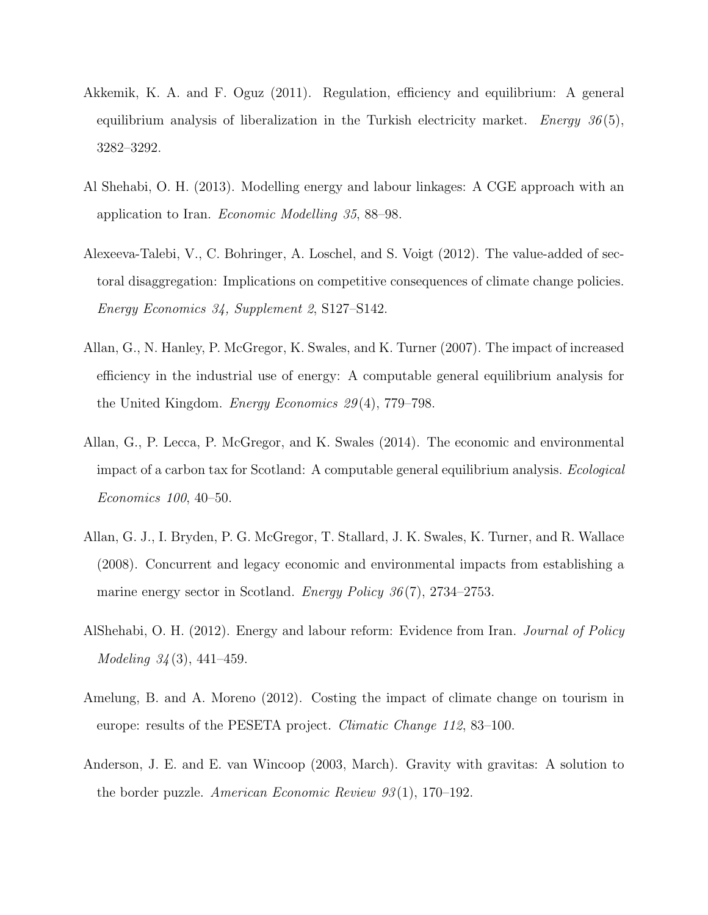Akkemik, K. A. and F. Oguz (2011). Regulation, efficiency and equilibrium: A general equilibrium analysis of liberalization in the Turkish electricity market. *Energy 36*(5), 3282–3292.

Al Shehabi, O. H. (2013). Modelling energy and labour linkages: A CGE approach with an application to Iran. *Economic Modelling 35*, 88–98.

Alexeeva-Talebi, V., C. Bohringer, A. Loschel, and S. Voigt (2012). The value-added of sectoral disaggregation: Implications on competitive consequences of climate change policies. *Energy Economics 34, Supplement 2*, S127–S142.

Allan, G., N. Hanley, P. McGregor, K. Swales, and K. Turner (2007). The impact of increased efficiency in the industrial use of energy: A computable general equilibrium analysis for the United Kingdom. *Energy Economics 29*(4), 779–798.

Allan, G., P. Lecca, P. McGregor, and K. Swales (2014). The economic and environmental impact of a carbon tax for Scotland: A computable general equilibrium analysis. *Ecological Economics 100*, 40–50.

Allan, G. J., I. Bryden, P. G. McGregor, T. Stallard, J. K. Swales, K. Turner, and R. Wallace (2008). Concurrent and legacy economic and environmental impacts from establishing a marine energy sector in Scotland. *Energy Policy 36*(7), 2734–2753.

AlShehabi, O. H. (2012). Energy and labour reform: Evidence from Iran. *Journal of Policy Modeling 34*(3), 441–459.

Amelung, B. and A. Moreno (2012). Costing the impact of climate change on tourism in europe: results of the PESETA project. *Climatic Change 112*, 83–100.

Anderson, J. E. and E. van Wincoop (2003, March). Gravity with gravitas: A solution to the border puzzle. *American Economic Review 93*(1), 170–192.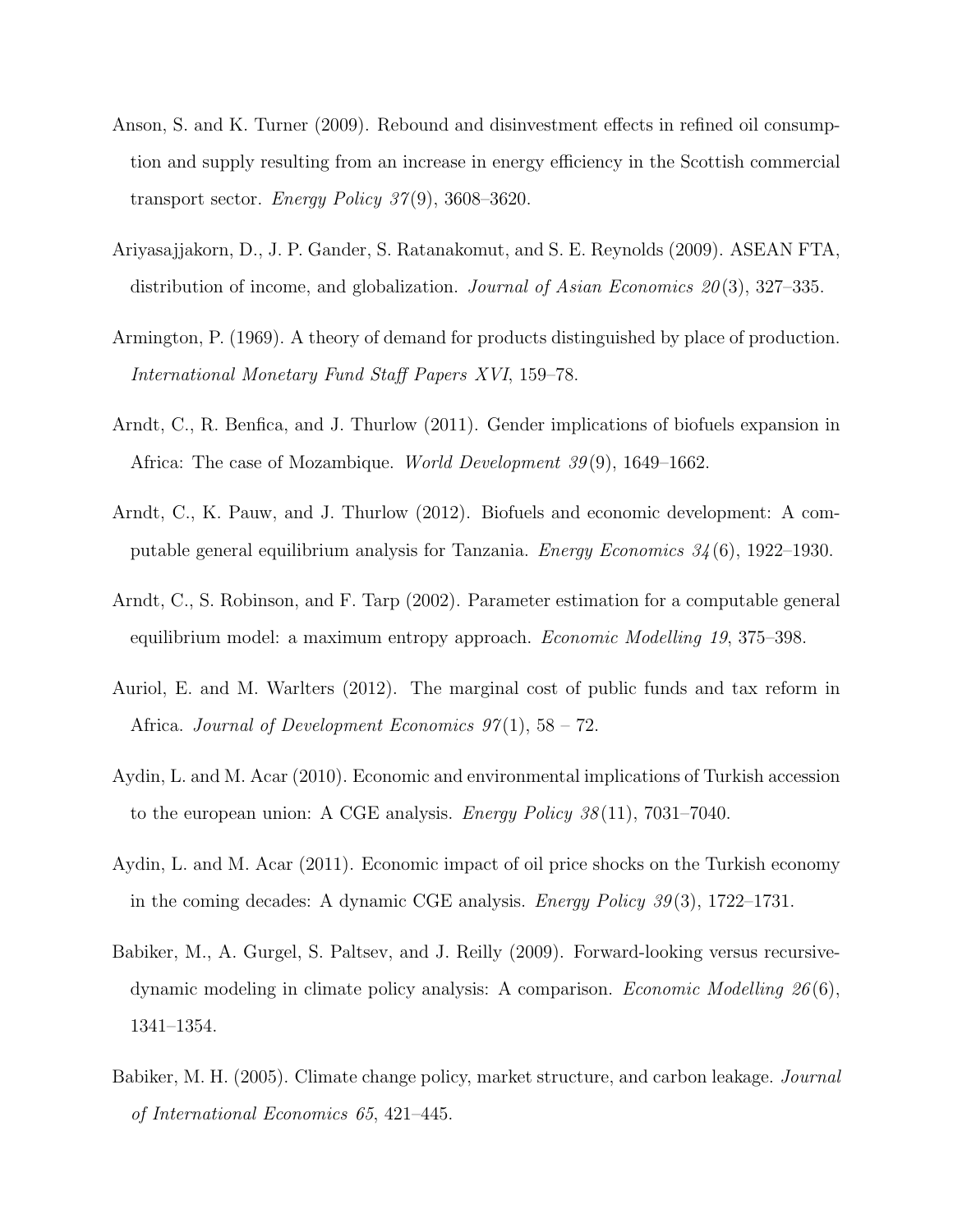Anson, S. and K. Turner (2009). Rebound and disinvestment effects in refined oil consumption and supply resulting from an increase in energy efficiency in the Scottish commercial transport sector. *Energy Policy 37*(9), 3608–3620.

Ariyasajjakorn, D., J. P. Gander, S. Ratanakomut, and S. E. Reynolds (2009). ASEAN FTA, distribution of income, and globalization. *Journal of Asian Economics 20*(3), 327–335.

Armington, P. (1969). A theory of demand for products distinguished by place of production. *International Monetary Fund Staff Papers XVI*, 159–78.

Arndt, C., R. Benfica, and J. Thurlow (2011). Gender implications of biofuels expansion in Africa: The case of Mozambique. *World Development 39*(9), 1649–1662.

Arndt, C., K. Pauw, and J. Thurlow (2012). Biofuels and economic development: A computable general equilibrium analysis for Tanzania. *Energy Economics 34*(6), 1922–1930.

Arndt, C., S. Robinson, and F. Tarp (2002). Parameter estimation for a computable general equilibrium model: a maximum entropy approach. *Economic Modelling 19*, 375–398.

Auriol, E. and M. Warlters (2012). The marginal cost of public funds and tax reform in Africa. *Journal of Development Economics 97*(1), 58 – 72.

Aydin, L. and M. Acar (2010). Economic and environmental implications of Turkish accession to the european union: A CGE analysis. *Energy Policy 38*(11), 7031–7040.

Aydin, L. and M. Acar (2011). Economic impact of oil price shocks on the Turkish economy in the coming decades: A dynamic CGE analysis. *Energy Policy 39*(3), 1722–1731.

Babiker, M., A. Gurgel, S. Paltsev, and J. Reilly (2009). Forward-looking versus recursive-dynamic modeling in climate policy analysis: A comparison. *Economic Modelling 26*(6), 1341–1354.

Babiker, M. H. (2005). Climate change policy, market structure, and carbon leakage. *Journal of International Economics 65*, 421–445.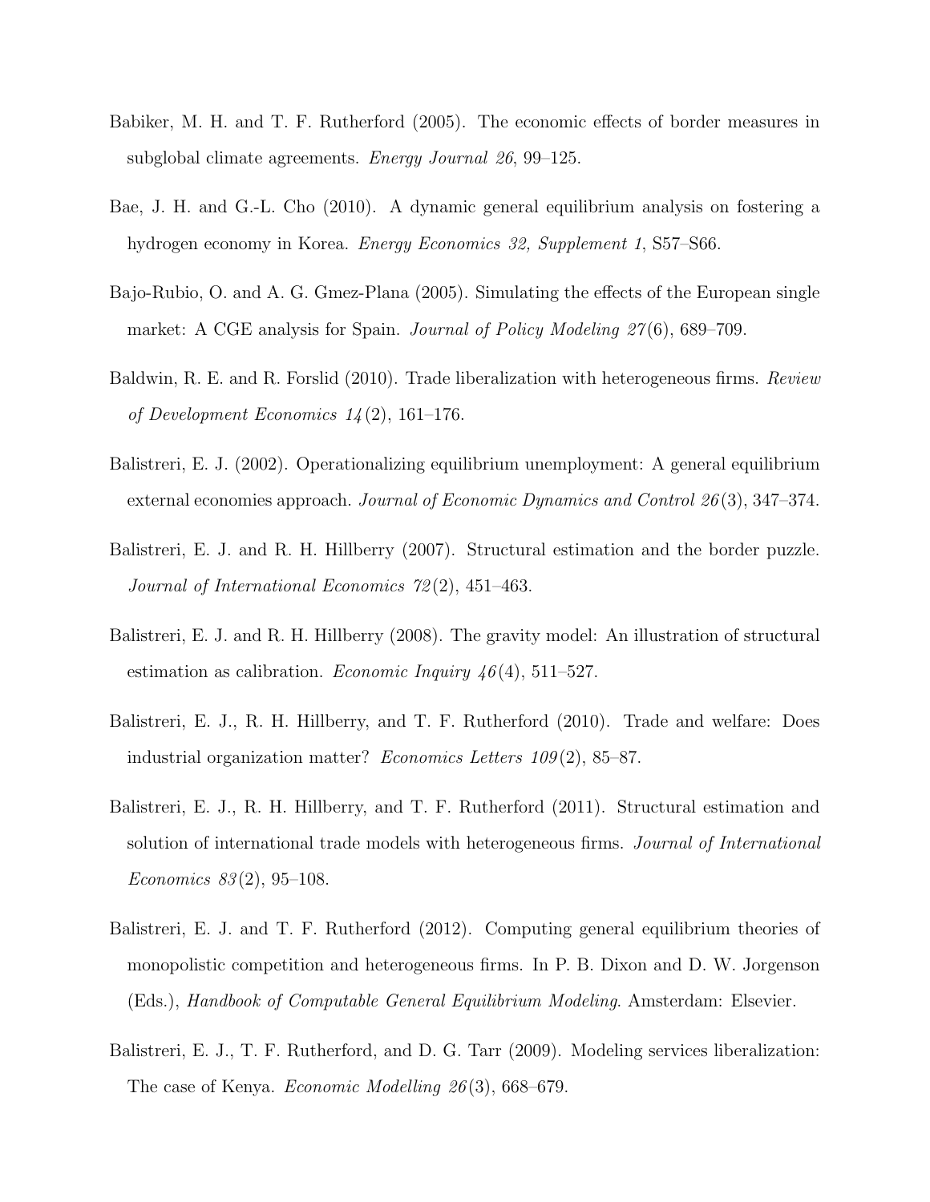Babiker, M. H. and T. F. Rutherford (2005). The economic effects of border measures in subglobal climate agreements. *Energy Journal 26*, 99–125.

Bae, J. H. and G.-L. Cho (2010). A dynamic general equilibrium analysis on fostering a hydrogen economy in Korea. *Energy Economics 32, Supplement 1*, S57–S66.

Bajo-Rubio, O. and A. G. Gmez-Plana (2005). Simulating the effects of the European single market: A CGE analysis for Spain. *Journal of Policy Modeling 27*(6), 689–709.

Baldwin, R. E. and R. Forslid (2010). Trade liberalization with heterogeneous firms. *Review of Development Economics 14*(2), 161–176.

Balistreri, E. J. (2002). Operationalizing equilibrium unemployment: A general equilibrium external economies approach. *Journal of Economic Dynamics and Control 26*(3), 347–374.

Balistreri, E. J. and R. H. Hillberry (2007). Structural estimation and the border puzzle. *Journal of International Economics 72*(2), 451–463.

Balistreri, E. J. and R. H. Hillberry (2008). The gravity model: An illustration of structural estimation as calibration. *Economic Inquiry 46*(4), 511–527.

Balistreri, E. J., R. H. Hillberry, and T. F. Rutherford (2010). Trade and welfare: Does industrial organization matter? *Economics Letters 109*(2), 85–87.

Balistreri, E. J., R. H. Hillberry, and T. F. Rutherford (2011). Structural estimation and solution of international trade models with heterogeneous firms. *Journal of International Economics 83*(2), 95–108.

Balistreri, E. J. and T. F. Rutherford (2012). Computing general equilibrium theories of monopolistic competition and heterogeneous firms. In P. B. Dixon and D. W. Jorgenson (Eds.), *Handbook of Computable General Equilibrium Modeling*. Amsterdam: Elsevier.

Balistreri, E. J., T. F. Rutherford, and D. G. Tarr (2009). Modeling services liberalization: The case of Kenya. *Economic Modelling 26*(3), 668–679.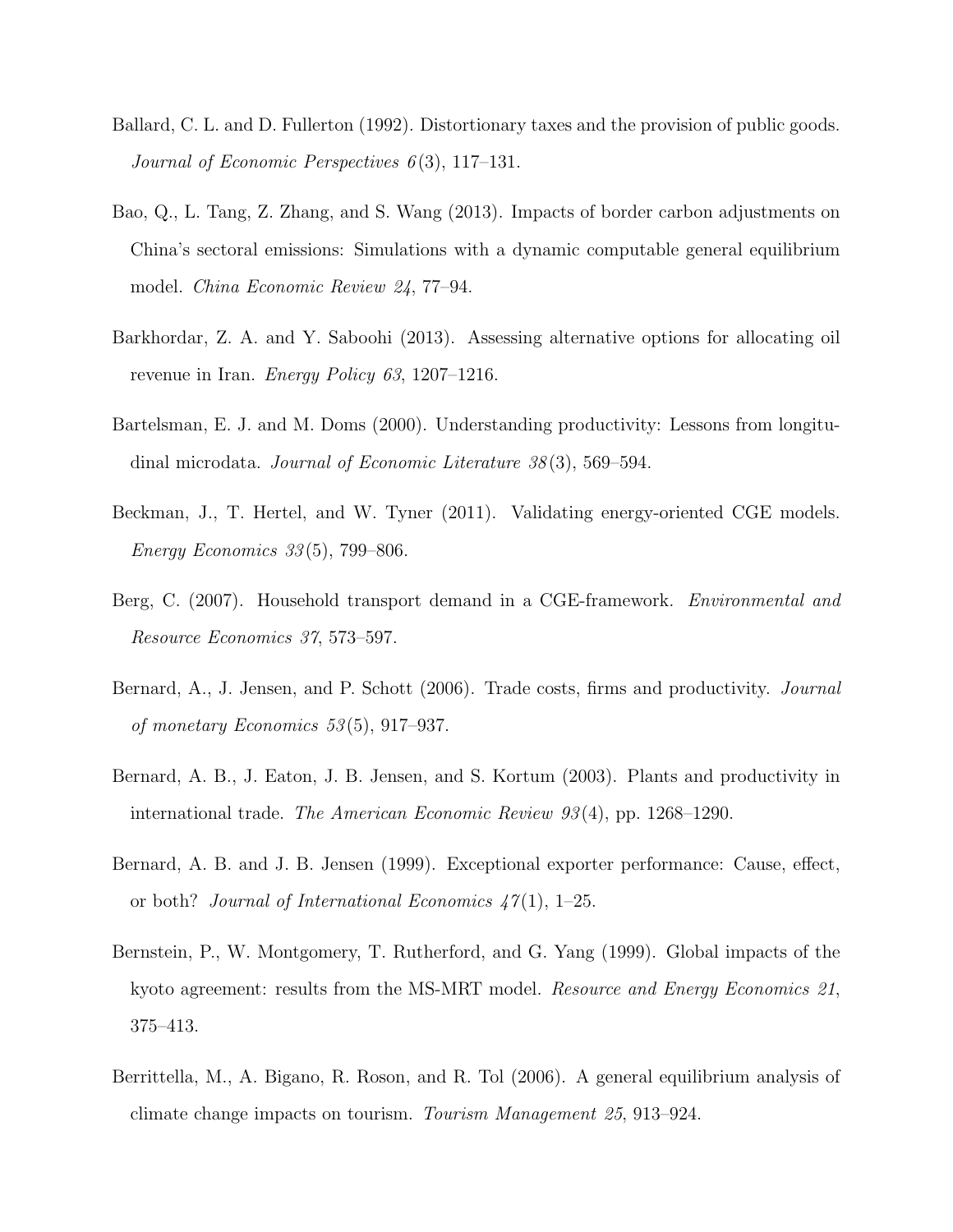Ballard, C. L. and D. Fullerton (1992). Distortionary taxes and the provision of public goods. *Journal of Economic Perspectives 6*(3), 117–131.

Bao, Q., L. Tang, Z. Zhang, and S. Wang (2013). Impacts of border carbon adjustments on China's sectoral emissions: Simulations with a dynamic computable general equilibrium model. *China Economic Review 24*, 77–94.

Barkhordar, Z. A. and Y. Saboohi (2013). Assessing alternative options for allocating oil revenue in Iran. *Energy Policy 63*, 1207–1216.

Bartelsman, E. J. and M. Doms (2000). Understanding productivity: Lessons from longitudinal microdata. *Journal of Economic Literature 38*(3), 569–594.

Beckman, J., T. Hertel, and W. Tyner (2011). Validating energy-oriented CGE models. *Energy Economics 33*(5), 799–806.

Berg, C. (2007). Household transport demand in a CGE-framework. *Environmental and Resource Economics 37*, 573–597.

Bernard, A., J. Jensen, and P. Schott (2006). Trade costs, firms and productivity. *Journal of monetary Economics 53*(5), 917–937.

Bernard, A. B., J. Eaton, J. B. Jensen, and S. Kortum (2003). Plants and productivity in international trade. *The American Economic Review 93*(4), pp. 1268–1290.

Bernard, A. B. and J. B. Jensen (1999). Exceptional exporter performance: Cause, effect, or both? *Journal of International Economics 47*(1), 1–25.

Bernstein, P., W. Montgomery, T. Rutherford, and G. Yang (1999). Global impacts of the kyoto agreement: results from the MS-MRT model. *Resource and Energy Economics 21*, 375–413.

Berrittella, M., A. Bigano, R. Roson, and R. Tol (2006). A general equilibrium analysis of climate change impacts on tourism. *Tourism Management 25*, 913–924.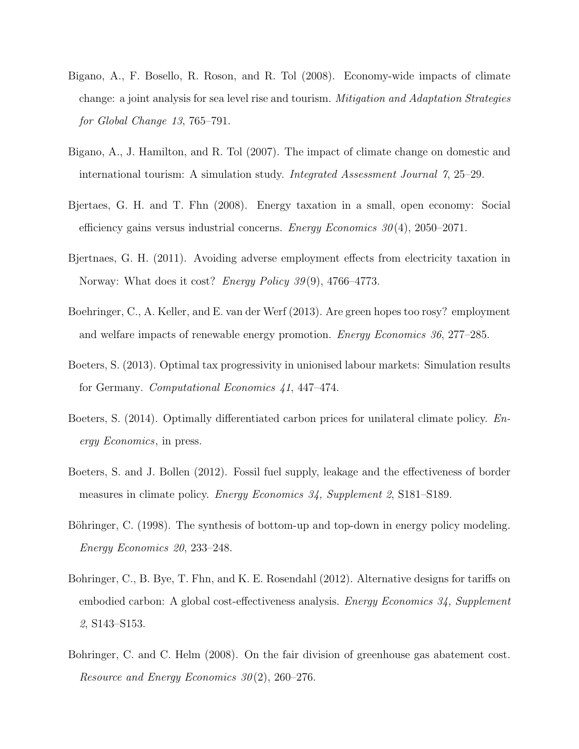Bigano, A., F. Bosello, R. Roson, and R. Tol (2008). Economy-wide impacts of climate change: a joint analysis for sea level rise and tourism. *Mitigation and Adaptation Strategies for Global Change 13*, 765–791.

Bigano, A., J. Hamilton, and R. Tol (2007). The impact of climate change on domestic and international tourism: A simulation study. *Integrated Assessment Journal 7*, 25–29.

Bjertaes, G. H. and T. Fhn (2008). Energy taxation in a small, open economy: Social efficiency gains versus industrial concerns. *Energy Economics 30*(4), 2050–2071.

Bjertnaes, G. H. (2011). Avoiding adverse employment effects from electricity taxation in Norway: What does it cost? *Energy Policy 39*(9), 4766–4773.

Boehringer, C., A. Keller, and E. van der Werf (2013). Are green hopes too rosy? employment and welfare impacts of renewable energy promotion. *Energy Economics 36*, 277–285.

Boeters, S. (2013). Optimal tax progressivity in unionised labour markets: Simulation results for Germany. *Computational Economics 41*, 447–474.

Boeters, S. (2014). Optimally differentiated carbon prices for unilateral climate policy. *Energy Economics*, in press.

Boeters, S. and J. Bollen (2012). Fossil fuel supply, leakage and the effectiveness of border measures in climate policy. *Energy Economics 34, Supplement 2*, S181–S189.

Böhringer, C. (1998). The synthesis of bottom-up and top-down in energy policy modeling. *Energy Economics 20*, 233–248.

Bohringer, C., B. Bye, T. Fhn, and K. E. Rosendahl (2012). Alternative designs for tariffs on embodied carbon: A global cost-effectiveness analysis. *Energy Economics 34, Supplement 2*, S143–S153.

Bohringer, C. and C. Helm (2008). On the fair division of greenhouse gas abatement cost. *Resource and Energy Economics 30*(2), 260–276.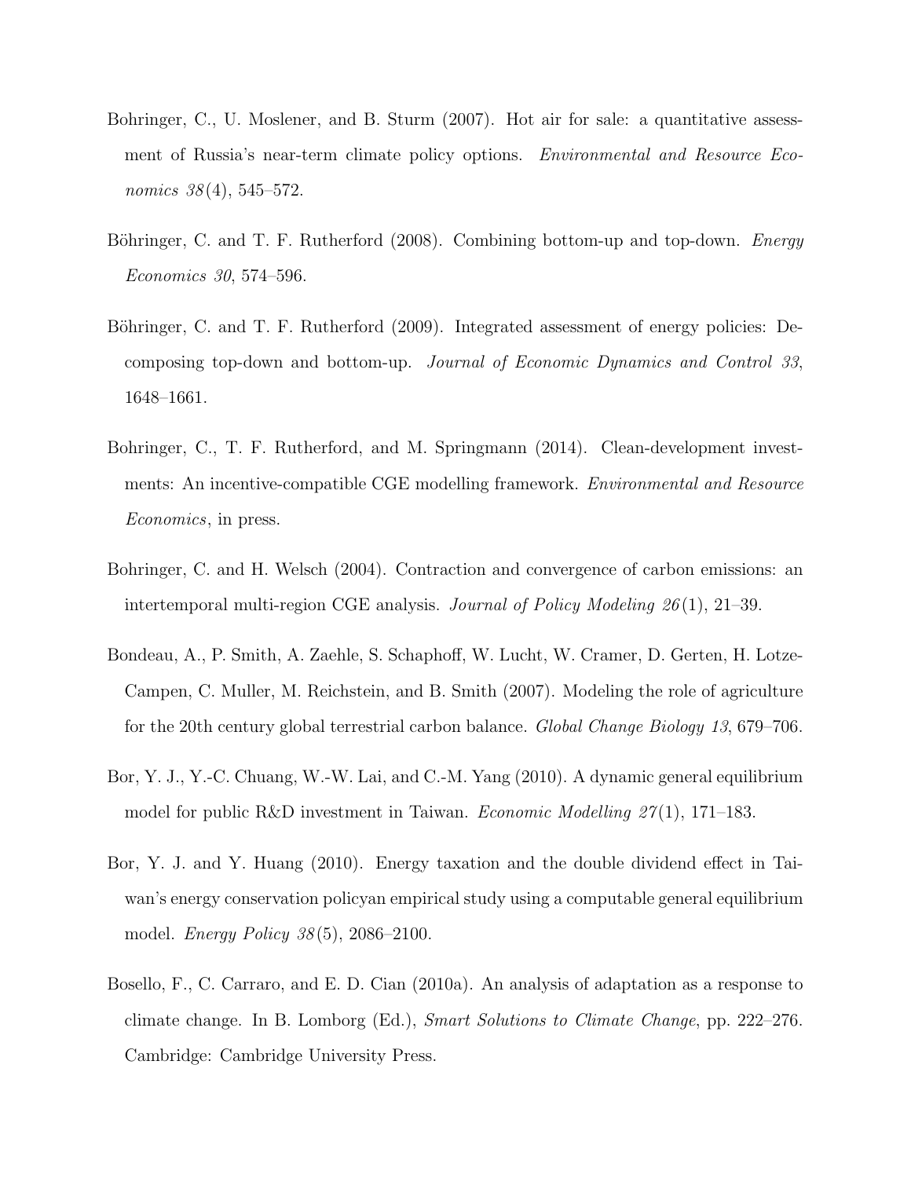Bohringer, C., U. Moslener, and B. Sturm (2007). Hot air for sale: a quantitative assessment of Russia's near-term climate policy options. *Environmental and Resource Economics 38*(4), 545–572.

Böhringer, C. and T. F. Rutherford (2008). Combining bottom-up and top-down. *Energy Economics 30*, 574–596.

Böhringer, C. and T. F. Rutherford (2009). Integrated assessment of energy policies: Decomposing top-down and bottom-up. *Journal of Economic Dynamics and Control 33*, 1648–1661.

Bohringer, C., T. F. Rutherford, and M. Springmann (2014). Clean-development investments: An incentive-compatible CGE modelling framework. *Environmental and Resource Economics*, in press.

Bohringer, C. and H. Welsch (2004). Contraction and convergence of carbon emissions: an intertemporal multi-region CGE analysis. *Journal of Policy Modeling 26*(1), 21–39.

Bondeau, A., P. Smith, A. Zaehle, S. Schaphoff, W. Lucht, W. Cramer, D. Gerten, H. Lotze-Campen, C. Muller, M. Reichstein, and B. Smith (2007). Modeling the role of agriculture for the 20th century global terrestrial carbon balance. *Global Change Biology 13*, 679–706.

Bor, Y. J., Y.-C. Chuang, W.-W. Lai, and C.-M. Yang (2010). A dynamic general equilibrium model for public R&D investment in Taiwan. *Economic Modelling 27*(1), 171–183.

Bor, Y. J. and Y. Huang (2010). Energy taxation and the double dividend effect in Taiwan's energy conservation policyan empirical study using a computable general equilibrium model. *Energy Policy 38*(5), 2086–2100.

Bosello, F., C. Carraro, and E. D. Cian (2010a). An analysis of adaptation as a response to climate change. In B. Lomborg (Ed.), *Smart Solutions to Climate Change*, pp. 222–276. Cambridge: Cambridge University Press.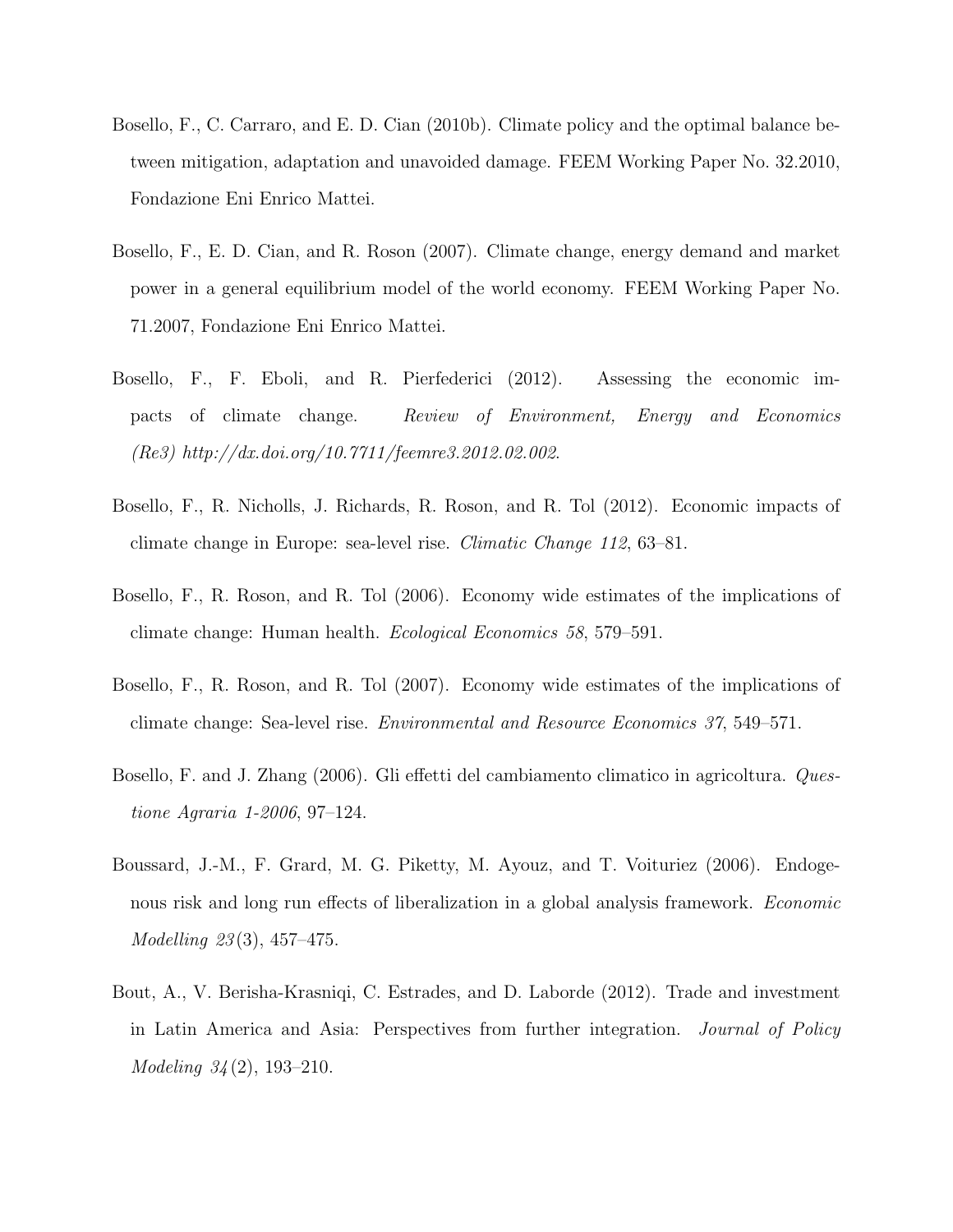Bosello, F., C. Carraro, and E. D. Cian (2010b). Climate policy and the optimal balance between mitigation, adaptation and unavoided damage. FEEM Working Paper No. 32.2010, Fondazione Eni Enrico Mattei.

Bosello, F., E. D. Cian, and R. Roson (2007). Climate change, energy demand and market power in a general equilibrium model of the world economy. FEEM Working Paper No. 71.2007, Fondazione Eni Enrico Mattei.

Bosello, F., F. Eboli, and R. Pierfederici (2012). Assessing the economic impacts of climate change. *Review of Environment, Energy and Economics (Re3) http://dx.doi.org/10.7711/feemre3.2012.02.002*.

Bosello, F., R. Nicholls, J. Richards, R. Roson, and R. Tol (2012). Economic impacts of climate change in Europe: sea-level rise. *Climatic Change 112*, 63–81.

Bosello, F., R. Roson, and R. Tol (2006). Economy wide estimates of the implications of climate change: Human health. *Ecological Economics 58*, 579–591.

Bosello, F., R. Roson, and R. Tol (2007). Economy wide estimates of the implications of climate change: Sea-level rise. *Environmental and Resource Economics 37*, 549–571.

Bosello, F. and J. Zhang (2006). Gli effetti del cambiamento climatico in agricoltura. *Questione Agraria 1-2006*, 97–124.

Boussard, J.-M., F. Grard, M. G. Piketty, M. Ayouz, and T. Voituriez (2006). Endogenous risk and long run effects of liberalization in a global analysis framework. *Economic Modelling 23*(3), 457–475.

Bout, A., V. Berisha-Krasniqi, C. Estrades, and D. Laborde (2012). Trade and investment in Latin America and Asia: Perspectives from further integration. *Journal of Policy Modeling 34*(2), 193–210.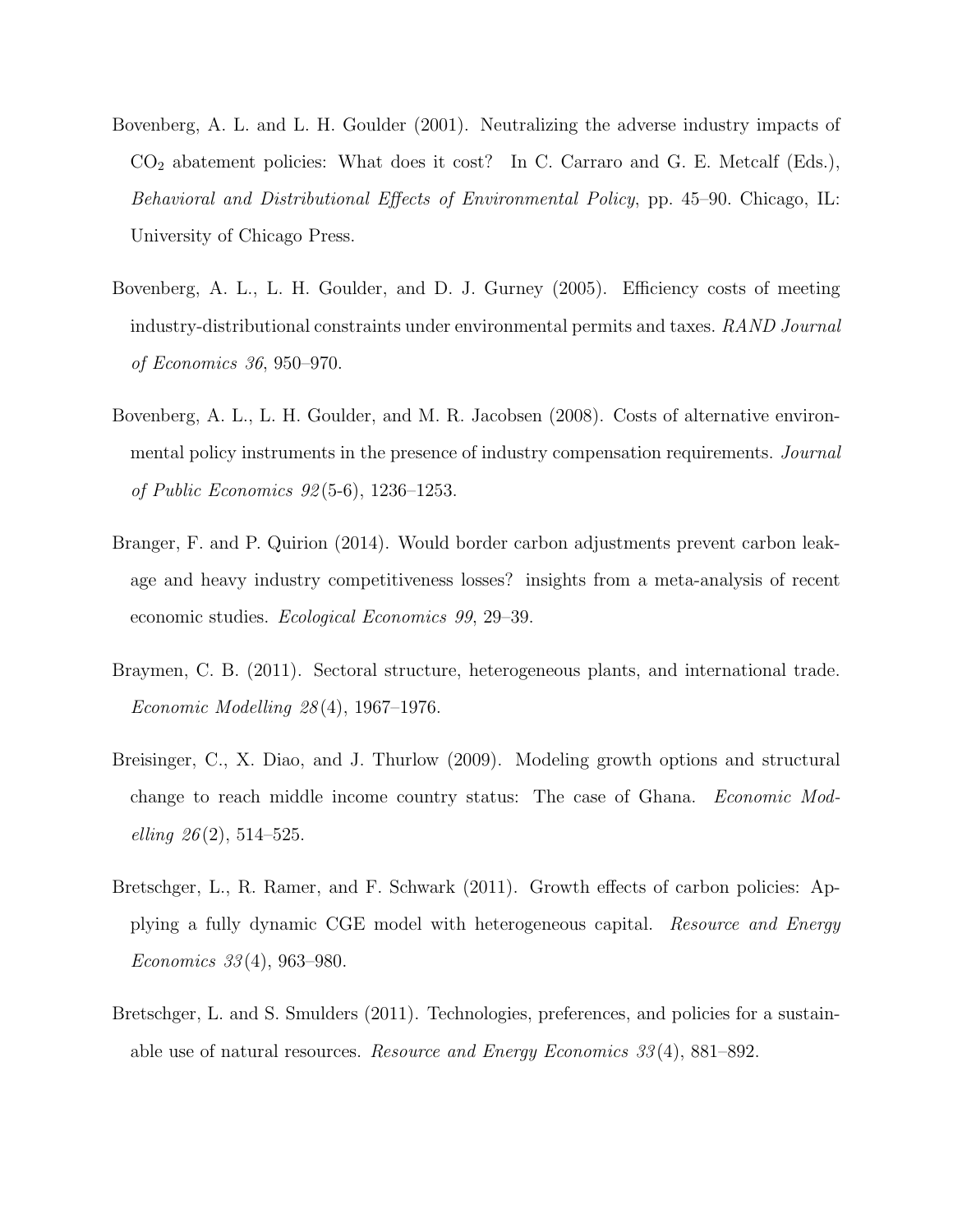Bovenberg, A. L. and L. H. Goulder (2001). Neutralizing the adverse industry impacts of $CO_2$ abatement policies: What does it cost? In C. Carraro and G. E. Metcalf (Eds.), *Behavioral and Distributional Effects of Environmental Policy*, pp. 45–90. Chicago, IL: University of Chicago Press.

Bovenberg, A. L., L. H. Goulder, and D. J. Gurney (2005). Efficiency costs of meeting industry-distributional constraints under environmental permits and taxes. *RAND Journal of Economics 36*, 950–970.

Bovenberg, A. L., L. H. Goulder, and M. R. Jacobsen (2008). Costs of alternative environmental policy instruments in the presence of industry compensation requirements. *Journal of Public Economics 92*(5-6), 1236–1253.

Branger, F. and P. Quirion (2014). Would border carbon adjustments prevent carbon leakage and heavy industry competitiveness losses? insights from a meta-analysis of recent economic studies. *Ecological Economics 99*, 29–39.

Braymen, C. B. (2011). Sectoral structure, heterogeneous plants, and international trade. *Economic Modelling 28*(4), 1967–1976.

Breisinger, C., X. Diao, and J. Thurlow (2009). Modeling growth options and structural change to reach middle income country status: The case of Ghana. *Economic Modelling 26*(2), 514–525.

Bretschger, L., R. Ramer, and F. Schwark (2011). Growth effects of carbon policies: Applying a fully dynamic CGE model with heterogeneous capital. *Resource and Energy Economics 33*(4), 963–980.

Bretschger, L. and S. Smulders (2011). Technologies, preferences, and policies for a sustainable use of natural resources. *Resource and Energy Economics 33*(4), 881–892.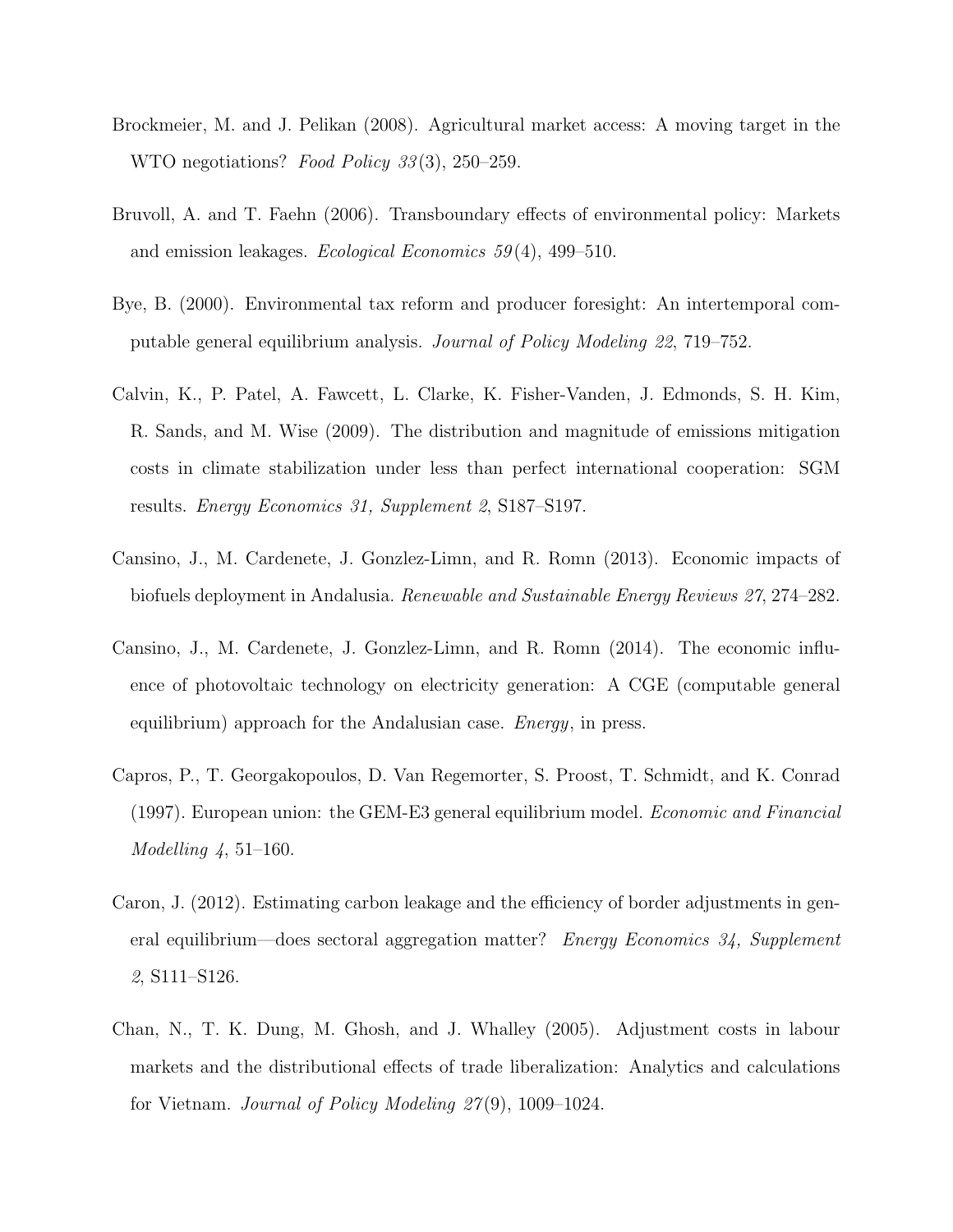Brockmeier, M. and J. Pelikan (2008). Agricultural market access: A moving target in the WTO negotiations? *Food Policy 33*(3), 250–259.

Bruvoll, A. and T. Faehn (2006). Transboundary effects of environmental policy: Markets and emission leakages. *Ecological Economics 59*(4), 499–510.

Bye, B. (2000). Environmental tax reform and producer foresight: An intertemporal computable general equilibrium analysis. *Journal of Policy Modeling 22*, 719–752.

Calvin, K., P. Patel, A. Fawcett, L. Clarke, K. Fisher-Vanden, J. Edmonds, S. H. Kim, R. Sands, and M. Wise (2009). The distribution and magnitude of emissions mitigation costs in climate stabilization under less than perfect international cooperation: SGM results. *Energy Economics 31, Supplement 2*, S187–S197.

Cansino, J., M. Cardenete, J. Gonzlez-Limn, and R. Romn (2013). Economic impacts of biofuels deployment in Andalusia. *Renewable and Sustainable Energy Reviews 27*, 274–282.

Cansino, J., M. Cardenete, J. Gonzlez-Limn, and R. Romn (2014). The economic influence of photovoltaic technology on electricity generation: A CGE (computable general equilibrium) approach for the Andalusian case. *Energy*, in press.

Capros, P., T. Georgakopoulos, D. Van Regemorter, S. Proost, T. Schmidt, and K. Conrad (1997). European union: the GEM-E3 general equilibrium model. *Economic and Financial Modelling 4*, 51–160.

Caron, J. (2012). Estimating carbon leakage and the efficiency of border adjustments in general equilibrium—does sectoral aggregation matter? *Energy Economics 34, Supplement 2*, S111–S126.

Chan, N., T. K. Dung, M. Ghosh, and J. Whalley (2005). Adjustment costs in labour markets and the distributional effects of trade liberalization: Analytics and calculations for Vietnam. *Journal of Policy Modeling 27*(9), 1009–1024.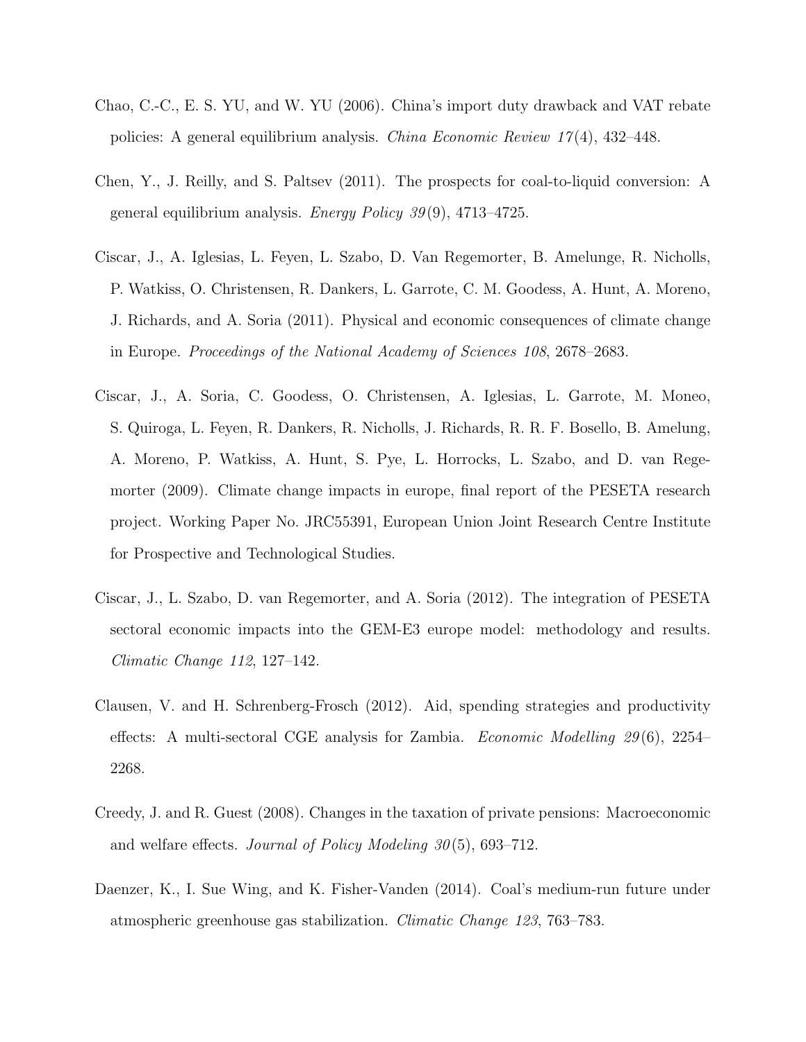Chao, C.-C., E. S. YU, and W. YU (2006). China's import duty drawback and VAT rebate policies: A general equilibrium analysis. *China Economic Review 17*(4), 432–448.

Chen, Y., J. Reilly, and S. Paltsev (2011). The prospects for coal-to-liquid conversion: A general equilibrium analysis. *Energy Policy 39*(9), 4713–4725.

Ciscar, J., A. Iglesias, L. Feyen, L. Szabo, D. Van Regemorter, B. Amelunge, R. Nicholls, P. Watkiss, O. Christensen, R. Dankers, L. Garrote, C. M. Goodess, A. Hunt, A. Moreno, J. Richards, and A. Soria (2011). Physical and economic consequences of climate change in Europe. *Proceedings of the National Academy of Sciences 108*, 2678–2683.

Ciscar, J., A. Soria, C. Goodess, O. Christensen, A. Iglesias, L. Garrote, M. Moneo, S. Quiroga, L. Feyen, R. Dankers, R. Nicholls, J. Richards, R. R. F. Bosello, B. Amelung, A. Moreno, P. Watkiss, A. Hunt, S. Pye, L. Horrocks, L. Szabo, and D. van Regemorter (2009). Climate change impacts in europe, final report of the PESETA research project. Working Paper No. JRC55391, European Union Joint Research Centre Institute for Prospective and Technological Studies.

Ciscar, J., L. Szabo, D. van Regemorter, and A. Soria (2012). The integration of PESETA sectoral economic impacts into the GEM-E3 europe model: methodology and results. *Climatic Change 112*, 127–142.

Clausen, V. and H. Schrenberg-Frosch (2012). Aid, spending strategies and productivity effects: A multi-sectoral CGE analysis for Zambia. *Economic Modelling 29*(6), 2254–2268.

Creedy, J. and R. Guest (2008). Changes in the taxation of private pensions: Macroeconomic and welfare effects. *Journal of Policy Modeling 30*(5), 693–712.

Daenzer, K., I. Sue Wing, and K. Fisher-Vanden (2014). Coal's medium-run future under atmospheric greenhouse gas stabilization. *Climatic Change 123*, 763–783.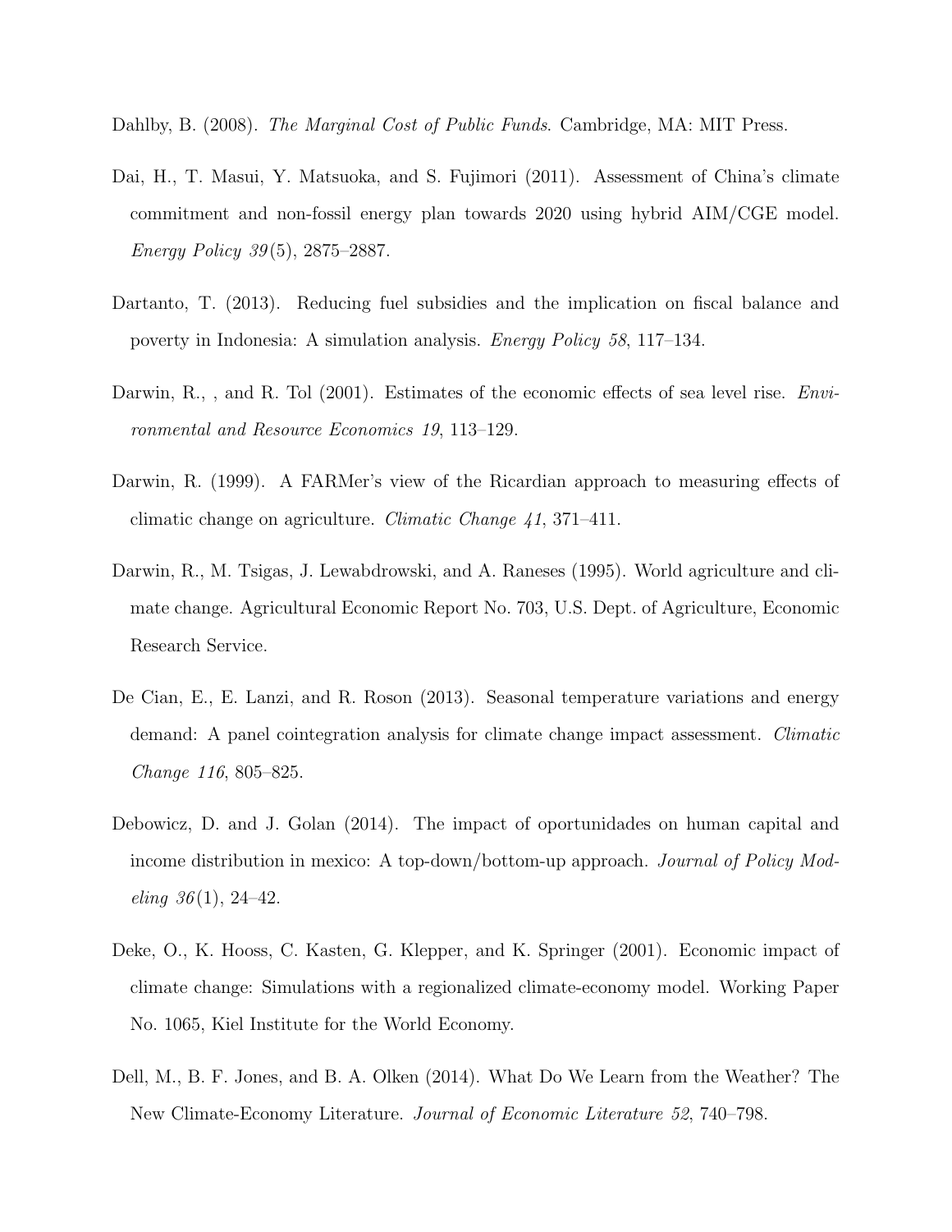Dahlby, B. (2008). *The Marginal Cost of Public Funds*. Cambridge, MA: MIT Press.

Dai, H., T. Masui, Y. Matsuoka, and S. Fujimori (2011). Assessment of China's climate commitment and non-fossil energy plan towards 2020 using hybrid AIM/CGE model. *Energy Policy 39*(5), 2875–2887.

Dartanto, T. (2013). Reducing fuel subsidies and the implication on fiscal balance and poverty in Indonesia: A simulation analysis. *Energy Policy 58*, 117–134.

Darwin, R., , and R. Tol (2001). Estimates of the economic effects of sea level rise. *Environmental and Resource Economics 19*, 113–129.

Darwin, R. (1999). A FARMer's view of the Ricardian approach to measuring effects of climatic change on agriculture. *Climatic Change 41*, 371–411.

Darwin, R., M. Tsigas, J. Lewabdrowski, and A. Raneses (1995). World agriculture and climate change. Agricultural Economic Report No. 703, U.S. Dept. of Agriculture, Economic Research Service.

De Cian, E., E. Lanzi, and R. Roson (2013). Seasonal temperature variations and energy demand: A panel cointegration analysis for climate change impact assessment. *Climatic Change 116*, 805–825.

Debowicz, D. and J. Golan (2014). The impact of oportunidades on human capital and income distribution in mexico: A top-down/bottom-up approach. *Journal of Policy Modeling 36*(1), 24–42.

Deke, O., K. Hooss, C. Kasten, G. Klepper, and K. Springer (2001). Economic impact of climate change: Simulations with a regionalized climate-economy model. Working Paper No. 1065, Kiel Institute for the World Economy.

Dell, M., B. F. Jones, and B. A. Olken (2014). What Do We Learn from the Weather? The New Climate-Economy Literature. *Journal of Economic Literature 52*, 740–798.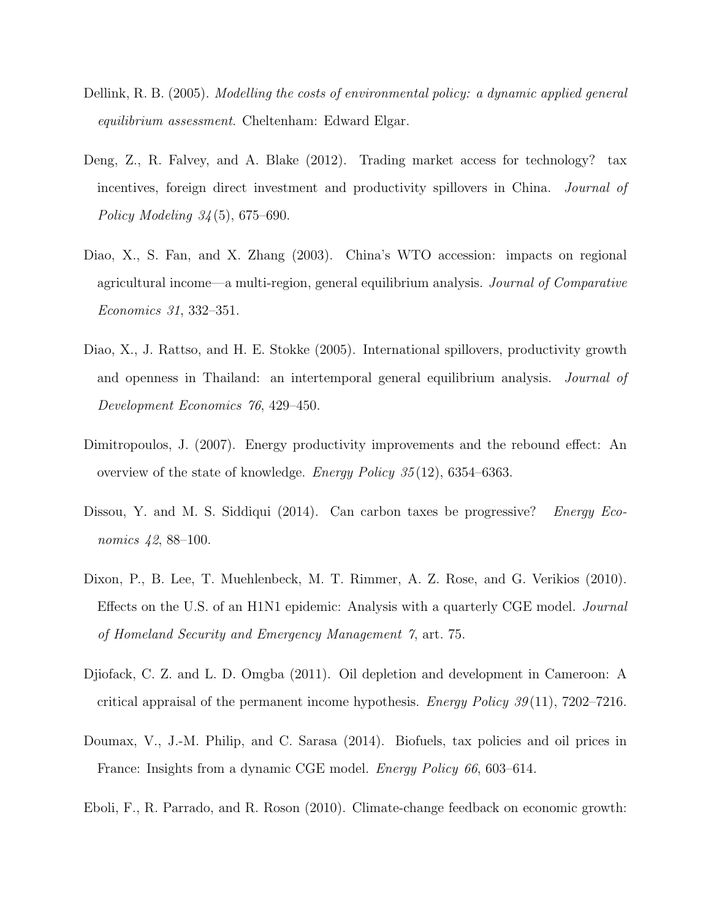Dellink, R. B. (2005). *Modelling the costs of environmental policy: a dynamic applied general equilibrium assessment*. Cheltenham: Edward Elgar.

Deng, Z., R. Falvey, and A. Blake (2012). Trading market access for technology? tax incentives, foreign direct investment and productivity spillovers in China. *Journal of Policy Modeling 34*(5), 675–690.

Diao, X., S. Fan, and X. Zhang (2003). China's WTO accession: impacts on regional agricultural income—a multi-region, general equilibrium analysis. *Journal of Comparative Economics 31*, 332–351.

Diao, X., J. Rattso, and H. E. Stokke (2005). International spillovers, productivity growth and openness in Thailand: an intertemporal general equilibrium analysis. *Journal of Development Economics 76*, 429–450.

Dimitropoulos, J. (2007). Energy productivity improvements and the rebound effect: An overview of the state of knowledge. *Energy Policy 35*(12), 6354–6363.

Dissou, Y. and M. S. Siddiqui (2014). Can carbon taxes be progressive? *Energy Economics 42*, 88–100.

Dixon, P., B. Lee, T. Muehlenbeck, M. T. Rimmer, A. Z. Rose, and G. Verikios (2010). Effects on the U.S. of an H1N1 epidemic: Analysis with a quarterly CGE model. *Journal of Homeland Security and Emergency Management 7*, art. 75.

Djiofack, C. Z. and L. D. Omgba (2011). Oil depletion and development in Cameroon: A critical appraisal of the permanent income hypothesis. *Energy Policy 39*(11), 7202–7216.

Doumax, V., J.-M. Philip, and C. Sarasa (2014). Biofuels, tax policies and oil prices in France: Insights from a dynamic CGE model. *Energy Policy 66*, 603–614.

Eboli, F., R. Parrado, and R. Roson (2010). Climate-change feedback on economic growth: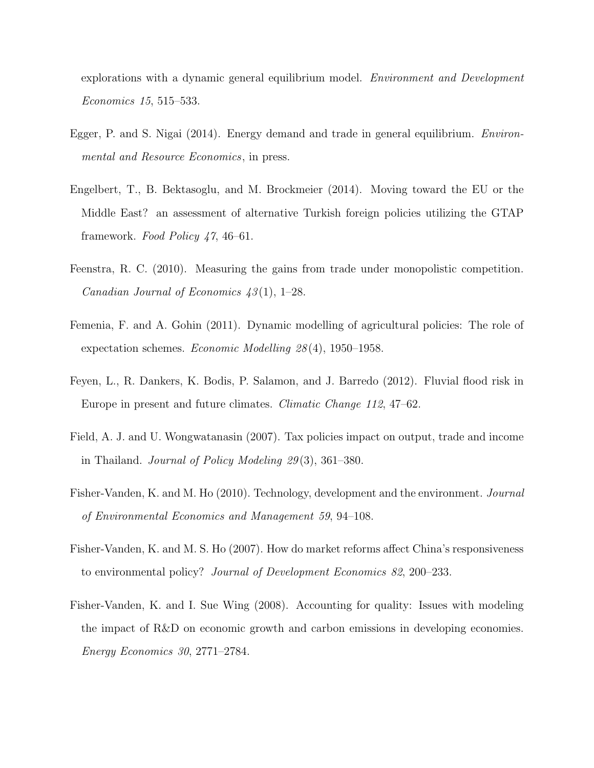explorations with a dynamic general equilibrium model. *Environment and Development Economics 15*, 515–533.

Egger, P. and S. Nigai (2014). Energy demand and trade in general equilibrium. *Environmental and Resource Economics*, in press.

Engelbert, T., B. Bektasoglu, and M. Brockmeier (2014). Moving toward the EU or the Middle East? an assessment of alternative Turkish foreign policies utilizing the GTAP framework. *Food Policy 47*, 46–61.

Feenstra, R. C. (2010). Measuring the gains from trade under monopolistic competition. *Canadian Journal of Economics 43*(1), 1–28.

Femenia, F. and A. Gohin (2011). Dynamic modelling of agricultural policies: The role of expectation schemes. *Economic Modelling 28*(4), 1950–1958.

Feyen, L., R. Dankers, K. Bodis, P. Salamon, and J. Barredo (2012). Fluvial flood risk in Europe in present and future climates. *Climatic Change 112*, 47–62.

Field, A. J. and U. Wongwatanasin (2007). Tax policies impact on output, trade and income in Thailand. *Journal of Policy Modeling 29*(3), 361–380.

Fisher-Vanden, K. and M. Ho (2010). Technology, development and the environment. *Journal of Environmental Economics and Management 59*, 94–108.

Fisher-Vanden, K. and M. S. Ho (2007). How do market reforms affect China's responsiveness to environmental policy? *Journal of Development Economics 82*, 200–233.

Fisher-Vanden, K. and I. Sue Wing (2008). Accounting for quality: Issues with modeling the impact of R&D on economic growth and carbon emissions in developing economies. *Energy Economics 30*, 2771–2784.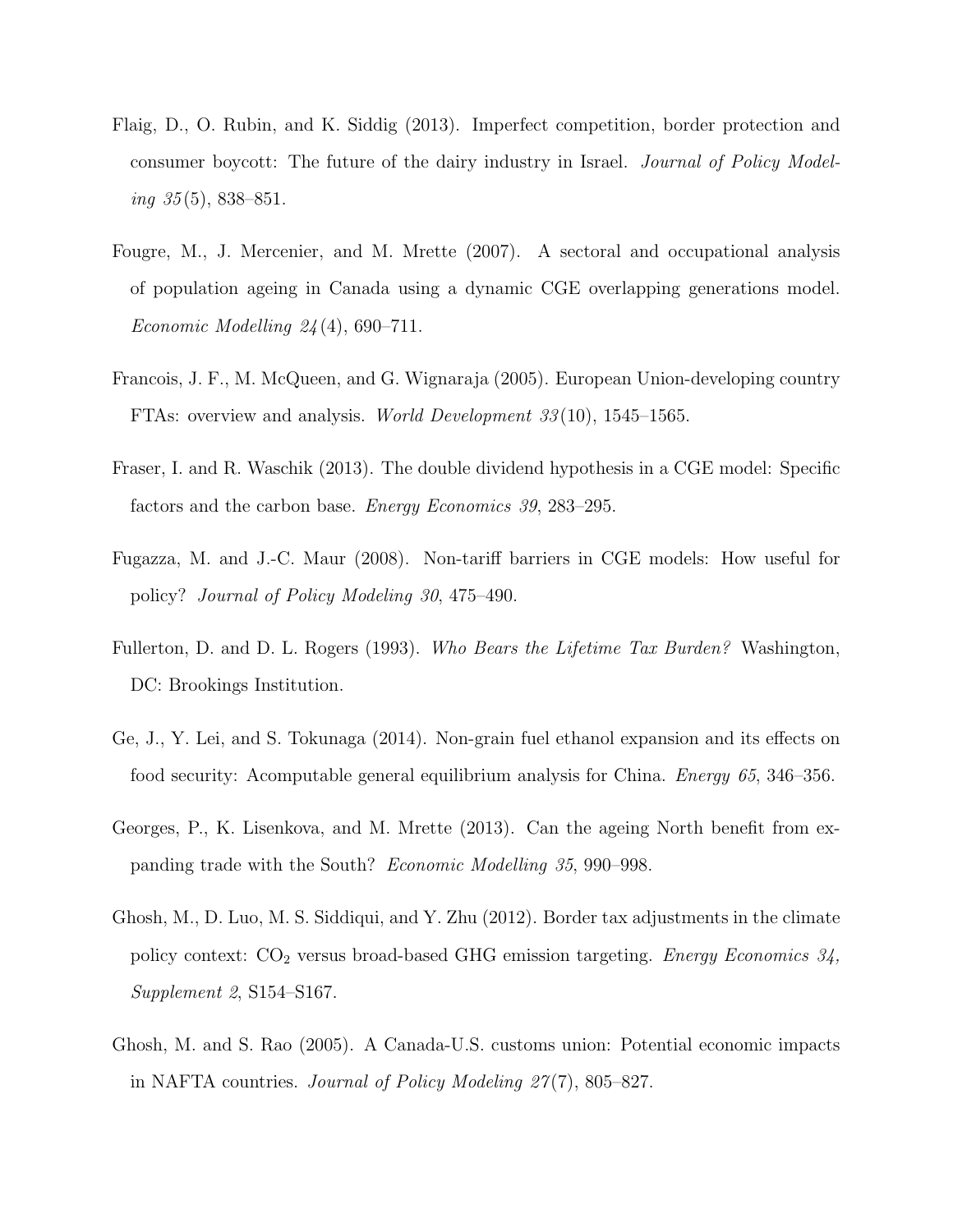Flaig, D., O. Rubin, and K. Siddig (2013). Imperfect competition, border protection and consumer boycott: The future of the dairy industry in Israel. *Journal of Policy Modeling 35*(5), 838–851.

Fougre, M., J. Mercenier, and M. Mrette (2007). A sectoral and occupational analysis of population ageing in Canada using a dynamic CGE overlapping generations model. *Economic Modelling 24*(4), 690–711.

Francois, J. F., M. McQueen, and G. Wignaraja (2005). European Union-developing country FTAs: overview and analysis. *World Development 33*(10), 1545–1565.

Fraser, I. and R. Waschik (2013). The double dividend hypothesis in a CGE model: Specific factors and the carbon base. *Energy Economics 39*, 283–295.

Fugazza, M. and J.-C. Maur (2008). Non-tariff barriers in CGE models: How useful for policy? *Journal of Policy Modeling 30*, 475–490.

Fullerton, D. and D. L. Rogers (1993). *Who Bears the Lifetime Tax Burden?* Washington, DC: Brookings Institution.

Ge, J., Y. Lei, and S. Tokunaga (2014). Non-grain fuel ethanol expansion and its effects on food security: Acomputable general equilibrium analysis for China. *Energy 65*, 346–356.

Georges, P., K. Lisenkova, and M. Mrette (2013). Can the ageing North benefit from expanding trade with the South? *Economic Modelling 35*, 990–998.

Ghosh, M., D. Luo, M. S. Siddiqui, and Y. Zhu (2012). Border tax adjustments in the climate policy context: $CO_2$ versus broad-based GHG emission targeting. *Energy Economics 34, Supplement 2*, S154–S167.

Ghosh, M. and S. Rao (2005). A Canada-U.S. customs union: Potential economic impacts in NAFTA countries. *Journal of Policy Modeling 27*(7), 805–827.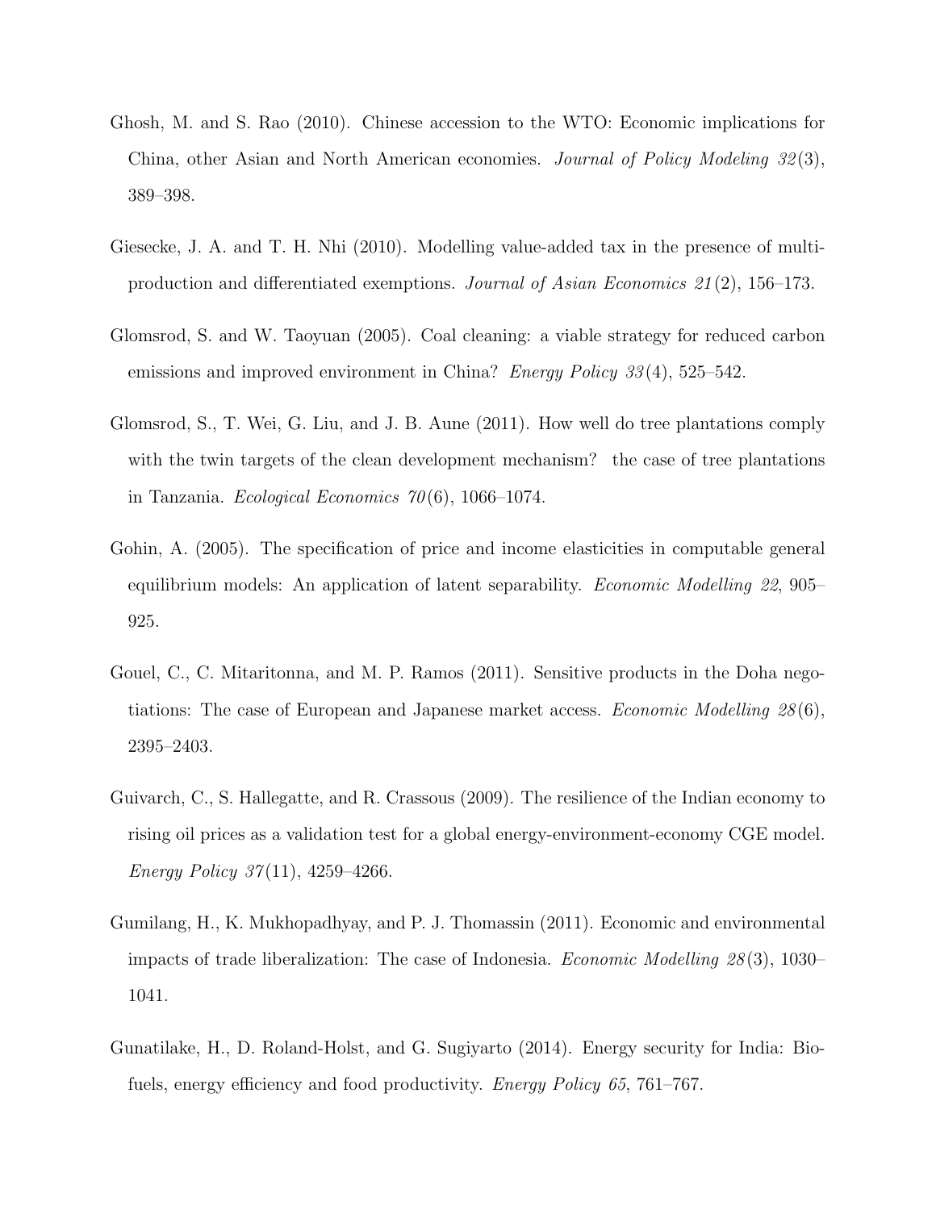Ghosh, M. and S. Rao (2010). Chinese accession to the WTO: Economic implications for China, other Asian and North American economies. *Journal of Policy Modeling 32*(3), 389–398.

Giesecke, J. A. and T. H. Nhi (2010). Modelling value-added tax in the presence of multi-production and differentiated exemptions. *Journal of Asian Economics 21*(2), 156–173.

Glomsrod, S. and W. Taoyuan (2005). Coal cleaning: a viable strategy for reduced carbon emissions and improved environment in China? *Energy Policy 33*(4), 525–542.

Glomsrod, S., T. Wei, G. Liu, and J. B. Aune (2011). How well do tree plantations comply with the twin targets of the clean development mechanism? the case of tree plantations in Tanzania. *Ecological Economics 70*(6), 1066–1074.

Gohin, A. (2005). The specification of price and income elasticities in computable general equilibrium models: An application of latent separability. *Economic Modelling 22*, 905–925.

Gouel, C., C. Mitaritonna, and M. P. Ramos (2011). Sensitive products in the Doha negotiations: The case of European and Japanese market access. *Economic Modelling 28*(6), 2395–2403.

Guivarch, C., S. Hallegatte, and R. Crassous (2009). The resilience of the Indian economy to rising oil prices as a validation test for a global energy-environment-economy CGE model. *Energy Policy 37*(11), 4259–4266.

Gumilang, H., K. Mukhopadhyay, and P. J. Thomassin (2011). Economic and environmental impacts of trade liberalization: The case of Indonesia. *Economic Modelling 28*(3), 1030–1041.

Gunatilake, H., D. Roland-Holst, and G. Sugiyarto (2014). Energy security for India: Biofuels, energy efficiency and food productivity. *Energy Policy 65*, 761–767.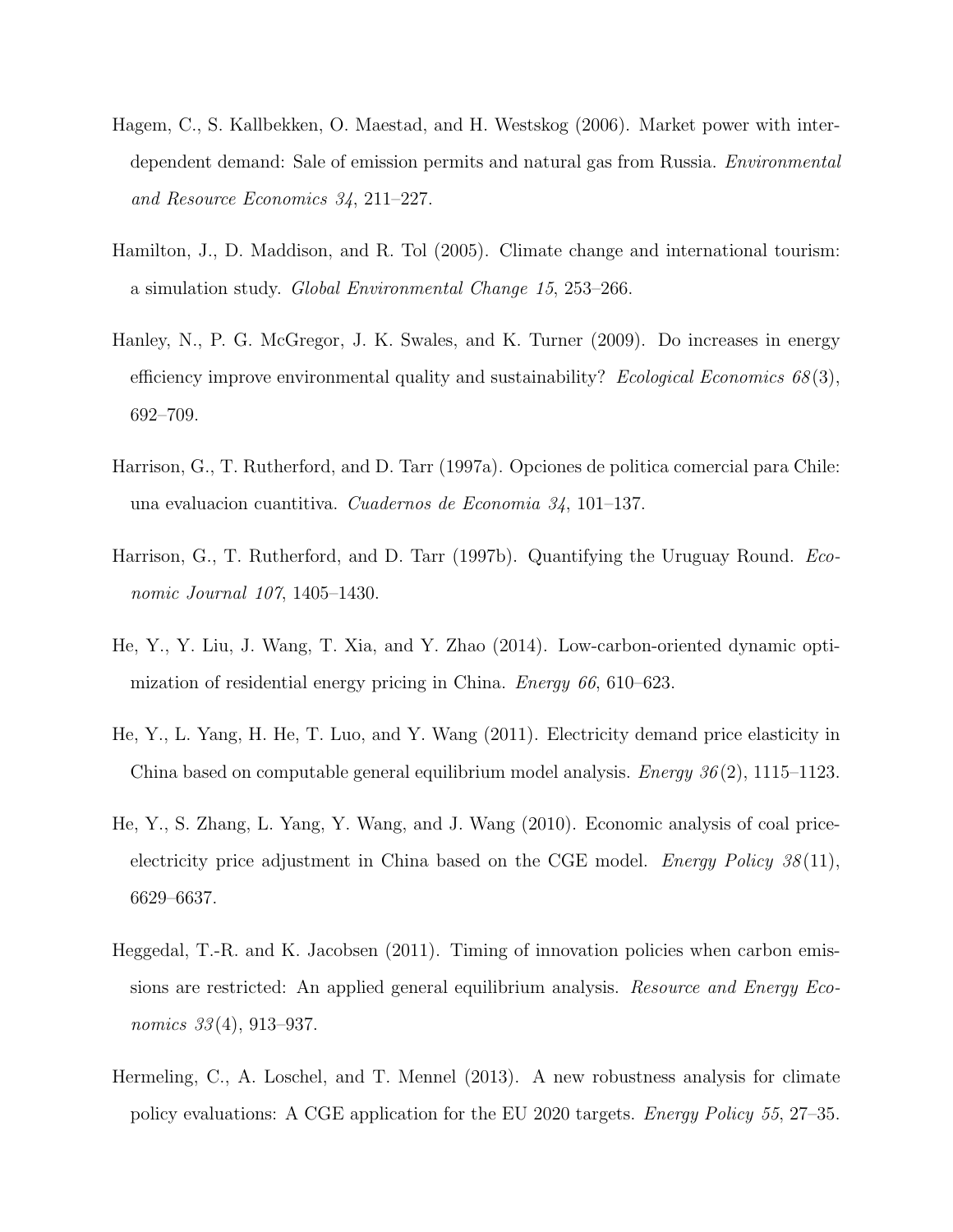Hagem, C., S. Kallbekken, O. Maestad, and H. Westskog (2006). Market power with interdependent demand: Sale of emission permits and natural gas from Russia. *Environmental and Resource Economics 34*, 211–227.

Hamilton, J., D. Maddison, and R. Tol (2005). Climate change and international tourism: a simulation study. *Global Environmental Change 15*, 253–266.

Hanley, N., P. G. McGregor, J. K. Swales, and K. Turner (2009). Do increases in energy efficiency improve environmental quality and sustainability? *Ecological Economics 68*(3), 692–709.

Harrison, G., T. Rutherford, and D. Tarr (1997a). Opciones de politica comercial para Chile: una evaluacion cuantitiva. *Cuadernos de Economia 34*, 101–137.

Harrison, G., T. Rutherford, and D. Tarr (1997b). Quantifying the Uruguay Round. *Economic Journal 107*, 1405–1430.

He, Y., Y. Liu, J. Wang, T. Xia, and Y. Zhao (2014). Low-carbon-oriented dynamic optimization of residential energy pricing in China. *Energy 66*, 610–623.

He, Y., L. Yang, H. He, T. Luo, and Y. Wang (2011). Electricity demand price elasticity in China based on computable general equilibrium model analysis. *Energy 36*(2), 1115–1123.

He, Y., S. Zhang, L. Yang, Y. Wang, and J. Wang (2010). Economic analysis of coal price-electricity price adjustment in China based on the CGE model. *Energy Policy 38*(11), 6629–6637.

Heggedal, T.-R. and K. Jacobsen (2011). Timing of innovation policies when carbon emissions are restricted: An applied general equilibrium analysis. *Resource and Energy Economics 33*(4), 913–937.

Hermeling, C., A. Loschel, and T. Mennel (2013). A new robustness analysis for climate policy evaluations: A CGE application for the EU 2020 targets. *Energy Policy 55*, 27–35.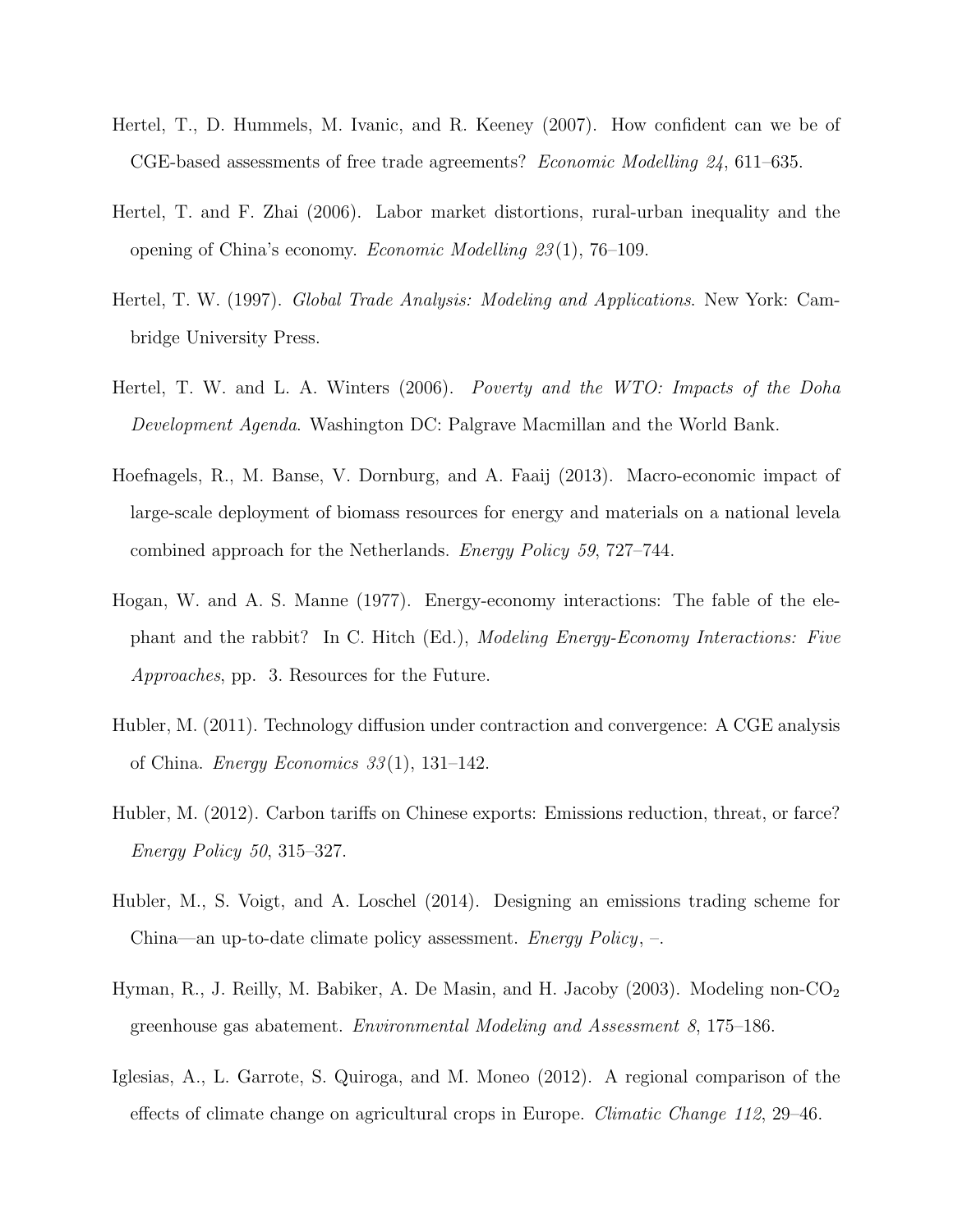Hertel, T., D. Hummels, M. Ivanic, and R. Keeney (2007). How confident can we be of CGE-based assessments of free trade agreements? *Economic Modelling 24*, 611–635.

Hertel, T. and F. Zhai (2006). Labor market distortions, rural-urban inequality and the opening of China's economy. *Economic Modelling 23*(1), 76–109.

Hertel, T. W. (1997). *Global Trade Analysis: Modeling and Applications*. New York: Cambridge University Press.

Hertel, T. W. and L. A. Winters (2006). *Poverty and the WTO: Impacts of the Doha Development Agenda*. Washington DC: Palgrave Macmillan and the World Bank.

Hoefnagels, R., M. Banse, V. Dornburg, and A. Faaij (2013). Macro-economic impact of large-scale deployment of biomass resources for energy and materials on a national levela combined approach for the Netherlands. *Energy Policy 59*, 727–744.

Hogan, W. and A. S. Manne (1977). Energy-economy interactions: The fable of the elephant and the rabbit? In C. Hitch (Ed.), *Modeling Energy-Economy Interactions: Five Approaches*, pp. 3. Resources for the Future.

Hubler, M. (2011). Technology diffusion under contraction and convergence: A CGE analysis of China. *Energy Economics 33*(1), 131–142.

Hubler, M. (2012). Carbon tariffs on Chinese exports: Emissions reduction, threat, or farce? *Energy Policy 50*, 315–327.

Hubler, M., S. Voigt, and A. Loschel (2014). Designing an emissions trading scheme for China—an up-to-date climate policy assessment. *Energy Policy*, –.

Hyman, R., J. Reilly, M. Babiker, A. De Masin, and H. Jacoby (2003). Modeling non-$CO_2$ greenhouse gas abatement. *Environmental Modeling and Assessment 8*, 175–186.

Iglesias, A., L. Garrote, S. Quiroga, and M. Moneo (2012). A regional comparison of the effects of climate change on agricultural crops in Europe. *Climatic Change 112*, 29–46.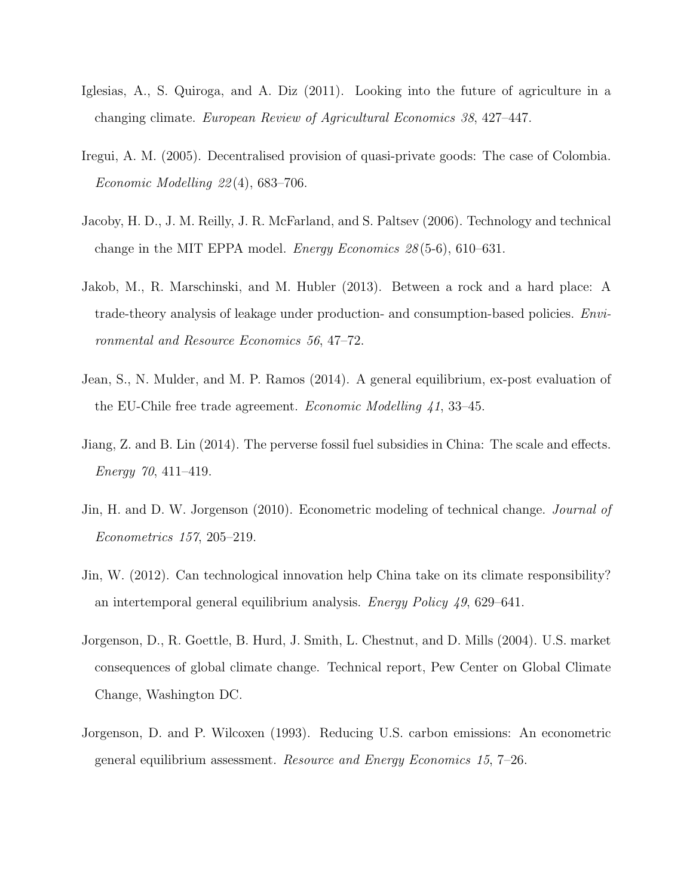Iglesias, A., S. Quiroga, and A. Diz (2011). Looking into the future of agriculture in a changing climate. *European Review of Agricultural Economics 38*, 427–447.

Iregui, A. M. (2005). Decentralised provision of quasi-private goods: The case of Colombia. *Economic Modelling 22*(4), 683–706.

Jacoby, H. D., J. M. Reilly, J. R. McFarland, and S. Paltsev (2006). Technology and technical change in the MIT EPPA model. *Energy Economics 28*(5-6), 610–631.

Jakob, M., R. Marschinski, and M. Hubler (2013). Between a rock and a hard place: A trade-theory analysis of leakage under production- and consumption-based policies. *Environmental and Resource Economics 56*, 47–72.

Jean, S., N. Mulder, and M. P. Ramos (2014). A general equilibrium, ex-post evaluation of the EU-Chile free trade agreement. *Economic Modelling 41*, 33–45.

Jiang, Z. and B. Lin (2014). The perverse fossil fuel subsidies in China: The scale and effects. *Energy 70*, 411–419.

Jin, H. and D. W. Jorgenson (2010). Econometric modeling of technical change. *Journal of Econometrics 157*, 205–219.

Jin, W. (2012). Can technological innovation help China take on its climate responsibility? an intertemporal general equilibrium analysis. *Energy Policy 49*, 629–641.

Jorgenson, D., R. Goettle, B. Hurd, J. Smith, L. Chestnut, and D. Mills (2004). U.S. market consequences of global climate change. Technical report, Pew Center on Global Climate Change, Washington DC.

Jorgenson, D. and P. Wilcoxen (1993). Reducing U.S. carbon emissions: An econometric general equilibrium assessment. *Resource and Energy Economics 15*, 7–26.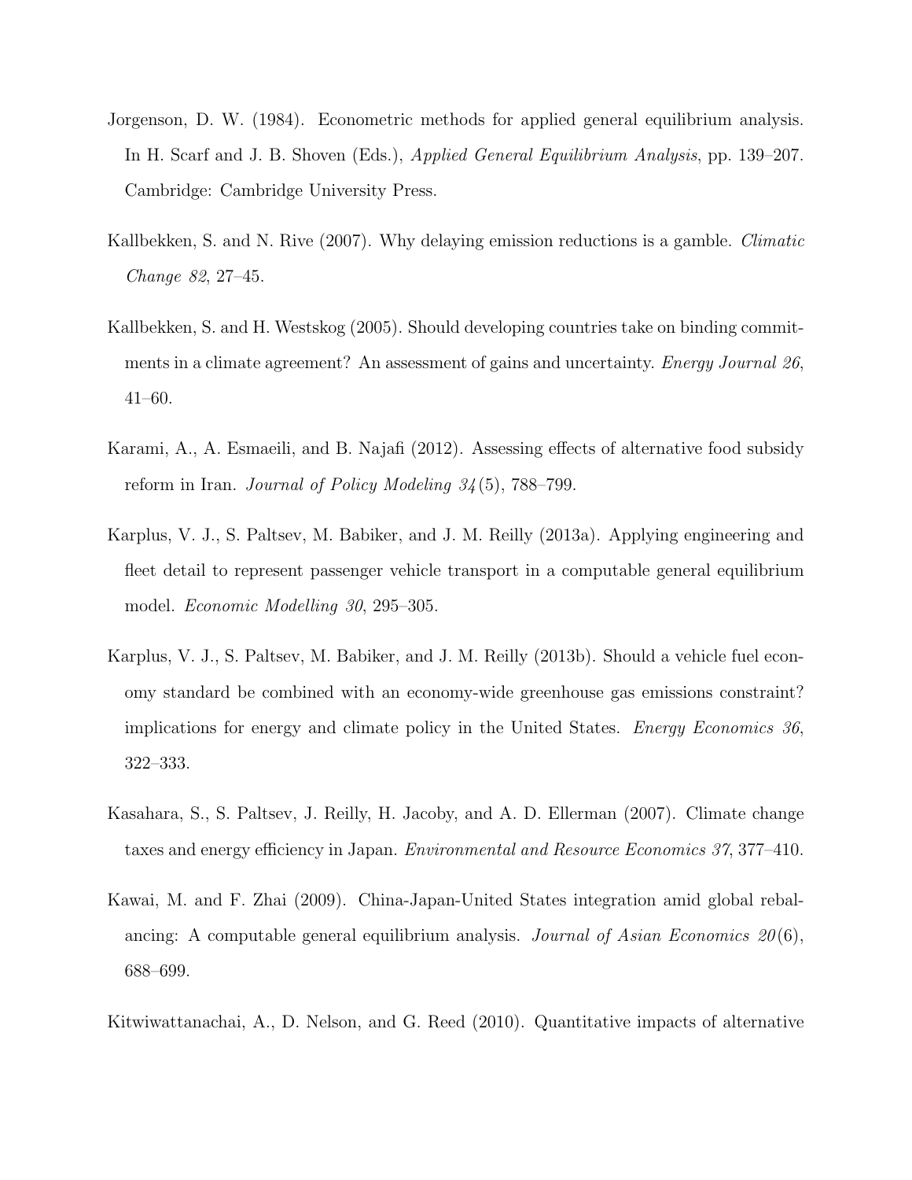Jorgenson, D. W. (1984). Econometric methods for applied general equilibrium analysis. In H. Scarf and J. B. Shoven (Eds.), *Applied General Equilibrium Analysis*, pp. 139–207. Cambridge: Cambridge University Press.

Kallbekken, S. and N. Rive (2007). Why delaying emission reductions is a gamble. *Climatic Change 82*, 27–45.

Kallbekken, S. and H. Westskog (2005). Should developing countries take on binding commitments in a climate agreement? An assessment of gains and uncertainty. *Energy Journal 26*, 41–60.

Karami, A., A. Esmaeili, and B. Najafi (2012). Assessing effects of alternative food subsidy reform in Iran. *Journal of Policy Modeling 34*(5), 788–799.

Karplus, V. J., S. Paltsev, M. Babiker, and J. M. Reilly (2013a). Applying engineering and fleet detail to represent passenger vehicle transport in a computable general equilibrium model. *Economic Modelling 30*, 295–305.

Karplus, V. J., S. Paltsev, M. Babiker, and J. M. Reilly (2013b). Should a vehicle fuel economy standard be combined with an economy-wide greenhouse gas emissions constraint? implications for energy and climate policy in the United States. *Energy Economics 36*, 322–333.

Kasahara, S., S. Paltsev, J. Reilly, H. Jacoby, and A. D. Ellerman (2007). Climate change taxes and energy efficiency in Japan. *Environmental and Resource Economics 37*, 377–410.

Kawai, M. and F. Zhai (2009). China-Japan-United States integration amid global rebalancing: A computable general equilibrium analysis. *Journal of Asian Economics 20*(6), 688–699.

Kitwiwattanachai, A., D. Nelson, and G. Reed (2010). Quantitative impacts of alternative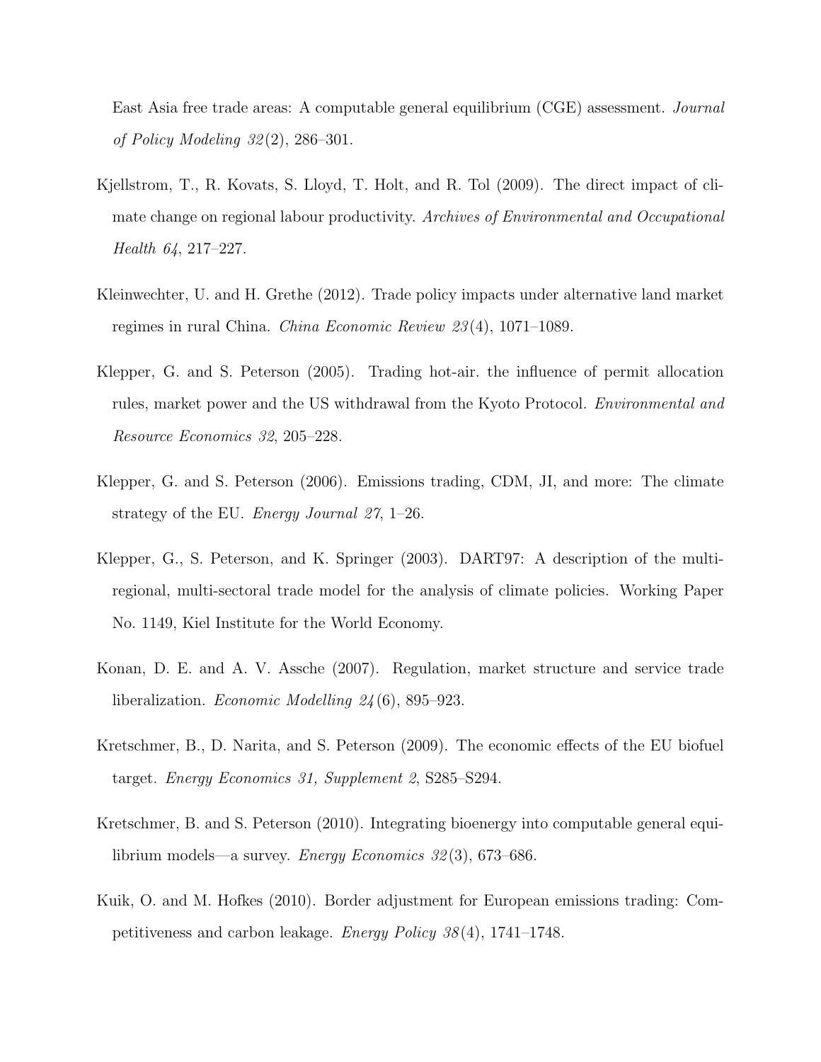East Asia free trade areas: A computable general equilibrium (CGE) assessment. *Journal of Policy Modeling 32*(2), 286–301.

Kjellstrom, T., R. Kovats, S. Lloyd, T. Holt, and R. Tol (2009). The direct impact of climate change on regional labour productivity. *Archives of Environmental and Occupational Health 64*, 217–227.

Kleinwechter, U. and H. Grethe (2012). Trade policy impacts under alternative land market regimes in rural China. *China Economic Review 23*(4), 1071–1089.

Klepper, G. and S. Peterson (2005). Trading hot-air. the influence of permit allocation rules, market power and the US withdrawal from the Kyoto Protocol. *Environmental and Resource Economics 32*, 205–228.

Klepper, G. and S. Peterson (2006). Emissions trading, CDM, JI, and more: The climate strategy of the EU. *Energy Journal 27*, 1–26.

Klepper, G., S. Peterson, and K. Springer (2003). DART97: A description of the multi-regional, multi-sectoral trade model for the analysis of climate policies. Working Paper No. 1149, Kiel Institute for the World Economy.

Konan, D. E. and A. V. Assche (2007). Regulation, market structure and service trade liberalization. *Economic Modelling 24*(6), 895–923.

Kretschmer, B., D. Narita, and S. Peterson (2009). The economic effects of the EU biofuel target. *Energy Economics 31, Supplement 2*, S285–S294.

Kretschmer, B. and S. Peterson (2010). Integrating bioenergy into computable general equilibrium models—a survey. *Energy Economics 32*(3), 673–686.

Kuik, O. and M. Hofkes (2010). Border adjustment for European emissions trading: Competitiveness and carbon leakage. *Energy Policy 38*(4), 1741–1748.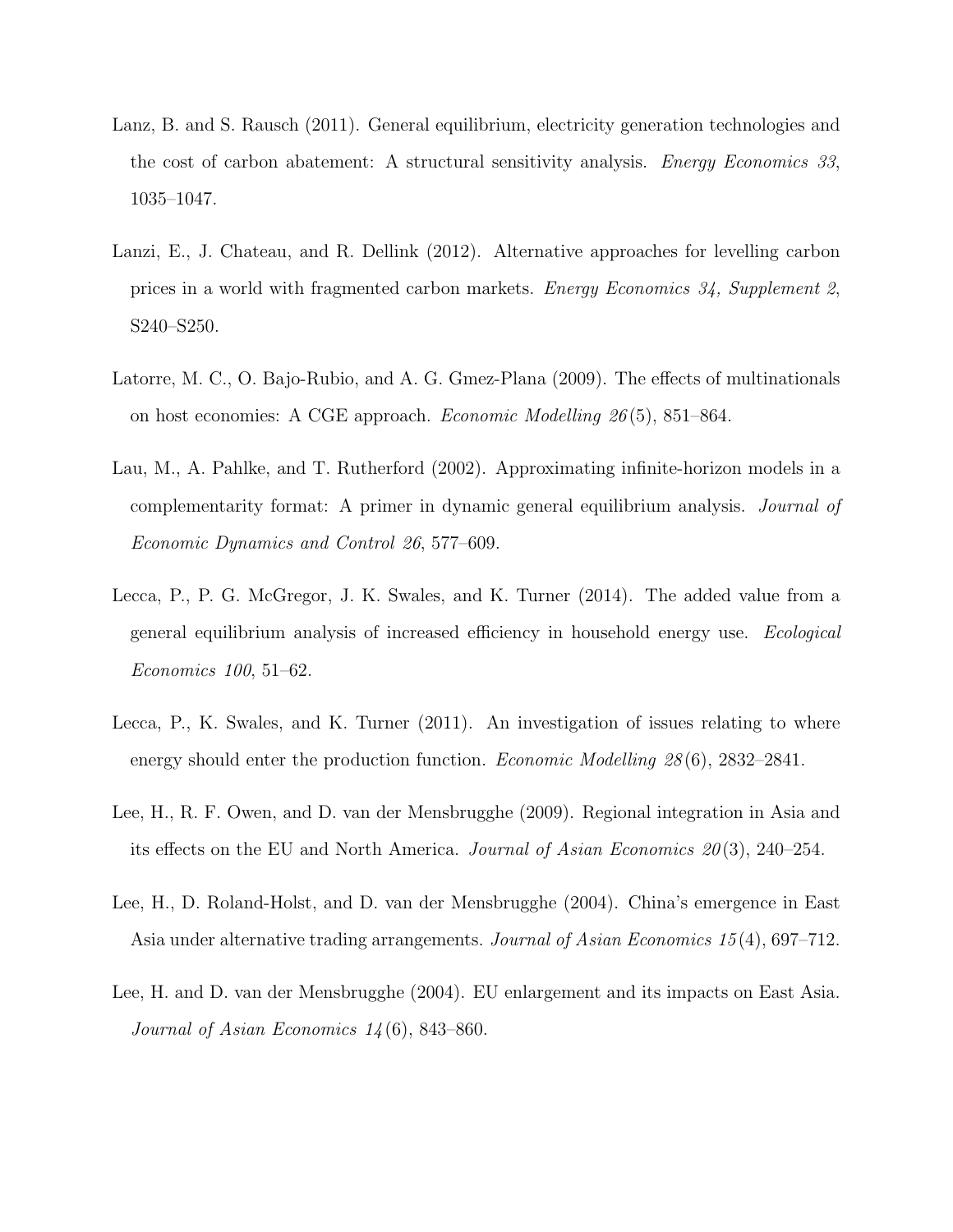Lanz, B. and S. Rausch (2011). General equilibrium, electricity generation technologies and the cost of carbon abatement: A structural sensitivity analysis. *Energy Economics 33*, 1035–1047.

Lanzi, E., J. Chateau, and R. Dellink (2012). Alternative approaches for levelling carbon prices in a world with fragmented carbon markets. *Energy Economics 34, Supplement 2*, S240–S250.

Latorre, M. C., O. Bajo-Rubio, and A. G. Gmez-Plana (2009). The effects of multinationals on host economies: A CGE approach. *Economic Modelling 26*(5), 851–864.

Lau, M., A. Pahlke, and T. Rutherford (2002). Approximating infinite-horizon models in a complementarity format: A primer in dynamic general equilibrium analysis. *Journal of Economic Dynamics and Control 26*, 577–609.

Lecca, P., P. G. McGregor, J. K. Swales, and K. Turner (2014). The added value from a general equilibrium analysis of increased efficiency in household energy use. *Ecological Economics 100*, 51–62.

Lecca, P., K. Swales, and K. Turner (2011). An investigation of issues relating to where energy should enter the production function. *Economic Modelling 28*(6), 2832–2841.

Lee, H., R. F. Owen, and D. van der Mensbrugghe (2009). Regional integration in Asia and its effects on the EU and North America. *Journal of Asian Economics 20*(3), 240–254.

Lee, H., D. Roland-Holst, and D. van der Mensbrugghe (2004). China's emergence in East Asia under alternative trading arrangements. *Journal of Asian Economics 15*(4), 697–712.

Lee, H. and D. van der Mensbrugghe (2004). EU enlargement and its impacts on East Asia. *Journal of Asian Economics 14*(6), 843–860.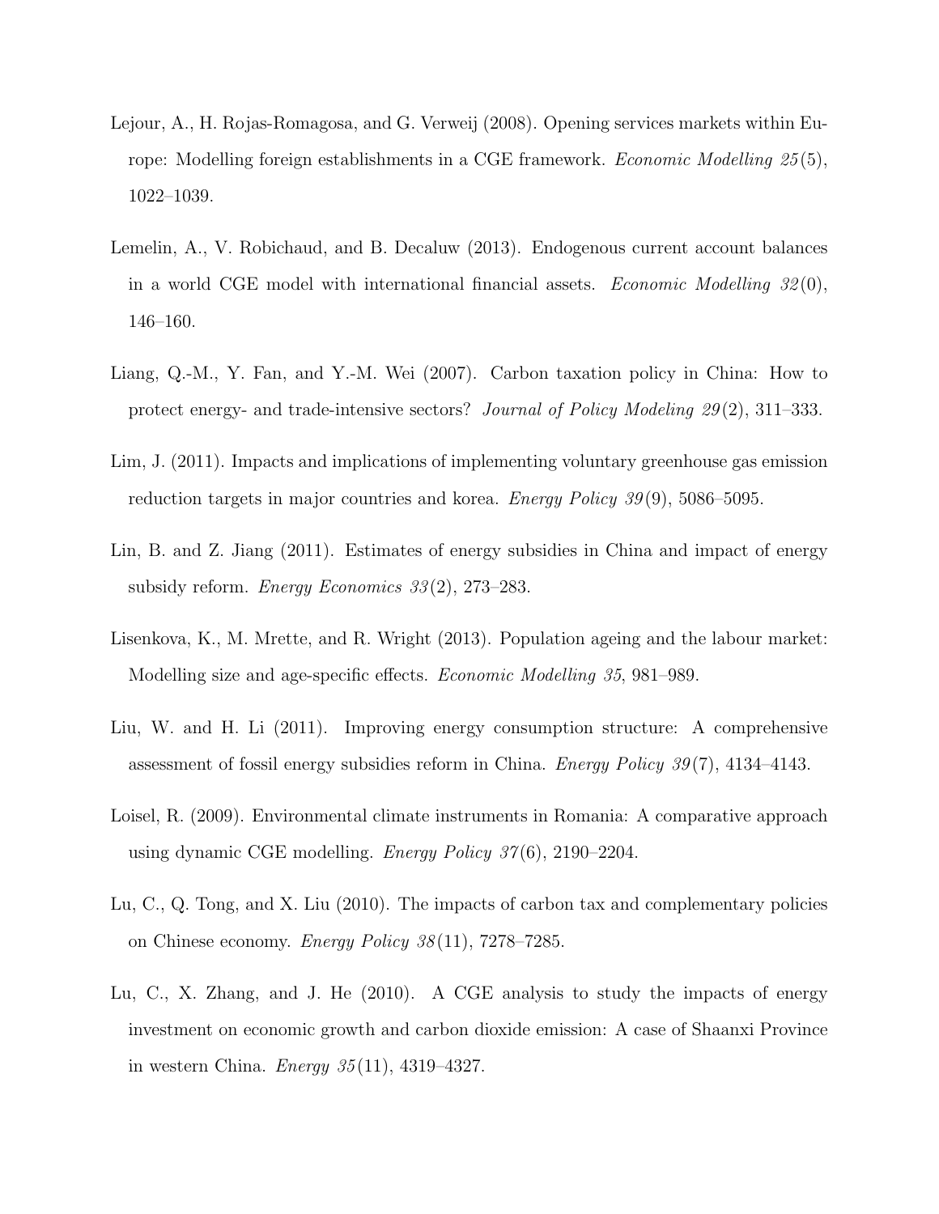Lejour, A., H. Rojas-Romagosa, and G. Verweij (2008). Opening services markets within Europe: Modelling foreign establishments in a CGE framework. *Economic Modelling 25*(5), 1022–1039.

Lemelin, A., V. Robichaud, and B. Decaluw (2013). Endogenous current account balances in a world CGE model with international financial assets. *Economic Modelling 32*(0), 146–160.

Liang, Q.-M., Y. Fan, and Y.-M. Wei (2007). Carbon taxation policy in China: How to protect energy- and trade-intensive sectors? *Journal of Policy Modeling 29*(2), 311–333.

Lim, J. (2011). Impacts and implications of implementing voluntary greenhouse gas emission reduction targets in major countries and korea. *Energy Policy 39*(9), 5086–5095.

Lin, B. and Z. Jiang (2011). Estimates of energy subsidies in China and impact of energy subsidy reform. *Energy Economics 33*(2), 273–283.

Lisenkova, K., M. Mrette, and R. Wright (2013). Population ageing and the labour market: Modelling size and age-specific effects. *Economic Modelling 35*, 981–989.

Liu, W. and H. Li (2011). Improving energy consumption structure: A comprehensive assessment of fossil energy subsidies reform in China. *Energy Policy 39*(7), 4134–4143.

Loisel, R. (2009). Environmental climate instruments in Romania: A comparative approach using dynamic CGE modelling. *Energy Policy 37*(6), 2190–2204.

Lu, C., Q. Tong, and X. Liu (2010). The impacts of carbon tax and complementary policies on Chinese economy. *Energy Policy 38*(11), 7278–7285.

Lu, C., X. Zhang, and J. He (2010). A CGE analysis to study the impacts of energy investment on economic growth and carbon dioxide emission: A case of Shaanxi Province in western China. *Energy 35*(11), 4319–4327.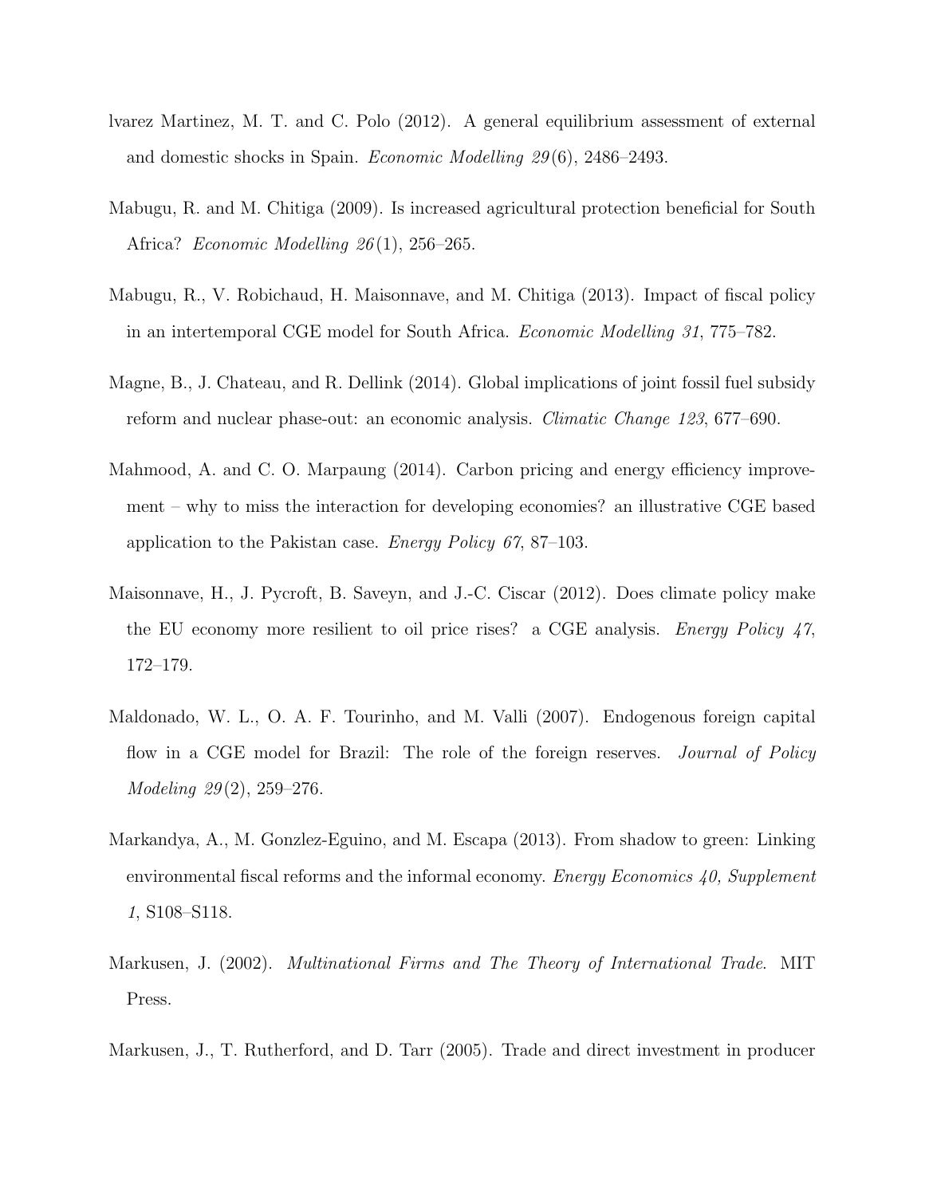lvarez Martinez, M. T. and C. Polo (2012). A general equilibrium assessment of external and domestic shocks in Spain. *Economic Modelling 29*(6), 2486–2493.

Mabugu, R. and M. Chitiga (2009). Is increased agricultural protection beneficial for South Africa? *Economic Modelling 26*(1), 256–265.

Mabugu, R., V. Robichaud, H. Maisonnave, and M. Chitiga (2013). Impact of fiscal policy in an intertemporal CGE model for South Africa. *Economic Modelling 31*, 775–782.

Magne, B., J. Chateau, and R. Dellink (2014). Global implications of joint fossil fuel subsidy reform and nuclear phase-out: an economic analysis. *Climatic Change 123*, 677–690.

Mahmood, A. and C. O. Marpaung (2014). Carbon pricing and energy efficiency improvement – why to miss the interaction for developing economies? an illustrative CGE based application to the Pakistan case. *Energy Policy 67*, 87–103.

Maisonnave, H., J. Pycroft, B. Saveyn, and J.-C. Ciscar (2012). Does climate policy make the EU economy more resilient to oil price rises? a CGE analysis. *Energy Policy 47*, 172–179.

Maldonado, W. L., O. A. F. Tourinho, and M. Valli (2007). Endogenous foreign capital flow in a CGE model for Brazil: The role of the foreign reserves. *Journal of Policy Modeling 29*(2), 259–276.

Markandya, A., M. Gonzlez-Eguino, and M. Escapa (2013). From shadow to green: Linking environmental fiscal reforms and the informal economy. *Energy Economics 40, Supplement 1*, S108–S118.

Markusen, J. (2002). *Multinational Firms and The Theory of International Trade*. MIT Press.

Markusen, J., T. Rutherford, and D. Tarr (2005). Trade and direct investment in producer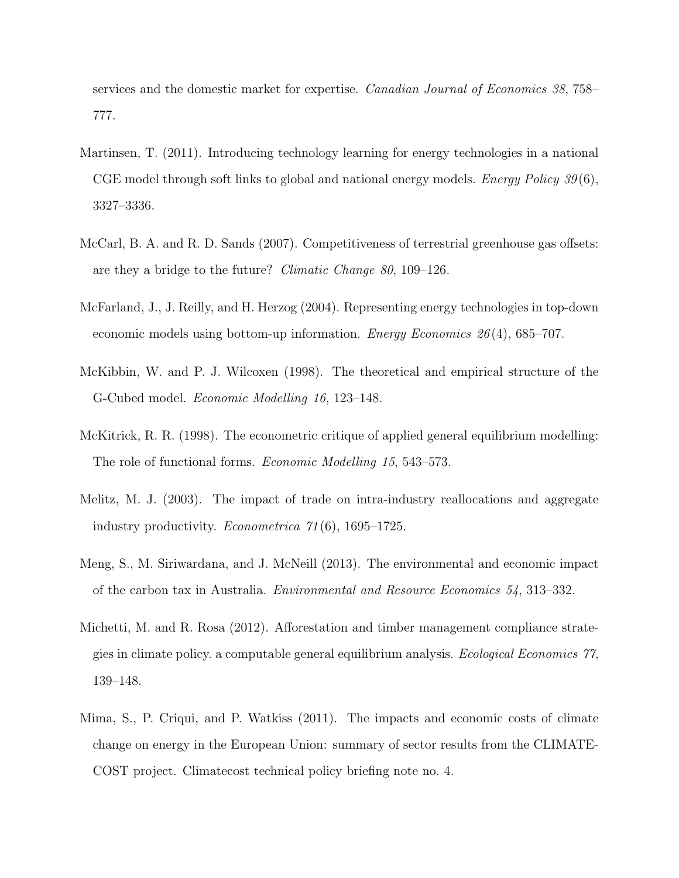services and the domestic market for expertise. *Canadian Journal of Economics 38*, 758–777.

Martinsen, T. (2011). Introducing technology learning for energy technologies in a national CGE model through soft links to global and national energy models. *Energy Policy 39*(6), 3327–3336.

McCarl, B. A. and R. D. Sands (2007). Competitiveness of terrestrial greenhouse gas offsets: are they a bridge to the future? *Climatic Change 80*, 109–126.

McFarland, J., J. Reilly, and H. Herzog (2004). Representing energy technologies in top-down economic models using bottom-up information. *Energy Economics 26*(4), 685–707.

McKibbin, W. and P. J. Wilcoxen (1998). The theoretical and empirical structure of the G-Cubed model. *Economic Modelling 16*, 123–148.

McKitrick, R. R. (1998). The econometric critique of applied general equilibrium modelling: The role of functional forms. *Economic Modelling 15*, 543–573.

Melitz, M. J. (2003). The impact of trade on intra-industry reallocations and aggregate industry productivity. *Econometrica 71*(6), 1695–1725.

Meng, S., M. Siriwardana, and J. McNeill (2013). The environmental and economic impact of the carbon tax in Australia. *Environmental and Resource Economics 54*, 313–332.

Michetti, M. and R. Rosa (2012). Afforestation and timber management compliance strategies in climate policy. a computable general equilibrium analysis. *Ecological Economics 77*, 139–148.

Mima, S., P. Criqui, and P. Watkiss (2011). The impacts and economic costs of climate change on energy in the European Union: summary of sector results from the CLIMATE-COST project. Climatecost technical policy briefing note no. 4.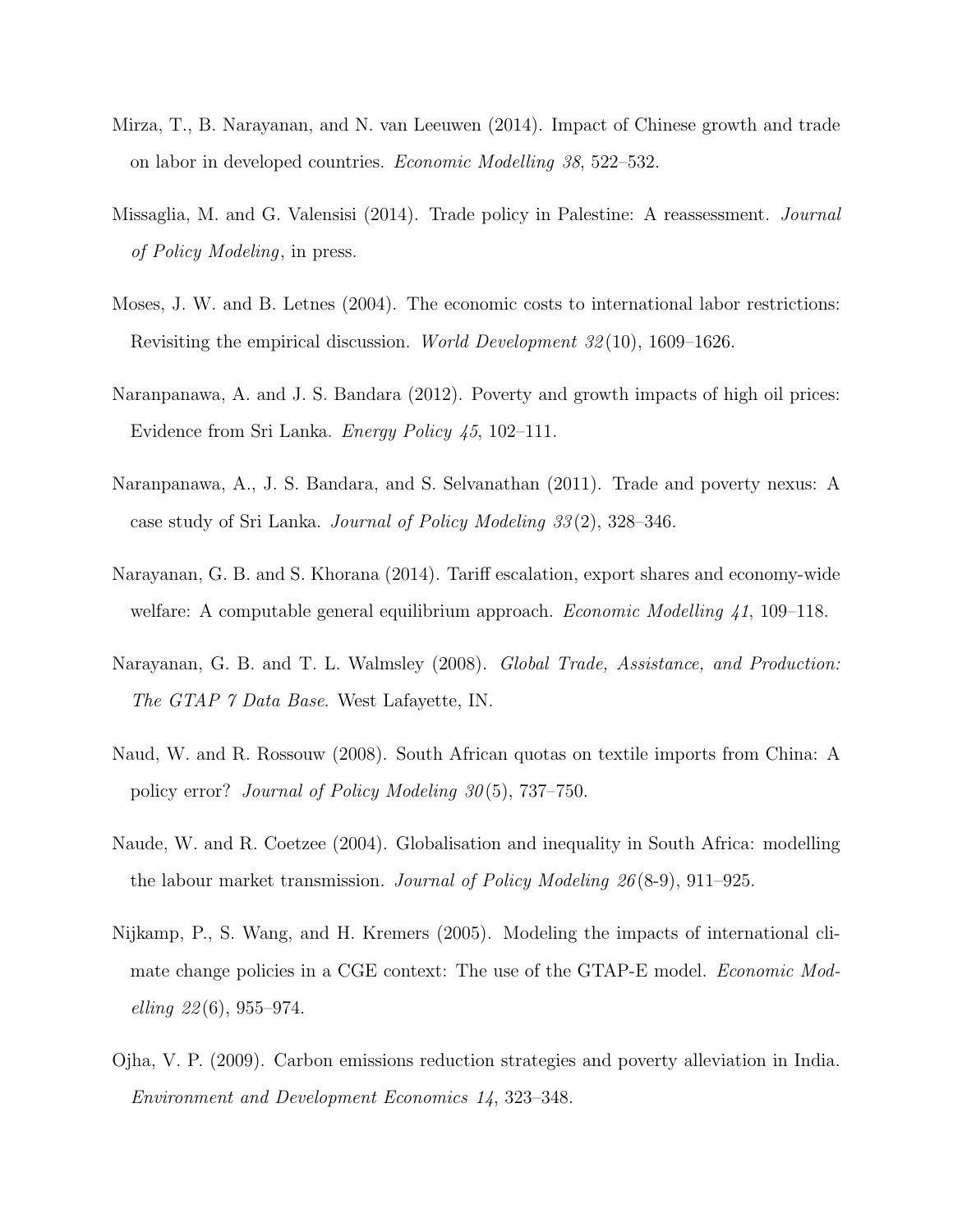Mirza, T., B. Narayanan, and N. van Leeuwen (2014). Impact of Chinese growth and trade on labor in developed countries. *Economic Modelling 38*, 522–532.

Missaglia, M. and G. Valensisi (2014). Trade policy in Palestine: A reassessment. *Journal of Policy Modeling*, in press.

Moses, J. W. and B. Letnes (2004). The economic costs to international labor restrictions: Revisiting the empirical discussion. *World Development 32*(10), 1609–1626.

Naranpanawa, A. and J. S. Bandara (2012). Poverty and growth impacts of high oil prices: Evidence from Sri Lanka. *Energy Policy 45*, 102–111.

Naranpanawa, A., J. S. Bandara, and S. Selvanathan (2011). Trade and poverty nexus: A case study of Sri Lanka. *Journal of Policy Modeling 33*(2), 328–346.

Narayanan, G. B. and S. Khorana (2014). Tariff escalation, export shares and economy-wide welfare: A computable general equilibrium approach. *Economic Modelling 41*, 109–118.

Narayanan, G. B. and T. L. Walmsley (2008). *Global Trade, Assistance, and Production: The GTAP 7 Data Base*. West Lafayette, IN.

Naud, W. and R. Rossouw (2008). South African quotas on textile imports from China: A policy error? *Journal of Policy Modeling 30*(5), 737–750.

Naude, W. and R. Coetzee (2004). Globalisation and inequality in South Africa: modelling the labour market transmission. *Journal of Policy Modeling 26*(8-9), 911–925.

Nijkamp, P., S. Wang, and H. Kremers (2005). Modeling the impacts of international climate change policies in a CGE context: The use of the GTAP-E model. *Economic Modelling 22*(6), 955–974.

Ojha, V. P. (2009). Carbon emissions reduction strategies and poverty alleviation in India. *Environment and Development Economics 14*, 323–348.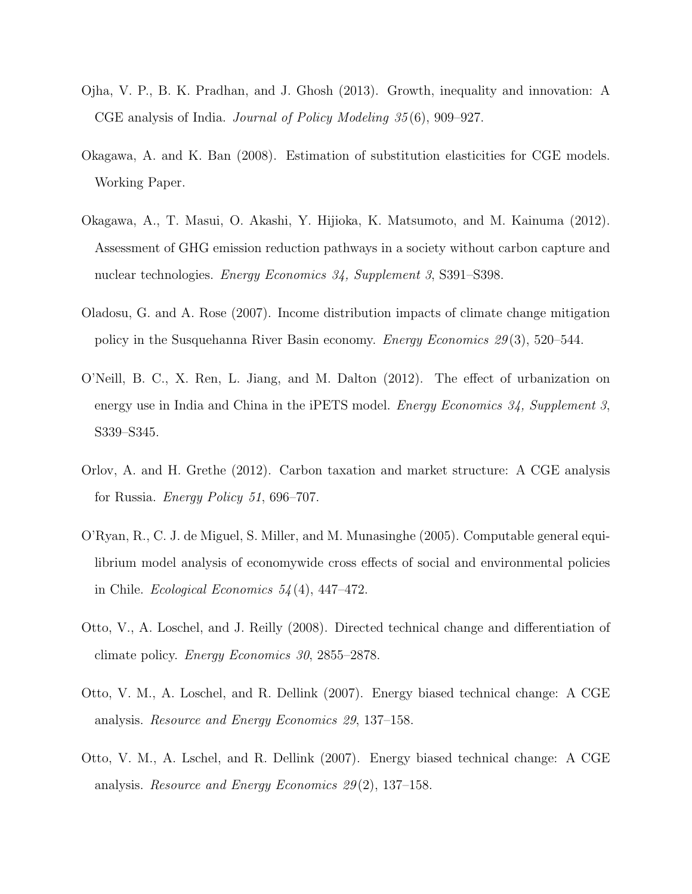Ojha, V. P., B. K. Pradhan, and J. Ghosh (2013). Growth, inequality and innovation: A CGE analysis of India. *Journal of Policy Modeling 35*(6), 909–927.

Okagawa, A. and K. Ban (2008). Estimation of substitution elasticities for CGE models. Working Paper.

Okagawa, A., T. Masui, O. Akashi, Y. Hijioka, K. Matsumoto, and M. Kainuma (2012). Assessment of GHG emission reduction pathways in a society without carbon capture and nuclear technologies. *Energy Economics 34, Supplement 3*, S391–S398.

Oladosu, G. and A. Rose (2007). Income distribution impacts of climate change mitigation policy in the Susquehanna River Basin economy. *Energy Economics 29*(3), 520–544.

O'Neill, B. C., X. Ren, L. Jiang, and M. Dalton (2012). The effect of urbanization on energy use in India and China in the iPETS model. *Energy Economics 34, Supplement 3*, S339–S345.

Orlov, A. and H. Grethe (2012). Carbon taxation and market structure: A CGE analysis for Russia. *Energy Policy 51*, 696–707.

O'Ryan, R., C. J. de Miguel, S. Miller, and M. Munasinghe (2005). Computable general equilibrium model analysis of economywide cross effects of social and environmental policies in Chile. *Ecological Economics 54*(4), 447–472.

Otto, V., A. Loschel, and J. Reilly (2008). Directed technical change and differentiation of climate policy. *Energy Economics 30*, 2855–2878.

Otto, V. M., A. Loschel, and R. Dellink (2007). Energy biased technical change: A CGE analysis. *Resource and Energy Economics 29*, 137–158.

Otto, V. M., A. Lschel, and R. Dellink (2007). Energy biased technical change: A CGE analysis. *Resource and Energy Economics 29*(2), 137–158.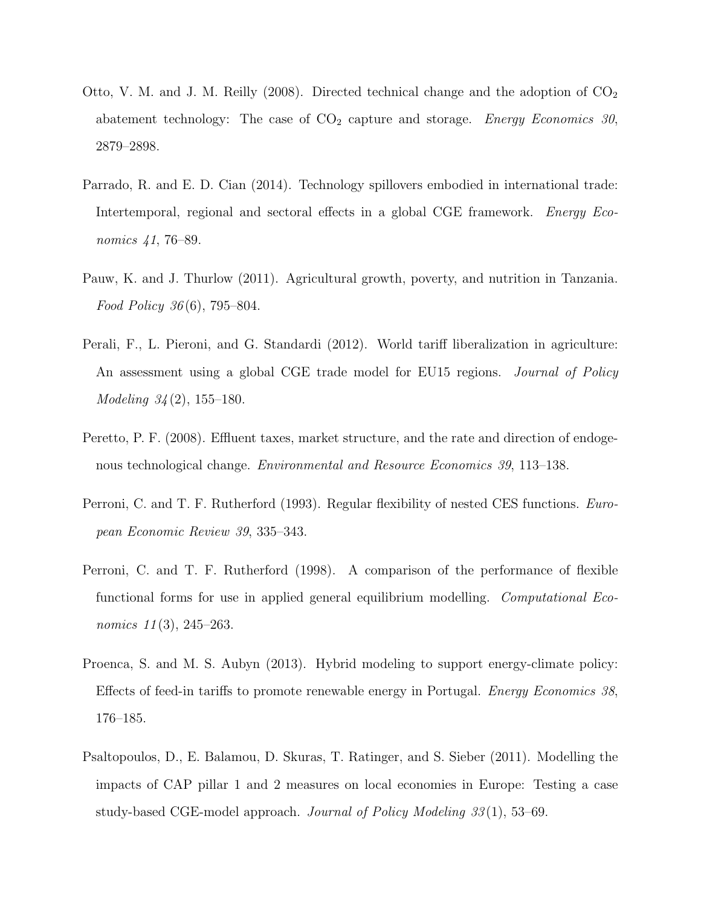Otto, V. M. and J. M. Reilly (2008). Directed technical change and the adoption of $CO_2$ abatement technology: The case of $CO_2$ capture and storage. *Energy Economics 30*, 2879–2898.

Parrado, R. and E. D. Cian (2014). Technology spillovers embodied in international trade: Intertemporal, regional and sectoral effects in a global CGE framework. *Energy Economics 41*, 76–89.

Pauw, K. and J. Thurlow (2011). Agricultural growth, poverty, and nutrition in Tanzania. *Food Policy 36*(6), 795–804.

Perali, F., L. Pieroni, and G. Standardi (2012). World tariff liberalization in agriculture: An assessment using a global CGE trade model for EU15 regions. *Journal of Policy Modeling 34*(2), 155–180.

Peretto, P. F. (2008). Effluent taxes, market structure, and the rate and direction of endogenous technological change. *Environmental and Resource Economics 39*, 113–138.

Perroni, C. and T. F. Rutherford (1993). Regular flexibility of nested CES functions. *European Economic Review 39*, 335–343.

Perroni, C. and T. F. Rutherford (1998). A comparison of the performance of flexible functional forms for use in applied general equilibrium modelling. *Computational Economics 11*(3), 245–263.

Proenca, S. and M. S. Aubyn (2013). Hybrid modeling to support energy-climate policy: Effects of feed-in tariffs to promote renewable energy in Portugal. *Energy Economics 38*, 176–185.

Psaltopoulos, D., E. Balamou, D. Skuras, T. Ratinger, and S. Sieber (2011). Modelling the impacts of CAP pillar 1 and 2 measures on local economies in Europe: Testing a case study-based CGE-model approach. *Journal of Policy Modeling 33*(1), 53–69.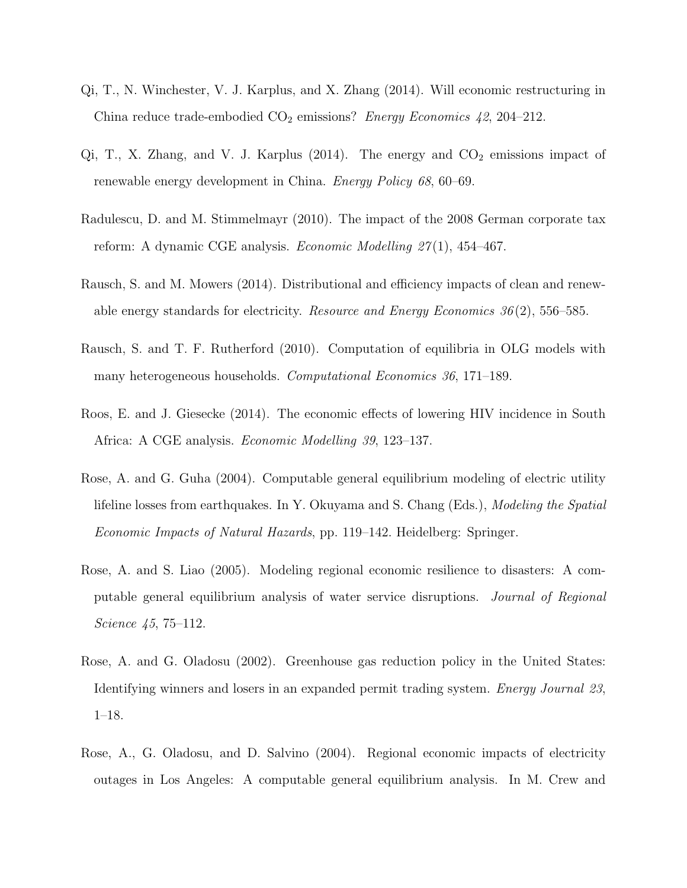Qi, T., N. Winchester, V. J. Karplus, and X. Zhang (2014). Will economic restructuring in China reduce trade-embodied $CO_2$ emissions? *Energy Economics 42*, 204–212.

Qi, T., X. Zhang, and V. J. Karplus (2014). The energy and $CO_2$ emissions impact of renewable energy development in China. *Energy Policy 68*, 60–69.

Radulescu, D. and M. Stimmelmayr (2010). The impact of the 2008 German corporate tax reform: A dynamic CGE analysis. *Economic Modelling 27*(1), 454–467.

Rausch, S. and M. Mowers (2014). Distributional and efficiency impacts of clean and renewable energy standards for electricity. *Resource and Energy Economics 36*(2), 556–585.

Rausch, S. and T. F. Rutherford (2010). Computation of equilibria in OLG models with many heterogeneous households. *Computational Economics 36*, 171–189.

Roos, E. and J. Giesecke (2014). The economic effects of lowering HIV incidence in South Africa: A CGE analysis. *Economic Modelling 39*, 123–137.

Rose, A. and G. Guha (2004). Computable general equilibrium modeling of electric utility lifeline losses from earthquakes. In Y. Okuyama and S. Chang (Eds.), *Modeling the Spatial Economic Impacts of Natural Hazards*, pp. 119–142. Heidelberg: Springer.

Rose, A. and S. Liao (2005). Modeling regional economic resilience to disasters: A computable general equilibrium analysis of water service disruptions. *Journal of Regional Science 45*, 75–112.

Rose, A. and G. Oladosu (2002). Greenhouse gas reduction policy in the United States: Identifying winners and losers in an expanded permit trading system. *Energy Journal 23*, 1–18.

Rose, A., G. Oladosu, and D. Salvino (2004). Regional economic impacts of electricity outages in Los Angeles: A computable general equilibrium analysis. In M. Crew and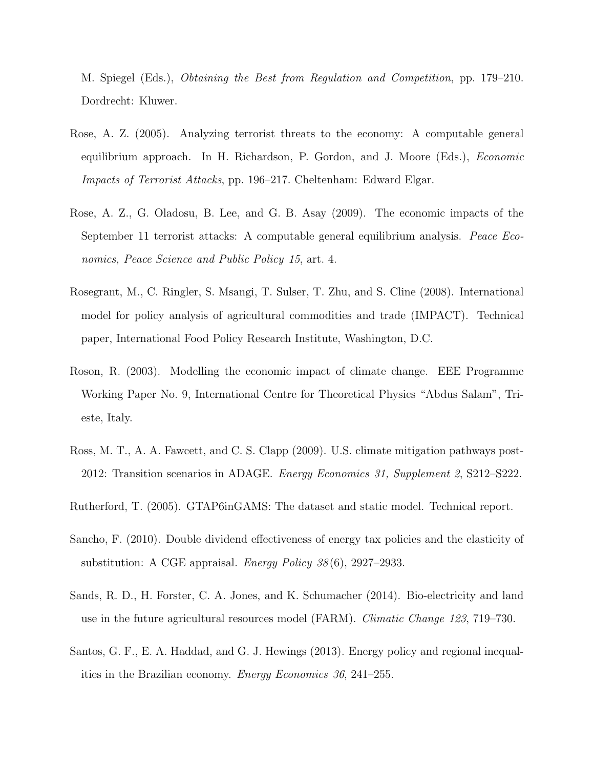M. Spiegel (Eds.), *Obtaining the Best from Regulation and Competition*, pp. 179–210. Dordrecht: Kluwer.

Rose, A. Z. (2005). Analyzing terrorist threats to the economy: A computable general equilibrium approach. In H. Richardson, P. Gordon, and J. Moore (Eds.), *Economic Impacts of Terrorist Attacks*, pp. 196–217. Cheltenham: Edward Elgar.

Rose, A. Z., G. Oladosu, B. Lee, and G. B. Asay (2009). The economic impacts of the September 11 terrorist attacks: A computable general equilibrium analysis. *Peace Economics, Peace Science and Public Policy 15*, art. 4.

Rosegrant, M., C. Ringler, S. Msangi, T. Sulser, T. Zhu, and S. Cline (2008). International model for policy analysis of agricultural commodities and trade (IMPACT). Technical paper, International Food Policy Research Institute, Washington, D.C.

Roson, R. (2003). Modelling the economic impact of climate change. EEE Programme Working Paper No. 9, International Centre for Theoretical Physics "Abdus Salam", Trieste, Italy.

Ross, M. T., A. A. Fawcett, and C. S. Clapp (2009). U.S. climate mitigation pathways post-2012: Transition scenarios in ADAGE. *Energy Economics 31, Supplement 2*, S212–S222.

Rutherford, T. (2005). GTAP6inGAMS: The dataset and static model. Technical report.

Sancho, F. (2010). Double dividend effectiveness of energy tax policies and the elasticity of substitution: A CGE appraisal. *Energy Policy 38*(6), 2927–2933.

Sands, R. D., H. Forster, C. A. Jones, and K. Schumacher (2014). Bio-electricity and land use in the future agricultural resources model (FARM). *Climatic Change 123*, 719–730.

Santos, G. F., E. A. Haddad, and G. J. Hewings (2013). Energy policy and regional inequalities in the Brazilian economy. *Energy Economics 36*, 241–255.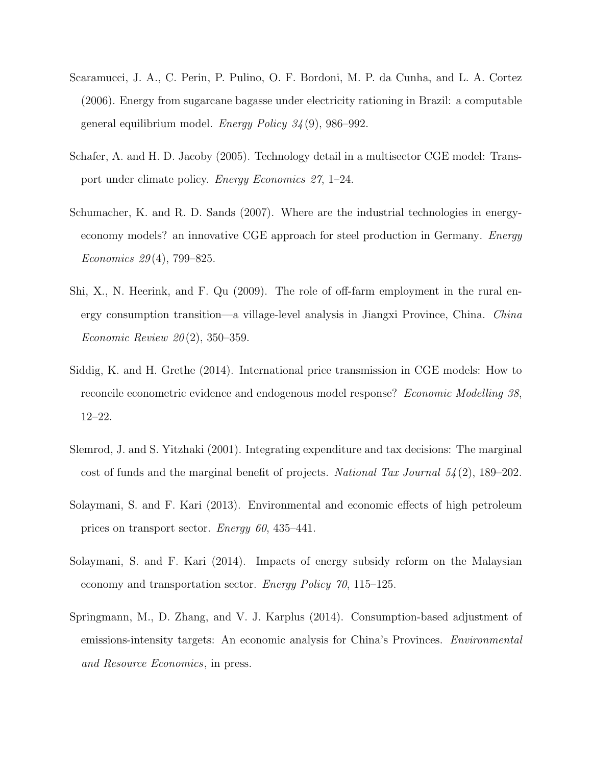Scaramucci, J. A., C. Perin, P. Pulino, O. F. Bordoni, M. P. da Cunha, and L. A. Cortez (2006). Energy from sugarcane bagasse under electricity rationing in Brazil: a computable general equilibrium model. *Energy Policy 34*(9), 986–992.

Schafer, A. and H. D. Jacoby (2005). Technology detail in a multisector CGE model: Transport under climate policy. *Energy Economics 27*, 1–24.

Schumacher, K. and R. D. Sands (2007). Where are the industrial technologies in energy-economy models? an innovative CGE approach for steel production in Germany. *Energy Economics 29*(4), 799–825.

Shi, X., N. Heerink, and F. Qu (2009). The role of off-farm employment in the rural energy consumption transition—a village-level analysis in Jiangxi Province, China. *China Economic Review 20*(2), 350–359.

Siddig, K. and H. Grethe (2014). International price transmission in CGE models: How to reconcile econometric evidence and endogenous model response? *Economic Modelling 38*, 12–22.

Slemrod, J. and S. Yitzhaki (2001). Integrating expenditure and tax decisions: The marginal cost of funds and the marginal benefit of projects. *National Tax Journal 54*(2), 189–202.

Solaymani, S. and F. Kari (2013). Environmental and economic effects of high petroleum prices on transport sector. *Energy 60*, 435–441.

Solaymani, S. and F. Kari (2014). Impacts of energy subsidy reform on the Malaysian economy and transportation sector. *Energy Policy 70*, 115–125.

Springmann, M., D. Zhang, and V. J. Karplus (2014). Consumption-based adjustment of emissions-intensity targets: An economic analysis for China's Provinces. *Environmental and Resource Economics*, in press.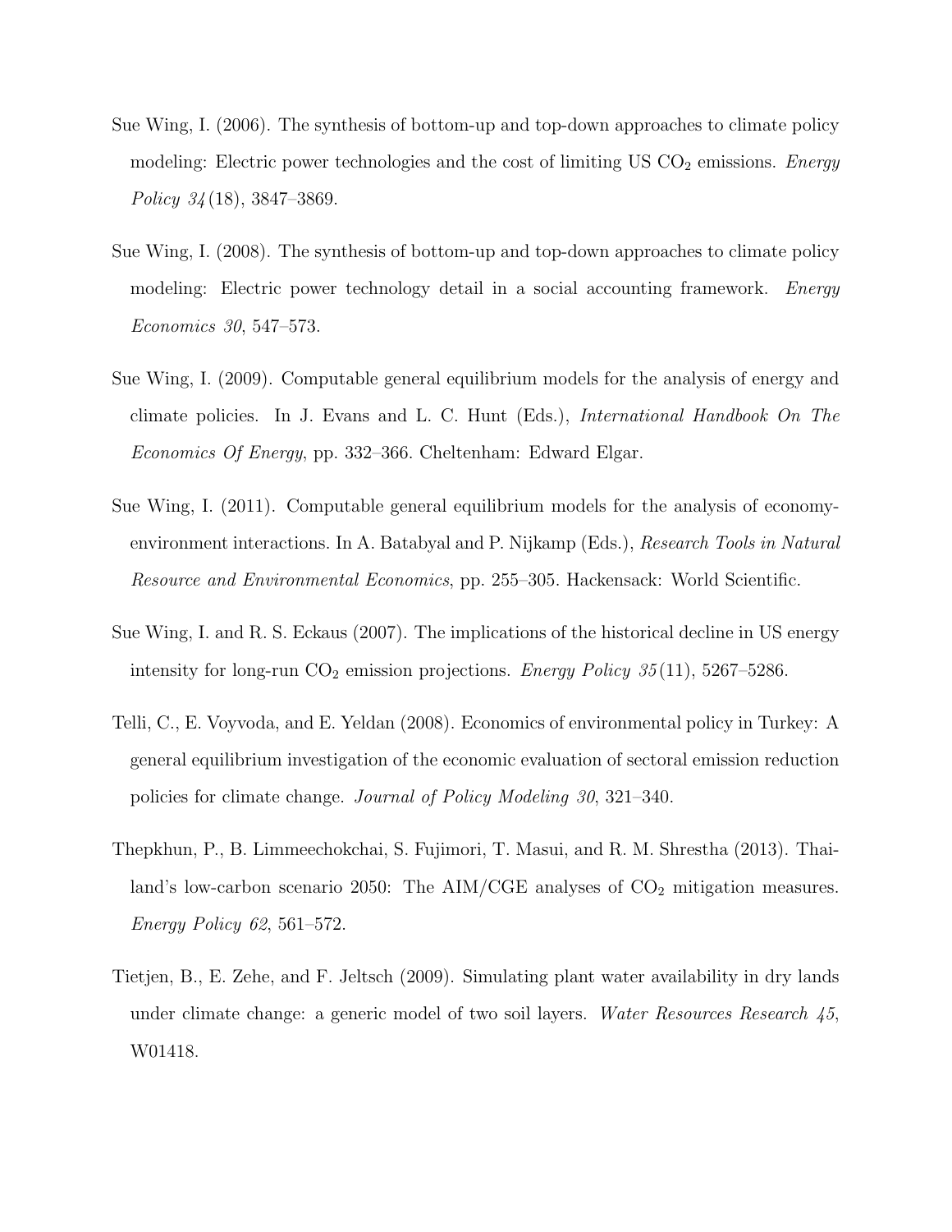Sue Wing, I. (2006). The synthesis of bottom-up and top-down approaches to climate policy modeling: Electric power technologies and the cost of limiting US $CO_2$ emissions. *Energy Policy 34*(18), 3847–3869.

Sue Wing, I. (2008). The synthesis of bottom-up and top-down approaches to climate policy modeling: Electric power technology detail in a social accounting framework. *Energy Economics 30*, 547–573.

Sue Wing, I. (2009). Computable general equilibrium models for the analysis of energy and climate policies. In J. Evans and L. C. Hunt (Eds.), *International Handbook On The Economics Of Energy*, pp. 332–366. Cheltenham: Edward Elgar.

Sue Wing, I. (2011). Computable general equilibrium models for the analysis of economy-environment interactions. In A. Batabyal and P. Nijkamp (Eds.), *Research Tools in Natural Resource and Environmental Economics*, pp. 255–305. Hackensack: World Scientific.

Sue Wing, I. and R. S. Eckaus (2007). The implications of the historical decline in US energy intensity for long-run $CO_2$ emission projections. *Energy Policy 35*(11), 5267–5286.

Telli, C., E. Voyvoda, and E. Yeldan (2008). Economics of environmental policy in Turkey: A general equilibrium investigation of the economic evaluation of sectoral emission reduction policies for climate change. *Journal of Policy Modeling 30*, 321–340.

Thepkhun, P., B. Limmeechokchai, S. Fujimori, T. Masui, and R. M. Shrestha (2013). Thailand's low-carbon scenario 2050: The AIM/CGE analyses of $CO_2$ mitigation measures. *Energy Policy 62*, 561–572.

Tietjen, B., E. Zehe, and F. Jeltsch (2009). Simulating plant water availability in dry lands under climate change: a generic model of two soil layers. *Water Resources Research 45*, W01418.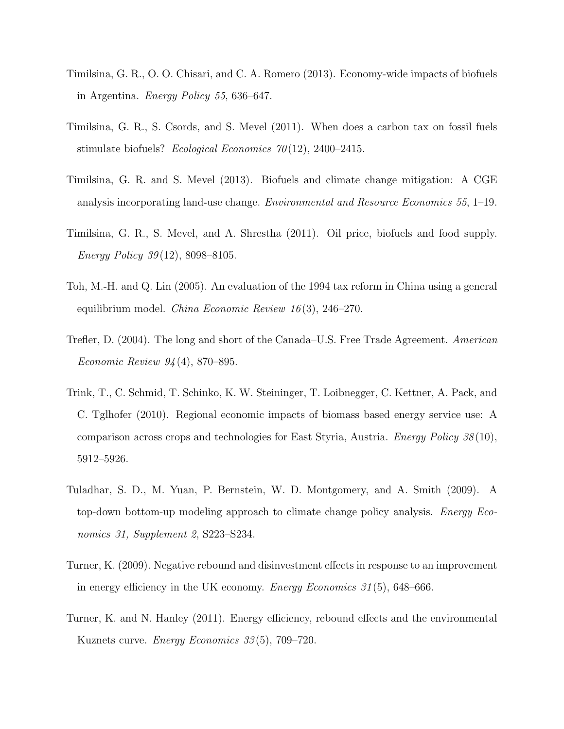Timilsina, G. R., O. O. Chisari, and C. A. Romero (2013). Economy-wide impacts of biofuels in Argentina. *Energy Policy 55*, 636–647.

Timilsina, G. R., S. Csords, and S. Mevel (2011). When does a carbon tax on fossil fuels stimulate biofuels? *Ecological Economics 70*(12), 2400–2415.

Timilsina, G. R. and S. Mevel (2013). Biofuels and climate change mitigation: A CGE analysis incorporating land-use change. *Environmental and Resource Economics 55*, 1–19.

Timilsina, G. R., S. Mevel, and A. Shrestha (2011). Oil price, biofuels and food supply. *Energy Policy 39*(12), 8098–8105.

Toh, M.-H. and Q. Lin (2005). An evaluation of the 1994 tax reform in China using a general equilibrium model. *China Economic Review 16*(3), 246–270.

Trefler, D. (2004). The long and short of the Canada–U.S. Free Trade Agreement. *American Economic Review 94*(4), 870–895.

Trink, T., C. Schmid, T. Schinko, K. W. Steininger, T. Loibnegger, C. Kettner, A. Pack, and C. Tglhofer (2010). Regional economic impacts of biomass based energy service use: A comparison across crops and technologies for East Styria, Austria. *Energy Policy 38*(10), 5912–5926.

Tuladhar, S. D., M. Yuan, P. Bernstein, W. D. Montgomery, and A. Smith (2009). A top-down bottom-up modeling approach to climate change policy analysis. *Energy Economics 31, Supplement 2*, S223–S234.

Turner, K. (2009). Negative rebound and disinvestment effects in response to an improvement in energy efficiency in the UK economy. *Energy Economics 31*(5), 648–666.

Turner, K. and N. Hanley (2011). Energy efficiency, rebound effects and the environmental Kuznets curve. *Energy Economics 33*(5), 709–720.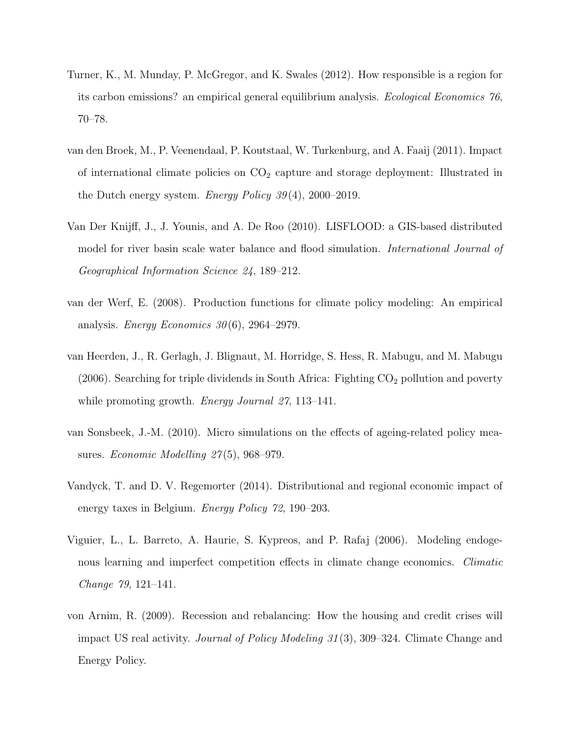Turner, K., M. Munday, P. McGregor, and K. Swales (2012). How responsible is a region for its carbon emissions? an empirical general equilibrium analysis. *Ecological Economics 76*, 70–78.

van den Broek, M., P. Veenendaal, P. Koutstaal, W. Turkenburg, and A. Faaij (2011). Impact of international climate policies on $CO_2$ capture and storage deployment: Illustrated in the Dutch energy system. *Energy Policy 39*(4), 2000–2019.

Van Der Knijff, J., J. Younis, and A. De Roo (2010). LISFLOOD: a GIS-based distributed model for river basin scale water balance and flood simulation. *International Journal of Geographical Information Science 24*, 189–212.

van der Werf, E. (2008). Production functions for climate policy modeling: An empirical analysis. *Energy Economics 30*(6), 2964–2979.

van Heerden, J., R. Gerlagh, J. Blignaut, M. Horridge, S. Hess, R. Mabugu, and M. Mabugu (2006). Searching for triple dividends in South Africa: Fighting $CO_2$ pollution and poverty while promoting growth. *Energy Journal 27*, 113–141.

van Sonsbeek, J.-M. (2010). Micro simulations on the effects of ageing-related policy measures. *Economic Modelling 27*(5), 968–979.

Vandyck, T. and D. V. Regemorter (2014). Distributional and regional economic impact of energy taxes in Belgium. *Energy Policy 72*, 190–203.

Viguier, L., L. Barreto, A. Haurie, S. Kypreos, and P. Rafaj (2006). Modeling endogenous learning and imperfect competition effects in climate change economics. *Climatic Change 79*, 121–141.

von Arnim, R. (2009). Recession and rebalancing: How the housing and credit crises will impact US real activity. *Journal of Policy Modeling 31*(3), 309–324. Climate Change and Energy Policy.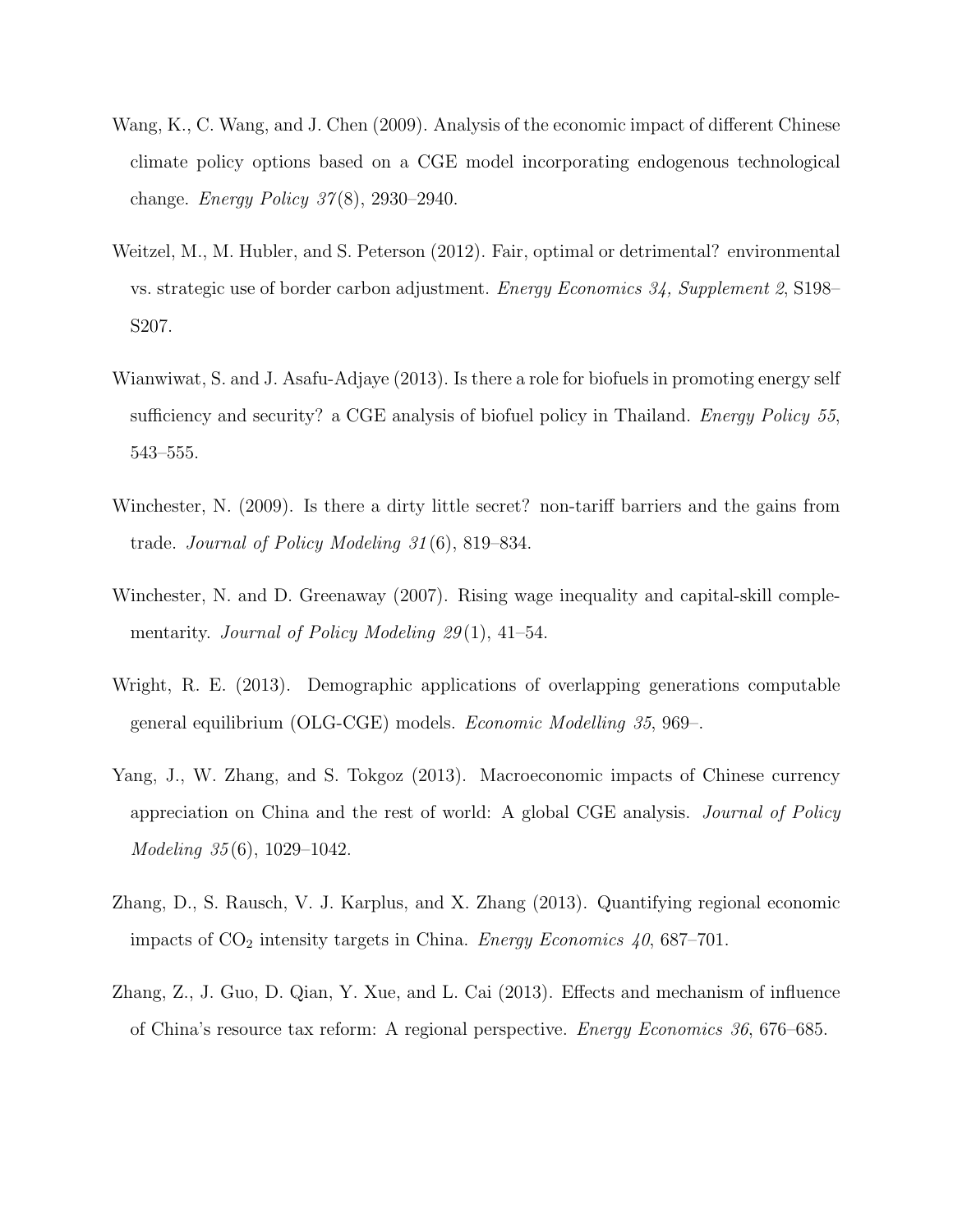Wang, K., C. Wang, and J. Chen (2009). Analysis of the economic impact of different Chinese climate policy options based on a CGE model incorporating endogenous technological change. *Energy Policy 37*(8), 2930–2940.

Weitzel, M., M. Hubler, and S. Peterson (2012). Fair, optimal or detrimental? environmental vs. strategic use of border carbon adjustment. *Energy Economics 34, Supplement 2*, S198–S207.

Wianwiwat, S. and J. Asafu-Adjaye (2013). Is there a role for biofuels in promoting energy self sufficiency and security? a CGE analysis of biofuel policy in Thailand. *Energy Policy 55*, 543–555.

Winchester, N. (2009). Is there a dirty little secret? non-tariff barriers and the gains from trade. *Journal of Policy Modeling 31*(6), 819–834.

Winchester, N. and D. Greenaway (2007). Rising wage inequality and capital-skill complementarity. *Journal of Policy Modeling 29*(1), 41–54.

Wright, R. E. (2013). Demographic applications of overlapping generations computable general equilibrium (OLG-CGE) models. *Economic Modelling 35*, 969–.

Yang, J., W. Zhang, and S. Tokgoz (2013). Macroeconomic impacts of Chinese currency appreciation on China and the rest of world: A global CGE analysis. *Journal of Policy Modeling 35*(6), 1029–1042.

Zhang, D., S. Rausch, V. J. Karplus, and X. Zhang (2013). Quantifying regional economic impacts of $CO_2$ intensity targets in China. *Energy Economics 40*, 687–701.

Zhang, Z., J. Guo, D. Qian, Y. Xue, and L. Cai (2013). Effects and mechanism of influence of China's resource tax reform: A regional perspective. *Energy Economics 36*, 676–685.